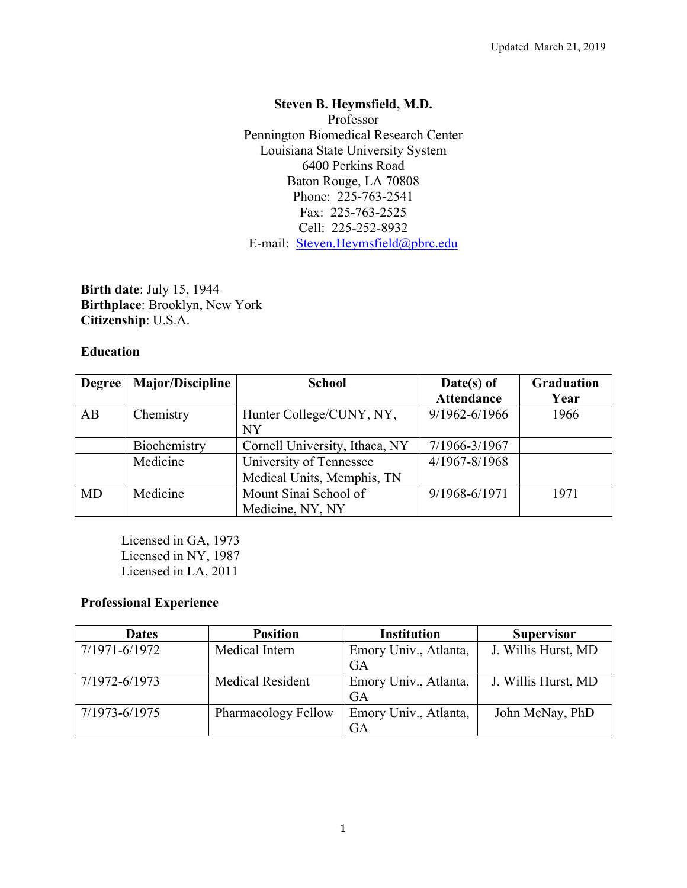Updated March 21, 2019

**Steven B. Heymsfield, M.D.**
Professor
Pennington Biomedical Research Center
Louisiana State University System
6400 Perkins Road
Baton Rouge, LA 70808
Phone: 225-763-2541
Fax: 225-763-2525
Cell: 225-252-8932
E-mail: Steven.Heymsfield@pbrc.edu

**Birth date**: July 15, 1944
**Birthplace**: Brooklyn, New York
**Citizenship**: U.S.A.

## Education

| Degree | Major/Discipline | School | Date(s) of Attendance | Graduation Year |
|---|---|---|---|---|
| AB | Chemistry | Hunter College/CUNY, NY, NY | 9/1962-6/1966 | 1966 |
| | Biochemistry | Cornell University, Ithaca, NY | 7/1966-3/1967 | |
| | Medicine | University of Tennessee Medical Units, Memphis, TN | 4/1967-8/1968 | |
| MD | Medicine | Mount Sinai School of Medicine, NY, NY | 9/1968-6/1971 | 1971 |

Licensed in GA, 1973
Licensed in NY, 1987
Licensed in LA, 2011

## Professional Experience

| Dates | Position | Institution | Supervisor |
|---|---|---|---|
| 7/1971-6/1972 | Medical Intern | Emory Univ., Atlanta, GA | J. Willis Hurst, MD |
| 7/1972-6/1973 | Medical Resident | Emory Univ., Atlanta, GA | J. Willis Hurst, MD |
| 7/1973-6/1975 | Pharmacology Fellow | Emory Univ., Atlanta, GA | John McNay, PhD |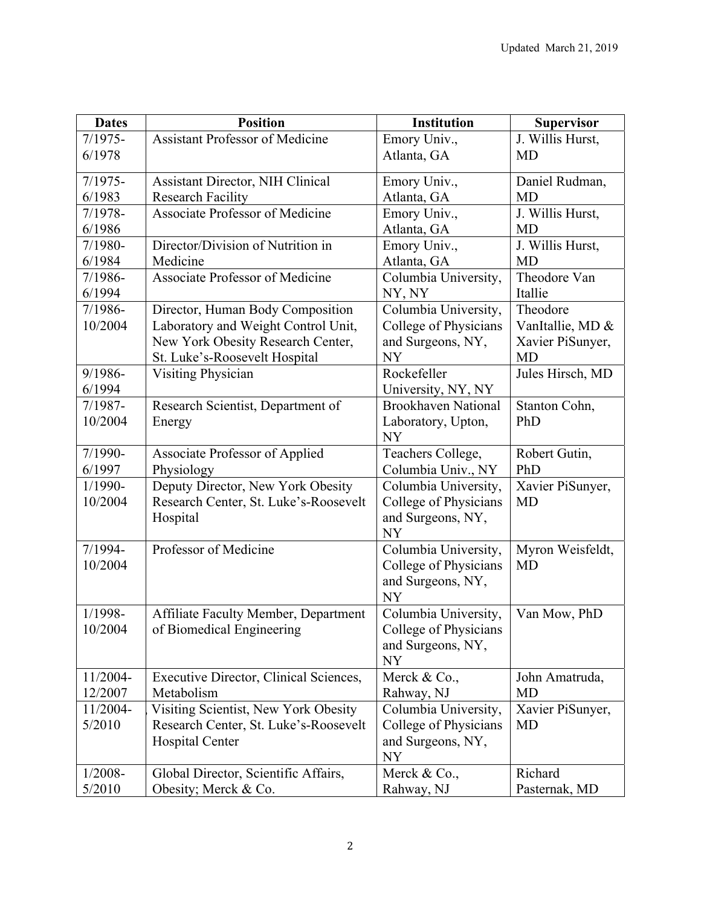| Dates | Position | Institution | Supervisor |
|---|---|---|---|
| 7/1975-6/1978 | Assistant Professor of Medicine | Emory Univ., Atlanta, GA | J. Willis Hurst, MD |
| 7/1975-6/1983 | Assistant Director, NIH Clinical Research Facility | Emory Univ., Atlanta, GA | Daniel Rudman, MD |
| 7/1978-6/1986 | Associate Professor of Medicine | Emory Univ., Atlanta, GA | J. Willis Hurst, MD |
| 7/1980-6/1984 | Director/Division of Nutrition in Medicine | Emory Univ., Atlanta, GA | J. Willis Hurst, MD |
| 7/1986-6/1994 | Associate Professor of Medicine | Columbia University, NY, NY | Theodore Van Itallie |
| 7/1986-10/2004 | Director, Human Body Composition Laboratory and Weight Control Unit, New York Obesity Research Center, St. Luke's-Roosevelt Hospital | Columbia University, College of Physicians and Surgeons, NY, NY | Theodore VanItallie, MD & Xavier PiSunyer, MD |
| 9/1986-6/1994 | Visiting Physician | Rockefeller University, NY, NY | Jules Hirsch, MD |
| 7/1987-10/2004 | Research Scientist, Department of Energy | Brookhaven National Laboratory, Upton, NY | Stanton Cohn, PhD |
| 7/1990-6/1997 | Associate Professor of Applied Physiology | Teachers College, Columbia Univ., NY | Robert Gutin, PhD |
| 1/1990-10/2004 | Deputy Director, New York Obesity Research Center, St. Luke's-Roosevelt Hospital | Columbia University, College of Physicians and Surgeons, NY, NY | Xavier PiSunyer, MD |
| 7/1994-10/2004 | Professor of Medicine | Columbia University, College of Physicians and Surgeons, NY, NY | Myron Weisfeldt, MD |
| 1/1998-10/2004 | Affiliate Faculty Member, Department of Biomedical Engineering | Columbia University, College of Physicians and Surgeons, NY, NY | Van Mow, PhD |
| 11/2004-12/2007 | Executive Director, Clinical Sciences, Metabolism | Merck & Co., Rahway, NJ | John Amatruda, MD |
| 11/2004-5/2010 | Visiting Scientist, New York Obesity Research Center, St. Luke's-Roosevelt Hospital Center | Columbia University, College of Physicians and Surgeons, NY, NY | Xavier PiSunyer, MD |
| 1/2008-5/2010 | Global Director, Scientific Affairs, Obesity; Merck & Co. | Merck & Co., Rahway, NJ | Richard Pasternak, MD |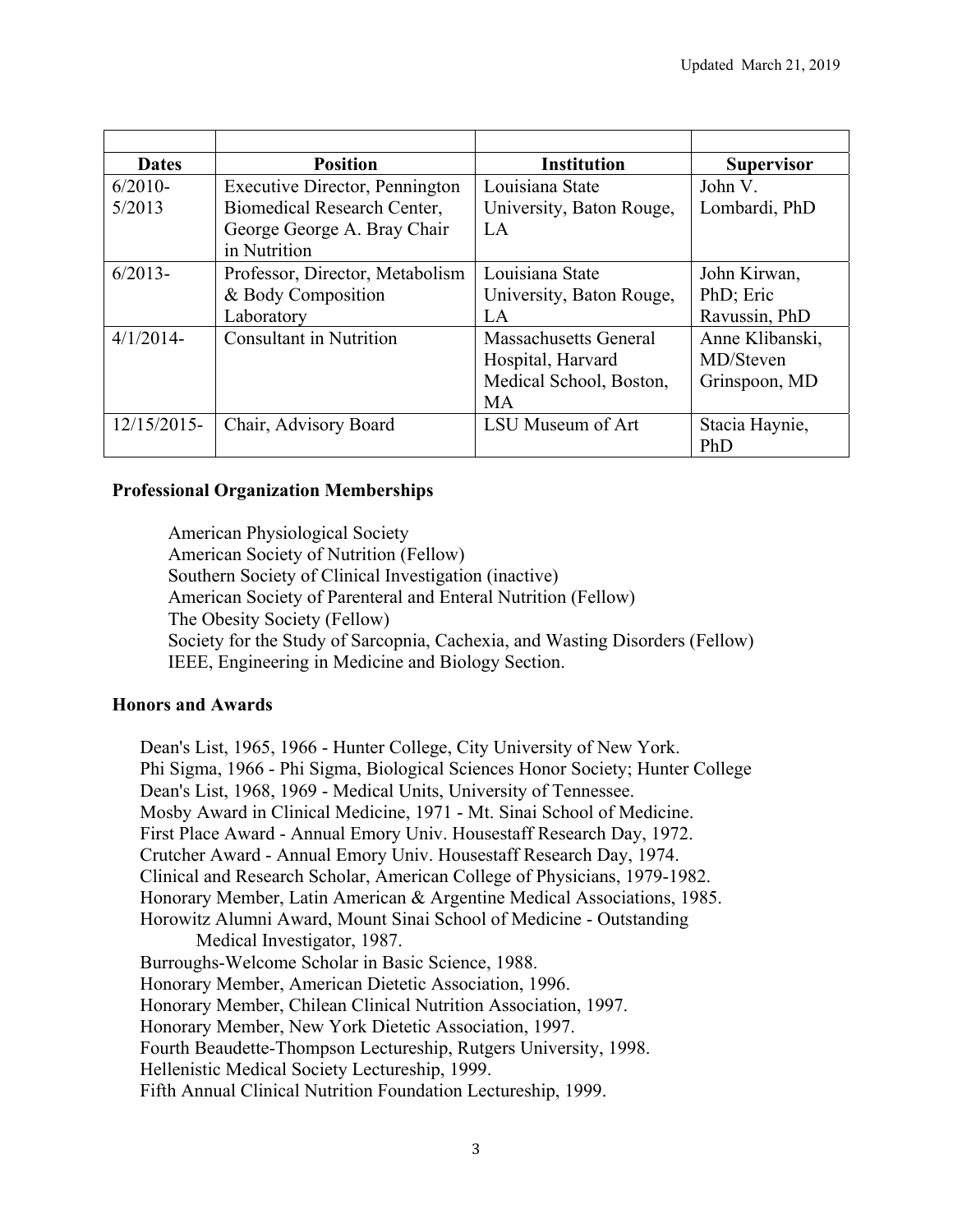| | | | |
|---|---|---|---|
| **Dates** | **Position** | **Institution** | **Supervisor** |
| 6/2010-5/2013 | Executive Director, Pennington Biomedical Research Center, George George A. Bray Chair in Nutrition | Louisiana State University, Baton Rouge, LA | John V. Lombardi, PhD |
| 6/2013- | Professor, Director, Metabolism & Body Composition Laboratory | Louisiana State University, Baton Rouge, LA | John Kirwan, PhD; Eric Ravussin, PhD |
| 4/1/2014- | Consultant in Nutrition | Massachusetts General Hospital, Harvard Medical School, Boston, MA | Anne Klibanski, MD/Steven Grinspoon, MD |
| 12/15/2015- | Chair, Advisory Board | LSU Museum of Art | Stacia Haynie, PhD |

## Professional Organization Memberships

American Physiological Society
American Society of Nutrition (Fellow)
Southern Society of Clinical Investigation (inactive)
American Society of Parenteral and Enteral Nutrition (Fellow)
The Obesity Society (Fellow)
Society for the Study of Sarcopnia, Cachexia, and Wasting Disorders (Fellow)
IEEE, Engineering in Medicine and Biology Section.

## Honors and Awards

Dean's List, 1965, 1966 - Hunter College, City University of New York.
Phi Sigma, 1966 - Phi Sigma, Biological Sciences Honor Society; Hunter College
Dean's List, 1968, 1969 - Medical Units, University of Tennessee.
Mosby Award in Clinical Medicine, 1971 - Mt. Sinai School of Medicine.
First Place Award - Annual Emory Univ. Housestaff Research Day, 1972.
Crutcher Award - Annual Emory Univ. Housestaff Research Day, 1974.
Clinical and Research Scholar, American College of Physicians, 1979-1982.
Honorary Member, Latin American & Argentine Medical Associations, 1985.
Horowitz Alumni Award, Mount Sinai School of Medicine - Outstanding Medical Investigator, 1987.
Burroughs-Welcome Scholar in Basic Science, 1988.
Honorary Member, American Dietetic Association, 1996.
Honorary Member, Chilean Clinical Nutrition Association, 1997.
Honorary Member, New York Dietetic Association, 1997.
Fourth Beaudette-Thompson Lectureship, Rutgers University, 1998.
Hellenistic Medical Society Lectureship, 1999.
Fifth Annual Clinical Nutrition Foundation Lectureship, 1999.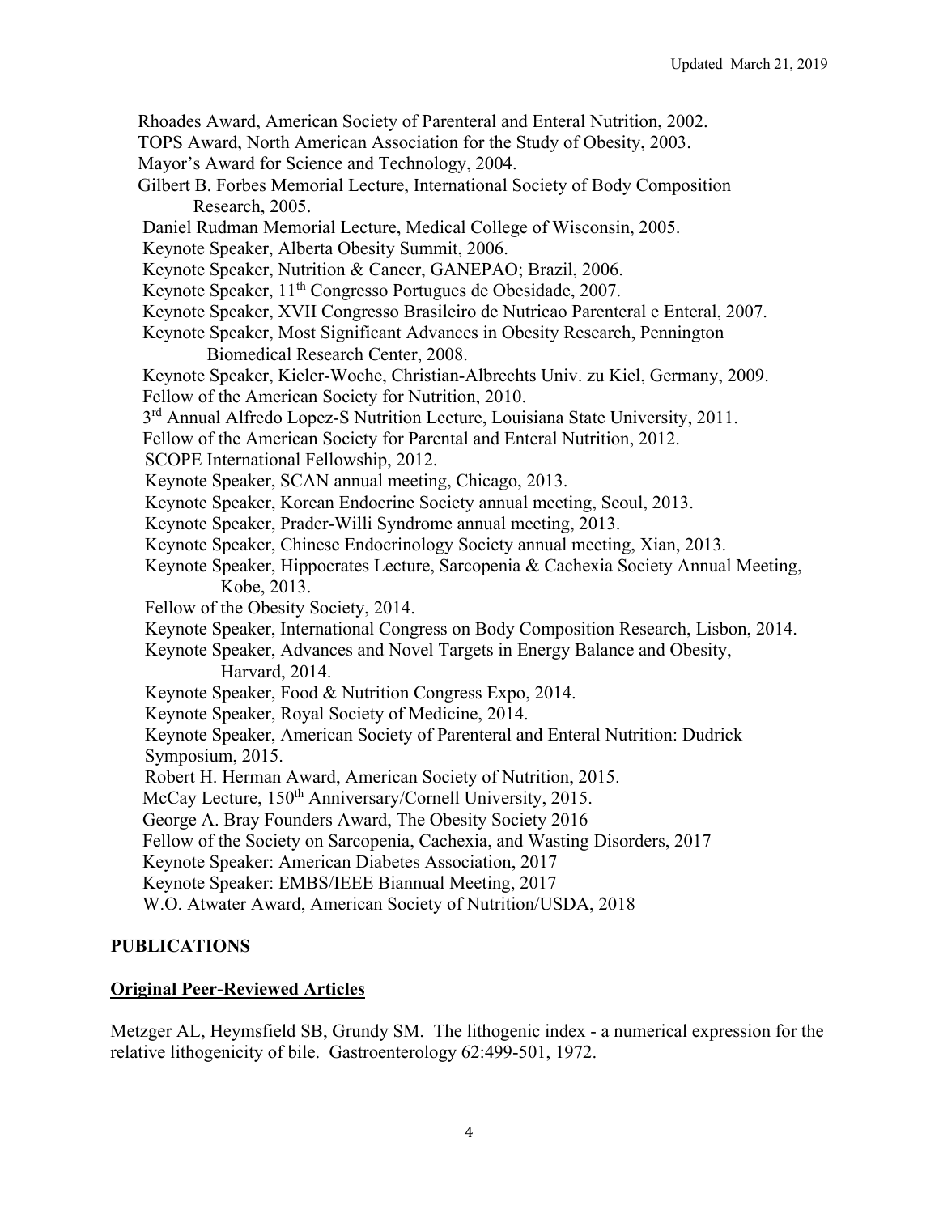Rhoades Award, American Society of Parenteral and Enteral Nutrition, 2002.
TOPS Award, North American Association for the Study of Obesity, 2003.
Mayor's Award for Science and Technology, 2004.
Gilbert B. Forbes Memorial Lecture, International Society of Body Composition Research, 2005.
Daniel Rudman Memorial Lecture, Medical College of Wisconsin, 2005.
Keynote Speaker, Alberta Obesity Summit, 2006.
Keynote Speaker, Nutrition & Cancer, GANEPAO; Brazil, 2006.
Keynote Speaker, 11th Congresso Portugues de Obesidade, 2007.
Keynote Speaker, XVII Congresso Brasileiro de Nutricao Parenteral e Enteral, 2007.
Keynote Speaker, Most Significant Advances in Obesity Research, Pennington Biomedical Research Center, 2008.
Keynote Speaker, Kieler-Woche, Christian-Albrechts Univ. zu Kiel, Germany, 2009.
Fellow of the American Society for Nutrition, 2010.
3rd Annual Alfredo Lopez-S Nutrition Lecture, Louisiana State University, 2011.
Fellow of the American Society for Parental and Enteral Nutrition, 2012.
SCOPE International Fellowship, 2012.
Keynote Speaker, SCAN annual meeting, Chicago, 2013.
Keynote Speaker, Korean Endocrine Society annual meeting, Seoul, 2013.
Keynote Speaker, Prader-Willi Syndrome annual meeting, 2013.
Keynote Speaker, Chinese Endocrinology Society annual meeting, Xian, 2013.
Keynote Speaker, Hippocrates Lecture, Sarcopenia & Cachexia Society Annual Meeting, Kobe, 2013.
Fellow of the Obesity Society, 2014.
Keynote Speaker, International Congress on Body Composition Research, Lisbon, 2014.
Keynote Speaker, Advances and Novel Targets in Energy Balance and Obesity, Harvard, 2014.
Keynote Speaker, Food & Nutrition Congress Expo, 2014.
Keynote Speaker, Royal Society of Medicine, 2014.
Keynote Speaker, American Society of Parenteral and Enteral Nutrition: Dudrick Symposium, 2015.
Robert H. Herman Award, American Society of Nutrition, 2015.
McCay Lecture, 150th Anniversary/Cornell University, 2015.
George A. Bray Founders Award, The Obesity Society 2016
Fellow of the Society on Sarcopenia, Cachexia, and Wasting Disorders, 2017
Keynote Speaker: American Diabetes Association, 2017
Keynote Speaker: EMBS/IEEE Biannual Meeting, 2017
W.O. Atwater Award, American Society of Nutrition/USDA, 2018

## PUBLICATIONS

### Original Peer-Reviewed Articles

Metzger AL, Heymsfield SB, Grundy SM. The lithogenic index - a numerical expression for the relative lithogenicity of bile. Gastroenterology 62:499-501, 1972.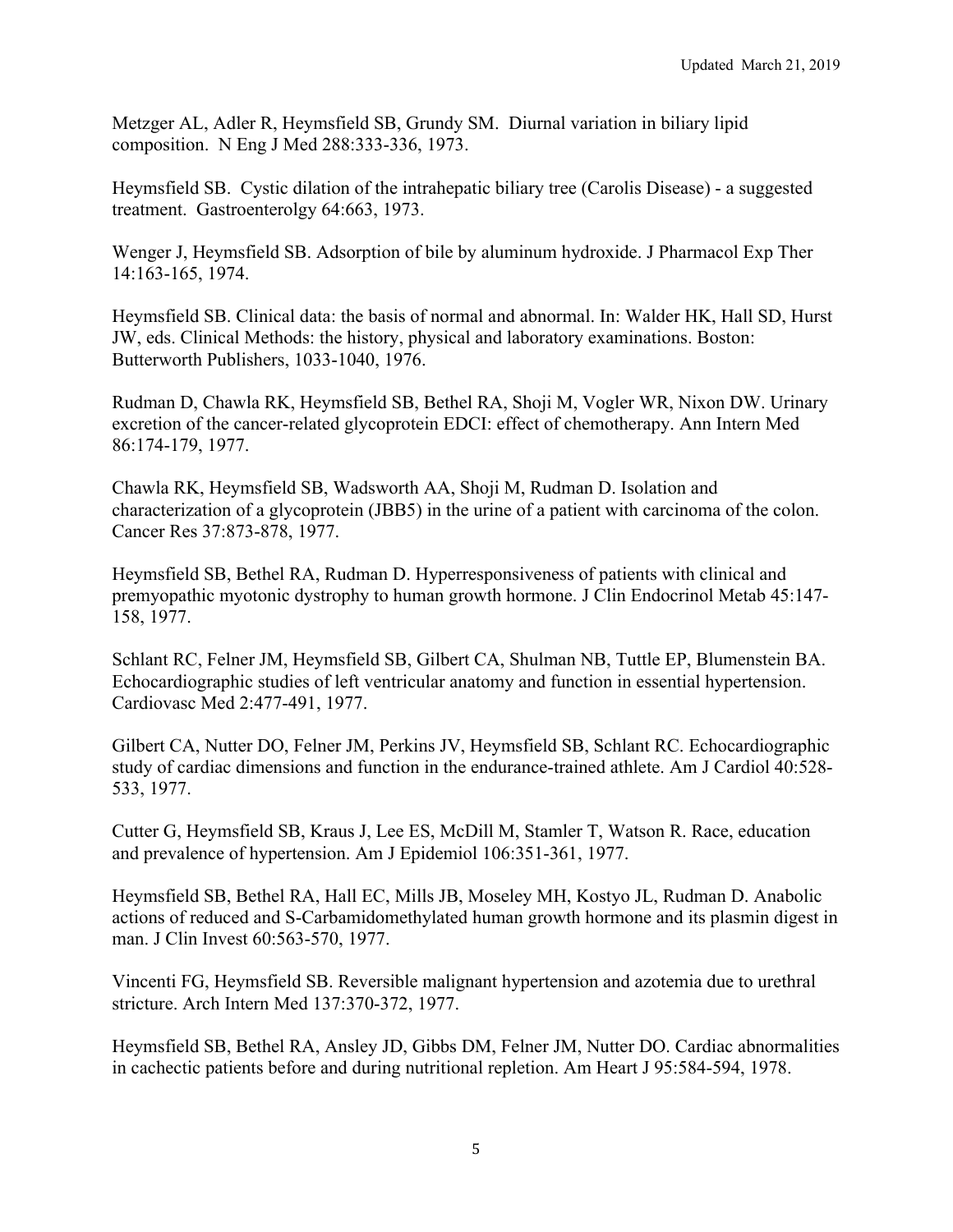Metzger AL, Adler R, Heymsfield SB, Grundy SM. Diurnal variation in biliary lipid composition. N Eng J Med 288:333-336, 1973.

Heymsfield SB. Cystic dilation of the intrahepatic biliary tree (Carolis Disease) - a suggested treatment. Gastroenterolgy 64:663, 1973.

Wenger J, Heymsfield SB. Adsorption of bile by aluminum hydroxide. J Pharmacol Exp Ther 14:163-165, 1974.

Heymsfield SB. Clinical data: the basis of normal and abnormal. In: Walder HK, Hall SD, Hurst JW, eds. Clinical Methods: the history, physical and laboratory examinations. Boston: Butterworth Publishers, 1033-1040, 1976.

Rudman D, Chawla RK, Heymsfield SB, Bethel RA, Shoji M, Vogler WR, Nixon DW. Urinary excretion of the cancer-related glycoprotein EDCI: effect of chemotherapy. Ann Intern Med 86:174-179, 1977.

Chawla RK, Heymsfield SB, Wadsworth AA, Shoji M, Rudman D. Isolation and characterization of a glycoprotein (JBB5) in the urine of a patient with carcinoma of the colon. Cancer Res 37:873-878, 1977.

Heymsfield SB, Bethel RA, Rudman D. Hyperresponsiveness of patients with clinical and premyopathic myotonic dystrophy to human growth hormone. J Clin Endocrinol Metab 45:147-158, 1977.

Schlant RC, Felner JM, Heymsfield SB, Gilbert CA, Shulman NB, Tuttle EP, Blumenstein BA. Echocardiographic studies of left ventricular anatomy and function in essential hypertension. Cardiovasc Med 2:477-491, 1977.

Gilbert CA, Nutter DO, Felner JM, Perkins JV, Heymsfield SB, Schlant RC. Echocardiographic study of cardiac dimensions and function in the endurance-trained athlete. Am J Cardiol 40:528-533, 1977.

Cutter G, Heymsfield SB, Kraus J, Lee ES, McDill M, Stamler T, Watson R. Race, education and prevalence of hypertension. Am J Epidemiol 106:351-361, 1977.

Heymsfield SB, Bethel RA, Hall EC, Mills JB, Moseley MH, Kostyo JL, Rudman D. Anabolic actions of reduced and S-Carbamidomethylated human growth hormone and its plasmin digest in man. J Clin Invest 60:563-570, 1977.

Vincenti FG, Heymsfield SB. Reversible malignant hypertension and azotemia due to urethral stricture. Arch Intern Med 137:370-372, 1977.

Heymsfield SB, Bethel RA, Ansley JD, Gibbs DM, Felner JM, Nutter DO. Cardiac abnormalities in cachectic patients before and during nutritional repletion. Am Heart J 95:584-594, 1978.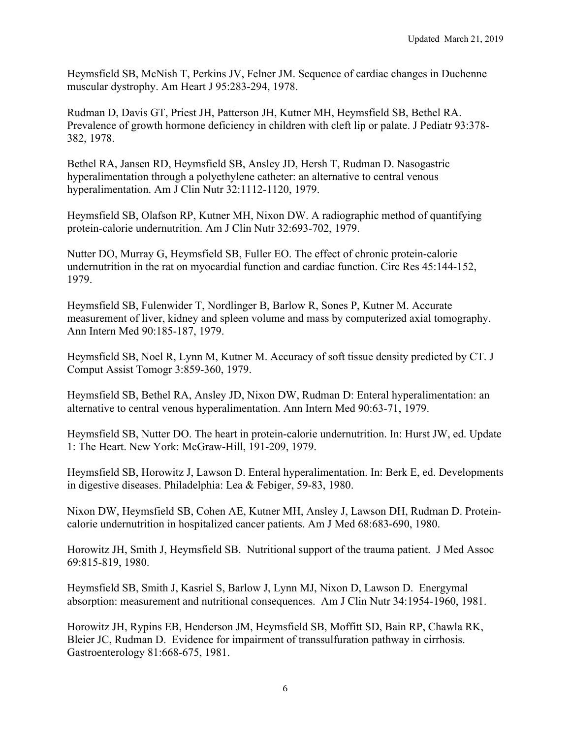Heymsfield SB, McNish T, Perkins JV, Felner JM. Sequence of cardiac changes in Duchenne muscular dystrophy. Am Heart J 95:283-294, 1978.

Rudman D, Davis GT, Priest JH, Patterson JH, Kutner MH, Heymsfield SB, Bethel RA. Prevalence of growth hormone deficiency in children with cleft lip or palate. J Pediatr 93:378-382, 1978.

Bethel RA, Jansen RD, Heymsfield SB, Ansley JD, Hersh T, Rudman D. Nasogastric hyperalimentation through a polyethylene catheter: an alternative to central venous hyperalimentation. Am J Clin Nutr 32:1112-1120, 1979.

Heymsfield SB, Olafson RP, Kutner MH, Nixon DW. A radiographic method of quantifying protein-calorie undernutrition. Am J Clin Nutr 32:693-702, 1979.

Nutter DO, Murray G, Heymsfield SB, Fuller EO. The effect of chronic protein-calorie undernutrition in the rat on myocardial function and cardiac function. Circ Res 45:144-152, 1979.

Heymsfield SB, Fulenwider T, Nordlinger B, Barlow R, Sones P, Kutner M. Accurate measurement of liver, kidney and spleen volume and mass by computerized axial tomography. Ann Intern Med 90:185-187, 1979.

Heymsfield SB, Noel R, Lynn M, Kutner M. Accuracy of soft tissue density predicted by CT. J Comput Assist Tomogr 3:859-360, 1979.

Heymsfield SB, Bethel RA, Ansley JD, Nixon DW, Rudman D: Enteral hyperalimentation: an alternative to central venous hyperalimentation. Ann Intern Med 90:63-71, 1979.

Heymsfield SB, Nutter DO. The heart in protein-calorie undernutrition. In: Hurst JW, ed. Update 1: The Heart. New York: McGraw-Hill, 191-209, 1979.

Heymsfield SB, Horowitz J, Lawson D. Enteral hyperalimentation. In: Berk E, ed. Developments in digestive diseases. Philadelphia: Lea & Febiger, 59-83, 1980.

Nixon DW, Heymsfield SB, Cohen AE, Kutner MH, Ansley J, Lawson DH, Rudman D. Protein-calorie undernutrition in hospitalized cancer patients. Am J Med 68:683-690, 1980.

Horowitz JH, Smith J, Heymsfield SB. Nutritional support of the trauma patient. J Med Assoc 69:815-819, 1980.

Heymsfield SB, Smith J, Kasriel S, Barlow J, Lynn MJ, Nixon D, Lawson D. Energymal absorption: measurement and nutritional consequences. Am J Clin Nutr 34:1954-1960, 1981.

Horowitz JH, Rypins EB, Henderson JM, Heymsfield SB, Moffitt SD, Bain RP, Chawla RK, Bleier JC, Rudman D. Evidence for impairment of transsulfuration pathway in cirrhosis. Gastroenterology 81:668-675, 1981.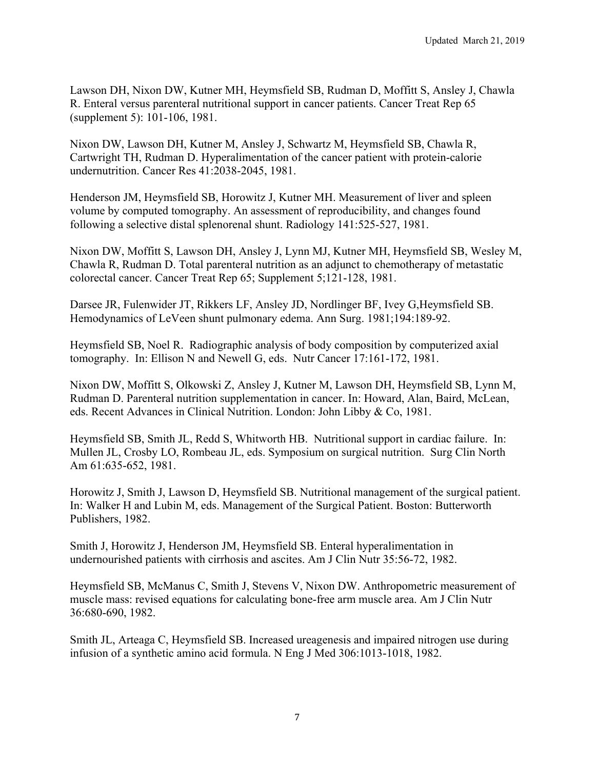Lawson DH, Nixon DW, Kutner MH, Heymsfield SB, Rudman D, Moffitt S, Ansley J, Chawla R. Enteral versus parenteral nutritional support in cancer patients. Cancer Treat Rep 65 (supplement 5): 101-106, 1981.

Nixon DW, Lawson DH, Kutner M, Ansley J, Schwartz M, Heymsfield SB, Chawla R, Cartwright TH, Rudman D. Hyperalimentation of the cancer patient with protein-calorie undernutrition. Cancer Res 41:2038-2045, 1981.

Henderson JM, Heymsfield SB, Horowitz J, Kutner MH. Measurement of liver and spleen volume by computed tomography. An assessment of reproducibility, and changes found following a selective distal splenorenal shunt. Radiology 141:525-527, 1981.

Nixon DW, Moffitt S, Lawson DH, Ansley J, Lynn MJ, Kutner MH, Heymsfield SB, Wesley M, Chawla R, Rudman D. Total parenteral nutrition as an adjunct to chemotherapy of metastatic colorectal cancer. Cancer Treat Rep 65; Supplement 5;121-128, 1981.

Darsee JR, Fulenwider JT, Rikkers LF, Ansley JD, Nordlinger BF, Ivey G,Heymsfield SB. Hemodynamics of LeVeen shunt pulmonary edema. Ann Surg. 1981;194:189-92.

Heymsfield SB, Noel R. Radiographic analysis of body composition by computerized axial tomography. In: Ellison N and Newell G, eds. Nutr Cancer 17:161-172, 1981.

Nixon DW, Moffitt S, Olkowski Z, Ansley J, Kutner M, Lawson DH, Heymsfield SB, Lynn M, Rudman D. Parenteral nutrition supplementation in cancer. In: Howard, Alan, Baird, McLean, eds. Recent Advances in Clinical Nutrition. London: John Libby & Co, 1981.

Heymsfield SB, Smith JL, Redd S, Whitworth HB. Nutritional support in cardiac failure. In: Mullen JL, Crosby LO, Rombeau JL, eds. Symposium on surgical nutrition. Surg Clin North Am 61:635-652, 1981.

Horowitz J, Smith J, Lawson D, Heymsfield SB. Nutritional management of the surgical patient. In: Walker H and Lubin M, eds. Management of the Surgical Patient. Boston: Butterworth Publishers, 1982.

Smith J, Horowitz J, Henderson JM, Heymsfield SB. Enteral hyperalimentation in undernourished patients with cirrhosis and ascites. Am J Clin Nutr 35:56-72, 1982.

Heymsfield SB, McManus C, Smith J, Stevens V, Nixon DW. Anthropometric measurement of muscle mass: revised equations for calculating bone-free arm muscle area. Am J Clin Nutr 36:680-690, 1982.

Smith JL, Arteaga C, Heymsfield SB. Increased ureagenesis and impaired nitrogen use during infusion of a synthetic amino acid formula. N Eng J Med 306:1013-1018, 1982.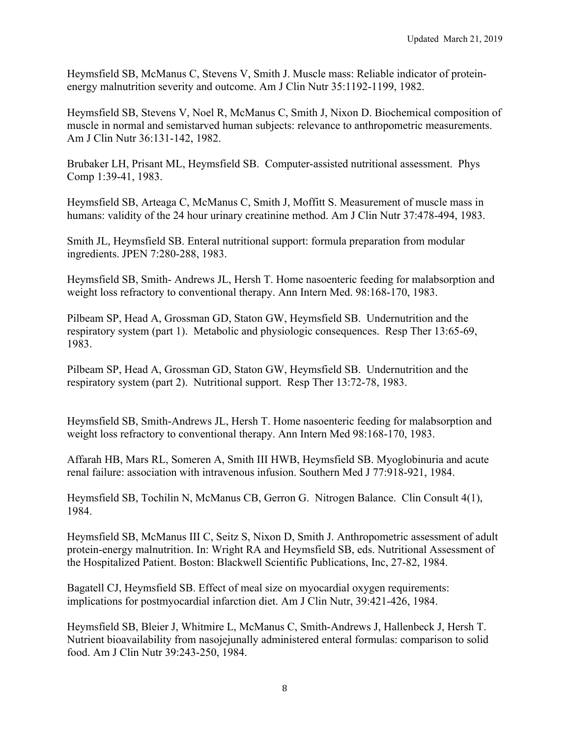Heymsfield SB, McManus C, Stevens V, Smith J. Muscle mass: Reliable indicator of protein-energy malnutrition severity and outcome. Am J Clin Nutr 35:1192-1199, 1982.

Heymsfield SB, Stevens V, Noel R, McManus C, Smith J, Nixon D. Biochemical composition of muscle in normal and semistarved human subjects: relevance to anthropometric measurements. Am J Clin Nutr 36:131-142, 1982.

Brubaker LH, Prisant ML, Heymsfield SB. Computer-assisted nutritional assessment. Phys Comp 1:39-41, 1983.

Heymsfield SB, Arteaga C, McManus C, Smith J, Moffitt S. Measurement of muscle mass in humans: validity of the 24 hour urinary creatinine method. Am J Clin Nutr 37:478-494, 1983.

Smith JL, Heymsfield SB. Enteral nutritional support: formula preparation from modular ingredients. JPEN 7:280-288, 1983.

Heymsfield SB, Smith- Andrews JL, Hersh T. Home nasoenteric feeding for malabsorption and weight loss refractory to conventional therapy. Ann Intern Med. 98:168-170, 1983.

Pilbeam SP, Head A, Grossman GD, Staton GW, Heymsfield SB. Undernutrition and the respiratory system (part 1). Metabolic and physiologic consequences. Resp Ther 13:65-69, 1983.

Pilbeam SP, Head A, Grossman GD, Staton GW, Heymsfield SB. Undernutrition and the respiratory system (part 2). Nutritional support. Resp Ther 13:72-78, 1983.

Heymsfield SB, Smith-Andrews JL, Hersh T. Home nasoenteric feeding for malabsorption and weight loss refractory to conventional therapy. Ann Intern Med 98:168-170, 1983.

Affarah HB, Mars RL, Someren A, Smith III HWB, Heymsfield SB. Myoglobinuria and acute renal failure: association with intravenous infusion. Southern Med J 77:918-921, 1984.

Heymsfield SB, Tochilin N, McManus CB, Gerron G. Nitrogen Balance. Clin Consult 4(1), 1984.

Heymsfield SB, McManus III C, Seitz S, Nixon D, Smith J. Anthropometric assessment of adult protein-energy malnutrition. In: Wright RA and Heymsfield SB, eds. Nutritional Assessment of the Hospitalized Patient. Boston: Blackwell Scientific Publications, Inc, 27-82, 1984.

Bagatell CJ, Heymsfield SB. Effect of meal size on myocardial oxygen requirements: implications for postmyocardial infarction diet. Am J Clin Nutr, 39:421-426, 1984.

Heymsfield SB, Bleier J, Whitmire L, McManus C, Smith-Andrews J, Hallenbeck J, Hersh T. Nutrient bioavailability from nasojejunally administered enteral formulas: comparison to solid food. Am J Clin Nutr 39:243-250, 1984.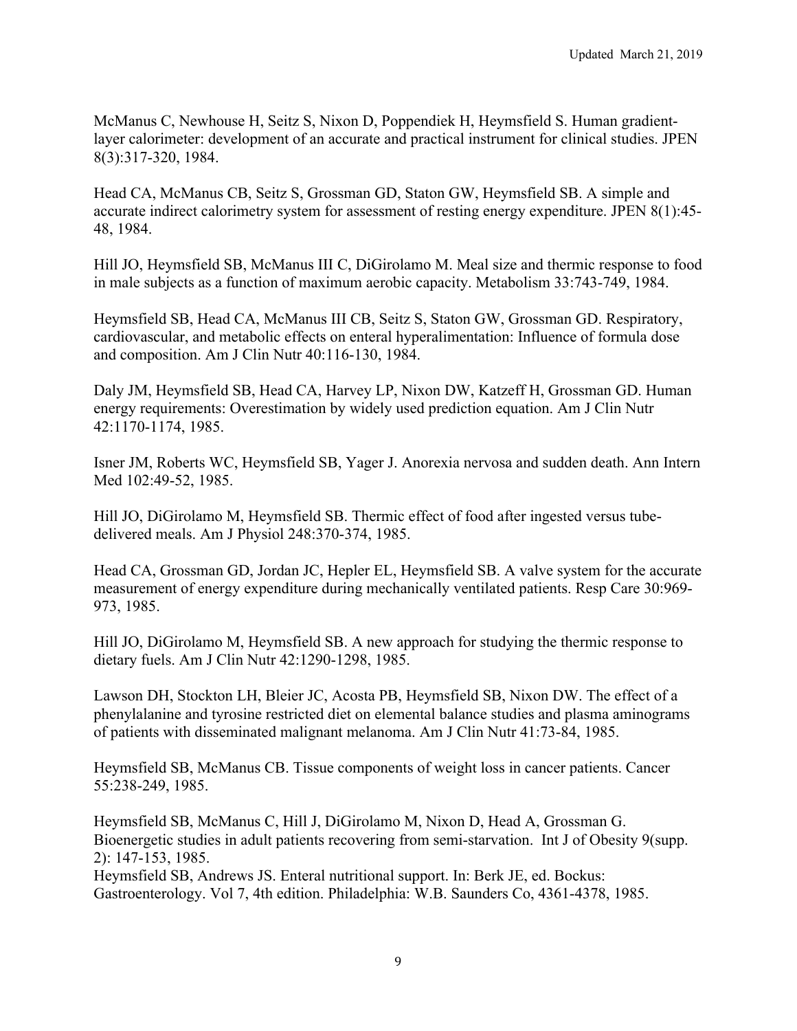McManus C, Newhouse H, Seitz S, Nixon D, Poppendiek H, Heymsfield S. Human gradient-layer calorimeter: development of an accurate and practical instrument for clinical studies. JPEN 8(3):317-320, 1984.

Head CA, McManus CB, Seitz S, Grossman GD, Staton GW, Heymsfield SB. A simple and accurate indirect calorimetry system for assessment of resting energy expenditure. JPEN 8(1):45-48, 1984.

Hill JO, Heymsfield SB, McManus III C, DiGirolamo M. Meal size and thermic response to food in male subjects as a function of maximum aerobic capacity. Metabolism 33:743-749, 1984.

Heymsfield SB, Head CA, McManus III CB, Seitz S, Staton GW, Grossman GD. Respiratory, cardiovascular, and metabolic effects on enteral hyperalimentation: Influence of formula dose and composition. Am J Clin Nutr 40:116-130, 1984.

Daly JM, Heymsfield SB, Head CA, Harvey LP, Nixon DW, Katzeff H, Grossman GD. Human energy requirements: Overestimation by widely used prediction equation. Am J Clin Nutr 42:1170-1174, 1985.

Isner JM, Roberts WC, Heymsfield SB, Yager J. Anorexia nervosa and sudden death. Ann Intern Med 102:49-52, 1985.

Hill JO, DiGirolamo M, Heymsfield SB. Thermic effect of food after ingested versus tube-delivered meals. Am J Physiol 248:370-374, 1985.

Head CA, Grossman GD, Jordan JC, Hepler EL, Heymsfield SB. A valve system for the accurate measurement of energy expenditure during mechanically ventilated patients. Resp Care 30:969-973, 1985.

Hill JO, DiGirolamo M, Heymsfield SB. A new approach for studying the thermic response to dietary fuels. Am J Clin Nutr 42:1290-1298, 1985.

Lawson DH, Stockton LH, Bleier JC, Acosta PB, Heymsfield SB, Nixon DW. The effect of a phenylalanine and tyrosine restricted diet on elemental balance studies and plasma aminograms of patients with disseminated malignant melanoma. Am J Clin Nutr 41:73-84, 1985.

Heymsfield SB, McManus CB. Tissue components of weight loss in cancer patients. Cancer 55:238-249, 1985.

Heymsfield SB, McManus C, Hill J, DiGirolamo M, Nixon D, Head A, Grossman G. Bioenergetic studies in adult patients recovering from semi-starvation. Int J of Obesity 9(supp. 2): 147-153, 1985.

Heymsfield SB, Andrews JS. Enteral nutritional support. In: Berk JE, ed. Bockus: Gastroenterology. Vol 7, 4th edition. Philadelphia: W.B. Saunders Co, 4361-4378, 1985.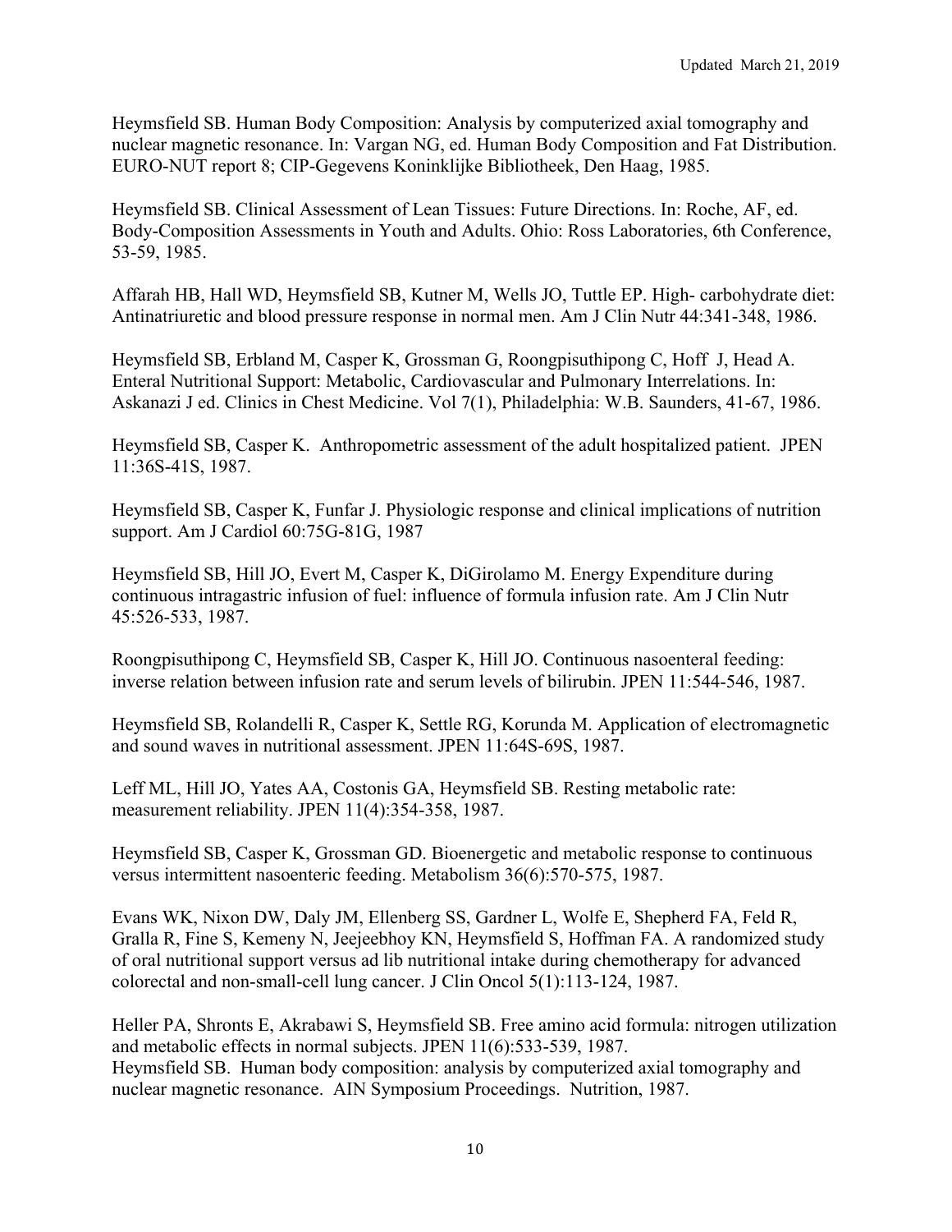Heymsfield SB. Human Body Composition: Analysis by computerized axial tomography and nuclear magnetic resonance. In: Vargan NG, ed. Human Body Composition and Fat Distribution. EURO-NUT report 8; CIP-Gegevens Koninklijke Bibliotheek, Den Haag, 1985.

Heymsfield SB. Clinical Assessment of Lean Tissues: Future Directions. In: Roche, AF, ed. Body-Composition Assessments in Youth and Adults. Ohio: Ross Laboratories, 6th Conference, 53-59, 1985.

Affarah HB, Hall WD, Heymsfield SB, Kutner M, Wells JO, Tuttle EP. High- carbohydrate diet: Antinatriuretic and blood pressure response in normal men. Am J Clin Nutr 44:341-348, 1986.

Heymsfield SB, Erbland M, Casper K, Grossman G, Roongpisuthipong C, Hoff J, Head A. Enteral Nutritional Support: Metabolic, Cardiovascular and Pulmonary Interrelations. In: Askanazi J ed. Clinics in Chest Medicine. Vol 7(1), Philadelphia: W.B. Saunders, 41-67, 1986.

Heymsfield SB, Casper K. Anthropometric assessment of the adult hospitalized patient. JPEN 11:36S-41S, 1987.

Heymsfield SB, Casper K, Funfar J. Physiologic response and clinical implications of nutrition support. Am J Cardiol 60:75G-81G, 1987

Heymsfield SB, Hill JO, Evert M, Casper K, DiGirolamo M. Energy Expenditure during continuous intragastric infusion of fuel: influence of formula infusion rate. Am J Clin Nutr 45:526-533, 1987.

Roongpisuthipong C, Heymsfield SB, Casper K, Hill JO. Continuous nasoenteral feeding: inverse relation between infusion rate and serum levels of bilirubin. JPEN 11:544-546, 1987.

Heymsfield SB, Rolandelli R, Casper K, Settle RG, Korunda M. Application of electromagnetic and sound waves in nutritional assessment. JPEN 11:64S-69S, 1987.

Leff ML, Hill JO, Yates AA, Costonis GA, Heymsfield SB. Resting metabolic rate: measurement reliability. JPEN 11(4):354-358, 1987.

Heymsfield SB, Casper K, Grossman GD. Bioenergetic and metabolic response to continuous versus intermittent nasoenteric feeding. Metabolism 36(6):570-575, 1987.

Evans WK, Nixon DW, Daly JM, Ellenberg SS, Gardner L, Wolfe E, Shepherd FA, Feld R, Gralla R, Fine S, Kemeny N, Jeejeebhoy KN, Heymsfield S, Hoffman FA. A randomized study of oral nutritional support versus ad lib nutritional intake during chemotherapy for advanced colorectal and non-small-cell lung cancer. J Clin Oncol 5(1):113-124, 1987.

Heller PA, Shronts E, Akrabawi S, Heymsfield SB. Free amino acid formula: nitrogen utilization and metabolic effects in normal subjects. JPEN 11(6):533-539, 1987.

Heymsfield SB. Human body composition: analysis by computerized axial tomography and nuclear magnetic resonance. AIN Symposium Proceedings. Nutrition, 1987.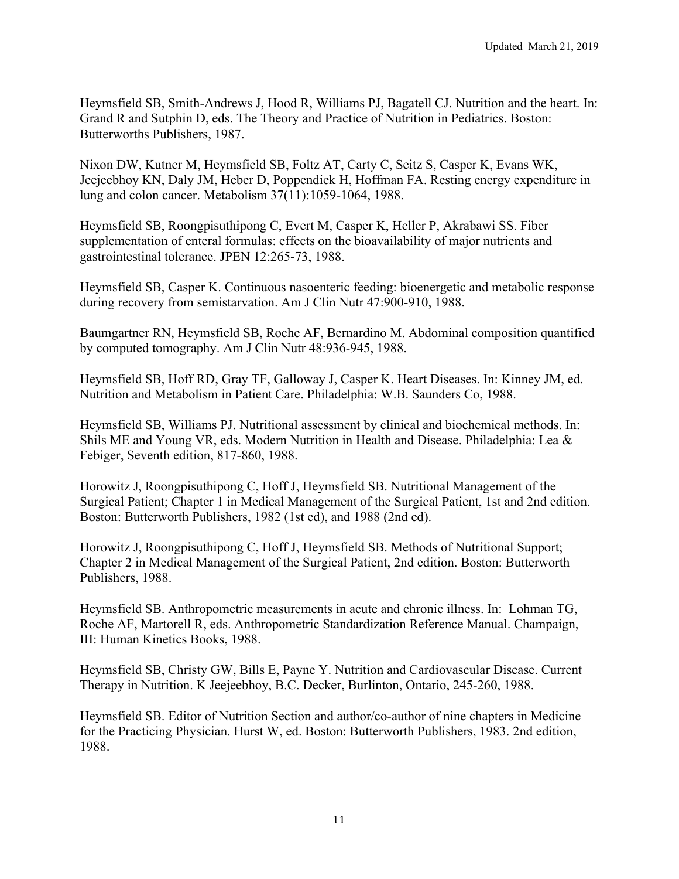Heymsfield SB, Smith-Andrews J, Hood R, Williams PJ, Bagatell CJ. Nutrition and the heart. In: Grand R and Sutphin D, eds. The Theory and Practice of Nutrition in Pediatrics. Boston: Butterworths Publishers, 1987.

Nixon DW, Kutner M, Heymsfield SB, Foltz AT, Carty C, Seitz S, Casper K, Evans WK, Jeejeebhoy KN, Daly JM, Heber D, Poppendiek H, Hoffman FA. Resting energy expenditure in lung and colon cancer. Metabolism 37(11):1059-1064, 1988.

Heymsfield SB, Roongpisuthipong C, Evert M, Casper K, Heller P, Akrabawi SS. Fiber supplementation of enteral formulas: effects on the bioavailability of major nutrients and gastrointestinal tolerance. JPEN 12:265-73, 1988.

Heymsfield SB, Casper K. Continuous nasoenteric feeding: bioenergetic and metabolic response during recovery from semistarvation. Am J Clin Nutr 47:900-910, 1988.

Baumgartner RN, Heymsfield SB, Roche AF, Bernardino M. Abdominal composition quantified by computed tomography. Am J Clin Nutr 48:936-945, 1988.

Heymsfield SB, Hoff RD, Gray TF, Galloway J, Casper K. Heart Diseases. In: Kinney JM, ed. Nutrition and Metabolism in Patient Care. Philadelphia: W.B. Saunders Co, 1988.

Heymsfield SB, Williams PJ. Nutritional assessment by clinical and biochemical methods. In: Shils ME and Young VR, eds. Modern Nutrition in Health and Disease. Philadelphia: Lea & Febiger, Seventh edition, 817-860, 1988.

Horowitz J, Roongpisuthipong C, Hoff J, Heymsfield SB. Nutritional Management of the Surgical Patient; Chapter 1 in Medical Management of the Surgical Patient, 1st and 2nd edition. Boston: Butterworth Publishers, 1982 (1st ed), and 1988 (2nd ed).

Horowitz J, Roongpisuthipong C, Hoff J, Heymsfield SB. Methods of Nutritional Support; Chapter 2 in Medical Management of the Surgical Patient, 2nd edition. Boston: Butterworth Publishers, 1988.

Heymsfield SB. Anthropometric measurements in acute and chronic illness. In: Lohman TG, Roche AF, Martorell R, eds. Anthropometric Standardization Reference Manual. Champaign, III: Human Kinetics Books, 1988.

Heymsfield SB, Christy GW, Bills E, Payne Y. Nutrition and Cardiovascular Disease. Current Therapy in Nutrition. K Jeejeebhoy, B.C. Decker, Burlinton, Ontario, 245-260, 1988.

Heymsfield SB. Editor of Nutrition Section and author/co-author of nine chapters in Medicine for the Practicing Physician. Hurst W, ed. Boston: Butterworth Publishers, 1983. 2nd edition, 1988.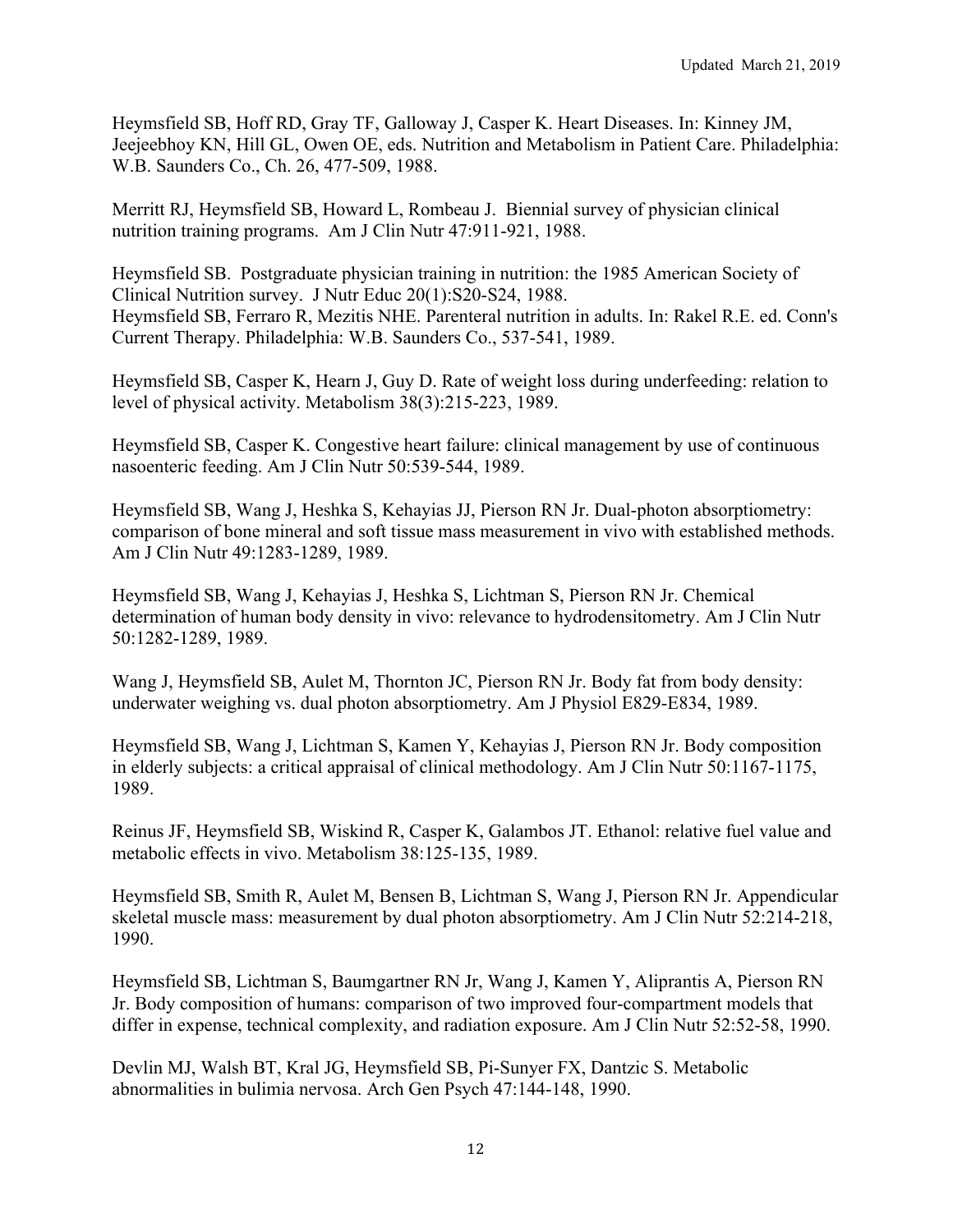Heymsfield SB, Hoff RD, Gray TF, Galloway J, Casper K. Heart Diseases. In: Kinney JM, Jeejeebhoy KN, Hill GL, Owen OE, eds. Nutrition and Metabolism in Patient Care. Philadelphia: W.B. Saunders Co., Ch. 26, 477-509, 1988.

Merritt RJ, Heymsfield SB, Howard L, Rombeau J. Biennial survey of physician clinical nutrition training programs. Am J Clin Nutr 47:911-921, 1988.

Heymsfield SB. Postgraduate physician training in nutrition: the 1985 American Society of Clinical Nutrition survey. J Nutr Educ 20(1):S20-S24, 1988.
Heymsfield SB, Ferraro R, Mezitis NHE. Parenteral nutrition in adults. In: Rakel R.E. ed. Conn's Current Therapy. Philadelphia: W.B. Saunders Co., 537-541, 1989.

Heymsfield SB, Casper K, Hearn J, Guy D. Rate of weight loss during underfeeding: relation to level of physical activity. Metabolism 38(3):215-223, 1989.

Heymsfield SB, Casper K. Congestive heart failure: clinical management by use of continuous nasoenteric feeding. Am J Clin Nutr 50:539-544, 1989.

Heymsfield SB, Wang J, Heshka S, Kehayias JJ, Pierson RN Jr. Dual-photon absorptiometry: comparison of bone mineral and soft tissue mass measurement in vivo with established methods. Am J Clin Nutr 49:1283-1289, 1989.

Heymsfield SB, Wang J, Kehayias J, Heshka S, Lichtman S, Pierson RN Jr. Chemical determination of human body density in vivo: relevance to hydrodensitometry. Am J Clin Nutr 50:1282-1289, 1989.

Wang J, Heymsfield SB, Aulet M, Thornton JC, Pierson RN Jr. Body fat from body density: underwater weighing vs. dual photon absorptiometry. Am J Physiol E829-E834, 1989.

Heymsfield SB, Wang J, Lichtman S, Kamen Y, Kehayias J, Pierson RN Jr. Body composition in elderly subjects: a critical appraisal of clinical methodology. Am J Clin Nutr 50:1167-1175, 1989.

Reinus JF, Heymsfield SB, Wiskind R, Casper K, Galambos JT. Ethanol: relative fuel value and metabolic effects in vivo. Metabolism 38:125-135, 1989.

Heymsfield SB, Smith R, Aulet M, Bensen B, Lichtman S, Wang J, Pierson RN Jr. Appendicular skeletal muscle mass: measurement by dual photon absorptiometry. Am J Clin Nutr 52:214-218, 1990.

Heymsfield SB, Lichtman S, Baumgartner RN Jr, Wang J, Kamen Y, Aliprantis A, Pierson RN Jr. Body composition of humans: comparison of two improved four-compartment models that differ in expense, technical complexity, and radiation exposure. Am J Clin Nutr 52:52-58, 1990.

Devlin MJ, Walsh BT, Kral JG, Heymsfield SB, Pi-Sunyer FX, Dantzic S. Metabolic abnormalities in bulimia nervosa. Arch Gen Psych 47:144-148, 1990.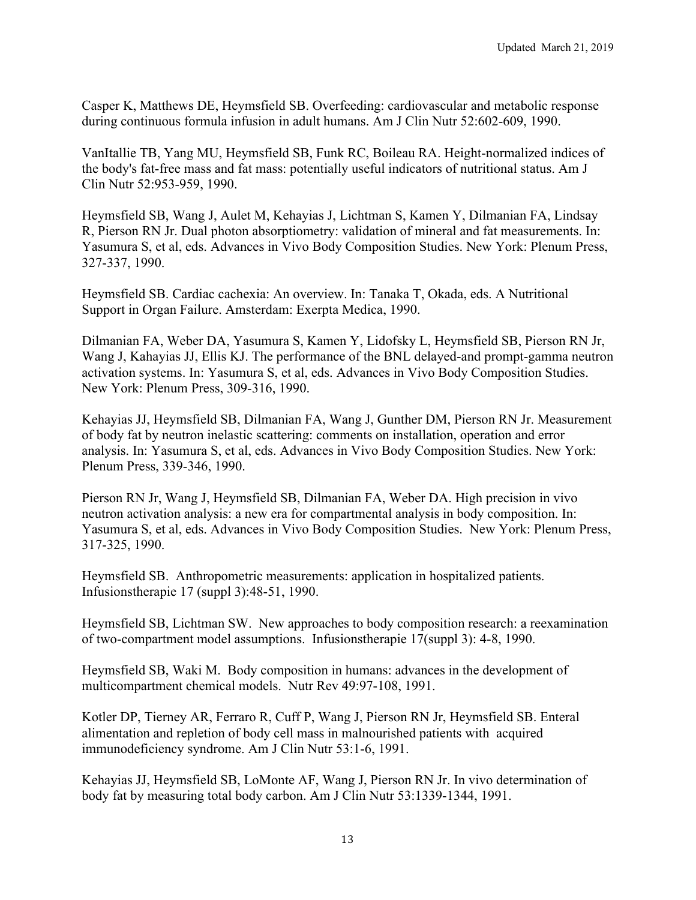Casper K, Matthews DE, Heymsfield SB. Overfeeding: cardiovascular and metabolic response during continuous formula infusion in adult humans. Am J Clin Nutr 52:602-609, 1990.

VanItallie TB, Yang MU, Heymsfield SB, Funk RC, Boileau RA. Height-normalized indices of the body's fat-free mass and fat mass: potentially useful indicators of nutritional status. Am J Clin Nutr 52:953-959, 1990.

Heymsfield SB, Wang J, Aulet M, Kehayias J, Lichtman S, Kamen Y, Dilmanian FA, Lindsay R, Pierson RN Jr. Dual photon absorptiometry: validation of mineral and fat measurements. In: Yasumura S, et al, eds. Advances in Vivo Body Composition Studies. New York: Plenum Press, 327-337, 1990.

Heymsfield SB. Cardiac cachexia: An overview. In: Tanaka T, Okada, eds. A Nutritional Support in Organ Failure. Amsterdam: Exerpta Medica, 1990.

Dilmanian FA, Weber DA, Yasumura S, Kamen Y, Lidofsky L, Heymsfield SB, Pierson RN Jr, Wang J, Kahayias JJ, Ellis KJ. The performance of the BNL delayed-and prompt-gamma neutron activation systems. In: Yasumura S, et al, eds. Advances in Vivo Body Composition Studies. New York: Plenum Press, 309-316, 1990.

Kehayias JJ, Heymsfield SB, Dilmanian FA, Wang J, Gunther DM, Pierson RN Jr. Measurement of body fat by neutron inelastic scattering: comments on installation, operation and error analysis. In: Yasumura S, et al, eds. Advances in Vivo Body Composition Studies. New York: Plenum Press, 339-346, 1990.

Pierson RN Jr, Wang J, Heymsfield SB, Dilmanian FA, Weber DA. High precision in vivo neutron activation analysis: a new era for compartmental analysis in body composition. In: Yasumura S, et al, eds. Advances in Vivo Body Composition Studies. New York: Plenum Press, 317-325, 1990.

Heymsfield SB. Anthropometric measurements: application in hospitalized patients. Infusionstherapie 17 (suppl 3):48-51, 1990.

Heymsfield SB, Lichtman SW. New approaches to body composition research: a reexamination of two-compartment model assumptions. Infusionstherapie 17(suppl 3): 4-8, 1990.

Heymsfield SB, Waki M. Body composition in humans: advances in the development of multicompartment chemical models. Nutr Rev 49:97-108, 1991.

Kotler DP, Tierney AR, Ferraro R, Cuff P, Wang J, Pierson RN Jr, Heymsfield SB. Enteral alimentation and repletion of body cell mass in malnourished patients with acquired immunodeficiency syndrome. Am J Clin Nutr 53:1-6, 1991.

Kehayias JJ, Heymsfield SB, LoMonte AF, Wang J, Pierson RN Jr. In vivo determination of body fat by measuring total body carbon. Am J Clin Nutr 53:1339-1344, 1991.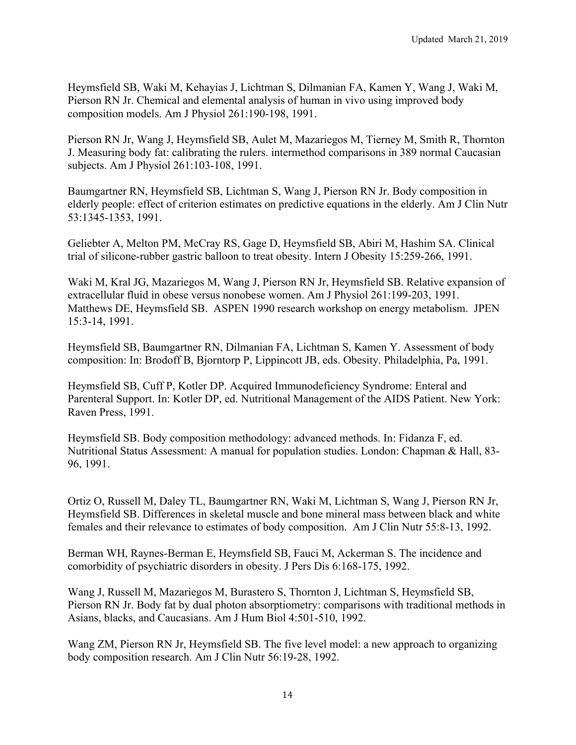Heymsfield SB, Waki M, Kehayias J, Lichtman S, Dilmanian FA, Kamen Y, Wang J, Waki M, Pierson RN Jr. Chemical and elemental analysis of human in vivo using improved body composition models. Am J Physiol 261:190-198, 1991.

Pierson RN Jr, Wang J, Heymsfield SB, Aulet M, Mazariegos M, Tierney M, Smith R, Thornton J. Measuring body fat: calibrating the rulers. intermethod comparisons in 389 normal Caucasian subjects. Am J Physiol 261:103-108, 1991.

Baumgartner RN, Heymsfield SB, Lichtman S, Wang J, Pierson RN Jr. Body composition in elderly people: effect of criterion estimates on predictive equations in the elderly. Am J Clin Nutr 53:1345-1353, 1991.

Geliebter A, Melton PM, McCray RS, Gage D, Heymsfield SB, Abiri M, Hashim SA. Clinical trial of silicone-rubber gastric balloon to treat obesity. Intern J Obesity 15:259-266, 1991.

Waki M, Kral JG, Mazariegos M, Wang J, Pierson RN Jr, Heymsfield SB. Relative expansion of extracellular fluid in obese versus nonobese women. Am J Physiol 261:199-203, 1991.
Matthews DE, Heymsfield SB. ASPEN 1990 research workshop on energy metabolism. JPEN 15:3-14, 1991.

Heymsfield SB, Baumgartner RN, Dilmanian FA, Lichtman S, Kamen Y. Assessment of body composition: In: Brodoff B, Bjorntorp P, Lippincott JB, eds. Obesity. Philadelphia, Pa, 1991.

Heymsfield SB, Cuff P, Kotler DP. Acquired Immunodeficiency Syndrome: Enteral and Parenteral Support. In: Kotler DP, ed. Nutritional Management of the AIDS Patient. New York: Raven Press, 1991.

Heymsfield SB. Body composition methodology: advanced methods. In: Fidanza F, ed. Nutritional Status Assessment: A manual for population studies. London: Chapman & Hall, 83-96, 1991.

Ortiz O, Russell M, Daley TL, Baumgartner RN, Waki M, Lichtman S, Wang J, Pierson RN Jr, Heymsfield SB. Differences in skeletal muscle and bone mineral mass between black and white females and their relevance to estimates of body composition. Am J Clin Nutr 55:8-13, 1992.

Berman WH, Raynes-Berman E, Heymsfield SB, Fauci M, Ackerman S. The incidence and comorbidity of psychiatric disorders in obesity. J Pers Dis 6:168-175, 1992.

Wang J, Russell M, Mazariegos M, Burastero S, Thornton J, Lichtman S, Heymsfield SB, Pierson RN Jr. Body fat by dual photon absorptiometry: comparisons with traditional methods in Asians, blacks, and Caucasians. Am J Hum Biol 4:501-510, 1992.

Wang ZM, Pierson RN Jr, Heymsfield SB. The five level model: a new approach to organizing body composition research. Am J Clin Nutr 56:19-28, 1992.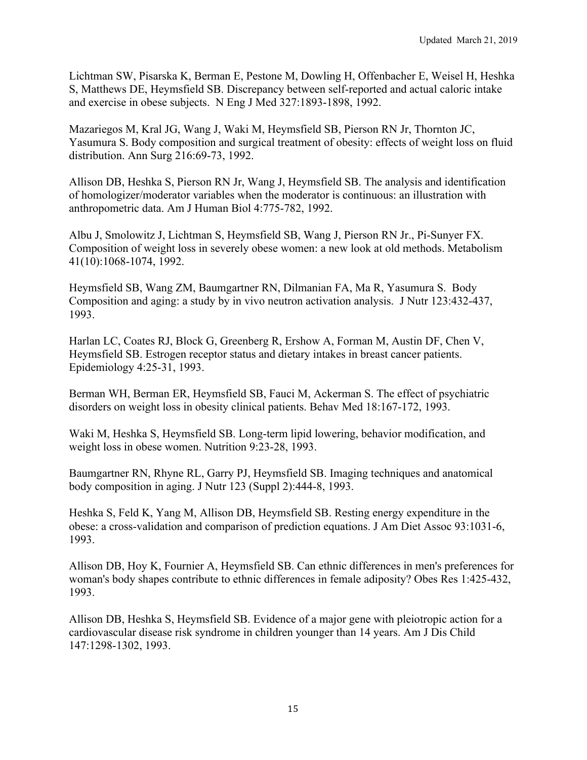Lichtman SW, Pisarska K, Berman E, Pestone M, Dowling H, Offenbacher E, Weisel H, Heshka S, Matthews DE, Heymsfield SB. Discrepancy between self-reported and actual caloric intake and exercise in obese subjects. N Eng J Med 327:1893-1898, 1992.

Mazariegos M, Kral JG, Wang J, Waki M, Heymsfield SB, Pierson RN Jr, Thornton JC, Yasumura S. Body composition and surgical treatment of obesity: effects of weight loss on fluid distribution. Ann Surg 216:69-73, 1992.

Allison DB, Heshka S, Pierson RN Jr, Wang J, Heymsfield SB. The analysis and identification of homologizer/moderator variables when the moderator is continuous: an illustration with anthropometric data. Am J Human Biol 4:775-782, 1992.

Albu J, Smolowitz J, Lichtman S, Heymsfield SB, Wang J, Pierson RN Jr., Pi-Sunyer FX. Composition of weight loss in severely obese women: a new look at old methods. Metabolism 41(10):1068-1074, 1992.

Heymsfield SB, Wang ZM, Baumgartner RN, Dilmanian FA, Ma R, Yasumura S. Body Composition and aging: a study by in vivo neutron activation analysis. J Nutr 123:432-437, 1993.

Harlan LC, Coates RJ, Block G, Greenberg R, Ershow A, Forman M, Austin DF, Chen V, Heymsfield SB. Estrogen receptor status and dietary intakes in breast cancer patients. Epidemiology 4:25-31, 1993.

Berman WH, Berman ER, Heymsfield SB, Fauci M, Ackerman S. The effect of psychiatric disorders on weight loss in obesity clinical patients. Behav Med 18:167-172, 1993.

Waki M, Heshka S, Heymsfield SB. Long-term lipid lowering, behavior modification, and weight loss in obese women. Nutrition 9:23-28, 1993.

Baumgartner RN, Rhyne RL, Garry PJ, Heymsfield SB. Imaging techniques and anatomical body composition in aging. J Nutr 123 (Suppl 2):444-8, 1993.

Heshka S, Feld K, Yang M, Allison DB, Heymsfield SB. Resting energy expenditure in the obese: a cross-validation and comparison of prediction equations. J Am Diet Assoc 93:1031-6, 1993.

Allison DB, Hoy K, Fournier A, Heymsfield SB. Can ethnic differences in men's preferences for woman's body shapes contribute to ethnic differences in female adiposity? Obes Res 1:425-432, 1993.

Allison DB, Heshka S, Heymsfield SB. Evidence of a major gene with pleiotropic action for a cardiovascular disease risk syndrome in children younger than 14 years. Am J Dis Child 147:1298-1302, 1993.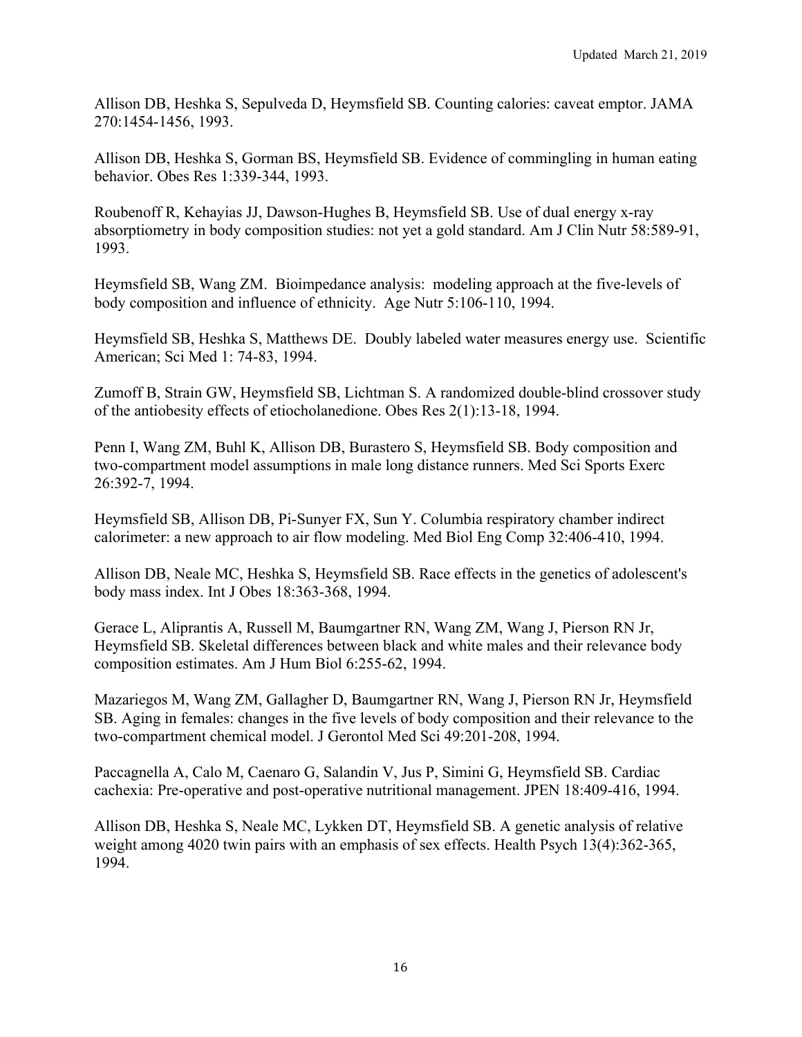Allison DB, Heshka S, Sepulveda D, Heymsfield SB. Counting calories: caveat emptor. JAMA 270:1454-1456, 1993.

Allison DB, Heshka S, Gorman BS, Heymsfield SB. Evidence of commingling in human eating behavior. Obes Res 1:339-344, 1993.

Roubenoff R, Kehayias JJ, Dawson-Hughes B, Heymsfield SB. Use of dual energy x-ray absorptiometry in body composition studies: not yet a gold standard. Am J Clin Nutr 58:589-91, 1993.

Heymsfield SB, Wang ZM. Bioimpedance analysis: modeling approach at the five-levels of body composition and influence of ethnicity. Age Nutr 5:106-110, 1994.

Heymsfield SB, Heshka S, Matthews DE. Doubly labeled water measures energy use. Scientific American; Sci Med 1: 74-83, 1994.

Zumoff B, Strain GW, Heymsfield SB, Lichtman S. A randomized double-blind crossover study of the antiobesity effects of etiocholanedione. Obes Res 2(1):13-18, 1994.

Penn I, Wang ZM, Buhl K, Allison DB, Burastero S, Heymsfield SB. Body composition and two-compartment model assumptions in male long distance runners. Med Sci Sports Exerc 26:392-7, 1994.

Heymsfield SB, Allison DB, Pi-Sunyer FX, Sun Y. Columbia respiratory chamber indirect calorimeter: a new approach to air flow modeling. Med Biol Eng Comp 32:406-410, 1994.

Allison DB, Neale MC, Heshka S, Heymsfield SB. Race effects in the genetics of adolescent's body mass index. Int J Obes 18:363-368, 1994.

Gerace L, Aliprantis A, Russell M, Baumgartner RN, Wang ZM, Wang J, Pierson RN Jr, Heymsfield SB. Skeletal differences between black and white males and their relevance body composition estimates. Am J Hum Biol 6:255-62, 1994.

Mazariegos M, Wang ZM, Gallagher D, Baumgartner RN, Wang J, Pierson RN Jr, Heymsfield SB. Aging in females: changes in the five levels of body composition and their relevance to the two-compartment chemical model. J Gerontol Med Sci 49:201-208, 1994.

Paccagnella A, Calo M, Caenaro G, Salandin V, Jus P, Simini G, Heymsfield SB. Cardiac cachexia: Pre-operative and post-operative nutritional management. JPEN 18:409-416, 1994.

Allison DB, Heshka S, Neale MC, Lykken DT, Heymsfield SB. A genetic analysis of relative weight among 4020 twin pairs with an emphasis of sex effects. Health Psych 13(4):362-365, 1994.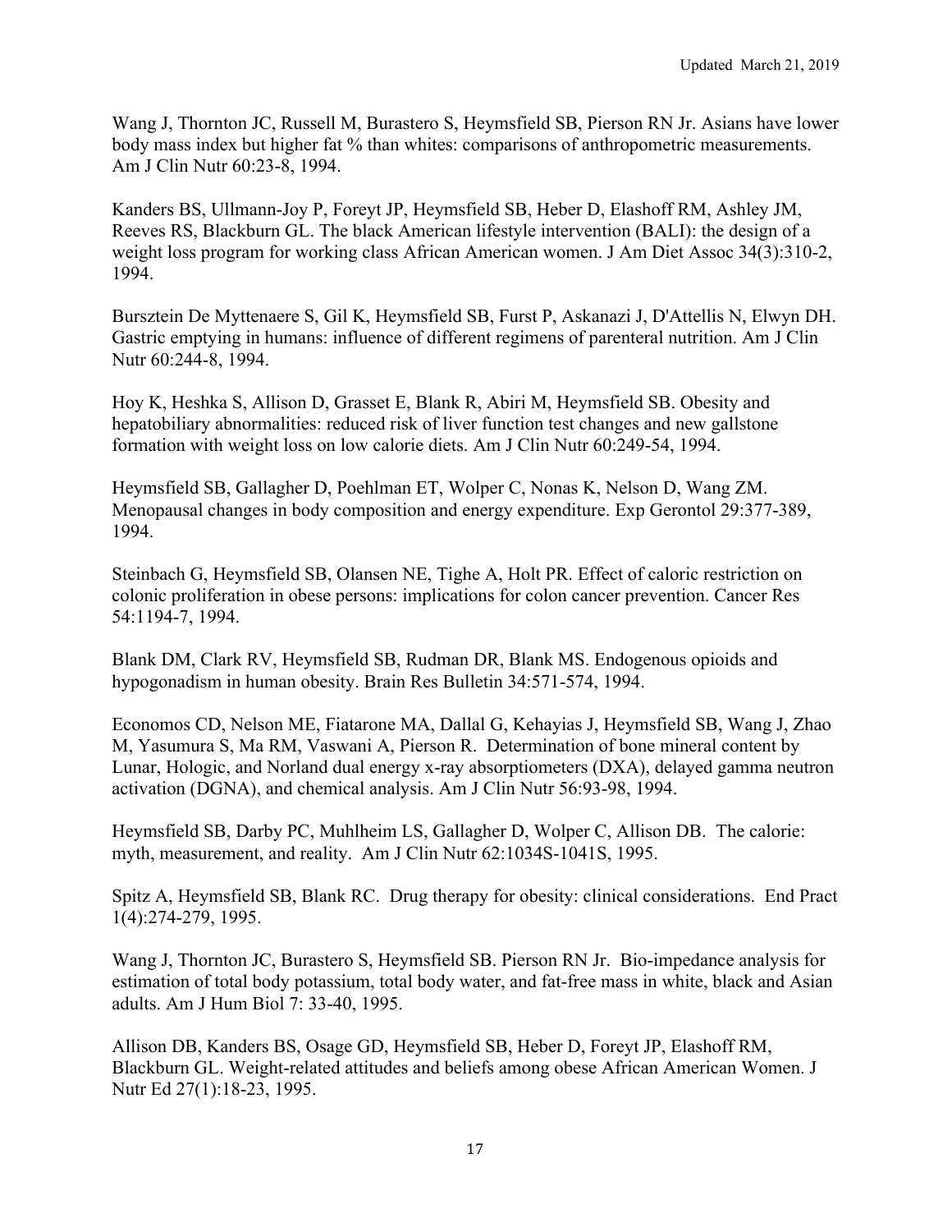Wang J, Thornton JC, Russell M, Burastero S, Heymsfield SB, Pierson RN Jr. Asians have lower body mass index but higher fat % than whites: comparisons of anthropometric measurements. Am J Clin Nutr 60:23-8, 1994.

Kanders BS, Ullmann-Joy P, Foreyt JP, Heymsfield SB, Heber D, Elashoff RM, Ashley JM, Reeves RS, Blackburn GL. The black American lifestyle intervention (BALI): the design of a weight loss program for working class African American women. J Am Diet Assoc 34(3):310-2, 1994.

Bursztein De Myttenaere S, Gil K, Heymsfield SB, Furst P, Askanazi J, D'Attellis N, Elwyn DH. Gastric emptying in humans: influence of different regimens of parenteral nutrition. Am J Clin Nutr 60:244-8, 1994.

Hoy K, Heshka S, Allison D, Grasset E, Blank R, Abiri M, Heymsfield SB. Obesity and hepatobiliary abnormalities: reduced risk of liver function test changes and new gallstone formation with weight loss on low calorie diets. Am J Clin Nutr 60:249-54, 1994.

Heymsfield SB, Gallagher D, Poehlman ET, Wolper C, Nonas K, Nelson D, Wang ZM. Menopausal changes in body composition and energy expenditure. Exp Gerontol 29:377-389, 1994.

Steinbach G, Heymsfield SB, Olansen NE, Tighe A, Holt PR. Effect of caloric restriction on colonic proliferation in obese persons: implications for colon cancer prevention. Cancer Res 54:1194-7, 1994.

Blank DM, Clark RV, Heymsfield SB, Rudman DR, Blank MS. Endogenous opioids and hypogonadism in human obesity. Brain Res Bulletin 34:571-574, 1994.

Economos CD, Nelson ME, Fiatarone MA, Dallal G, Kehayias J, Heymsfield SB, Wang J, Zhao M, Yasumura S, Ma RM, Vaswani A, Pierson R. Determination of bone mineral content by Lunar, Hologic, and Norland dual energy x-ray absorptiometers (DXA), delayed gamma neutron activation (DGNA), and chemical analysis. Am J Clin Nutr 56:93-98, 1994.

Heymsfield SB, Darby PC, Muhlheim LS, Gallagher D, Wolper C, Allison DB. The calorie: myth, measurement, and reality. Am J Clin Nutr 62:1034S-1041S, 1995.

Spitz A, Heymsfield SB, Blank RC. Drug therapy for obesity: clinical considerations. End Pract 1(4):274-279, 1995.

Wang J, Thornton JC, Burastero S, Heymsfield SB. Pierson RN Jr. Bio-impedance analysis for estimation of total body potassium, total body water, and fat-free mass in white, black and Asian adults. Am J Hum Biol 7: 33-40, 1995.

Allison DB, Kanders BS, Osage GD, Heymsfield SB, Heber D, Foreyt JP, Elashoff RM, Blackburn GL. Weight-related attitudes and beliefs among obese African American Women. J Nutr Ed 27(1):18-23, 1995.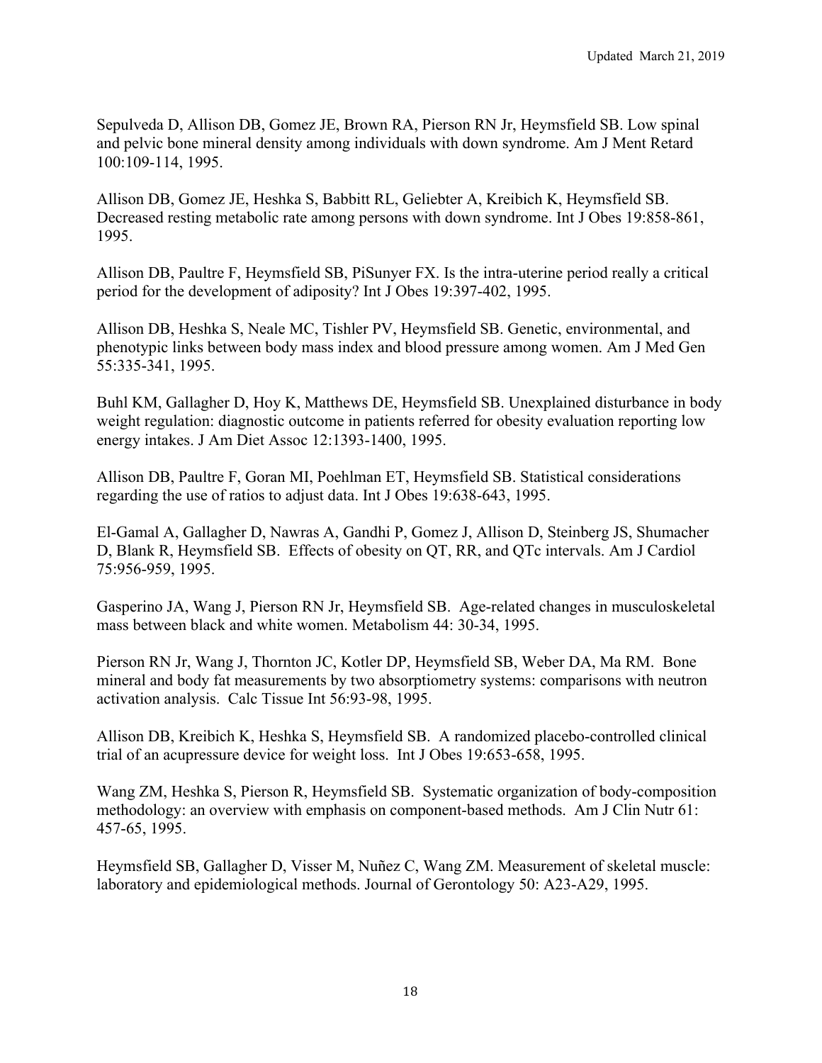Sepulveda D, Allison DB, Gomez JE, Brown RA, Pierson RN Jr, Heymsfield SB. Low spinal and pelvic bone mineral density among individuals with down syndrome. Am J Ment Retard 100:109-114, 1995.

Allison DB, Gomez JE, Heshka S, Babbitt RL, Geliebter A, Kreibich K, Heymsfield SB. Decreased resting metabolic rate among persons with down syndrome. Int J Obes 19:858-861, 1995.

Allison DB, Paultre F, Heymsfield SB, PiSunyer FX. Is the intra-uterine period really a critical period for the development of adiposity? Int J Obes 19:397-402, 1995.

Allison DB, Heshka S, Neale MC, Tishler PV, Heymsfield SB. Genetic, environmental, and phenotypic links between body mass index and blood pressure among women. Am J Med Gen 55:335-341, 1995.

Buhl KM, Gallagher D, Hoy K, Matthews DE, Heymsfield SB. Unexplained disturbance in body weight regulation: diagnostic outcome in patients referred for obesity evaluation reporting low energy intakes. J Am Diet Assoc 12:1393-1400, 1995.

Allison DB, Paultre F, Goran MI, Poehlman ET, Heymsfield SB. Statistical considerations regarding the use of ratios to adjust data. Int J Obes 19:638-643, 1995.

El-Gamal A, Gallagher D, Nawras A, Gandhi P, Gomez J, Allison D, Steinberg JS, Shumacher D, Blank R, Heymsfield SB. Effects of obesity on QT, RR, and QTc intervals. Am J Cardiol 75:956-959, 1995.

Gasperino JA, Wang J, Pierson RN Jr, Heymsfield SB. Age-related changes in musculoskeletal mass between black and white women. Metabolism 44: 30-34, 1995.

Pierson RN Jr, Wang J, Thornton JC, Kotler DP, Heymsfield SB, Weber DA, Ma RM. Bone mineral and body fat measurements by two absorptiometry systems: comparisons with neutron activation analysis. Calc Tissue Int 56:93-98, 1995.

Allison DB, Kreibich K, Heshka S, Heymsfield SB. A randomized placebo-controlled clinical trial of an acupressure device for weight loss. Int J Obes 19:653-658, 1995.

Wang ZM, Heshka S, Pierson R, Heymsfield SB. Systematic organization of body-composition methodology: an overview with emphasis on component-based methods. Am J Clin Nutr 61: 457-65, 1995.

Heymsfield SB, Gallagher D, Visser M, Nuñez C, Wang ZM. Measurement of skeletal muscle: laboratory and epidemiological methods. Journal of Gerontology 50: A23-A29, 1995.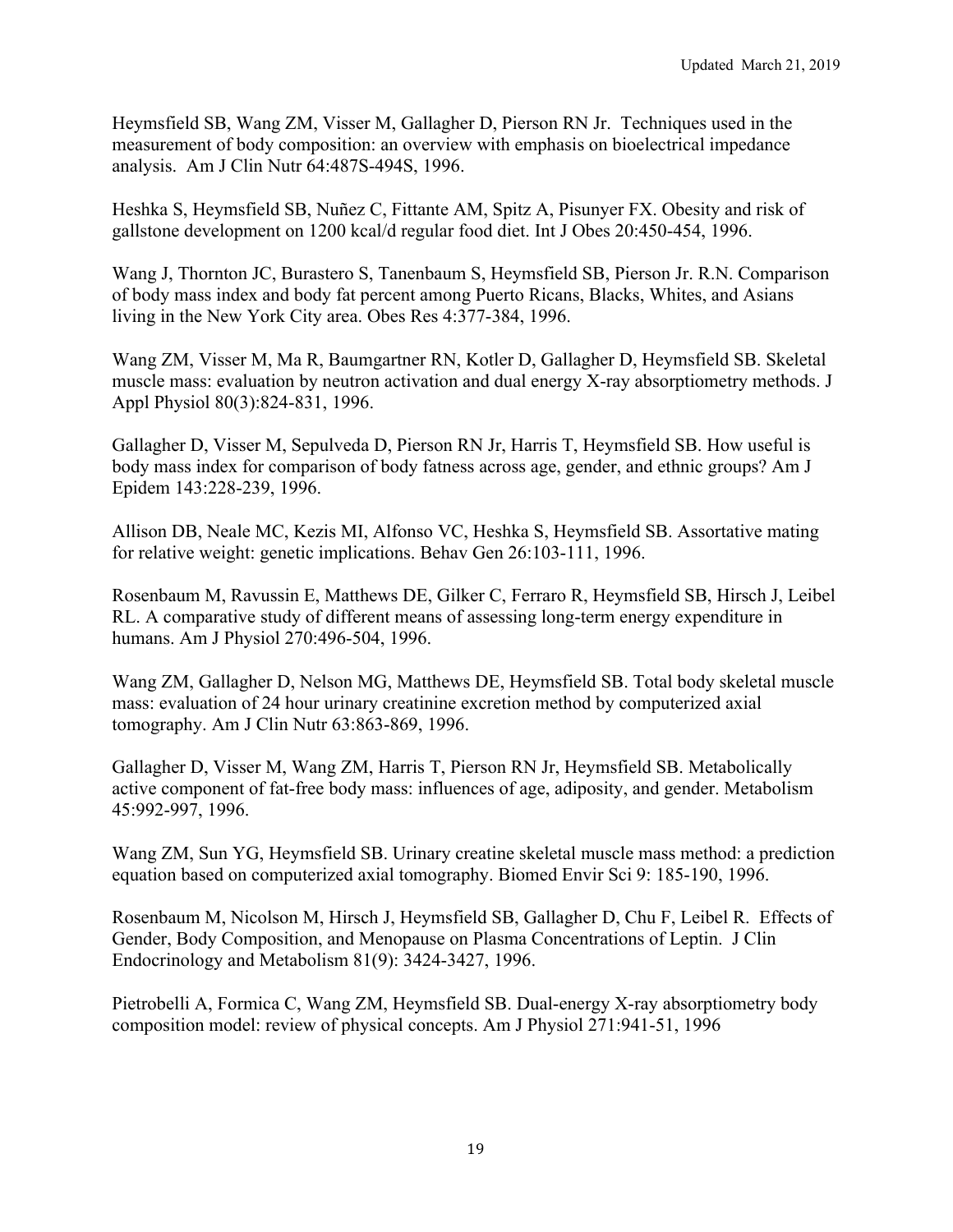Heymsfield SB, Wang ZM, Visser M, Gallagher D, Pierson RN Jr. Techniques used in the measurement of body composition: an overview with emphasis on bioelectrical impedance analysis. Am J Clin Nutr 64:487S-494S, 1996.

Heshka S, Heymsfield SB, Nuñez C, Fittante AM, Spitz A, Pisunyer FX. Obesity and risk of gallstone development on 1200 kcal/d regular food diet. Int J Obes 20:450-454, 1996.

Wang J, Thornton JC, Burastero S, Tanenbaum S, Heymsfield SB, Pierson Jr. R.N. Comparison of body mass index and body fat percent among Puerto Ricans, Blacks, Whites, and Asians living in the New York City area. Obes Res 4:377-384, 1996.

Wang ZM, Visser M, Ma R, Baumgartner RN, Kotler D, Gallagher D, Heymsfield SB. Skeletal muscle mass: evaluation by neutron activation and dual energy X-ray absorptiometry methods. J Appl Physiol 80(3):824-831, 1996.

Gallagher D, Visser M, Sepulveda D, Pierson RN Jr, Harris T, Heymsfield SB. How useful is body mass index for comparison of body fatness across age, gender, and ethnic groups? Am J Epidem 143:228-239, 1996.

Allison DB, Neale MC, Kezis MI, Alfonso VC, Heshka S, Heymsfield SB. Assortative mating for relative weight: genetic implications. Behav Gen 26:103-111, 1996.

Rosenbaum M, Ravussin E, Matthews DE, Gilker C, Ferraro R, Heymsfield SB, Hirsch J, Leibel RL. A comparative study of different means of assessing long-term energy expenditure in humans. Am J Physiol 270:496-504, 1996.

Wang ZM, Gallagher D, Nelson MG, Matthews DE, Heymsfield SB. Total body skeletal muscle mass: evaluation of 24 hour urinary creatinine excretion method by computerized axial tomography. Am J Clin Nutr 63:863-869, 1996.

Gallagher D, Visser M, Wang ZM, Harris T, Pierson RN Jr, Heymsfield SB. Metabolically active component of fat-free body mass: influences of age, adiposity, and gender. Metabolism 45:992-997, 1996.

Wang ZM, Sun YG, Heymsfield SB. Urinary creatine skeletal muscle mass method: a prediction equation based on computerized axial tomography. Biomed Envir Sci 9: 185-190, 1996.

Rosenbaum M, Nicolson M, Hirsch J, Heymsfield SB, Gallagher D, Chu F, Leibel R. Effects of Gender, Body Composition, and Menopause on Plasma Concentrations of Leptin. J Clin Endocrinology and Metabolism 81(9): 3424-3427, 1996.

Pietrobelli A, Formica C, Wang ZM, Heymsfield SB. Dual-energy X-ray absorptiometry body composition model: review of physical concepts. Am J Physiol 271:941-51, 1996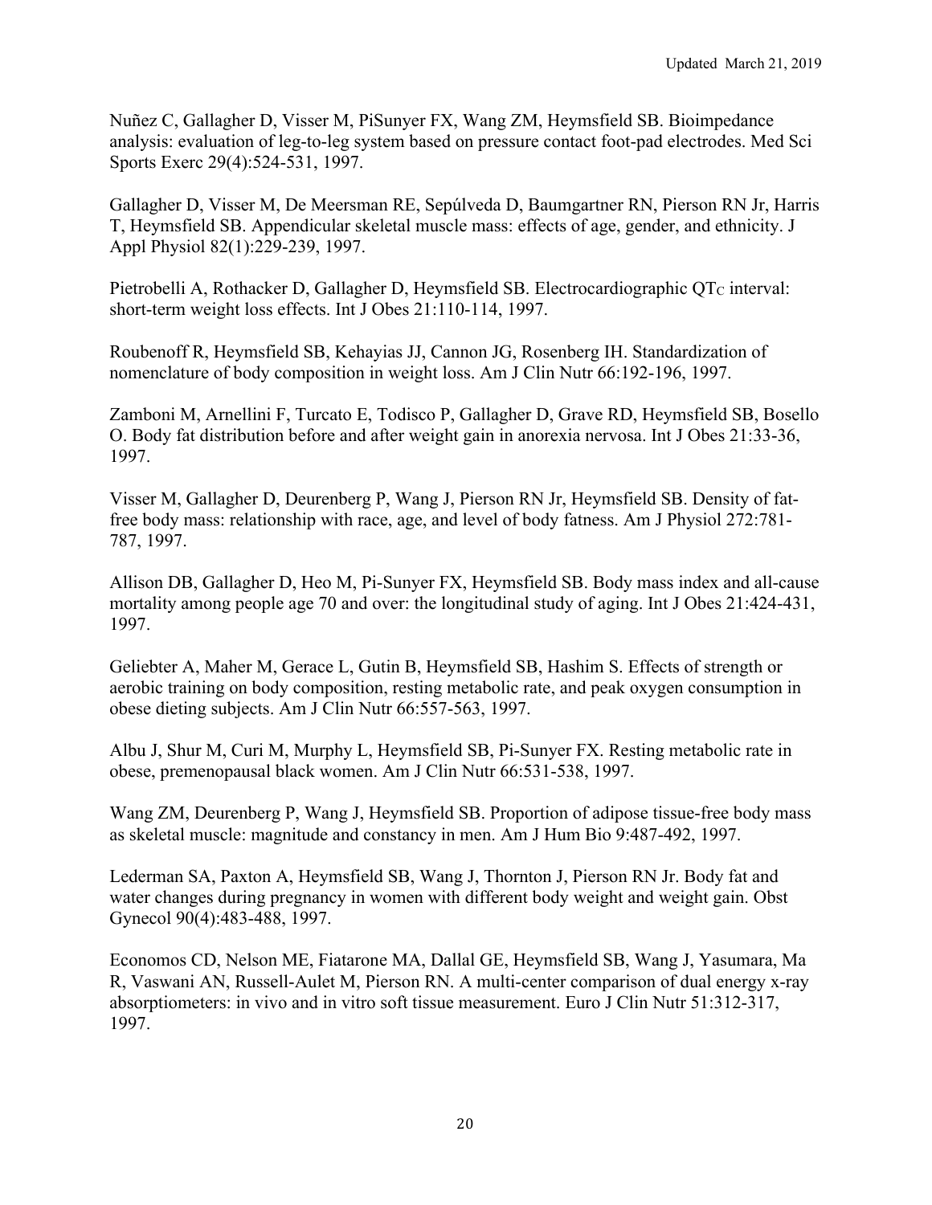Nuñez C, Gallagher D, Visser M, PiSunyer FX, Wang ZM, Heymsfield SB. Bioimpedance analysis: evaluation of leg-to-leg system based on pressure contact foot-pad electrodes. Med Sci Sports Exerc 29(4):524-531, 1997.

Gallagher D, Visser M, De Meersman RE, Sepúlveda D, Baumgartner RN, Pierson RN Jr, Harris T, Heymsfield SB. Appendicular skeletal muscle mass: effects of age, gender, and ethnicity. J Appl Physiol 82(1):229-239, 1997.

Pietrobelli A, Rothacker D, Gallagher D, Heymsfield SB. Electrocardiographic $QT_C$ interval: short-term weight loss effects. Int J Obes 21:110-114, 1997.

Roubenoff R, Heymsfield SB, Kehayias JJ, Cannon JG, Rosenberg IH. Standardization of nomenclature of body composition in weight loss. Am J Clin Nutr 66:192-196, 1997.

Zamboni M, Arnellini F, Turcato E, Todisco P, Gallagher D, Grave RD, Heymsfield SB, Bosello O. Body fat distribution before and after weight gain in anorexia nervosa. Int J Obes 21:33-36, 1997.

Visser M, Gallagher D, Deurenberg P, Wang J, Pierson RN Jr, Heymsfield SB. Density of fat-free body mass: relationship with race, age, and level of body fatness. Am J Physiol 272:781-787, 1997.

Allison DB, Gallagher D, Heo M, Pi-Sunyer FX, Heymsfield SB. Body mass index and all-cause mortality among people age 70 and over: the longitudinal study of aging. Int J Obes 21:424-431, 1997.

Geliebter A, Maher M, Gerace L, Gutin B, Heymsfield SB, Hashim S. Effects of strength or aerobic training on body composition, resting metabolic rate, and peak oxygen consumption in obese dieting subjects. Am J Clin Nutr 66:557-563, 1997.

Albu J, Shur M, Curi M, Murphy L, Heymsfield SB, Pi-Sunyer FX. Resting metabolic rate in obese, premenopausal black women. Am J Clin Nutr 66:531-538, 1997.

Wang ZM, Deurenberg P, Wang J, Heymsfield SB. Proportion of adipose tissue-free body mass as skeletal muscle: magnitude and constancy in men. Am J Hum Bio 9:487-492, 1997.

Lederman SA, Paxton A, Heymsfield SB, Wang J, Thornton J, Pierson RN Jr. Body fat and water changes during pregnancy in women with different body weight and weight gain. Obst Gynecol 90(4):483-488, 1997.

Economos CD, Nelson ME, Fiatarone MA, Dallal GE, Heymsfield SB, Wang J, Yasumara, Ma R, Vaswani AN, Russell-Aulet M, Pierson RN. A multi-center comparison of dual energy x-ray absorptiometers: in vivo and in vitro soft tissue measurement. Euro J Clin Nutr 51:312-317, 1997.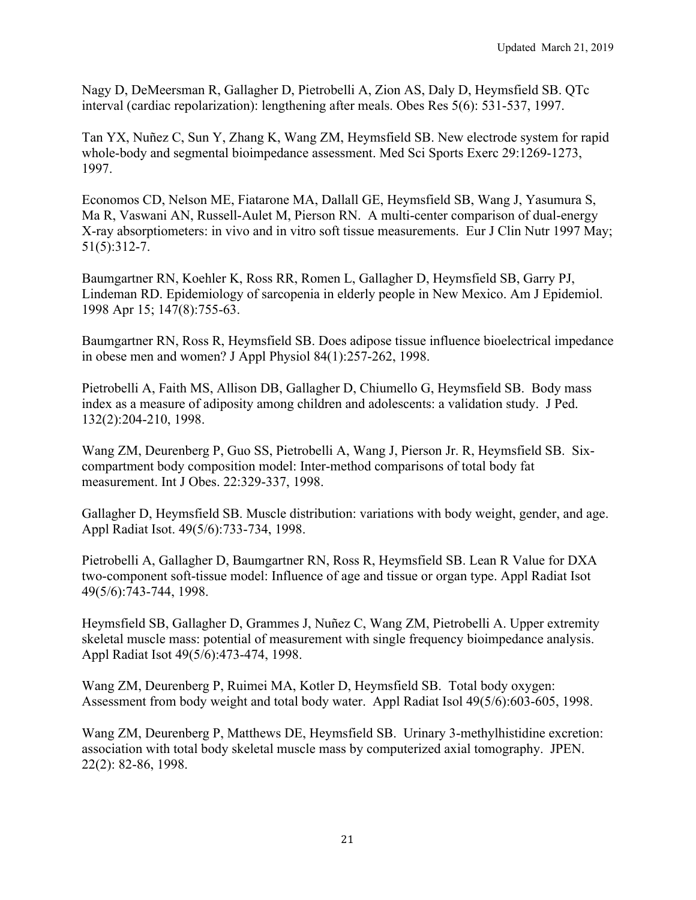Nagy D, DeMeersman R, Gallagher D, Pietrobelli A, Zion AS, Daly D, Heymsfield SB. QTc interval (cardiac repolarization): lengthening after meals. Obes Res 5(6): 531-537, 1997.

Tan YX, Nuñez C, Sun Y, Zhang K, Wang ZM, Heymsfield SB. New electrode system for rapid whole-body and segmental bioimpedance assessment. Med Sci Sports Exerc 29:1269-1273, 1997.

Economos CD, Nelson ME, Fiatarone MA, Dallall GE, Heymsfield SB, Wang J, Yasumura S, Ma R, Vaswani AN, Russell-Aulet M, Pierson RN. A multi-center comparison of dual-energy X-ray absorptiometers: in vivo and in vitro soft tissue measurements. Eur J Clin Nutr 1997 May; 51(5):312-7.

Baumgartner RN, Koehler K, Ross RR, Romen L, Gallagher D, Heymsfield SB, Garry PJ, Lindeman RD. Epidemiology of sarcopenia in elderly people in New Mexico. Am J Epidemiol. 1998 Apr 15; 147(8):755-63.

Baumgartner RN, Ross R, Heymsfield SB. Does adipose tissue influence bioelectrical impedance in obese men and women? J Appl Physiol 84(1):257-262, 1998.

Pietrobelli A, Faith MS, Allison DB, Gallagher D, Chiumello G, Heymsfield SB. Body mass index as a measure of adiposity among children and adolescents: a validation study. J Ped. 132(2):204-210, 1998.

Wang ZM, Deurenberg P, Guo SS, Pietrobelli A, Wang J, Pierson Jr. R, Heymsfield SB. Six-compartment body composition model: Inter-method comparisons of total body fat measurement. Int J Obes. 22:329-337, 1998.

Gallagher D, Heymsfield SB. Muscle distribution: variations with body weight, gender, and age. Appl Radiat Isot. 49(5/6):733-734, 1998.

Pietrobelli A, Gallagher D, Baumgartner RN, Ross R, Heymsfield SB. Lean R Value for DXA two-component soft-tissue model: Influence of age and tissue or organ type. Appl Radiat Isot 49(5/6):743-744, 1998.

Heymsfield SB, Gallagher D, Grammes J, Nuñez C, Wang ZM, Pietrobelli A. Upper extremity skeletal muscle mass: potential of measurement with single frequency bioimpedance analysis. Appl Radiat Isot 49(5/6):473-474, 1998.

Wang ZM, Deurenberg P, Ruimei MA, Kotler D, Heymsfield SB. Total body oxygen: Assessment from body weight and total body water. Appl Radiat Isol 49(5/6):603-605, 1998.

Wang ZM, Deurenberg P, Matthews DE, Heymsfield SB. Urinary 3-methylhistidine excretion: association with total body skeletal muscle mass by computerized axial tomography. JPEN. 22(2): 82-86, 1998.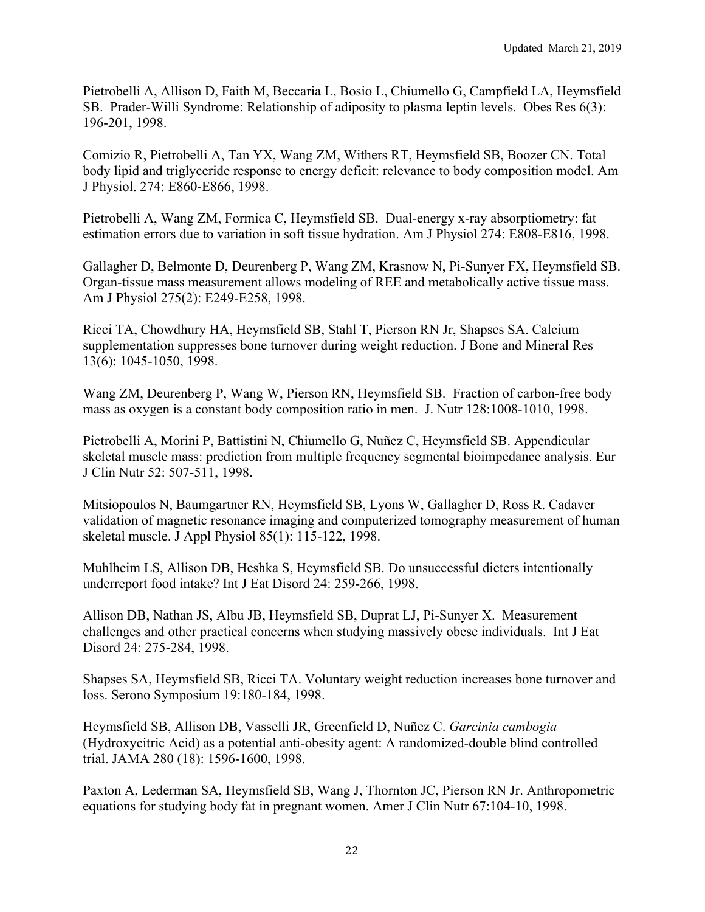Pietrobelli A, Allison D, Faith M, Beccaria L, Bosio L, Chiumello G, Campfield LA, Heymsfield SB. Prader-Willi Syndrome: Relationship of adiposity to plasma leptin levels. Obes Res 6(3): 196-201, 1998.

Comizio R, Pietrobelli A, Tan YX, Wang ZM, Withers RT, Heymsfield SB, Boozer CN. Total body lipid and triglyceride response to energy deficit: relevance to body composition model. Am J Physiol. 274: E860-E866, 1998.

Pietrobelli A, Wang ZM, Formica C, Heymsfield SB. Dual-energy x-ray absorptiometry: fat estimation errors due to variation in soft tissue hydration. Am J Physiol 274: E808-E816, 1998.

Gallagher D, Belmonte D, Deurenberg P, Wang ZM, Krasnow N, Pi-Sunyer FX, Heymsfield SB. Organ-tissue mass measurement allows modeling of REE and metabolically active tissue mass. Am J Physiol 275(2): E249-E258, 1998.

Ricci TA, Chowdhury HA, Heymsfield SB, Stahl T, Pierson RN Jr, Shapses SA. Calcium supplementation suppresses bone turnover during weight reduction. J Bone and Mineral Res 13(6): 1045-1050, 1998.

Wang ZM, Deurenberg P, Wang W, Pierson RN, Heymsfield SB. Fraction of carbon-free body mass as oxygen is a constant body composition ratio in men. J. Nutr 128:1008-1010, 1998.

Pietrobelli A, Morini P, Battistini N, Chiumello G, Nuñez C, Heymsfield SB. Appendicular skeletal muscle mass: prediction from multiple frequency segmental bioimpedance analysis. Eur J Clin Nutr 52: 507-511, 1998.

Mitsiopoulos N, Baumgartner RN, Heymsfield SB, Lyons W, Gallagher D, Ross R. Cadaver validation of magnetic resonance imaging and computerized tomography measurement of human skeletal muscle. J Appl Physiol 85(1): 115-122, 1998.

Muhlheim LS, Allison DB, Heshka S, Heymsfield SB. Do unsuccessful dieters intentionally underreport food intake? Int J Eat Disord 24: 259-266, 1998.

Allison DB, Nathan JS, Albu JB, Heymsfield SB, Duprat LJ, Pi-Sunyer X. Measurement challenges and other practical concerns when studying massively obese individuals. Int J Eat Disord 24: 275-284, 1998.

Shapses SA, Heymsfield SB, Ricci TA. Voluntary weight reduction increases bone turnover and loss. Serono Symposium 19:180-184, 1998.

Heymsfield SB, Allison DB, Vasselli JR, Greenfield D, Nuñez C. *Garcinia cambogia* (Hydroxycitric Acid) as a potential anti-obesity agent: A randomized-double blind controlled trial. JAMA 280 (18): 1596-1600, 1998.

Paxton A, Lederman SA, Heymsfield SB, Wang J, Thornton JC, Pierson RN Jr. Anthropometric equations for studying body fat in pregnant women. Amer J Clin Nutr 67:104-10, 1998.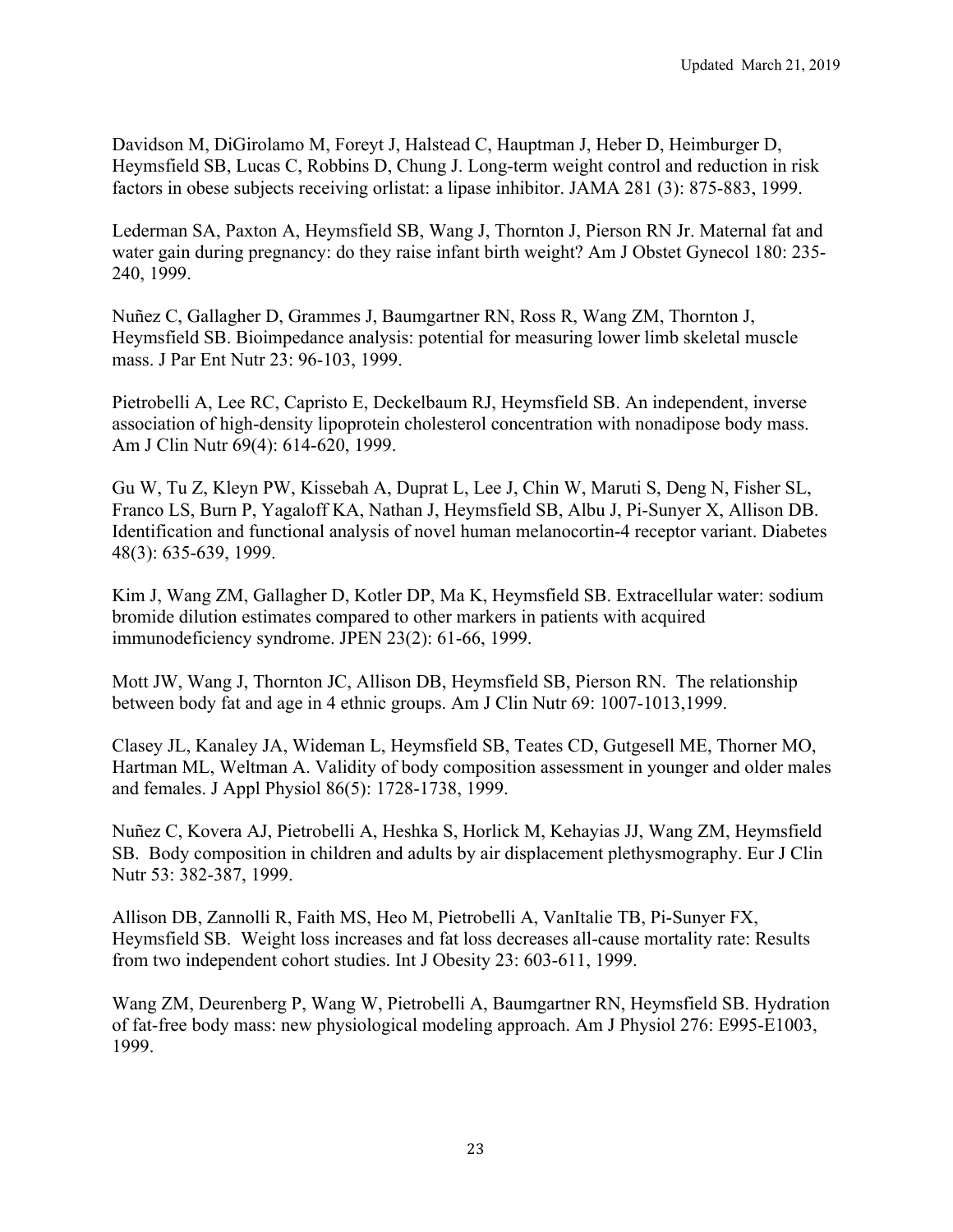Davidson M, DiGirolamo M, Foreyt J, Halstead C, Hauptman J, Heber D, Heimburger D, Heymsfield SB, Lucas C, Robbins D, Chung J. Long-term weight control and reduction in risk factors in obese subjects receiving orlistat: a lipase inhibitor. JAMA 281 (3): 875-883, 1999.

Lederman SA, Paxton A, Heymsfield SB, Wang J, Thornton J, Pierson RN Jr. Maternal fat and water gain during pregnancy: do they raise infant birth weight? Am J Obstet Gynecol 180: 235-240, 1999.

Nuñez C, Gallagher D, Grammes J, Baumgartner RN, Ross R, Wang ZM, Thornton J, Heymsfield SB. Bioimpedance analysis: potential for measuring lower limb skeletal muscle mass. J Par Ent Nutr 23: 96-103, 1999.

Pietrobelli A, Lee RC, Capristo E, Deckelbaum RJ, Heymsfield SB. An independent, inverse association of high-density lipoprotein cholesterol concentration with nonadipose body mass. Am J Clin Nutr 69(4): 614-620, 1999.

Gu W, Tu Z, Kleyn PW, Kissebah A, Duprat L, Lee J, Chin W, Maruti S, Deng N, Fisher SL, Franco LS, Burn P, Yagaloff KA, Nathan J, Heymsfield SB, Albu J, Pi-Sunyer X, Allison DB. Identification and functional analysis of novel human melanocortin-4 receptor variant. Diabetes 48(3): 635-639, 1999.

Kim J, Wang ZM, Gallagher D, Kotler DP, Ma K, Heymsfield SB. Extracellular water: sodium bromide dilution estimates compared to other markers in patients with acquired immunodeficiency syndrome. JPEN 23(2): 61-66, 1999.

Mott JW, Wang J, Thornton JC, Allison DB, Heymsfield SB, Pierson RN. The relationship between body fat and age in 4 ethnic groups. Am J Clin Nutr 69: 1007-1013,1999.

Clasey JL, Kanaley JA, Wideman L, Heymsfield SB, Teates CD, Gutgesell ME, Thorner MO, Hartman ML, Weltman A. Validity of body composition assessment in younger and older males and females. J Appl Physiol 86(5): 1728-1738, 1999.

Nuñez C, Kovera AJ, Pietrobelli A, Heshka S, Horlick M, Kehayias JJ, Wang ZM, Heymsfield SB. Body composition in children and adults by air displacement plethysmography. Eur J Clin Nutr 53: 382-387, 1999.

Allison DB, Zannolli R, Faith MS, Heo M, Pietrobelli A, VanItalie TB, Pi-Sunyer FX, Heymsfield SB. Weight loss increases and fat loss decreases all-cause mortality rate: Results from two independent cohort studies. Int J Obesity 23: 603-611, 1999.

Wang ZM, Deurenberg P, Wang W, Pietrobelli A, Baumgartner RN, Heymsfield SB. Hydration of fat-free body mass: new physiological modeling approach. Am J Physiol 276: E995-E1003, 1999.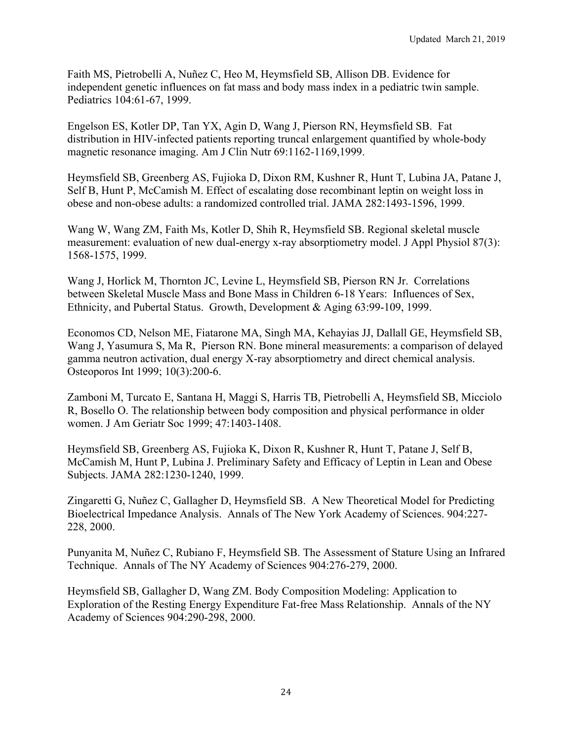Faith MS, Pietrobelli A, Nuñez C, Heo M, Heymsfield SB, Allison DB. Evidence for independent genetic influences on fat mass and body mass index in a pediatric twin sample. Pediatrics 104:61-67, 1999.

Engelson ES, Kotler DP, Tan YX, Agin D, Wang J, Pierson RN, Heymsfield SB. Fat distribution in HIV-infected patients reporting truncal enlargement quantified by whole-body magnetic resonance imaging. Am J Clin Nutr 69:1162-1169,1999.

Heymsfield SB, Greenberg AS, Fujioka D, Dixon RM, Kushner R, Hunt T, Lubina JA, Patane J, Self B, Hunt P, McCamish M. Effect of escalating dose recombinant leptin on weight loss in obese and non-obese adults: a randomized controlled trial. JAMA 282:1493-1596, 1999.

Wang W, Wang ZM, Faith Ms, Kotler D, Shih R, Heymsfield SB. Regional skeletal muscle measurement: evaluation of new dual-energy x-ray absorptiometry model. J Appl Physiol 87(3): 1568-1575, 1999.

Wang J, Horlick M, Thornton JC, Levine L, Heymsfield SB, Pierson RN Jr. Correlations between Skeletal Muscle Mass and Bone Mass in Children 6-18 Years: Influences of Sex, Ethnicity, and Pubertal Status. Growth, Development & Aging 63:99-109, 1999.

Economos CD, Nelson ME, Fiatarone MA, Singh MA, Kehayias JJ, Dallall GE, Heymsfield SB, Wang J, Yasumura S, Ma R, Pierson RN. Bone mineral measurements: a comparison of delayed gamma neutron activation, dual energy X-ray absorptiometry and direct chemical analysis. Osteoporos Int 1999; 10(3):200-6.

Zamboni M, Turcato E, Santana H, Maggi S, Harris TB, Pietrobelli A, Heymsfield SB, Micciolo R, Bosello O. The relationship between body composition and physical performance in older women. J Am Geriatr Soc 1999; 47:1403-1408.

Heymsfield SB, Greenberg AS, Fujioka K, Dixon R, Kushner R, Hunt T, Patane J, Self B, McCamish M, Hunt P, Lubina J. Preliminary Safety and Efficacy of Leptin in Lean and Obese Subjects. JAMA 282:1230-1240, 1999.

Zingaretti G, Nuñez C, Gallagher D, Heymsfield SB. A New Theoretical Model for Predicting Bioelectrical Impedance Analysis. Annals of The New York Academy of Sciences. 904:227-228, 2000.

Punyanita M, Nuñez C, Rubiano F, Heymsfield SB. The Assessment of Stature Using an Infrared Technique. Annals of The NY Academy of Sciences 904:276-279, 2000.

Heymsfield SB, Gallagher D, Wang ZM. Body Composition Modeling: Application to Exploration of the Resting Energy Expenditure Fat-free Mass Relationship. Annals of the NY Academy of Sciences 904:290-298, 2000.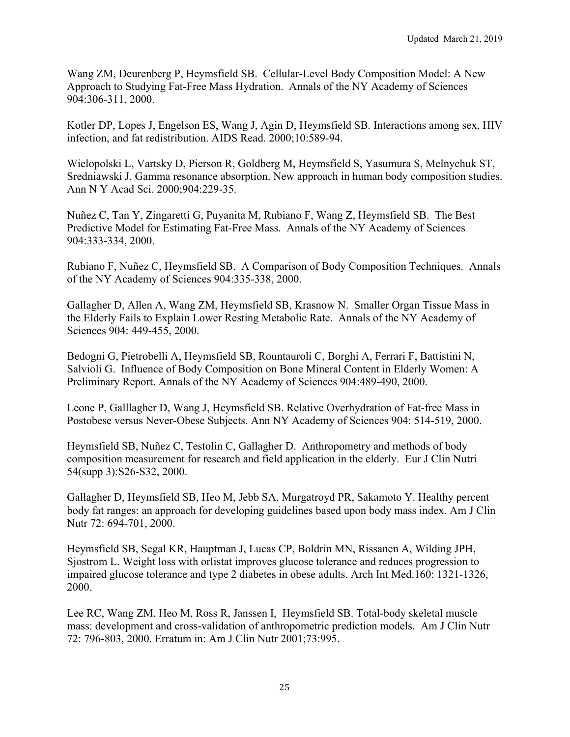Wang ZM, Deurenberg P, Heymsfield SB. Cellular-Level Body Composition Model: A New Approach to Studying Fat-Free Mass Hydration. Annals of the NY Academy of Sciences 904:306-311, 2000.

Kotler DP, Lopes J, Engelson ES, Wang J, Agin D, Heymsfield SB. Interactions among sex, HIV infection, and fat redistribution. AIDS Read. 2000;10:589-94.

Wielopolski L, Vartsky D, Pierson R, Goldberg M, Heymsfield S, Yasumura S, Melnychuk ST, Sredniawski J. Gamma resonance absorption. New approach in human body composition studies. Ann N Y Acad Sci. 2000;904:229-35.

Nuñez C, Tan Y, Zingaretti G, Puyanita M, Rubiano F, Wang Z, Heymsfield SB. The Best Predictive Model for Estimating Fat-Free Mass. Annals of the NY Academy of Sciences 904:333-334, 2000.

Rubiano F, Nuñez C, Heymsfield SB. A Comparison of Body Composition Techniques. Annals of the NY Academy of Sciences 904:335-338, 2000.

Gallagher D, Allen A, Wang ZM, Heymsfield SB, Krasnow N. Smaller Organ Tissue Mass in the Elderly Fails to Explain Lower Resting Metabolic Rate. Annals of the NY Academy of Sciences 904: 449-455, 2000.

Bedogni G, Pietrobelli A, Heymsfield SB, Rountauroli C, Borghi A, Ferrari F, Battistini N, Salvioli G. Influence of Body Composition on Bone Mineral Content in Elderly Women: A Preliminary Report. Annals of the NY Academy of Sciences 904:489-490, 2000.

Leone P, Galllagher D, Wang J, Heymsfield SB. Relative Overhydration of Fat-free Mass in Postobese versus Never-Obese Subjects. Ann NY Academy of Sciences 904: 514-519, 2000.

Heymsfield SB, Nuñez C, Testolin C, Gallagher D. Anthropometry and methods of body composition measurement for research and field application in the elderly. Eur J Clin Nutri 54(supp 3):S26-S32, 2000.

Gallagher D, Heymsfield SB, Heo M, Jebb SA, Murgatroyd PR, Sakamoto Y. Healthy percent body fat ranges: an approach for developing guidelines based upon body mass index. Am J Clin Nutr 72: 694-701, 2000.

Heymsfield SB, Segal KR, Hauptman J, Lucas CP, Boldrin MN, Rissanen A, Wilding JPH, Sjostrom L. Weight loss with orlistat improves glucose tolerance and reduces progression to impaired glucose tolerance and type 2 diabetes in obese adults. Arch Int Med.160: 1321-1326, 2000.

Lee RC, Wang ZM, Heo M, Ross R, Janssen I, Heymsfield SB. Total-body skeletal muscle mass: development and cross-validation of anthropometric prediction models. Am J Clin Nutr 72: 796-803, 2000. Erratum in: Am J Clin Nutr 2001;73:995.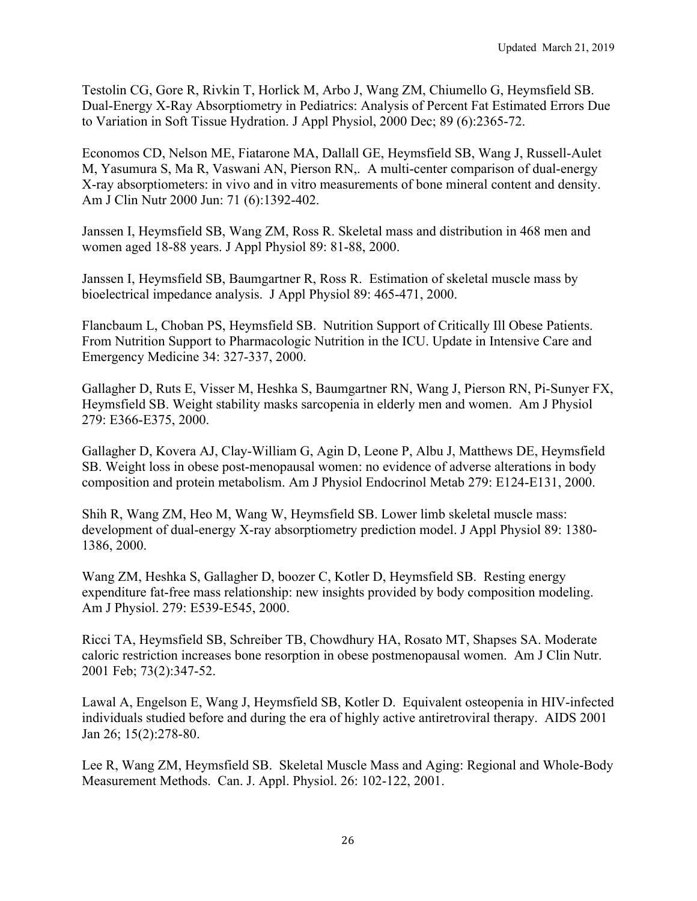Testolin CG, Gore R, Rivkin T, Horlick M, Arbo J, Wang ZM, Chiumello G, Heymsfield SB. Dual-Energy X-Ray Absorptiometry in Pediatrics: Analysis of Percent Fat Estimated Errors Due to Variation in Soft Tissue Hydration. J Appl Physiol, 2000 Dec; 89 (6):2365-72.

Economos CD, Nelson ME, Fiatarone MA, Dallall GE, Heymsfield SB, Wang J, Russell-Aulet M, Yasumura S, Ma R, Vaswani AN, Pierson RN,. A multi-center comparison of dual-energy X-ray absorptiometers: in vivo and in vitro measurements of bone mineral content and density. Am J Clin Nutr 2000 Jun: 71 (6):1392-402.

Janssen I, Heymsfield SB, Wang ZM, Ross R. Skeletal mass and distribution in 468 men and women aged 18-88 years. J Appl Physiol 89: 81-88, 2000.

Janssen I, Heymsfield SB, Baumgartner R, Ross R. Estimation of skeletal muscle mass by bioelectrical impedance analysis. J Appl Physiol 89: 465-471, 2000.

Flancbaum L, Choban PS, Heymsfield SB. Nutrition Support of Critically Ill Obese Patients. From Nutrition Support to Pharmacologic Nutrition in the ICU. Update in Intensive Care and Emergency Medicine 34: 327-337, 2000.

Gallagher D, Ruts E, Visser M, Heshka S, Baumgartner RN, Wang J, Pierson RN, Pi-Sunyer FX, Heymsfield SB. Weight stability masks sarcopenia in elderly men and women. Am J Physiol 279: E366-E375, 2000.

Gallagher D, Kovera AJ, Clay-William G, Agin D, Leone P, Albu J, Matthews DE, Heymsfield SB. Weight loss in obese post-menopausal women: no evidence of adverse alterations in body composition and protein metabolism. Am J Physiol Endocrinol Metab 279: E124-E131, 2000.

Shih R, Wang ZM, Heo M, Wang W, Heymsfield SB. Lower limb skeletal muscle mass: development of dual-energy X-ray absorptiometry prediction model. J Appl Physiol 89: 1380-1386, 2000.

Wang ZM, Heshka S, Gallagher D, boozer C, Kotler D, Heymsfield SB. Resting energy expenditure fat-free mass relationship: new insights provided by body composition modeling. Am J Physiol. 279: E539-E545, 2000.

Ricci TA, Heymsfield SB, Schreiber TB, Chowdhury HA, Rosato MT, Shapses SA. Moderate caloric restriction increases bone resorption in obese postmenopausal women. Am J Clin Nutr. 2001 Feb; 73(2):347-52.

Lawal A, Engelson E, Wang J, Heymsfield SB, Kotler D. Equivalent osteopenia in HIV-infected individuals studied before and during the era of highly active antiretroviral therapy. AIDS 2001 Jan 26; 15(2):278-80.

Lee R, Wang ZM, Heymsfield SB. Skeletal Muscle Mass and Aging: Regional and Whole-Body Measurement Methods. Can. J. Appl. Physiol. 26: 102-122, 2001.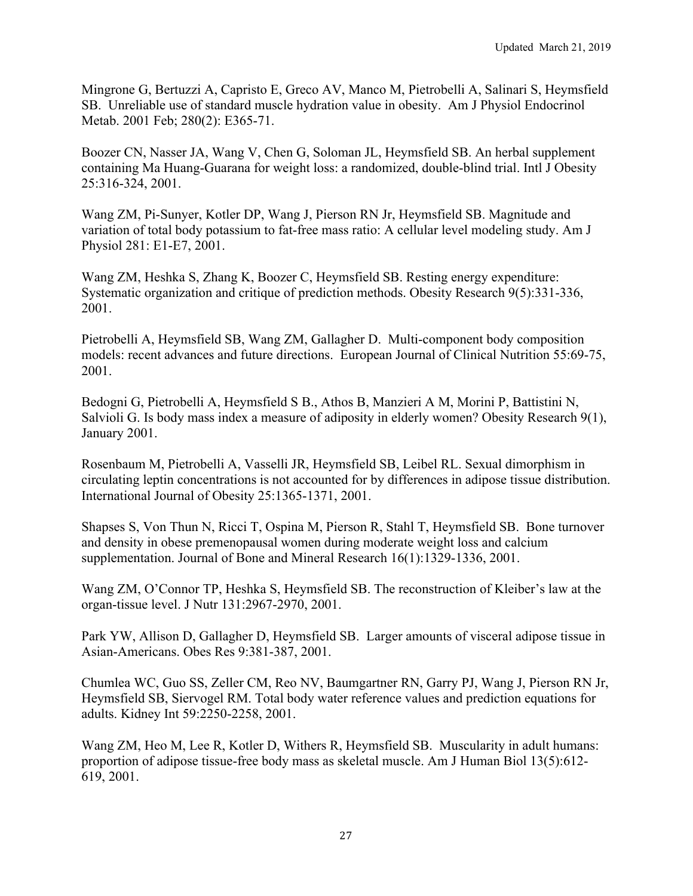Mingrone G, Bertuzzi A, Capristo E, Greco AV, Manco M, Pietrobelli A, Salinari S, Heymsfield SB. Unreliable use of standard muscle hydration value in obesity. Am J Physiol Endocrinol Metab. 2001 Feb; 280(2): E365-71.

Boozer CN, Nasser JA, Wang V, Chen G, Soloman JL, Heymsfield SB. An herbal supplement containing Ma Huang-Guarana for weight loss: a randomized, double-blind trial. Intl J Obesity 25:316-324, 2001.

Wang ZM, Pi-Sunyer, Kotler DP, Wang J, Pierson RN Jr, Heymsfield SB. Magnitude and variation of total body potassium to fat-free mass ratio: A cellular level modeling study. Am J Physiol 281: E1-E7, 2001.

Wang ZM, Heshka S, Zhang K, Boozer C, Heymsfield SB. Resting energy expenditure: Systematic organization and critique of prediction methods. Obesity Research 9(5):331-336, 2001.

Pietrobelli A, Heymsfield SB, Wang ZM, Gallagher D. Multi-component body composition models: recent advances and future directions. European Journal of Clinical Nutrition 55:69-75, 2001.

Bedogni G, Pietrobelli A, Heymsfield S B., Athos B, Manzieri A M, Morini P, Battistini N, Salvioli G. Is body mass index a measure of adiposity in elderly women? Obesity Research 9(1), January 2001.

Rosenbaum M, Pietrobelli A, Vasselli JR, Heymsfield SB, Leibel RL. Sexual dimorphism in circulating leptin concentrations is not accounted for by differences in adipose tissue distribution. International Journal of Obesity 25:1365-1371, 2001.

Shapses S, Von Thun N, Ricci T, Ospina M, Pierson R, Stahl T, Heymsfield SB. Bone turnover and density in obese premenopausal women during moderate weight loss and calcium supplementation. Journal of Bone and Mineral Research 16(1):1329-1336, 2001.

Wang ZM, O'Connor TP, Heshka S, Heymsfield SB. The reconstruction of Kleiber's law at the organ-tissue level. J Nutr 131:2967-2970, 2001.

Park YW, Allison D, Gallagher D, Heymsfield SB. Larger amounts of visceral adipose tissue in Asian-Americans. Obes Res 9:381-387, 2001.

Chumlea WC, Guo SS, Zeller CM, Reo NV, Baumgartner RN, Garry PJ, Wang J, Pierson RN Jr, Heymsfield SB, Siervogel RM. Total body water reference values and prediction equations for adults. Kidney Int 59:2250-2258, 2001.

Wang ZM, Heo M, Lee R, Kotler D, Withers R, Heymsfield SB. Muscularity in adult humans: proportion of adipose tissue-free body mass as skeletal muscle. Am J Human Biol 13(5):612-619, 2001.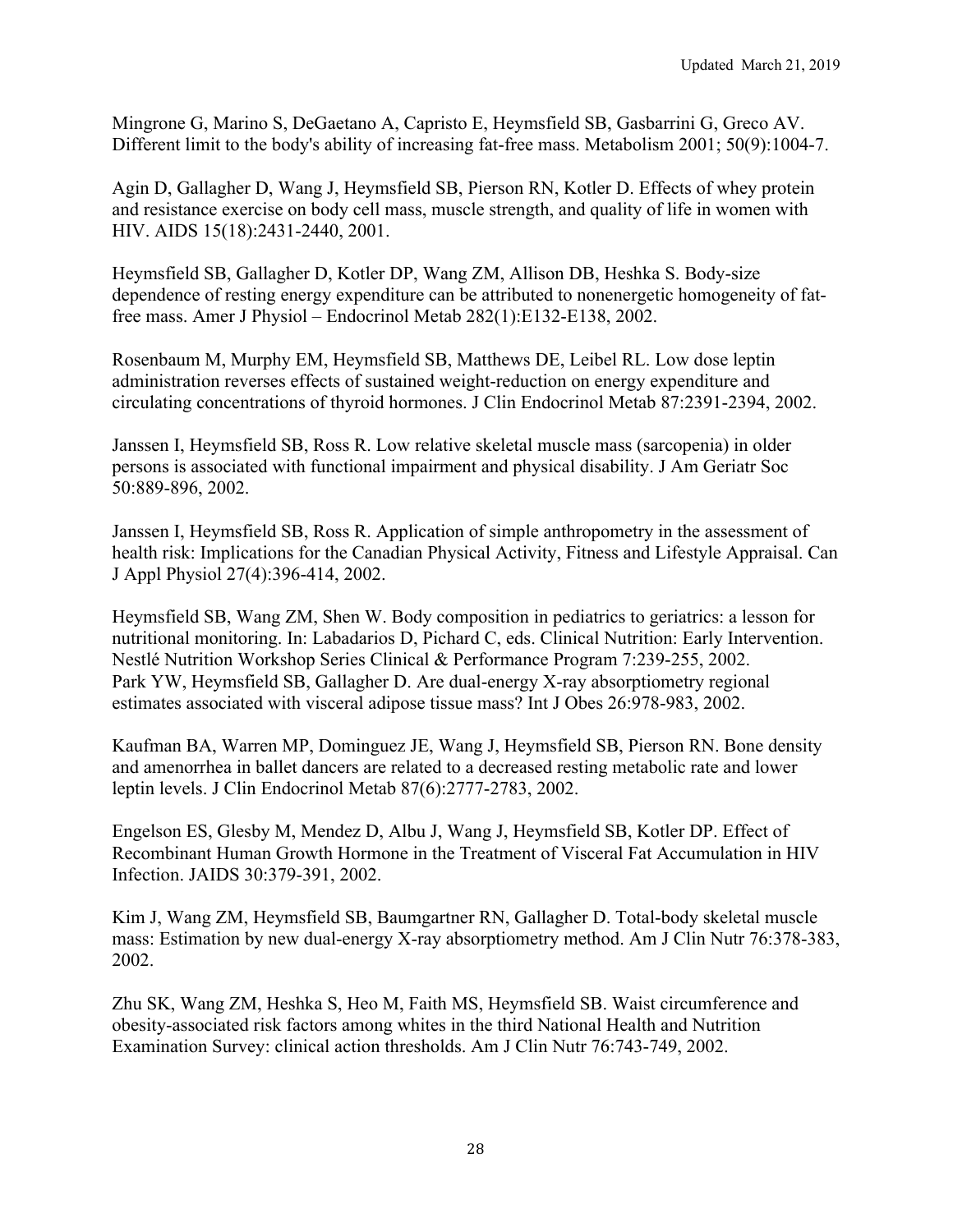Mingrone G, Marino S, DeGaetano A, Capristo E, Heymsfield SB, Gasbarrini G, Greco AV. Different limit to the body's ability of increasing fat-free mass. Metabolism 2001; 50(9):1004-7.

Agin D, Gallagher D, Wang J, Heymsfield SB, Pierson RN, Kotler D. Effects of whey protein and resistance exercise on body cell mass, muscle strength, and quality of life in women with HIV. AIDS 15(18):2431-2440, 2001.

Heymsfield SB, Gallagher D, Kotler DP, Wang ZM, Allison DB, Heshka S. Body-size dependence of resting energy expenditure can be attributed to nonenergetic homogeneity of fat-free mass. Amer J Physiol – Endocrinol Metab 282(1):E132-E138, 2002.

Rosenbaum M, Murphy EM, Heymsfield SB, Matthews DE, Leibel RL. Low dose leptin administration reverses effects of sustained weight-reduction on energy expenditure and circulating concentrations of thyroid hormones. J Clin Endocrinol Metab 87:2391-2394, 2002.

Janssen I, Heymsfield SB, Ross R. Low relative skeletal muscle mass (sarcopenia) in older persons is associated with functional impairment and physical disability. J Am Geriatr Soc 50:889-896, 2002.

Janssen I, Heymsfield SB, Ross R. Application of simple anthropometry in the assessment of health risk: Implications for the Canadian Physical Activity, Fitness and Lifestyle Appraisal. Can J Appl Physiol 27(4):396-414, 2002.

Heymsfield SB, Wang ZM, Shen W. Body composition in pediatrics to geriatrics: a lesson for nutritional monitoring. In: Labadarios D, Pichard C, eds. Clinical Nutrition: Early Intervention. Nestlé Nutrition Workshop Series Clinical & Performance Program 7:239-255, 2002.
Park YW, Heymsfield SB, Gallagher D. Are dual-energy X-ray absorptiometry regional estimates associated with visceral adipose tissue mass? Int J Obes 26:978-983, 2002.

Kaufman BA, Warren MP, Dominguez JE, Wang J, Heymsfield SB, Pierson RN. Bone density and amenorrhea in ballet dancers are related to a decreased resting metabolic rate and lower leptin levels. J Clin Endocrinol Metab 87(6):2777-2783, 2002.

Engelson ES, Glesby M, Mendez D, Albu J, Wang J, Heymsfield SB, Kotler DP. Effect of Recombinant Human Growth Hormone in the Treatment of Visceral Fat Accumulation in HIV Infection. JAIDS 30:379-391, 2002.

Kim J, Wang ZM, Heymsfield SB, Baumgartner RN, Gallagher D. Total-body skeletal muscle mass: Estimation by new dual-energy X-ray absorptiometry method. Am J Clin Nutr 76:378-383, 2002.

Zhu SK, Wang ZM, Heshka S, Heo M, Faith MS, Heymsfield SB. Waist circumference and obesity-associated risk factors among whites in the third National Health and Nutrition Examination Survey: clinical action thresholds. Am J Clin Nutr 76:743-749, 2002.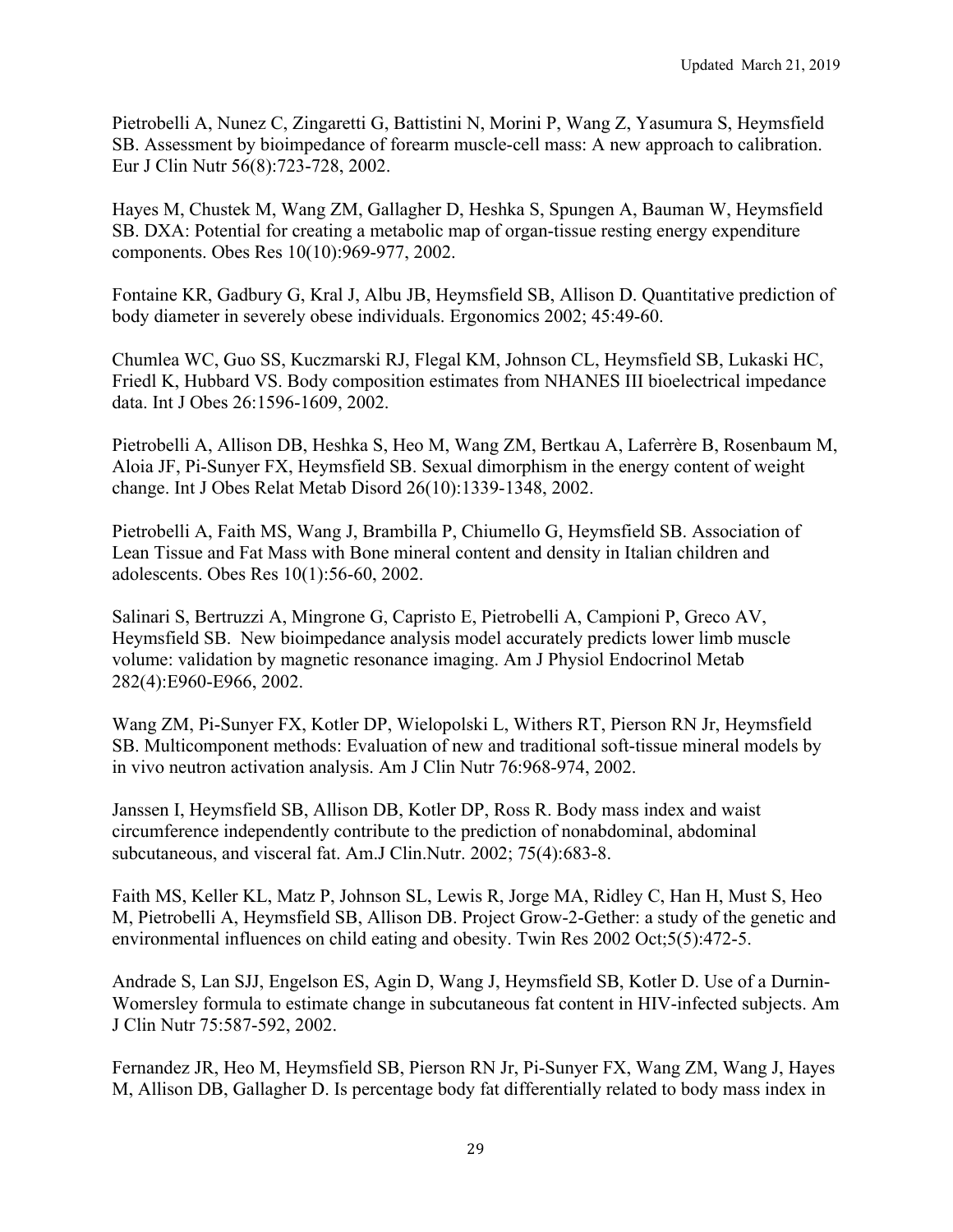Pietrobelli A, Nunez C, Zingaretti G, Battistini N, Morini P, Wang Z, Yasumura S, Heymsfield SB. Assessment by bioimpedance of forearm muscle-cell mass: A new approach to calibration. Eur J Clin Nutr 56(8):723-728, 2002.

Hayes M, Chustek M, Wang ZM, Gallagher D, Heshka S, Spungen A, Bauman W, Heymsfield SB. DXA: Potential for creating a metabolic map of organ-tissue resting energy expenditure components. Obes Res 10(10):969-977, 2002.

Fontaine KR, Gadbury G, Kral J, Albu JB, Heymsfield SB, Allison D. Quantitative prediction of body diameter in severely obese individuals. Ergonomics 2002; 45:49-60.

Chumlea WC, Guo SS, Kuczmarski RJ, Flegal KM, Johnson CL, Heymsfield SB, Lukaski HC, Friedl K, Hubbard VS. Body composition estimates from NHANES III bioelectrical impedance data. Int J Obes 26:1596-1609, 2002.

Pietrobelli A, Allison DB, Heshka S, Heo M, Wang ZM, Bertkau A, Laferrère B, Rosenbaum M, Aloia JF, Pi-Sunyer FX, Heymsfield SB. Sexual dimorphism in the energy content of weight change. Int J Obes Relat Metab Disord 26(10):1339-1348, 2002.

Pietrobelli A, Faith MS, Wang J, Brambilla P, Chiumello G, Heymsfield SB. Association of Lean Tissue and Fat Mass with Bone mineral content and density in Italian children and adolescents. Obes Res 10(1):56-60, 2002.

Salinari S, Bertruzzi A, Mingrone G, Capristo E, Pietrobelli A, Campioni P, Greco AV, Heymsfield SB. New bioimpedance analysis model accurately predicts lower limb muscle volume: validation by magnetic resonance imaging. Am J Physiol Endocrinol Metab 282(4):E960-E966, 2002.

Wang ZM, Pi-Sunyer FX, Kotler DP, Wielopolski L, Withers RT, Pierson RN Jr, Heymsfield SB. Multicomponent methods: Evaluation of new and traditional soft-tissue mineral models by in vivo neutron activation analysis. Am J Clin Nutr 76:968-974, 2002.

Janssen I, Heymsfield SB, Allison DB, Kotler DP, Ross R. Body mass index and waist circumference independently contribute to the prediction of nonabdominal, abdominal subcutaneous, and visceral fat. Am.J Clin.Nutr. 2002; 75(4):683-8.

Faith MS, Keller KL, Matz P, Johnson SL, Lewis R, Jorge MA, Ridley C, Han H, Must S, Heo M, Pietrobelli A, Heymsfield SB, Allison DB. Project Grow-2-Gether: a study of the genetic and environmental influences on child eating and obesity. Twin Res 2002 Oct;5(5):472-5.

Andrade S, Lan SJJ, Engelson ES, Agin D, Wang J, Heymsfield SB, Kotler D. Use of a Durnin-Womersley formula to estimate change in subcutaneous fat content in HIV-infected subjects. Am J Clin Nutr 75:587-592, 2002.

Fernandez JR, Heo M, Heymsfield SB, Pierson RN Jr, Pi-Sunyer FX, Wang ZM, Wang J, Hayes M, Allison DB, Gallagher D. Is percentage body fat differentially related to body mass index in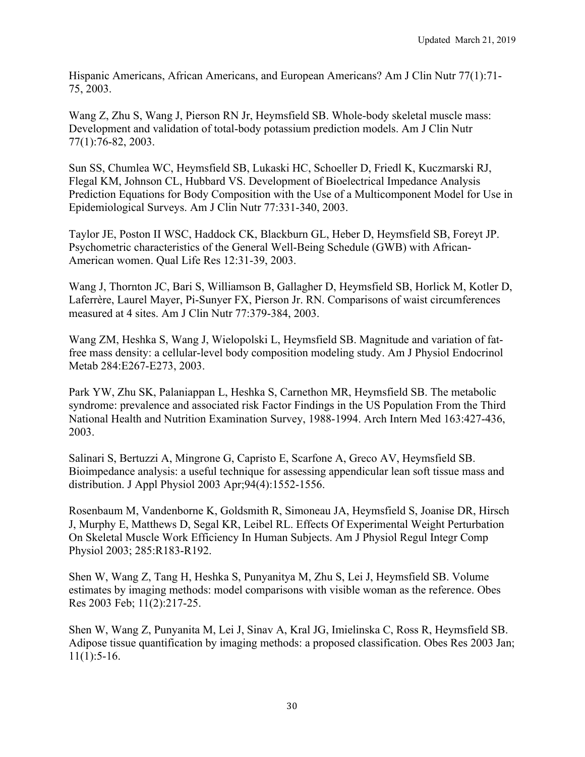Hispanic Americans, African Americans, and European Americans? Am J Clin Nutr 77(1):71-75, 2003.

Wang Z, Zhu S, Wang J, Pierson RN Jr, Heymsfield SB. Whole-body skeletal muscle mass: Development and validation of total-body potassium prediction models. Am J Clin Nutr 77(1):76-82, 2003.

Sun SS, Chumlea WC, Heymsfield SB, Lukaski HC, Schoeller D, Friedl K, Kuczmarski RJ, Flegal KM, Johnson CL, Hubbard VS. Development of Bioelectrical Impedance Analysis Prediction Equations for Body Composition with the Use of a Multicomponent Model for Use in Epidemiological Surveys. Am J Clin Nutr 77:331-340, 2003.

Taylor JE, Poston II WSC, Haddock CK, Blackburn GL, Heber D, Heymsfield SB, Foreyt JP. Psychometric characteristics of the General Well-Being Schedule (GWB) with African-American women. Qual Life Res 12:31-39, 2003.

Wang J, Thornton JC, Bari S, Williamson B, Gallagher D, Heymsfield SB, Horlick M, Kotler D, Laferrère, Laurel Mayer, Pi-Sunyer FX, Pierson Jr. RN. Comparisons of waist circumferences measured at 4 sites. Am J Clin Nutr 77:379-384, 2003.

Wang ZM, Heshka S, Wang J, Wielopolski L, Heymsfield SB. Magnitude and variation of fat-free mass density: a cellular-level body composition modeling study. Am J Physiol Endocrinol Metab 284:E267-E273, 2003.

Park YW, Zhu SK, Palaniappan L, Heshka S, Carnethon MR, Heymsfield SB. The metabolic syndrome: prevalence and associated risk Factor Findings in the US Population From the Third National Health and Nutrition Examination Survey, 1988-1994. Arch Intern Med 163:427-436, 2003.

Salinari S, Bertuzzi A, Mingrone G, Capristo E, Scarfone A, Greco AV, Heymsfield SB. Bioimpedance analysis: a useful technique for assessing appendicular lean soft tissue mass and distribution. J Appl Physiol 2003 Apr;94(4):1552-1556.

Rosenbaum M, Vandenborne K, Goldsmith R, Simoneau JA, Heymsfield S, Joanise DR, Hirsch J, Murphy E, Matthews D, Segal KR, Leibel RL. Effects Of Experimental Weight Perturbation On Skeletal Muscle Work Efficiency In Human Subjects. Am J Physiol Regul Integr Comp Physiol 2003; 285:R183-R192.

Shen W, Wang Z, Tang H, Heshka S, Punyanitya M, Zhu S, Lei J, Heymsfield SB. Volume estimates by imaging methods: model comparisons with visible woman as the reference. Obes Res 2003 Feb; 11(2):217-25.

Shen W, Wang Z, Punyanita M, Lei J, Sinav A, Kral JG, Imielinska C, Ross R, Heymsfield SB. Adipose tissue quantification by imaging methods: a proposed classification. Obes Res 2003 Jan; 11(1):5-16.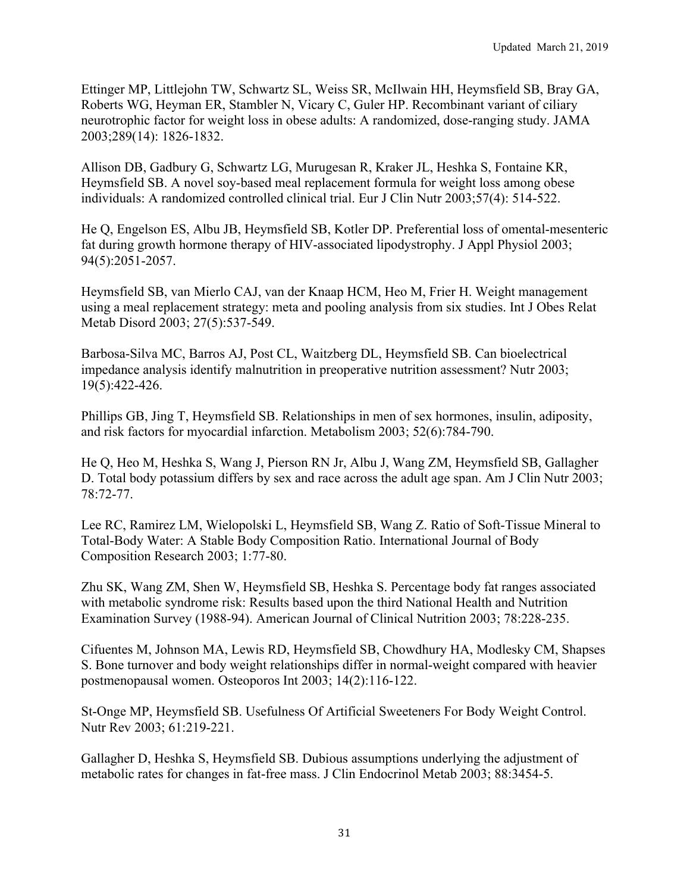Ettinger MP, Littlejohn TW, Schwartz SL, Weiss SR, McIlwain HH, Heymsfield SB, Bray GA, Roberts WG, Heyman ER, Stambler N, Vicary C, Guler HP. Recombinant variant of ciliary neurotrophic factor for weight loss in obese adults: A randomized, dose-ranging study. JAMA 2003;289(14): 1826-1832.

Allison DB, Gadbury G, Schwartz LG, Murugesan R, Kraker JL, Heshka S, Fontaine KR, Heymsfield SB. A novel soy-based meal replacement formula for weight loss among obese individuals: A randomized controlled clinical trial. Eur J Clin Nutr 2003;57(4): 514-522.

He Q, Engelson ES, Albu JB, Heymsfield SB, Kotler DP. Preferential loss of omental-mesenteric fat during growth hormone therapy of HIV-associated lipodystrophy. J Appl Physiol 2003; 94(5):2051-2057.

Heymsfield SB, van Mierlo CAJ, van der Knaap HCM, Heo M, Frier H. Weight management using a meal replacement strategy: meta and pooling analysis from six studies. Int J Obes Relat Metab Disord 2003; 27(5):537-549.

Barbosa-Silva MC, Barros AJ, Post CL, Waitzberg DL, Heymsfield SB. Can bioelectrical impedance analysis identify malnutrition in preoperative nutrition assessment? Nutr 2003; 19(5):422-426.

Phillips GB, Jing T, Heymsfield SB. Relationships in men of sex hormones, insulin, adiposity, and risk factors for myocardial infarction. Metabolism 2003; 52(6):784-790.

He Q, Heo M, Heshka S, Wang J, Pierson RN Jr, Albu J, Wang ZM, Heymsfield SB, Gallagher D. Total body potassium differs by sex and race across the adult age span. Am J Clin Nutr 2003; 78:72-77.

Lee RC, Ramirez LM, Wielopolski L, Heymsfield SB, Wang Z. Ratio of Soft-Tissue Mineral to Total-Body Water: A Stable Body Composition Ratio. International Journal of Body Composition Research 2003; 1:77-80.

Zhu SK, Wang ZM, Shen W, Heymsfield SB, Heshka S. Percentage body fat ranges associated with metabolic syndrome risk: Results based upon the third National Health and Nutrition Examination Survey (1988-94). American Journal of Clinical Nutrition 2003; 78:228-235.

Cifuentes M, Johnson MA, Lewis RD, Heymsfield SB, Chowdhury HA, Modlesky CM, Shapses S. Bone turnover and body weight relationships differ in normal-weight compared with heavier postmenopausal women. Osteoporos Int 2003; 14(2):116-122.

St-Onge MP, Heymsfield SB. Usefulness Of Artificial Sweeteners For Body Weight Control. Nutr Rev 2003; 61:219-221.

Gallagher D, Heshka S, Heymsfield SB. Dubious assumptions underlying the adjustment of metabolic rates for changes in fat-free mass. J Clin Endocrinol Metab 2003; 88:3454-5.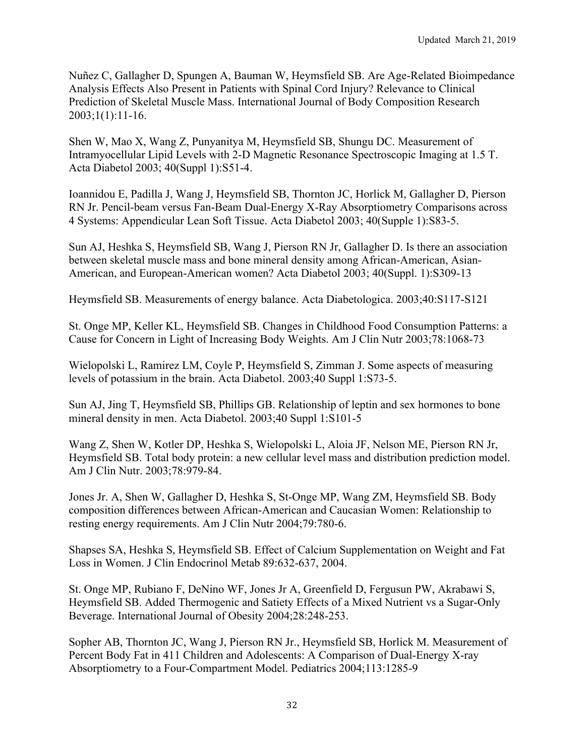Nuñez C, Gallagher D, Spungen A, Bauman W, Heymsfield SB. Are Age-Related Bioimpedance Analysis Effects Also Present in Patients with Spinal Cord Injury? Relevance to Clinical Prediction of Skeletal Muscle Mass. International Journal of Body Composition Research 2003;1(1):11-16.

Shen W, Mao X, Wang Z, Punyanitya M, Heymsfield SB, Shungu DC. Measurement of Intramyocellular Lipid Levels with 2-D Magnetic Resonance Spectroscopic Imaging at 1.5 T. Acta Diabetol 2003; 40(Suppl 1):S51-4.

Ioannidou E, Padilla J, Wang J, Heymsfield SB, Thornton JC, Horlick M, Gallagher D, Pierson RN Jr. Pencil-beam versus Fan-Beam Dual-Energy X-Ray Absorptiometry Comparisons across 4 Systems: Appendicular Lean Soft Tissue. Acta Diabetol 2003; 40(Supple 1):S83-5.

Sun AJ, Heshka S, Heymsfield SB, Wang J, Pierson RN Jr, Gallagher D. Is there an association between skeletal muscle mass and bone mineral density among African-American, Asian-American, and European-American women? Acta Diabetol 2003; 40(Suppl. 1):S309-13

Heymsfield SB. Measurements of energy balance. Acta Diabetologica. 2003;40:S117-S121

St. Onge MP, Keller KL, Heymsfield SB. Changes in Childhood Food Consumption Patterns: a Cause for Concern in Light of Increasing Body Weights. Am J Clin Nutr 2003;78:1068-73

Wielopolski L, Ramirez LM, Coyle P, Heymsfield S, Zimman J. Some aspects of measuring levels of potassium in the brain. Acta Diabetol. 2003;40 Suppl 1:S73-5.

Sun AJ, Jing T, Heymsfield SB, Phillips GB. Relationship of leptin and sex hormones to bone mineral density in men. Acta Diabetol. 2003;40 Suppl 1:S101-5

Wang Z, Shen W, Kotler DP, Heshka S, Wielopolski L, Aloia JF, Nelson ME, Pierson RN Jr, Heymsfield SB. Total body protein: a new cellular level mass and distribution prediction model. Am J Clin Nutr. 2003;78:979-84.

Jones Jr. A, Shen W, Gallagher D, Heshka S, St-Onge MP, Wang ZM, Heymsfield SB. Body composition differences between African-American and Caucasian Women: Relationship to resting energy requirements. Am J Clin Nutr 2004;79:780-6.

Shapses SA, Heshka S, Heymsfield SB. Effect of Calcium Supplementation on Weight and Fat Loss in Women. J Clin Endocrinol Metab 89:632-637, 2004.

St. Onge MP, Rubiano F, DeNino WF, Jones Jr A, Greenfield D, Fergusun PW, Akrabawi S, Heymsfield SB. Added Thermogenic and Satiety Effects of a Mixed Nutrient vs a Sugar-Only Beverage. International Journal of Obesity 2004;28:248-253.

Sopher AB, Thornton JC, Wang J, Pierson RN Jr., Heymsfield SB, Horlick M. Measurement of Percent Body Fat in 411 Children and Adolescents: A Comparison of Dual-Energy X-ray Absorptiometry to a Four-Compartment Model. Pediatrics 2004;113:1285-9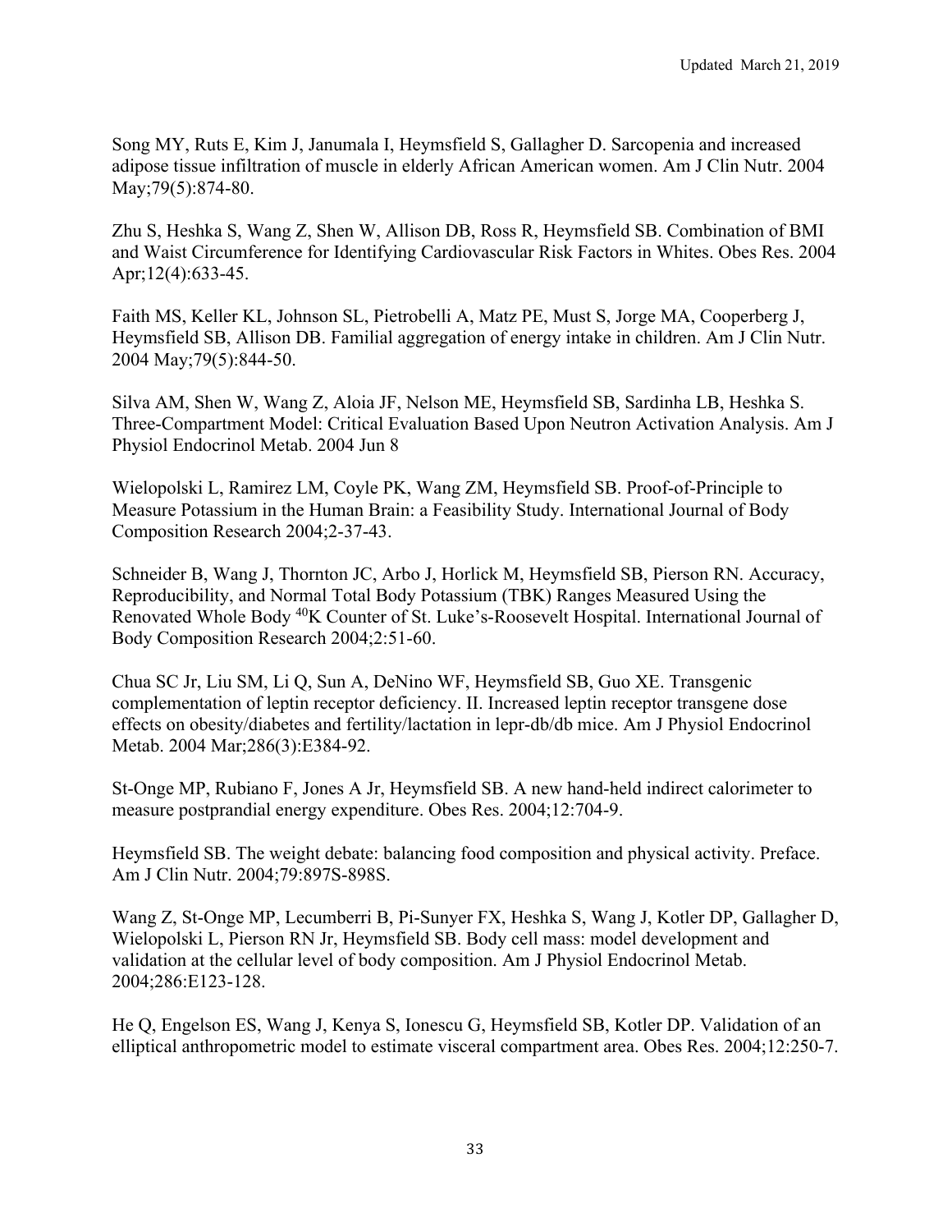Song MY, Ruts E, Kim J, Janumala I, Heymsfield S, Gallagher D. Sarcopenia and increased adipose tissue infiltration of muscle in elderly African American women. Am J Clin Nutr. 2004 May;79(5):874-80.

Zhu S, Heshka S, Wang Z, Shen W, Allison DB, Ross R, Heymsfield SB. Combination of BMI and Waist Circumference for Identifying Cardiovascular Risk Factors in Whites. Obes Res. 2004 Apr;12(4):633-45.

Faith MS, Keller KL, Johnson SL, Pietrobelli A, Matz PE, Must S, Jorge MA, Cooperberg J, Heymsfield SB, Allison DB. Familial aggregation of energy intake in children. Am J Clin Nutr. 2004 May;79(5):844-50.

Silva AM, Shen W, Wang Z, Aloia JF, Nelson ME, Heymsfield SB, Sardinha LB, Heshka S. Three-Compartment Model: Critical Evaluation Based Upon Neutron Activation Analysis. Am J Physiol Endocrinol Metab. 2004 Jun 8

Wielopolski L, Ramirez LM, Coyle PK, Wang ZM, Heymsfield SB. Proof-of-Principle to Measure Potassium in the Human Brain: a Feasibility Study. International Journal of Body Composition Research 2004;2-37-43.

Schneider B, Wang J, Thornton JC, Arbo J, Horlick M, Heymsfield SB, Pierson RN. Accuracy, Reproducibility, and Normal Total Body Potassium (TBK) Ranges Measured Using the Renovated Whole Body $^{40}$K Counter of St. Luke's-Roosevelt Hospital. International Journal of Body Composition Research 2004;2:51-60.

Chua SC Jr, Liu SM, Li Q, Sun A, DeNino WF, Heymsfield SB, Guo XE. Transgenic complementation of leptin receptor deficiency. II. Increased leptin receptor transgene dose effects on obesity/diabetes and fertility/lactation in lepr-db/db mice. Am J Physiol Endocrinol Metab. 2004 Mar;286(3):E384-92.

St-Onge MP, Rubiano F, Jones A Jr, Heymsfield SB. A new hand-held indirect calorimeter to measure postprandial energy expenditure. Obes Res. 2004;12:704-9.

Heymsfield SB. The weight debate: balancing food composition and physical activity. Preface. Am J Clin Nutr. 2004;79:897S-898S.

Wang Z, St-Onge MP, Lecumberri B, Pi-Sunyer FX, Heshka S, Wang J, Kotler DP, Gallagher D, Wielopolski L, Pierson RN Jr, Heymsfield SB. Body cell mass: model development and validation at the cellular level of body composition. Am J Physiol Endocrinol Metab. 2004;286:E123-128.

He Q, Engelson ES, Wang J, Kenya S, Ionescu G, Heymsfield SB, Kotler DP. Validation of an elliptical anthropometric model to estimate visceral compartment area. Obes Res. 2004;12:250-7.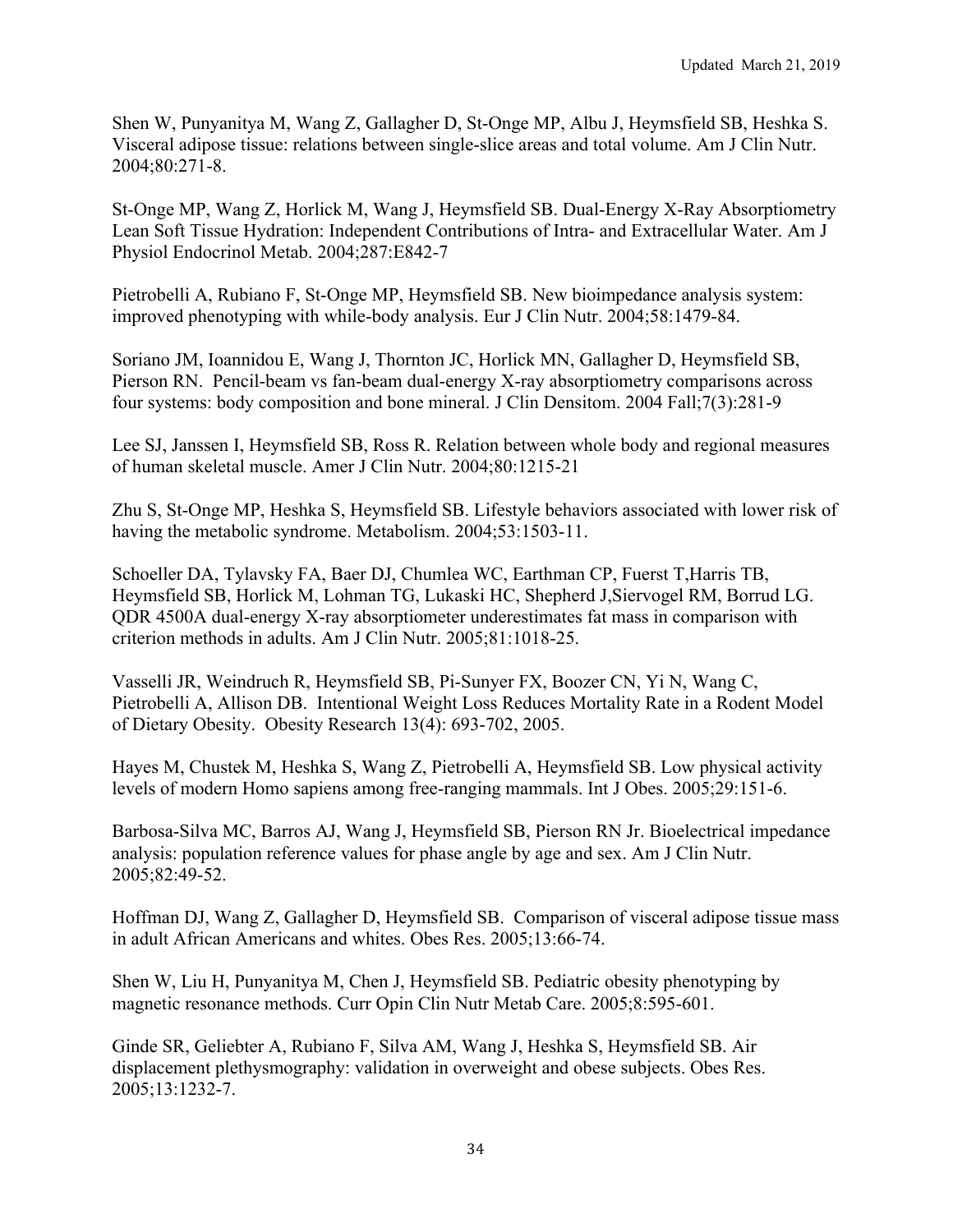Shen W, Punyanitya M, Wang Z, Gallagher D, St-Onge MP, Albu J, Heymsfield SB, Heshka S. Visceral adipose tissue: relations between single-slice areas and total volume. Am J Clin Nutr. 2004;80:271-8.

St-Onge MP, Wang Z, Horlick M, Wang J, Heymsfield SB. Dual-Energy X-Ray Absorptiometry Lean Soft Tissue Hydration: Independent Contributions of Intra- and Extracellular Water. Am J Physiol Endocrinol Metab. 2004;287:E842-7

Pietrobelli A, Rubiano F, St-Onge MP, Heymsfield SB. New bioimpedance analysis system: improved phenotyping with while-body analysis. Eur J Clin Nutr. 2004;58:1479-84.

Soriano JM, Ioannidou E, Wang J, Thornton JC, Horlick MN, Gallagher D, Heymsfield SB, Pierson RN. Pencil-beam vs fan-beam dual-energy X-ray absorptiometry comparisons across four systems: body composition and bone mineral. J Clin Densitom. 2004 Fall;7(3):281-9

Lee SJ, Janssen I, Heymsfield SB, Ross R. Relation between whole body and regional measures of human skeletal muscle. Amer J Clin Nutr. 2004;80:1215-21

Zhu S, St-Onge MP, Heshka S, Heymsfield SB. Lifestyle behaviors associated with lower risk of having the metabolic syndrome. Metabolism. 2004;53:1503-11.

Schoeller DA, Tylavsky FA, Baer DJ, Chumlea WC, Earthman CP, Fuerst T,Harris TB, Heymsfield SB, Horlick M, Lohman TG, Lukaski HC, Shepherd J,Siervogel RM, Borrud LG. QDR 4500A dual-energy X-ray absorptiometer underestimates fat mass in comparison with criterion methods in adults. Am J Clin Nutr. 2005;81:1018-25.

Vasselli JR, Weindruch R, Heymsfield SB, Pi-Sunyer FX, Boozer CN, Yi N, Wang C, Pietrobelli A, Allison DB. Intentional Weight Loss Reduces Mortality Rate in a Rodent Model of Dietary Obesity. Obesity Research 13(4): 693-702, 2005.

Hayes M, Chustek M, Heshka S, Wang Z, Pietrobelli A, Heymsfield SB. Low physical activity levels of modern Homo sapiens among free-ranging mammals. Int J Obes. 2005;29:151-6.

Barbosa-Silva MC, Barros AJ, Wang J, Heymsfield SB, Pierson RN Jr. Bioelectrical impedance analysis: population reference values for phase angle by age and sex. Am J Clin Nutr. 2005;82:49-52.

Hoffman DJ, Wang Z, Gallagher D, Heymsfield SB. Comparison of visceral adipose tissue mass in adult African Americans and whites. Obes Res. 2005;13:66-74.

Shen W, Liu H, Punyanitya M, Chen J, Heymsfield SB. Pediatric obesity phenotyping by magnetic resonance methods. Curr Opin Clin Nutr Metab Care. 2005;8:595-601.

Ginde SR, Geliebter A, Rubiano F, Silva AM, Wang J, Heshka S, Heymsfield SB. Air displacement plethysmography: validation in overweight and obese subjects. Obes Res. 2005;13:1232-7.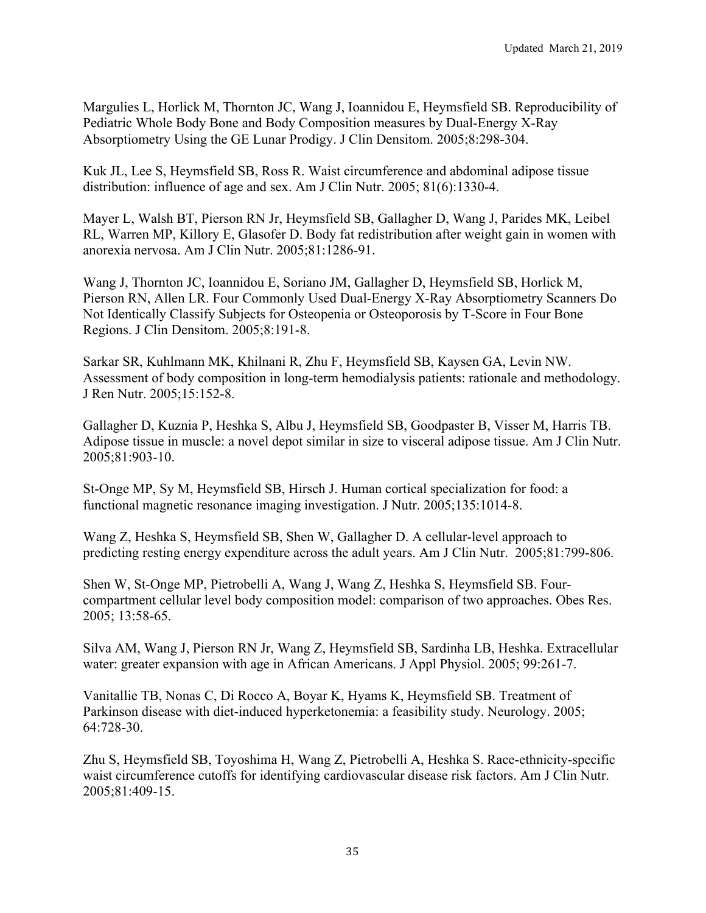Margulies L, Horlick M, Thornton JC, Wang J, Ioannidou E, Heymsfield SB. Reproducibility of Pediatric Whole Body Bone and Body Composition measures by Dual-Energy X-Ray Absorptiometry Using the GE Lunar Prodigy. J Clin Densitom. 2005;8:298-304.

Kuk JL, Lee S, Heymsfield SB, Ross R. Waist circumference and abdominal adipose tissue distribution: influence of age and sex. Am J Clin Nutr. 2005; 81(6):1330-4.

Mayer L, Walsh BT, Pierson RN Jr, Heymsfield SB, Gallagher D, Wang J, Parides MK, Leibel RL, Warren MP, Killory E, Glasofer D. Body fat redistribution after weight gain in women with anorexia nervosa. Am J Clin Nutr. 2005;81:1286-91.

Wang J, Thornton JC, Ioannidou E, Soriano JM, Gallagher D, Heymsfield SB, Horlick M, Pierson RN, Allen LR. Four Commonly Used Dual-Energy X-Ray Absorptiometry Scanners Do Not Identically Classify Subjects for Osteopenia or Osteoporosis by T-Score in Four Bone Regions. J Clin Densitom. 2005;8:191-8.

Sarkar SR, Kuhlmann MK, Khilnani R, Zhu F, Heymsfield SB, Kaysen GA, Levin NW. Assessment of body composition in long-term hemodialysis patients: rationale and methodology. J Ren Nutr. 2005;15:152-8.

Gallagher D, Kuznia P, Heshka S, Albu J, Heymsfield SB, Goodpaster B, Visser M, Harris TB. Adipose tissue in muscle: a novel depot similar in size to visceral adipose tissue. Am J Clin Nutr. 2005;81:903-10.

St-Onge MP, Sy M, Heymsfield SB, Hirsch J. Human cortical specialization for food: a functional magnetic resonance imaging investigation. J Nutr. 2005;135:1014-8.

Wang Z, Heshka S, Heymsfield SB, Shen W, Gallagher D. A cellular-level approach to predicting resting energy expenditure across the adult years. Am J Clin Nutr. 2005;81:799-806.

Shen W, St-Onge MP, Pietrobelli A, Wang J, Wang Z, Heshka S, Heymsfield SB. Four-compartment cellular level body composition model: comparison of two approaches. Obes Res. 2005; 13:58-65.

Silva AM, Wang J, Pierson RN Jr, Wang Z, Heymsfield SB, Sardinha LB, Heshka. Extracellular water: greater expansion with age in African Americans. J Appl Physiol. 2005; 99:261-7.

Vanitallie TB, Nonas C, Di Rocco A, Boyar K, Hyams K, Heymsfield SB. Treatment of Parkinson disease with diet-induced hyperketonemia: a feasibility study. Neurology. 2005; 64:728-30.

Zhu S, Heymsfield SB, Toyoshima H, Wang Z, Pietrobelli A, Heshka S. Race-ethnicity-specific waist circumference cutoffs for identifying cardiovascular disease risk factors. Am J Clin Nutr. 2005;81:409-15.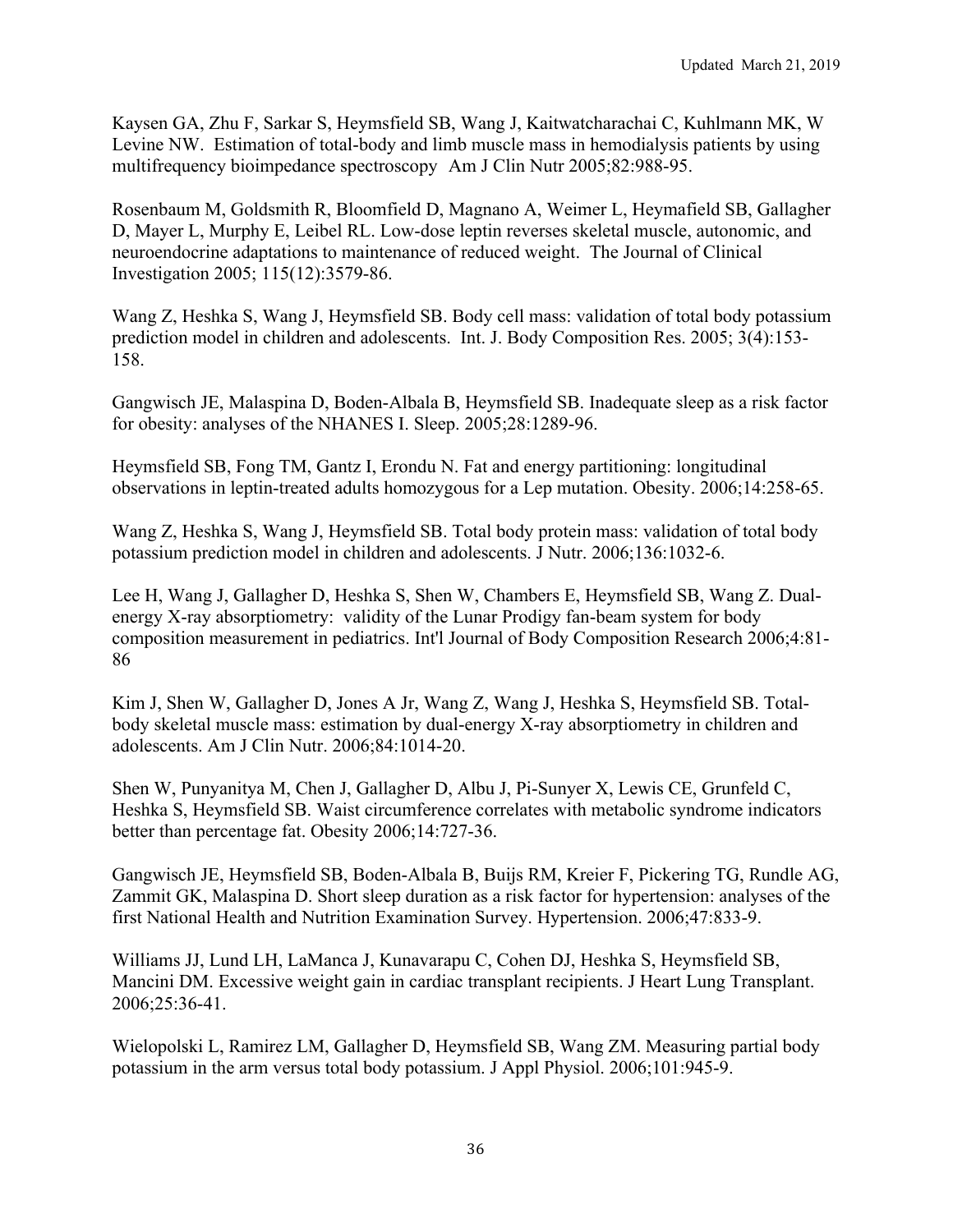Kaysen GA, Zhu F, Sarkar S, Heymsfield SB, Wang J, Kaitwatcharachai C, Kuhlmann MK, W Levine NW. Estimation of total-body and limb muscle mass in hemodialysis patients by using multifrequency bioimpedance spectroscopy Am J Clin Nutr 2005;82:988-95.

Rosenbaum M, Goldsmith R, Bloomfield D, Magnano A, Weimer L, Heymafield SB, Gallagher D, Mayer L, Murphy E, Leibel RL. Low-dose leptin reverses skeletal muscle, autonomic, and neuroendocrine adaptations to maintenance of reduced weight. The Journal of Clinical Investigation 2005; 115(12):3579-86.

Wang Z, Heshka S, Wang J, Heymsfield SB. Body cell mass: validation of total body potassium prediction model in children and adolescents. Int. J. Body Composition Res. 2005; 3(4):153-158.

Gangwisch JE, Malaspina D, Boden-Albala B, Heymsfield SB. Inadequate sleep as a risk factor for obesity: analyses of the NHANES I. Sleep. 2005;28:1289-96.

Heymsfield SB, Fong TM, Gantz I, Erondu N. Fat and energy partitioning: longitudinal observations in leptin-treated adults homozygous for a Lep mutation. Obesity. 2006;14:258-65.

Wang Z, Heshka S, Wang J, Heymsfield SB. Total body protein mass: validation of total body potassium prediction model in children and adolescents. J Nutr. 2006;136:1032-6.

Lee H, Wang J, Gallagher D, Heshka S, Shen W, Chambers E, Heymsfield SB, Wang Z. Dual-energy X-ray absorptiometry: validity of the Lunar Prodigy fan-beam system for body composition measurement in pediatrics. Int'l Journal of Body Composition Research 2006;4:81-86

Kim J, Shen W, Gallagher D, Jones A Jr, Wang Z, Wang J, Heshka S, Heymsfield SB. Total-body skeletal muscle mass: estimation by dual-energy X-ray absorptiometry in children and adolescents. Am J Clin Nutr. 2006;84:1014-20.

Shen W, Punyanitya M, Chen J, Gallagher D, Albu J, Pi-Sunyer X, Lewis CE, Grunfeld C, Heshka S, Heymsfield SB. Waist circumference correlates with metabolic syndrome indicators better than percentage fat. Obesity 2006;14:727-36.

Gangwisch JE, Heymsfield SB, Boden-Albala B, Buijs RM, Kreier F, Pickering TG, Rundle AG, Zammit GK, Malaspina D. Short sleep duration as a risk factor for hypertension: analyses of the first National Health and Nutrition Examination Survey. Hypertension. 2006;47:833-9.

Williams JJ, Lund LH, LaManca J, Kunavarapu C, Cohen DJ, Heshka S, Heymsfield SB, Mancini DM. Excessive weight gain in cardiac transplant recipients. J Heart Lung Transplant. 2006;25:36-41.

Wielopolski L, Ramirez LM, Gallagher D, Heymsfield SB, Wang ZM. Measuring partial body potassium in the arm versus total body potassium. J Appl Physiol. 2006;101:945-9.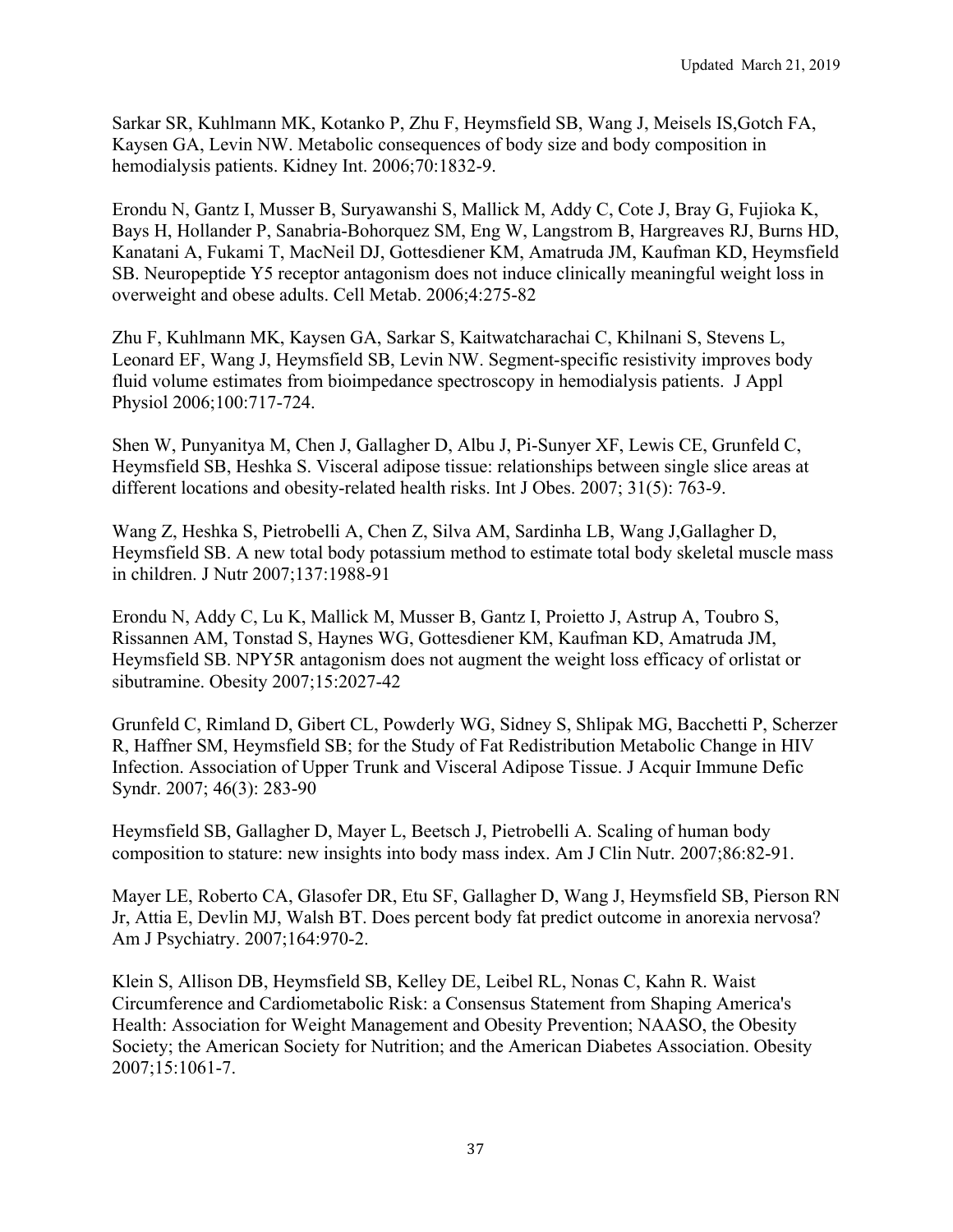Sarkar SR, Kuhlmann MK, Kotanko P, Zhu F, Heymsfield SB, Wang J, Meisels IS,Gotch FA, Kaysen GA, Levin NW. Metabolic consequences of body size and body composition in hemodialysis patients. Kidney Int. 2006;70:1832-9.

Erondu N, Gantz I, Musser B, Suryawanshi S, Mallick M, Addy C, Cote J, Bray G, Fujioka K, Bays H, Hollander P, Sanabria-Bohorquez SM, Eng W, Langstrom B, Hargreaves RJ, Burns HD, Kanatani A, Fukami T, MacNeil DJ, Gottesdiener KM, Amatruda JM, Kaufman KD, Heymsfield SB. Neuropeptide Y5 receptor antagonism does not induce clinically meaningful weight loss in overweight and obese adults. Cell Metab. 2006;4:275-82

Zhu F, Kuhlmann MK, Kaysen GA, Sarkar S, Kaitwatcharachai C, Khilnani S, Stevens L, Leonard EF, Wang J, Heymsfield SB, Levin NW. Segment-specific resistivity improves body fluid volume estimates from bioimpedance spectroscopy in hemodialysis patients. J Appl Physiol 2006;100:717-724.

Shen W, Punyanitya M, Chen J, Gallagher D, Albu J, Pi-Sunyer XF, Lewis CE, Grunfeld C, Heymsfield SB, Heshka S. Visceral adipose tissue: relationships between single slice areas at different locations and obesity-related health risks. Int J Obes. 2007; 31(5): 763-9.

Wang Z, Heshka S, Pietrobelli A, Chen Z, Silva AM, Sardinha LB, Wang J,Gallagher D, Heymsfield SB. A new total body potassium method to estimate total body skeletal muscle mass in children. J Nutr 2007;137:1988-91

Erondu N, Addy C, Lu K, Mallick M, Musser B, Gantz I, Proietto J, Astrup A, Toubro S, Rissannen AM, Tonstad S, Haynes WG, Gottesdiener KM, Kaufman KD, Amatruda JM, Heymsfield SB. NPY5R antagonism does not augment the weight loss efficacy of orlistat or sibutramine. Obesity 2007;15:2027-42

Grunfeld C, Rimland D, Gibert CL, Powderly WG, Sidney S, Shlipak MG, Bacchetti P, Scherzer R, Haffner SM, Heymsfield SB; for the Study of Fat Redistribution Metabolic Change in HIV Infection. Association of Upper Trunk and Visceral Adipose Tissue. J Acquir Immune Defic Syndr. 2007; 46(3): 283-90

Heymsfield SB, Gallagher D, Mayer L, Beetsch J, Pietrobelli A. Scaling of human body composition to stature: new insights into body mass index. Am J Clin Nutr. 2007;86:82-91.

Mayer LE, Roberto CA, Glasofer DR, Etu SF, Gallagher D, Wang J, Heymsfield SB, Pierson RN Jr, Attia E, Devlin MJ, Walsh BT. Does percent body fat predict outcome in anorexia nervosa? Am J Psychiatry. 2007;164:970-2.

Klein S, Allison DB, Heymsfield SB, Kelley DE, Leibel RL, Nonas C, Kahn R. Waist Circumference and Cardiometabolic Risk: a Consensus Statement from Shaping America's Health: Association for Weight Management and Obesity Prevention; NAASO, the Obesity Society; the American Society for Nutrition; and the American Diabetes Association. Obesity 2007;15:1061-7.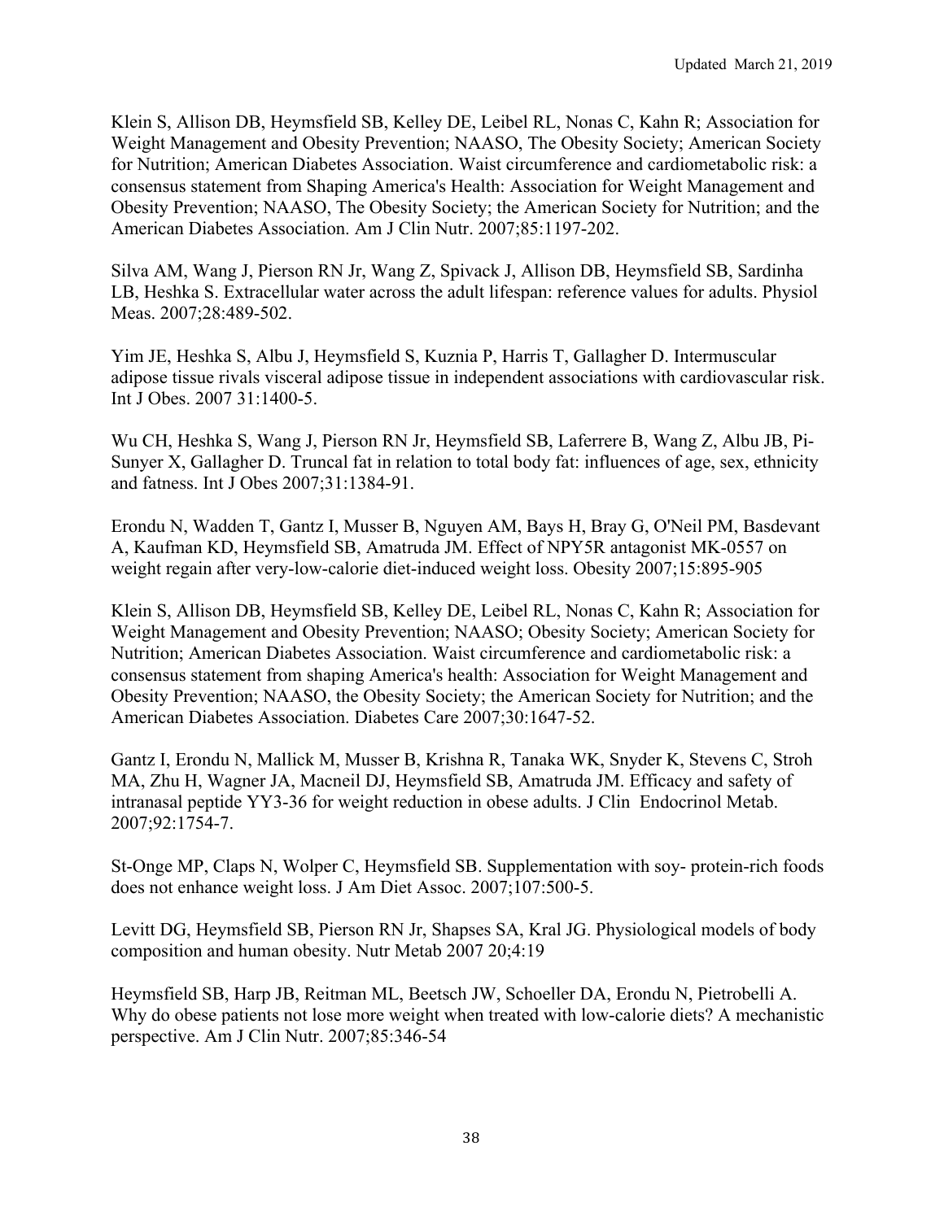Klein S, Allison DB, Heymsfield SB, Kelley DE, Leibel RL, Nonas C, Kahn R; Association for Weight Management and Obesity Prevention; NAASO, The Obesity Society; American Society for Nutrition; American Diabetes Association. Waist circumference and cardiometabolic risk: a consensus statement from Shaping America's Health: Association for Weight Management and Obesity Prevention; NAASO, The Obesity Society; the American Society for Nutrition; and the American Diabetes Association. Am J Clin Nutr. 2007;85:1197-202.

Silva AM, Wang J, Pierson RN Jr, Wang Z, Spivack J, Allison DB, Heymsfield SB, Sardinha LB, Heshka S. Extracellular water across the adult lifespan: reference values for adults. Physiol Meas. 2007;28:489-502.

Yim JE, Heshka S, Albu J, Heymsfield S, Kuznia P, Harris T, Gallagher D. Intermuscular adipose tissue rivals visceral adipose tissue in independent associations with cardiovascular risk. Int J Obes. 2007 31:1400-5.

Wu CH, Heshka S, Wang J, Pierson RN Jr, Heymsfield SB, Laferrere B, Wang Z, Albu JB, Pi-Sunyer X, Gallagher D. Truncal fat in relation to total body fat: influences of age, sex, ethnicity and fatness. Int J Obes 2007;31:1384-91.

Erondu N, Wadden T, Gantz I, Musser B, Nguyen AM, Bays H, Bray G, O'Neil PM, Basdevant A, Kaufman KD, Heymsfield SB, Amatruda JM. Effect of NPY5R antagonist MK-0557 on weight regain after very-low-calorie diet-induced weight loss. Obesity 2007;15:895-905

Klein S, Allison DB, Heymsfield SB, Kelley DE, Leibel RL, Nonas C, Kahn R; Association for Weight Management and Obesity Prevention; NAASO; Obesity Society; American Society for Nutrition; American Diabetes Association. Waist circumference and cardiometabolic risk: a consensus statement from shaping America's health: Association for Weight Management and Obesity Prevention; NAASO, the Obesity Society; the American Society for Nutrition; and the American Diabetes Association. Diabetes Care 2007;30:1647-52.

Gantz I, Erondu N, Mallick M, Musser B, Krishna R, Tanaka WK, Snyder K, Stevens C, Stroh MA, Zhu H, Wagner JA, Macneil DJ, Heymsfield SB, Amatruda JM. Efficacy and safety of intranasal peptide YY3-36 for weight reduction in obese adults. J Clin Endocrinol Metab. 2007;92:1754-7.

St-Onge MP, Claps N, Wolper C, Heymsfield SB. Supplementation with soy- protein-rich foods does not enhance weight loss. J Am Diet Assoc. 2007;107:500-5.

Levitt DG, Heymsfield SB, Pierson RN Jr, Shapses SA, Kral JG. Physiological models of body composition and human obesity. Nutr Metab 2007 20;4:19

Heymsfield SB, Harp JB, Reitman ML, Beetsch JW, Schoeller DA, Erondu N, Pietrobelli A. Why do obese patients not lose more weight when treated with low-calorie diets? A mechanistic perspective. Am J Clin Nutr. 2007;85:346-54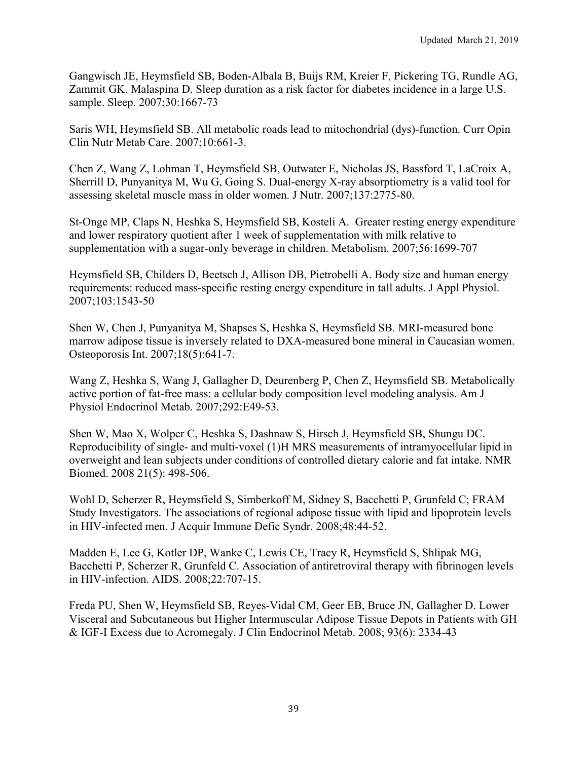Gangwisch JE, Heymsfield SB, Boden-Albala B, Buijs RM, Kreier F, Pickering TG, Rundle AG, Zammit GK, Malaspina D. Sleep duration as a risk factor for diabetes incidence in a large U.S. sample. Sleep. 2007;30:1667-73

Saris WH, Heymsfield SB. All metabolic roads lead to mitochondrial (dys)-function. Curr Opin Clin Nutr Metab Care. 2007;10:661-3.

Chen Z, Wang Z, Lohman T, Heymsfield SB, Outwater E, Nicholas JS, Bassford T, LaCroix A, Sherrill D, Punyanitya M, Wu G, Going S. Dual-energy X-ray absorptiometry is a valid tool for assessing skeletal muscle mass in older women. J Nutr. 2007;137:2775-80.

St-Onge MP, Claps N, Heshka S, Heymsfield SB, Kosteli A. Greater resting energy expenditure and lower respiratory quotient after 1 week of supplementation with milk relative to supplementation with a sugar-only beverage in children. Metabolism. 2007;56:1699-707

Heymsfield SB, Childers D, Beetsch J, Allison DB, Pietrobelli A. Body size and human energy requirements: reduced mass-specific resting energy expenditure in tall adults. J Appl Physiol. 2007;103:1543-50

Shen W, Chen J, Punyanitya M, Shapses S, Heshka S, Heymsfield SB. MRI-measured bone marrow adipose tissue is inversely related to DXA-measured bone mineral in Caucasian women. Osteoporosis Int. 2007;18(5):641-7.

Wang Z, Heshka S, Wang J, Gallagher D, Deurenberg P, Chen Z, Heymsfield SB. Metabolically active portion of fat-free mass: a cellular body composition level modeling analysis. Am J Physiol Endocrinol Metab. 2007;292:E49-53.

Shen W, Mao X, Wolper C, Heshka S, Dashnaw S, Hirsch J, Heymsfield SB, Shungu DC. Reproducibility of single- and multi-voxel (1)H MRS measurements of intramyocellular lipid in overweight and lean subjects under conditions of controlled dietary calorie and fat intake. NMR Biomed. 2008 21(5): 498-506.

Wohl D, Scherzer R, Heymsfield S, Simberkoff M, Sidney S, Bacchetti P, Grunfeld C; FRAM Study Investigators. The associations of regional adipose tissue with lipid and lipoprotein levels in HIV-infected men. J Acquir Immune Defic Syndr. 2008;48:44-52.

Madden E, Lee G, Kotler DP, Wanke C, Lewis CE, Tracy R, Heymsfield S, Shlipak MG, Bacchetti P, Scherzer R, Grunfeld C. Association of antiretroviral therapy with fibrinogen levels in HIV-infection. AIDS. 2008;22:707-15.

Freda PU, Shen W, Heymsfield SB, Reyes-Vidal CM, Geer EB, Bruce JN, Gallagher D. Lower Visceral and Subcutaneous but Higher Intermuscular Adipose Tissue Depots in Patients with GH & IGF-I Excess due to Acromegaly. J Clin Endocrinol Metab. 2008; 93(6): 2334-43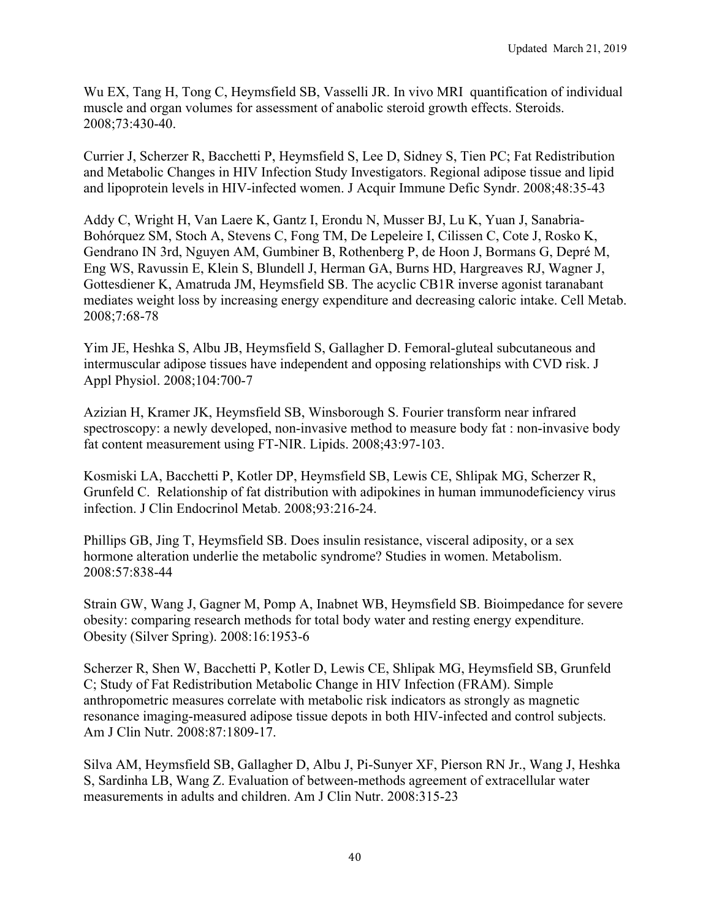Wu EX, Tang H, Tong C, Heymsfield SB, Vasselli JR. In vivo MRI quantification of individual muscle and organ volumes for assessment of anabolic steroid growth effects. Steroids. 2008;73:430-40.

Currier J, Scherzer R, Bacchetti P, Heymsfield S, Lee D, Sidney S, Tien PC; Fat Redistribution and Metabolic Changes in HIV Infection Study Investigators. Regional adipose tissue and lipid and lipoprotein levels in HIV-infected women. J Acquir Immune Defic Syndr. 2008;48:35-43

Addy C, Wright H, Van Laere K, Gantz I, Erondu N, Musser BJ, Lu K, Yuan J, Sanabria-Bohórquez SM, Stoch A, Stevens C, Fong TM, De Lepeleire I, Cilissen C, Cote J, Rosko K, Gendrano IN 3rd, Nguyen AM, Gumbiner B, Rothenberg P, de Hoon J, Bormans G, Depré M, Eng WS, Ravussin E, Klein S, Blundell J, Herman GA, Burns HD, Hargreaves RJ, Wagner J, Gottesdiener K, Amatruda JM, Heymsfield SB. The acyclic CB1R inverse agonist taranabant mediates weight loss by increasing energy expenditure and decreasing caloric intake. Cell Metab. 2008;7:68-78

Yim JE, Heshka S, Albu JB, Heymsfield S, Gallagher D. Femoral-gluteal subcutaneous and intermuscular adipose tissues have independent and opposing relationships with CVD risk. J Appl Physiol. 2008;104:700-7

Azizian H, Kramer JK, Heymsfield SB, Winsborough S. Fourier transform near infrared spectroscopy: a newly developed, non-invasive method to measure body fat : non-invasive body fat content measurement using FT-NIR. Lipids. 2008;43:97-103.

Kosmiski LA, Bacchetti P, Kotler DP, Heymsfield SB, Lewis CE, Shlipak MG, Scherzer R, Grunfeld C. Relationship of fat distribution with adipokines in human immunodeficiency virus infection. J Clin Endocrinol Metab. 2008;93:216-24.

Phillips GB, Jing T, Heymsfield SB. Does insulin resistance, visceral adiposity, or a sex hormone alteration underlie the metabolic syndrome? Studies in women. Metabolism. 2008:57:838-44

Strain GW, Wang J, Gagner M, Pomp A, Inabnet WB, Heymsfield SB. Bioimpedance for severe obesity: comparing research methods for total body water and resting energy expenditure. Obesity (Silver Spring). 2008:16:1953-6

Scherzer R, Shen W, Bacchetti P, Kotler D, Lewis CE, Shlipak MG, Heymsfield SB, Grunfeld C; Study of Fat Redistribution Metabolic Change in HIV Infection (FRAM). Simple anthropometric measures correlate with metabolic risk indicators as strongly as magnetic resonance imaging-measured adipose tissue depots in both HIV-infected and control subjects. Am J Clin Nutr. 2008:87:1809-17.

Silva AM, Heymsfield SB, Gallagher D, Albu J, Pi-Sunyer XF, Pierson RN Jr., Wang J, Heshka S, Sardinha LB, Wang Z. Evaluation of between-methods agreement of extracellular water measurements in adults and children. Am J Clin Nutr. 2008:315-23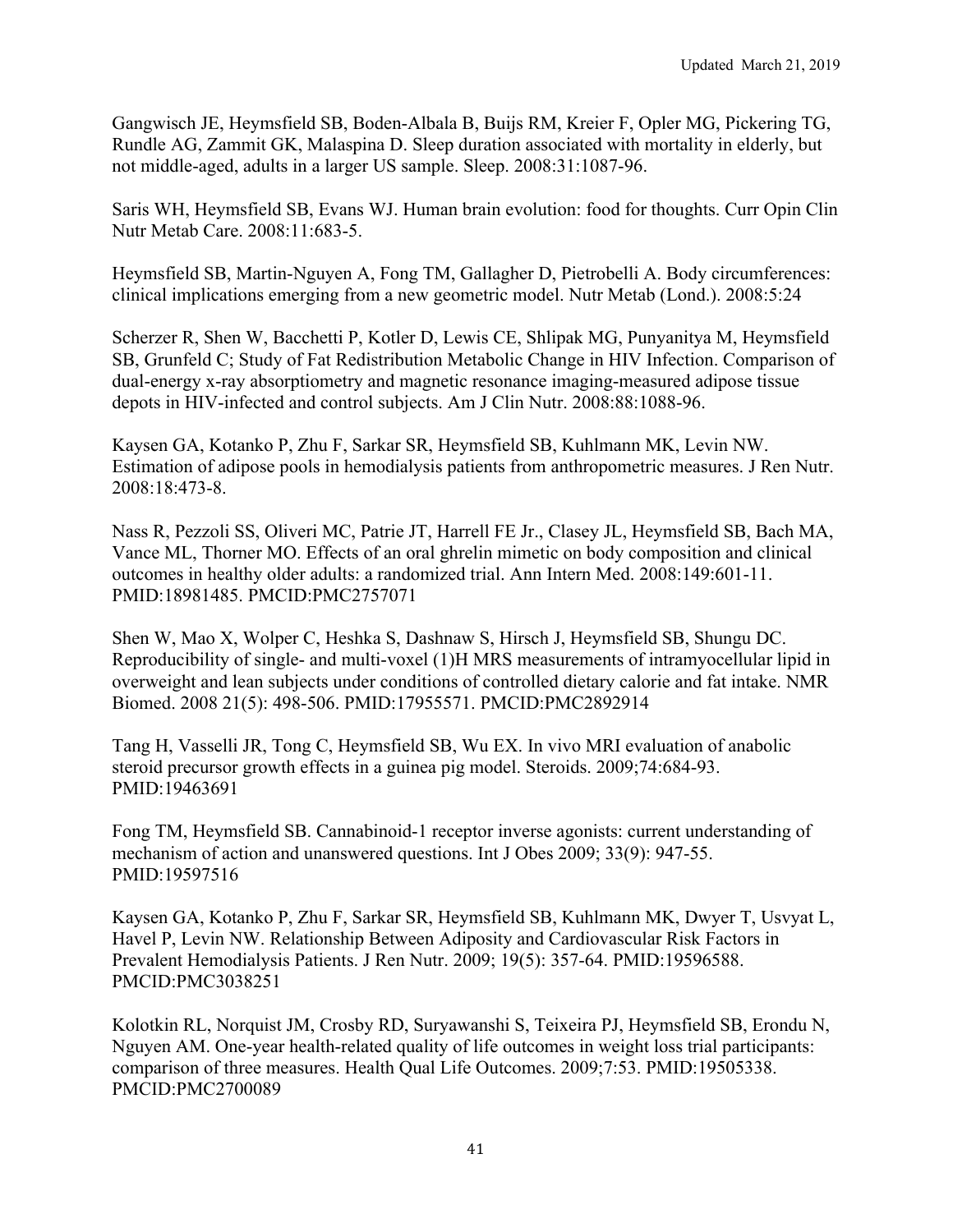Gangwisch JE, Heymsfield SB, Boden-Albala B, Buijs RM, Kreier F, Opler MG, Pickering TG, Rundle AG, Zammit GK, Malaspina D. Sleep duration associated with mortality in elderly, but not middle-aged, adults in a larger US sample. Sleep. 2008:31:1087-96.

Saris WH, Heymsfield SB, Evans WJ. Human brain evolution: food for thoughts. Curr Opin Clin Nutr Metab Care. 2008:11:683-5.

Heymsfield SB, Martin-Nguyen A, Fong TM, Gallagher D, Pietrobelli A. Body circumferences: clinical implications emerging from a new geometric model. Nutr Metab (Lond.). 2008:5:24

Scherzer R, Shen W, Bacchetti P, Kotler D, Lewis CE, Shlipak MG, Punyanitya M, Heymsfield SB, Grunfeld C; Study of Fat Redistribution Metabolic Change in HIV Infection. Comparison of dual-energy x-ray absorptiometry and magnetic resonance imaging-measured adipose tissue depots in HIV-infected and control subjects. Am J Clin Nutr. 2008:88:1088-96.

Kaysen GA, Kotanko P, Zhu F, Sarkar SR, Heymsfield SB, Kuhlmann MK, Levin NW. Estimation of adipose pools in hemodialysis patients from anthropometric measures. J Ren Nutr. 2008:18:473-8.

Nass R, Pezzoli SS, Oliveri MC, Patrie JT, Harrell FE Jr., Clasey JL, Heymsfield SB, Bach MA, Vance ML, Thorner MO. Effects of an oral ghrelin mimetic on body composition and clinical outcomes in healthy older adults: a randomized trial. Ann Intern Med. 2008:149:601-11. PMID:18981485. PMCID:PMC2757071

Shen W, Mao X, Wolper C, Heshka S, Dashnaw S, Hirsch J, Heymsfield SB, Shungu DC. Reproducibility of single- and multi-voxel (1)H MRS measurements of intramyocellular lipid in overweight and lean subjects under conditions of controlled dietary calorie and fat intake. NMR Biomed. 2008 21(5): 498-506. PMID:17955571. PMCID:PMC2892914

Tang H, Vasselli JR, Tong C, Heymsfield SB, Wu EX. In vivo MRI evaluation of anabolic steroid precursor growth effects in a guinea pig model. Steroids. 2009;74:684-93. PMID:19463691

Fong TM, Heymsfield SB. Cannabinoid-1 receptor inverse agonists: current understanding of mechanism of action and unanswered questions. Int J Obes 2009; 33(9): 947-55. PMID:19597516

Kaysen GA, Kotanko P, Zhu F, Sarkar SR, Heymsfield SB, Kuhlmann MK, Dwyer T, Usvyat L, Havel P, Levin NW. Relationship Between Adiposity and Cardiovascular Risk Factors in Prevalent Hemodialysis Patients. J Ren Nutr. 2009; 19(5): 357-64. PMID:19596588. PMCID:PMC3038251

Kolotkin RL, Norquist JM, Crosby RD, Suryawanshi S, Teixeira PJ, Heymsfield SB, Erondu N, Nguyen AM. One-year health-related quality of life outcomes in weight loss trial participants: comparison of three measures. Health Qual Life Outcomes. 2009;7:53. PMID:19505338. PMCID:PMC2700089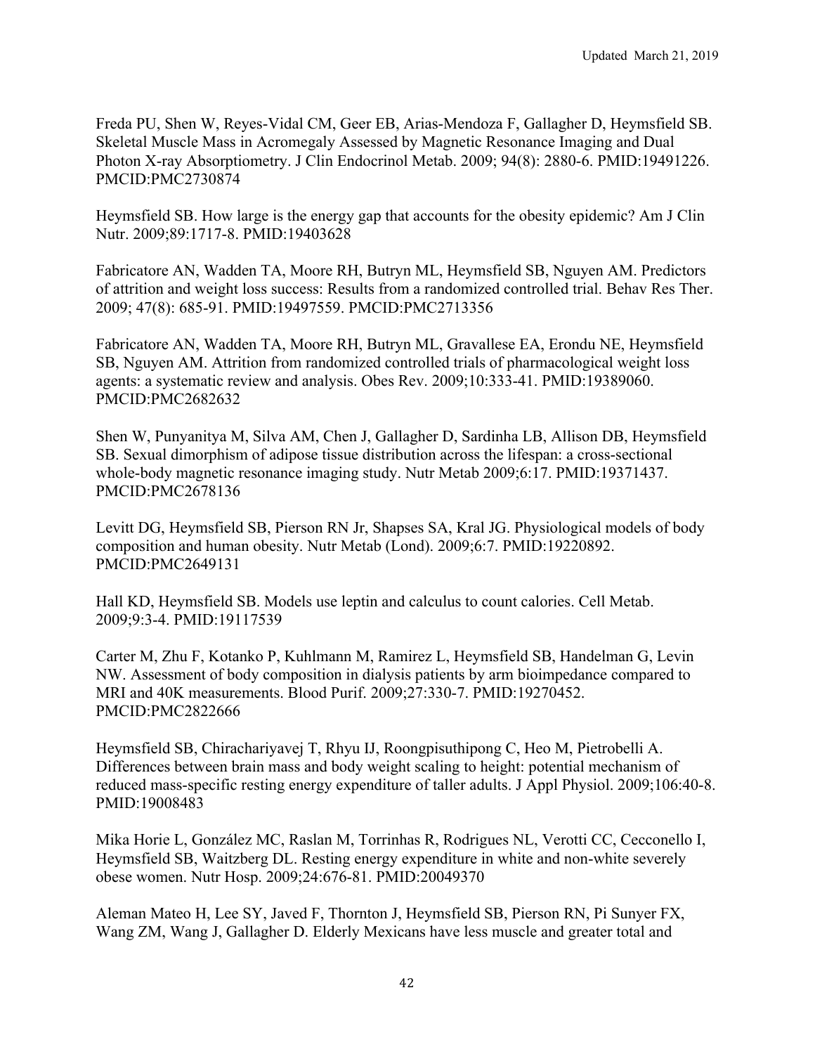Freda PU, Shen W, Reyes-Vidal CM, Geer EB, Arias-Mendoza F, Gallagher D, Heymsfield SB. Skeletal Muscle Mass in Acromegaly Assessed by Magnetic Resonance Imaging and Dual Photon X-ray Absorptiometry. J Clin Endocrinol Metab. 2009; 94(8): 2880-6. PMID:19491226. PMCID:PMC2730874

Heymsfield SB. How large is the energy gap that accounts for the obesity epidemic? Am J Clin Nutr. 2009;89:1717-8. PMID:19403628

Fabricatore AN, Wadden TA, Moore RH, Butryn ML, Heymsfield SB, Nguyen AM. Predictors of attrition and weight loss success: Results from a randomized controlled trial. Behav Res Ther. 2009; 47(8): 685-91. PMID:19497559. PMCID:PMC2713356

Fabricatore AN, Wadden TA, Moore RH, Butryn ML, Gravallese EA, Erondu NE, Heymsfield SB, Nguyen AM. Attrition from randomized controlled trials of pharmacological weight loss agents: a systematic review and analysis. Obes Rev. 2009;10:333-41. PMID:19389060. PMCID:PMC2682632

Shen W, Punyanitya M, Silva AM, Chen J, Gallagher D, Sardinha LB, Allison DB, Heymsfield SB. Sexual dimorphism of adipose tissue distribution across the lifespan: a cross-sectional whole-body magnetic resonance imaging study. Nutr Metab 2009;6:17. PMID:19371437. PMCID:PMC2678136

Levitt DG, Heymsfield SB, Pierson RN Jr, Shapses SA, Kral JG. Physiological models of body composition and human obesity. Nutr Metab (Lond). 2009;6:7. PMID:19220892. PMCID:PMC2649131

Hall KD, Heymsfield SB. Models use leptin and calculus to count calories. Cell Metab. 2009;9:3-4. PMID:19117539

Carter M, Zhu F, Kotanko P, Kuhlmann M, Ramirez L, Heymsfield SB, Handelman G, Levin NW. Assessment of body composition in dialysis patients by arm bioimpedance compared to MRI and 40K measurements. Blood Purif. 2009;27:330-7. PMID:19270452. PMCID:PMC2822666

Heymsfield SB, Chirachariyavej T, Rhyu IJ, Roongpisuthipong C, Heo M, Pietrobelli A. Differences between brain mass and body weight scaling to height: potential mechanism of reduced mass-specific resting energy expenditure of taller adults. J Appl Physiol. 2009;106:40-8. PMID:19008483

Mika Horie L, González MC, Raslan M, Torrinhas R, Rodrigues NL, Verotti CC, Cecconello I, Heymsfield SB, Waitzberg DL. Resting energy expenditure in white and non-white severely obese women. Nutr Hosp. 2009;24:676-81. PMID:20049370

Aleman Mateo H, Lee SY, Javed F, Thornton J, Heymsfield SB, Pierson RN, Pi Sunyer FX, Wang ZM, Wang J, Gallagher D. Elderly Mexicans have less muscle and greater total and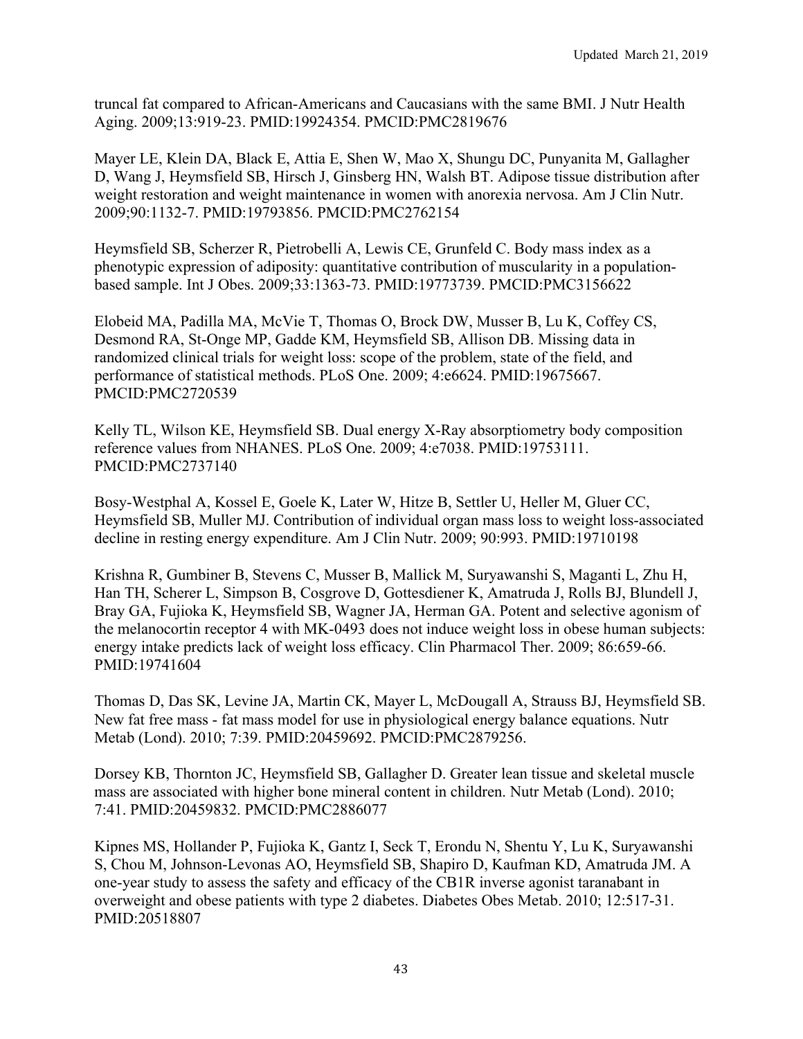truncal fat compared to African-Americans and Caucasians with the same BMI. J Nutr Health Aging. 2009;13:919-23. PMID:19924354. PMCID:PMC2819676

Mayer LE, Klein DA, Black E, Attia E, Shen W, Mao X, Shungu DC, Punyanita M, Gallagher D, Wang J, Heymsfield SB, Hirsch J, Ginsberg HN, Walsh BT. Adipose tissue distribution after weight restoration and weight maintenance in women with anorexia nervosa. Am J Clin Nutr. 2009;90:1132-7. PMID:19793856. PMCID:PMC2762154

Heymsfield SB, Scherzer R, Pietrobelli A, Lewis CE, Grunfeld C. Body mass index as a phenotypic expression of adiposity: quantitative contribution of muscularity in a population-based sample. Int J Obes. 2009;33:1363-73. PMID:19773739. PMCID:PMC3156622

Elobeid MA, Padilla MA, McVie T, Thomas O, Brock DW, Musser B, Lu K, Coffey CS, Desmond RA, St-Onge MP, Gadde KM, Heymsfield SB, Allison DB. Missing data in randomized clinical trials for weight loss: scope of the problem, state of the field, and performance of statistical methods. PLoS One. 2009; 4:e6624. PMID:19675667. PMCID:PMC2720539

Kelly TL, Wilson KE, Heymsfield SB. Dual energy X-Ray absorptiometry body composition reference values from NHANES. PLoS One. 2009; 4:e7038. PMID:19753111. PMCID:PMC2737140

Bosy-Westphal A, Kossel E, Goele K, Later W, Hitze B, Settler U, Heller M, Gluer CC, Heymsfield SB, Muller MJ. Contribution of individual organ mass loss to weight loss-associated decline in resting energy expenditure. Am J Clin Nutr. 2009; 90:993. PMID:19710198

Krishna R, Gumbiner B, Stevens C, Musser B, Mallick M, Suryawanshi S, Maganti L, Zhu H, Han TH, Scherer L, Simpson B, Cosgrove D, Gottesdiener K, Amatruda J, Rolls BJ, Blundell J, Bray GA, Fujioka K, Heymsfield SB, Wagner JA, Herman GA. Potent and selective agonism of the melanocortin receptor 4 with MK-0493 does not induce weight loss in obese human subjects: energy intake predicts lack of weight loss efficacy. Clin Pharmacol Ther. 2009; 86:659-66. PMID:19741604

Thomas D, Das SK, Levine JA, Martin CK, Mayer L, McDougall A, Strauss BJ, Heymsfield SB. New fat free mass - fat mass model for use in physiological energy balance equations. Nutr Metab (Lond). 2010; 7:39. PMID:20459692. PMCID:PMC2879256.

Dorsey KB, Thornton JC, Heymsfield SB, Gallagher D. Greater lean tissue and skeletal muscle mass are associated with higher bone mineral content in children. Nutr Metab (Lond). 2010; 7:41. PMID:20459832. PMCID:PMC2886077

Kipnes MS, Hollander P, Fujioka K, Gantz I, Seck T, Erondu N, Shentu Y, Lu K, Suryawanshi S, Chou M, Johnson-Levonas AO, Heymsfield SB, Shapiro D, Kaufman KD, Amatruda JM. A one-year study to assess the safety and efficacy of the CB1R inverse agonist taranabant in overweight and obese patients with type 2 diabetes. Diabetes Obes Metab. 2010; 12:517-31. PMID:20518807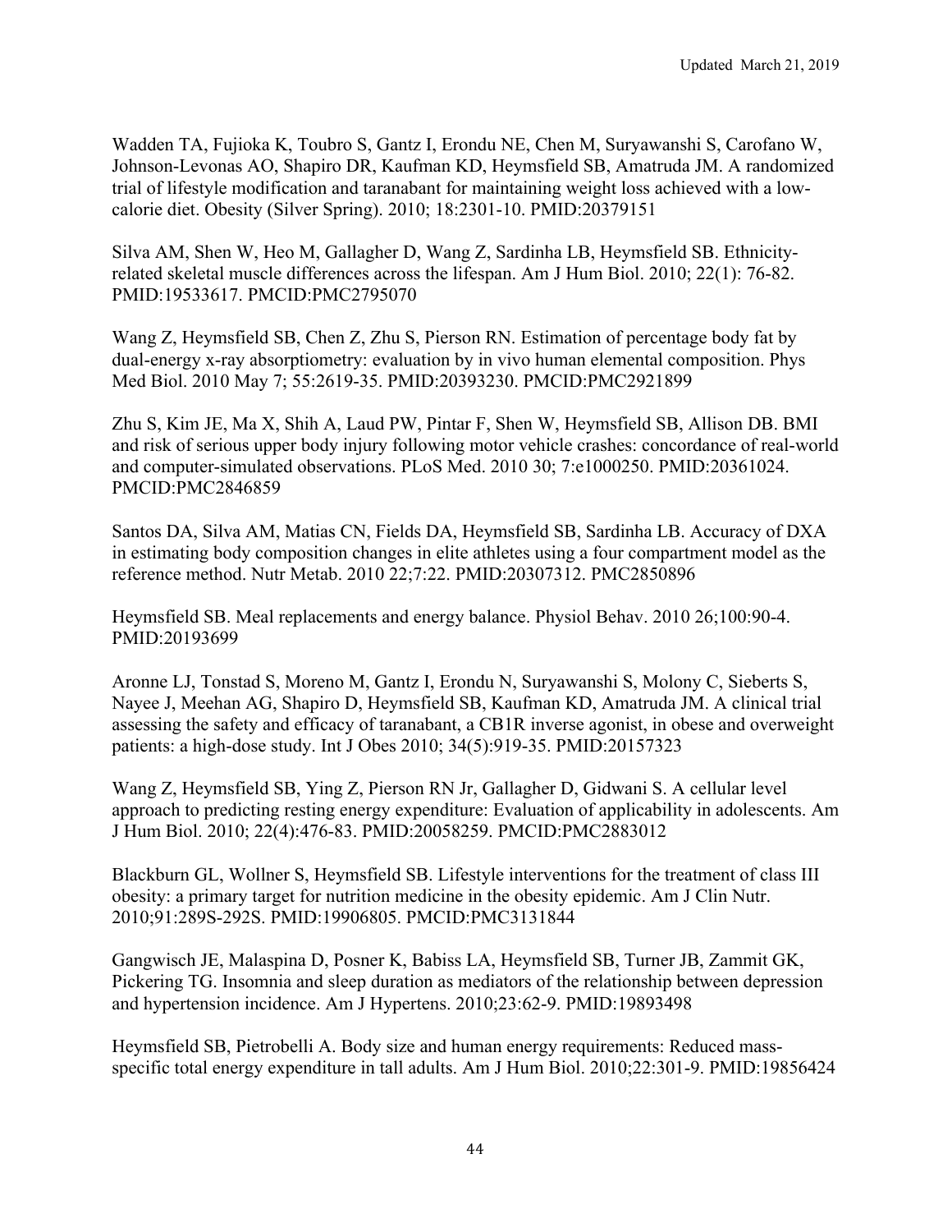Wadden TA, Fujioka K, Toubro S, Gantz I, Erondu NE, Chen M, Suryawanshi S, Carofano W, Johnson-Levonas AO, Shapiro DR, Kaufman KD, Heymsfield SB, Amatruda JM. A randomized trial of lifestyle modification and taranabant for maintaining weight loss achieved with a low-calorie diet. Obesity (Silver Spring). 2010; 18:2301-10. PMID:20379151

Silva AM, Shen W, Heo M, Gallagher D, Wang Z, Sardinha LB, Heymsfield SB. Ethnicity-related skeletal muscle differences across the lifespan. Am J Hum Biol. 2010; 22(1): 76-82. PMID:19533617. PMCID:PMC2795070

Wang Z, Heymsfield SB, Chen Z, Zhu S, Pierson RN. Estimation of percentage body fat by dual-energy x-ray absorptiometry: evaluation by in vivo human elemental composition. Phys Med Biol. 2010 May 7; 55:2619-35. PMID:20393230. PMCID:PMC2921899

Zhu S, Kim JE, Ma X, Shih A, Laud PW, Pintar F, Shen W, Heymsfield SB, Allison DB. BMI and risk of serious upper body injury following motor vehicle crashes: concordance of real-world and computer-simulated observations. PLoS Med. 2010 30; 7:e1000250. PMID:20361024. PMCID:PMC2846859

Santos DA, Silva AM, Matias CN, Fields DA, Heymsfield SB, Sardinha LB. Accuracy of DXA in estimating body composition changes in elite athletes using a four compartment model as the reference method. Nutr Metab. 2010 22;7:22. PMID:20307312. PMC2850896

Heymsfield SB. Meal replacements and energy balance. Physiol Behav. 2010 26;100:90-4. PMID:20193699

Aronne LJ, Tonstad S, Moreno M, Gantz I, Erondu N, Suryawanshi S, Molony C, Sieberts S, Nayee J, Meehan AG, Shapiro D, Heymsfield SB, Kaufman KD, Amatruda JM. A clinical trial assessing the safety and efficacy of taranabant, a CB1R inverse agonist, in obese and overweight patients: a high-dose study. Int J Obes 2010; 34(5):919-35. PMID:20157323

Wang Z, Heymsfield SB, Ying Z, Pierson RN Jr, Gallagher D, Gidwani S. A cellular level approach to predicting resting energy expenditure: Evaluation of applicability in adolescents. Am J Hum Biol. 2010; 22(4):476-83. PMID:20058259. PMCID:PMC2883012

Blackburn GL, Wollner S, Heymsfield SB. Lifestyle interventions for the treatment of class III obesity: a primary target for nutrition medicine in the obesity epidemic. Am J Clin Nutr. 2010;91:289S-292S. PMID:19906805. PMCID:PMC3131844

Gangwisch JE, Malaspina D, Posner K, Babiss LA, Heymsfield SB, Turner JB, Zammit GK, Pickering TG. Insomnia and sleep duration as mediators of the relationship between depression and hypertension incidence. Am J Hypertens. 2010;23:62-9. PMID:19893498

Heymsfield SB, Pietrobelli A. Body size and human energy requirements: Reduced mass-specific total energy expenditure in tall adults. Am J Hum Biol. 2010;22:301-9. PMID:19856424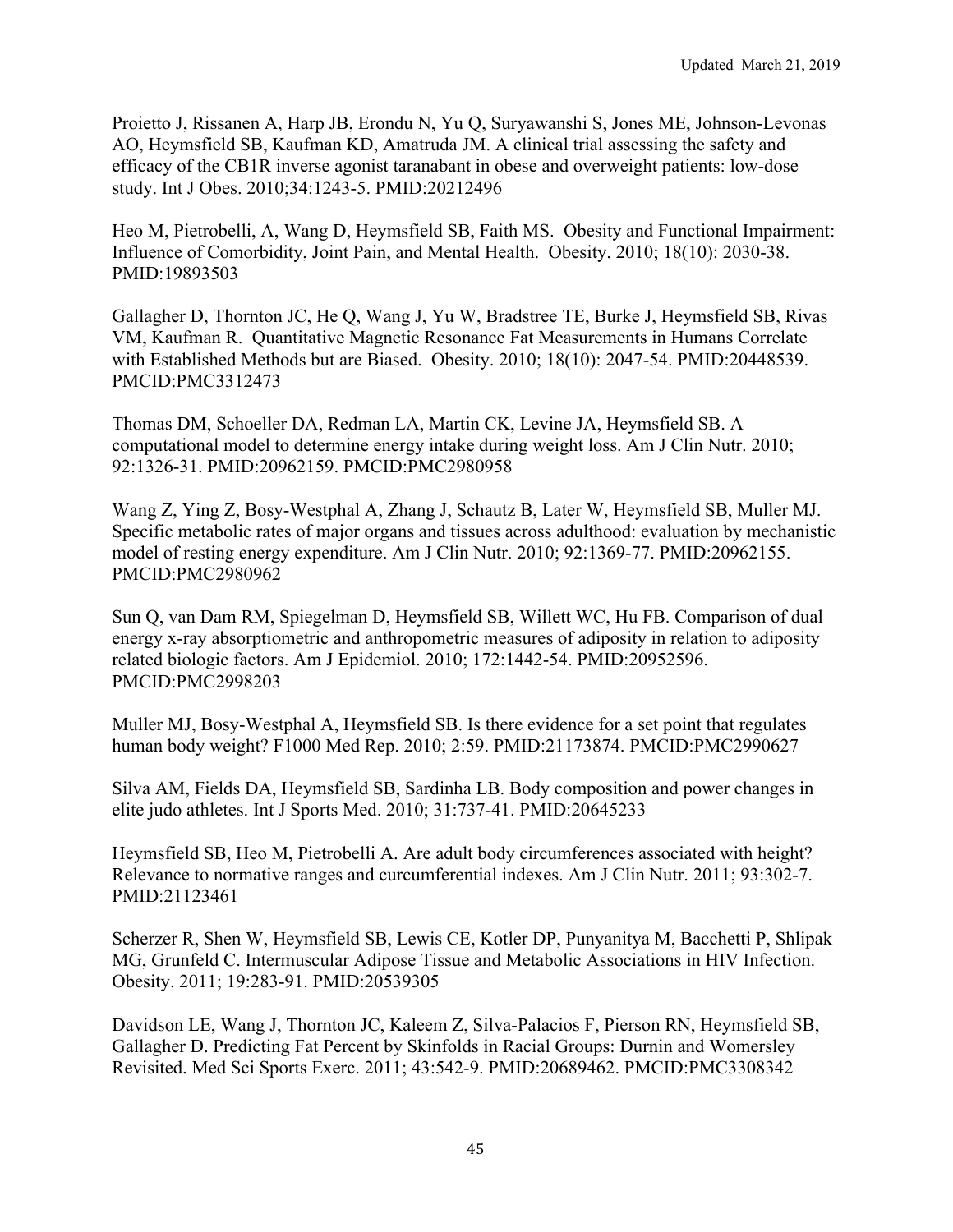Proietto J, Rissanen A, Harp JB, Erondu N, Yu Q, Suryawanshi S, Jones ME, Johnson-Levonas AO, Heymsfield SB, Kaufman KD, Amatruda JM. A clinical trial assessing the safety and efficacy of the CB1R inverse agonist taranabant in obese and overweight patients: low-dose study. Int J Obes. 2010;34:1243-5. PMID:20212496

Heo M, Pietrobelli, A, Wang D, Heymsfield SB, Faith MS. Obesity and Functional Impairment: Influence of Comorbidity, Joint Pain, and Mental Health. Obesity. 2010; 18(10): 2030-38. PMID:19893503

Gallagher D, Thornton JC, He Q, Wang J, Yu W, Bradstree TE, Burke J, Heymsfield SB, Rivas VM, Kaufman R. Quantitative Magnetic Resonance Fat Measurements in Humans Correlate with Established Methods but are Biased. Obesity. 2010; 18(10): 2047-54. PMID:20448539. PMCID:PMC3312473

Thomas DM, Schoeller DA, Redman LA, Martin CK, Levine JA, Heymsfield SB. A computational model to determine energy intake during weight loss. Am J Clin Nutr. 2010; 92:1326-31. PMID:20962159. PMCID:PMC2980958

Wang Z, Ying Z, Bosy-Westphal A, Zhang J, Schautz B, Later W, Heymsfield SB, Muller MJ. Specific metabolic rates of major organs and tissues across adulthood: evaluation by mechanistic model of resting energy expenditure. Am J Clin Nutr. 2010; 92:1369-77. PMID:20962155. PMCID:PMC2980962

Sun Q, van Dam RM, Spiegelman D, Heymsfield SB, Willett WC, Hu FB. Comparison of dual energy x-ray absorptiometric and anthropometric measures of adiposity in relation to adiposity related biologic factors. Am J Epidemiol. 2010; 172:1442-54. PMID:20952596. PMCID:PMC2998203

Muller MJ, Bosy-Westphal A, Heymsfield SB. Is there evidence for a set point that regulates human body weight? F1000 Med Rep. 2010; 2:59. PMID:21173874. PMCID:PMC2990627

Silva AM, Fields DA, Heymsfield SB, Sardinha LB. Body composition and power changes in elite judo athletes. Int J Sports Med. 2010; 31:737-41. PMID:20645233

Heymsfield SB, Heo M, Pietrobelli A. Are adult body circumferences associated with height? Relevance to normative ranges and curcumferential indexes. Am J Clin Nutr. 2011; 93:302-7. PMID:21123461

Scherzer R, Shen W, Heymsfield SB, Lewis CE, Kotler DP, Punyanitya M, Bacchetti P, Shlipak MG, Grunfeld C. Intermuscular Adipose Tissue and Metabolic Associations in HIV Infection. Obesity. 2011; 19:283-91. PMID:20539305

Davidson LE, Wang J, Thornton JC, Kaleem Z, Silva-Palacios F, Pierson RN, Heymsfield SB, Gallagher D. Predicting Fat Percent by Skinfolds in Racial Groups: Durnin and Womersley Revisited. Med Sci Sports Exerc. 2011; 43:542-9. PMID:20689462. PMCID:PMC3308342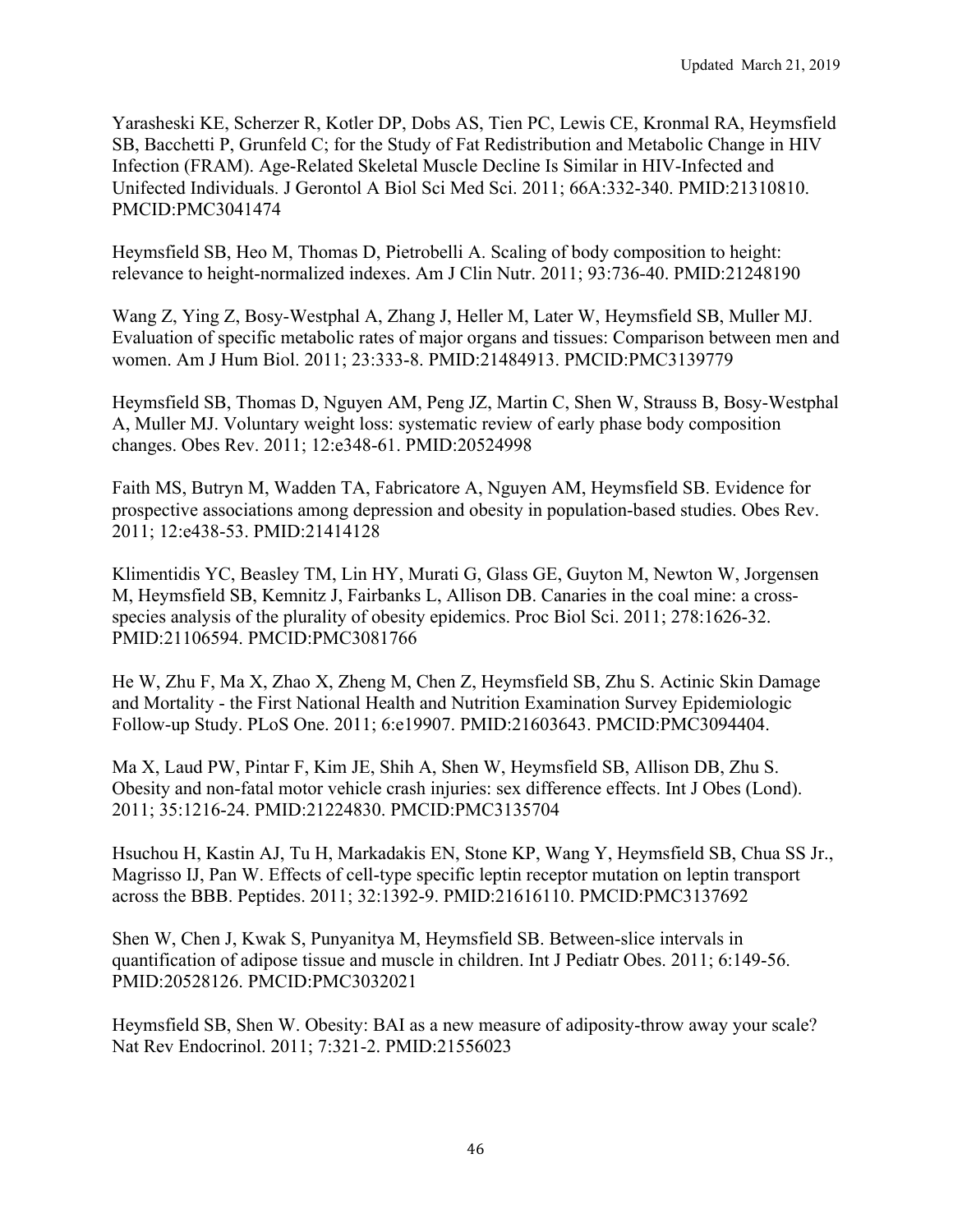Yarasheski KE, Scherzer R, Kotler DP, Dobs AS, Tien PC, Lewis CE, Kronmal RA, Heymsfield SB, Bacchetti P, Grunfeld C; for the Study of Fat Redistribution and Metabolic Change in HIV Infection (FRAM). Age-Related Skeletal Muscle Decline Is Similar in HIV-Infected and Unifected Individuals. J Gerontol A Biol Sci Med Sci. 2011; 66A:332-340. PMID:21310810. PMCID:PMC3041474

Heymsfield SB, Heo M, Thomas D, Pietrobelli A. Scaling of body composition to height: relevance to height-normalized indexes. Am J Clin Nutr. 2011; 93:736-40. PMID:21248190

Wang Z, Ying Z, Bosy-Westphal A, Zhang J, Heller M, Later W, Heymsfield SB, Muller MJ. Evaluation of specific metabolic rates of major organs and tissues: Comparison between men and women. Am J Hum Biol. 2011; 23:333-8. PMID:21484913. PMCID:PMC3139779

Heymsfield SB, Thomas D, Nguyen AM, Peng JZ, Martin C, Shen W, Strauss B, Bosy-Westphal A, Muller MJ. Voluntary weight loss: systematic review of early phase body composition changes. Obes Rev. 2011; 12:e348-61. PMID:20524998

Faith MS, Butryn M, Wadden TA, Fabricatore A, Nguyen AM, Heymsfield SB. Evidence for prospective associations among depression and obesity in population-based studies. Obes Rev. 2011; 12:e438-53. PMID:21414128

Klimentidis YC, Beasley TM, Lin HY, Murati G, Glass GE, Guyton M, Newton W, Jorgensen M, Heymsfield SB, Kemnitz J, Fairbanks L, Allison DB. Canaries in the coal mine: a cross-species analysis of the plurality of obesity epidemics. Proc Biol Sci. 2011; 278:1626-32. PMID:21106594. PMCID:PMC3081766

He W, Zhu F, Ma X, Zhao X, Zheng M, Chen Z, Heymsfield SB, Zhu S. Actinic Skin Damage and Mortality - the First National Health and Nutrition Examination Survey Epidemiologic Follow-up Study. PLoS One. 2011; 6:e19907. PMID:21603643. PMCID:PMC3094404.

Ma X, Laud PW, Pintar F, Kim JE, Shih A, Shen W, Heymsfield SB, Allison DB, Zhu S. Obesity and non-fatal motor vehicle crash injuries: sex difference effects. Int J Obes (Lond). 2011; 35:1216-24. PMID:21224830. PMCID:PMC3135704

Hsuchou H, Kastin AJ, Tu H, Markadakis EN, Stone KP, Wang Y, Heymsfield SB, Chua SS Jr., Magrisso IJ, Pan W. Effects of cell-type specific leptin receptor mutation on leptin transport across the BBB. Peptides. 2011; 32:1392-9. PMID:21616110. PMCID:PMC3137692

Shen W, Chen J, Kwak S, Punyanitya M, Heymsfield SB. Between-slice intervals in quantification of adipose tissue and muscle in children. Int J Pediatr Obes. 2011; 6:149-56. PMID:20528126. PMCID:PMC3032021

Heymsfield SB, Shen W. Obesity: BAI as a new measure of adiposity-throw away your scale? Nat Rev Endocrinol. 2011; 7:321-2. PMID:21556023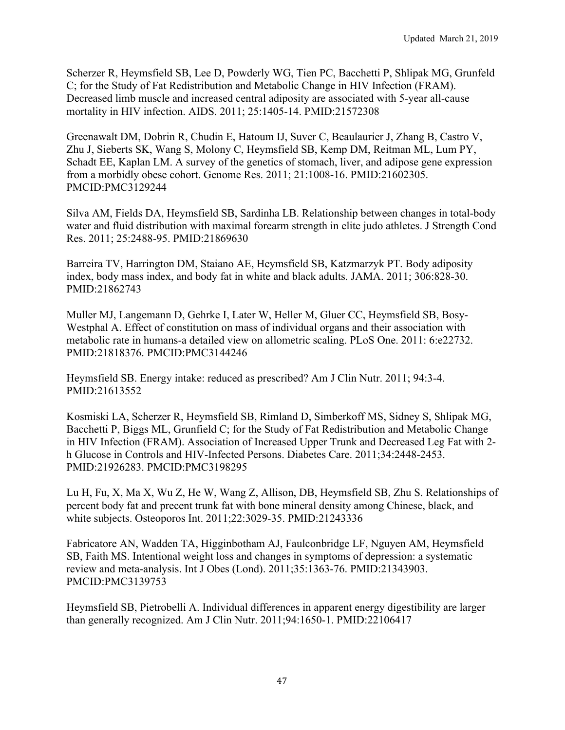Scherzer R, Heymsfield SB, Lee D, Powderly WG, Tien PC, Bacchetti P, Shlipak MG, Grunfeld C; for the Study of Fat Redistribution and Metabolic Change in HIV Infection (FRAM). Decreased limb muscle and increased central adiposity are associated with 5-year all-cause mortality in HIV infection. AIDS. 2011; 25:1405-14. PMID:21572308

Greenawalt DM, Dobrin R, Chudin E, Hatoum IJ, Suver C, Beaulaurier J, Zhang B, Castro V, Zhu J, Sieberts SK, Wang S, Molony C, Heymsfield SB, Kemp DM, Reitman ML, Lum PY, Schadt EE, Kaplan LM. A survey of the genetics of stomach, liver, and adipose gene expression from a morbidly obese cohort. Genome Res. 2011; 21:1008-16. PMID:21602305. PMCID:PMC3129244

Silva AM, Fields DA, Heymsfield SB, Sardinha LB. Relationship between changes in total-body water and fluid distribution with maximal forearm strength in elite judo athletes. J Strength Cond Res. 2011; 25:2488-95. PMID:21869630

Barreira TV, Harrington DM, Staiano AE, Heymsfield SB, Katzmarzyk PT. Body adiposity index, body mass index, and body fat in white and black adults. JAMA. 2011; 306:828-30. PMID:21862743

Muller MJ, Langemann D, Gehrke I, Later W, Heller M, Gluer CC, Heymsfield SB, Bosy-Westphal A. Effect of constitution on mass of individual organs and their association with metabolic rate in humans-a detailed view on allometric scaling. PLoS One. 2011: 6:e22732. PMID:21818376. PMCID:PMC3144246

Heymsfield SB. Energy intake: reduced as prescribed? Am J Clin Nutr. 2011; 94:3-4. PMID:21613552

Kosmiski LA, Scherzer R, Heymsfield SB, Rimland D, Simberkoff MS, Sidney S, Shlipak MG, Bacchetti P, Biggs ML, Grunfeld C; for the Study of Fat Redistribution and Metabolic Change in HIV Infection (FRAM). Association of Increased Upper Trunk and Decreased Leg Fat with 2-h Glucose in Controls and HIV-Infected Persons. Diabetes Care. 2011;34:2448-2453. PMID:21926283. PMCID:PMC3198295

Lu H, Fu, X, Ma X, Wu Z, He W, Wang Z, Allison, DB, Heymsfield SB, Zhu S. Relationships of percent body fat and precent trunk fat with bone mineral density among Chinese, black, and white subjects. Osteoporos Int. 2011;22:3029-35. PMID:21243336

Fabricatore AN, Wadden TA, Higginbotham AJ, Faulconbridge LF, Nguyen AM, Heymsfield SB, Faith MS. Intentional weight loss and changes in symptoms of depression: a systematic review and meta-analysis. Int J Obes (Lond). 2011;35:1363-76. PMID:21343903. PMCID:PMC3139753

Heymsfield SB, Pietrobelli A. Individual differences in apparent energy digestibility are larger than generally recognized. Am J Clin Nutr. 2011;94:1650-1. PMID:22106417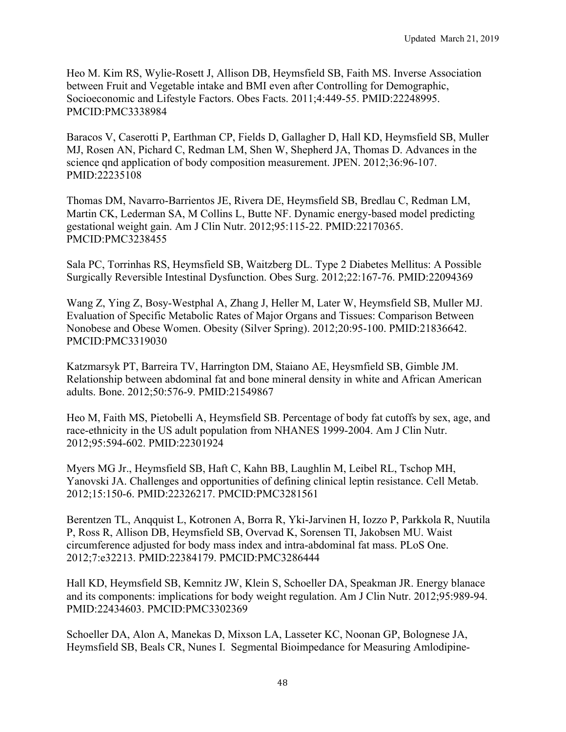Heo M. Kim RS, Wylie-Rosett J, Allison DB, Heymsfield SB, Faith MS. Inverse Association between Fruit and Vegetable intake and BMI even after Controlling for Demographic, Socioeconomic and Lifestyle Factors. Obes Facts. 2011;4:449-55. PMID:22248995. PMCID:PMC3338984

Baracos V, Caserotti P, Earthman CP, Fields D, Gallagher D, Hall KD, Heymsfield SB, Muller MJ, Rosen AN, Pichard C, Redman LM, Shen W, Shepherd JA, Thomas D. Advances in the science qnd application of body composition measurement. JPEN. 2012;36:96-107. PMID:22235108

Thomas DM, Navarro-Barrientos JE, Rivera DE, Heymsfield SB, Bredlau C, Redman LM, Martin CK, Lederman SA, M Collins L, Butte NF. Dynamic energy-based model predicting gestational weight gain. Am J Clin Nutr. 2012;95:115-22. PMID:22170365. PMCID:PMC3238455

Sala PC, Torrinhas RS, Heymsfield SB, Waitzberg DL. Type 2 Diabetes Mellitus: A Possible Surgically Reversible Intestinal Dysfunction. Obes Surg. 2012;22:167-76. PMID:22094369

Wang Z, Ying Z, Bosy-Westphal A, Zhang J, Heller M, Later W, Heymsfield SB, Muller MJ. Evaluation of Specific Metabolic Rates of Major Organs and Tissues: Comparison Between Nonobese and Obese Women. Obesity (Silver Spring). 2012;20:95-100. PMID:21836642. PMCID:PMC3319030

Katzmarsyk PT, Barreira TV, Harrington DM, Staiano AE, Heysmfield SB, Gimble JM. Relationship between abdominal fat and bone mineral density in white and African American adults. Bone. 2012;50:576-9. PMID:21549867

Heo M, Faith MS, Pietobelli A, Heymsfield SB. Percentage of body fat cutoffs by sex, age, and race-ethnicity in the US adult population from NHANES 1999-2004. Am J Clin Nutr. 2012;95:594-602. PMID:22301924

Myers MG Jr., Heymsfield SB, Haft C, Kahn BB, Laughlin M, Leibel RL, Tschop MH, Yanovski JA. Challenges and opportunities of defining clinical leptin resistance. Cell Metab. 2012;15:150-6. PMID:22326217. PMCID:PMC3281561

Berentzen TL, Anqquist L, Kotronen A, Borra R, Yki-Jarvinen H, Iozzo P, Parkkola R, Nuutila P, Ross R, Allison DB, Heymsfield SB, Overvad K, Sorensen TI, Jakobsen MU. Waist circumference adjusted for body mass index and intra-abdominal fat mass. PLoS One. 2012;7:e32213. PMID:22384179. PMCID:PMC3286444

Hall KD, Heymsfield SB, Kemnitz JW, Klein S, Schoeller DA, Speakman JR. Energy blanace and its components: implications for body weight regulation. Am J Clin Nutr. 2012;95:989-94. PMID:22434603. PMCID:PMC3302369

Schoeller DA, Alon A, Manekas D, Mixson LA, Lasseter KC, Noonan GP, Bolognese JA, Heymsfield SB, Beals CR, Nunes I. Segmental Bioimpedance for Measuring Amlodipine-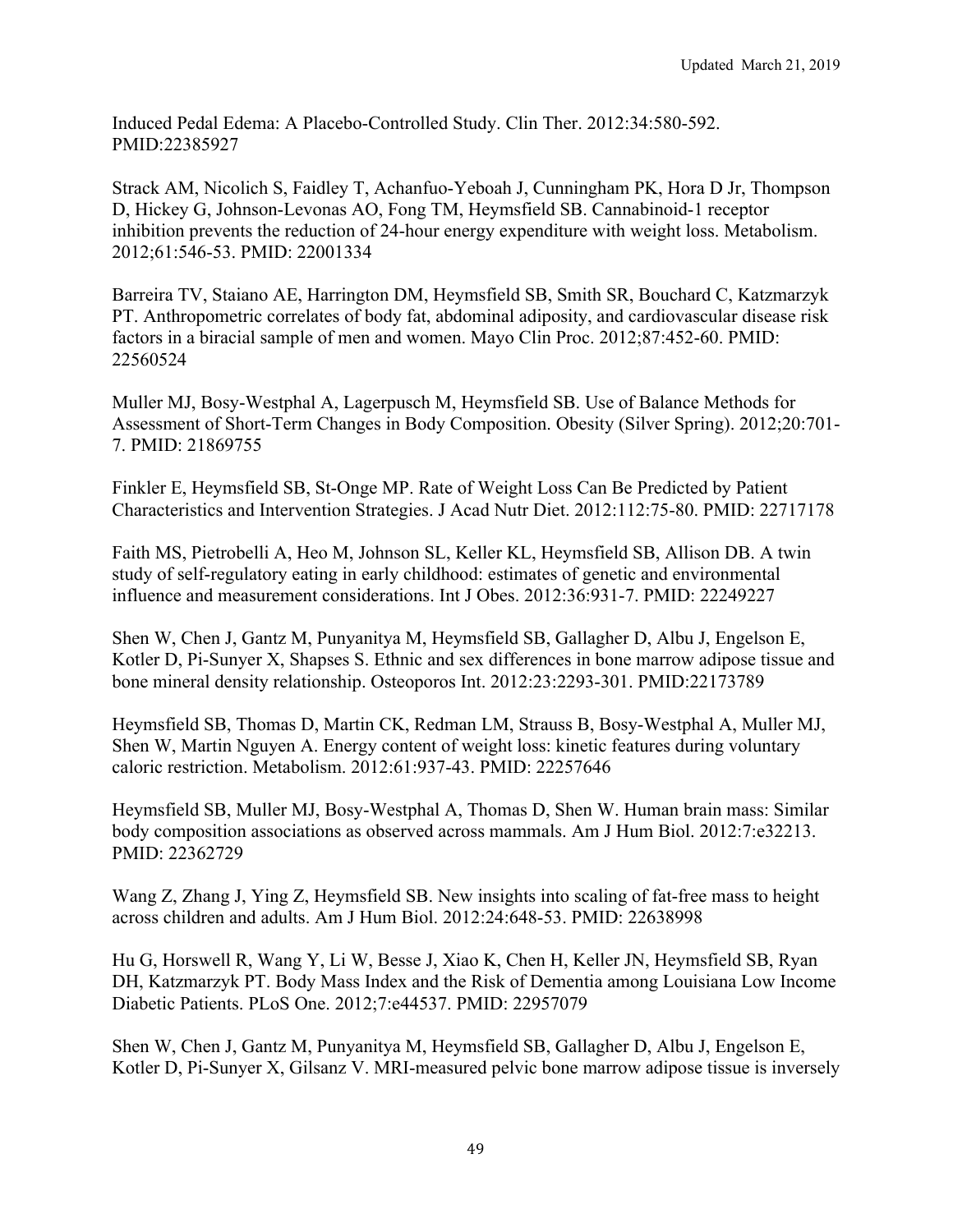Induced Pedal Edema: A Placebo-Controlled Study. Clin Ther. 2012:34:580-592. PMID:22385927

Strack AM, Nicolich S, Faidley T, Achanfuo-Yeboah J, Cunningham PK, Hora D Jr, Thompson D, Hickey G, Johnson-Levonas AO, Fong TM, Heymsfield SB. Cannabinoid-1 receptor inhibition prevents the reduction of 24-hour energy expenditure with weight loss. Metabolism. 2012;61:546-53. PMID: 22001334

Barreira TV, Staiano AE, Harrington DM, Heymsfield SB, Smith SR, Bouchard C, Katzmarzyk PT. Anthropometric correlates of body fat, abdominal adiposity, and cardiovascular disease risk factors in a biracial sample of men and women. Mayo Clin Proc. 2012;87:452-60. PMID: 22560524

Muller MJ, Bosy-Westphal A, Lagerpusch M, Heymsfield SB. Use of Balance Methods for Assessment of Short-Term Changes in Body Composition. Obesity (Silver Spring). 2012;20:701-7. PMID: 21869755

Finkler E, Heymsfield SB, St-Onge MP. Rate of Weight Loss Can Be Predicted by Patient Characteristics and Intervention Strategies. J Acad Nutr Diet. 2012:112:75-80. PMID: 22717178

Faith MS, Pietrobelli A, Heo M, Johnson SL, Keller KL, Heymsfield SB, Allison DB. A twin study of self-regulatory eating in early childhood: estimates of genetic and environmental influence and measurement considerations. Int J Obes. 2012:36:931-7. PMID: 22249227

Shen W, Chen J, Gantz M, Punyanitya M, Heymsfield SB, Gallagher D, Albu J, Engelson E, Kotler D, Pi-Sunyer X, Shapses S. Ethnic and sex differences in bone marrow adipose tissue and bone mineral density relationship. Osteoporos Int. 2012:23:2293-301. PMID:22173789

Heymsfield SB, Thomas D, Martin CK, Redman LM, Strauss B, Bosy-Westphal A, Muller MJ, Shen W, Martin Nguyen A. Energy content of weight loss: kinetic features during voluntary caloric restriction. Metabolism. 2012:61:937-43. PMID: 22257646

Heymsfield SB, Muller MJ, Bosy-Westphal A, Thomas D, Shen W. Human brain mass: Similar body composition associations as observed across mammals. Am J Hum Biol. 2012:7:e32213. PMID: 22362729

Wang Z, Zhang J, Ying Z, Heymsfield SB. New insights into scaling of fat-free mass to height across children and adults. Am J Hum Biol. 2012:24:648-53. PMID: 22638998

Hu G, Horswell R, Wang Y, Li W, Besse J, Xiao K, Chen H, Keller JN, Heymsfield SB, Ryan DH, Katzmarzyk PT. Body Mass Index and the Risk of Dementia among Louisiana Low Income Diabetic Patients. PLoS One. 2012;7:e44537. PMID: 22957079

Shen W, Chen J, Gantz M, Punyanitya M, Heymsfield SB, Gallagher D, Albu J, Engelson E, Kotler D, Pi-Sunyer X, Gilsanz V. MRI-measured pelvic bone marrow adipose tissue is inversely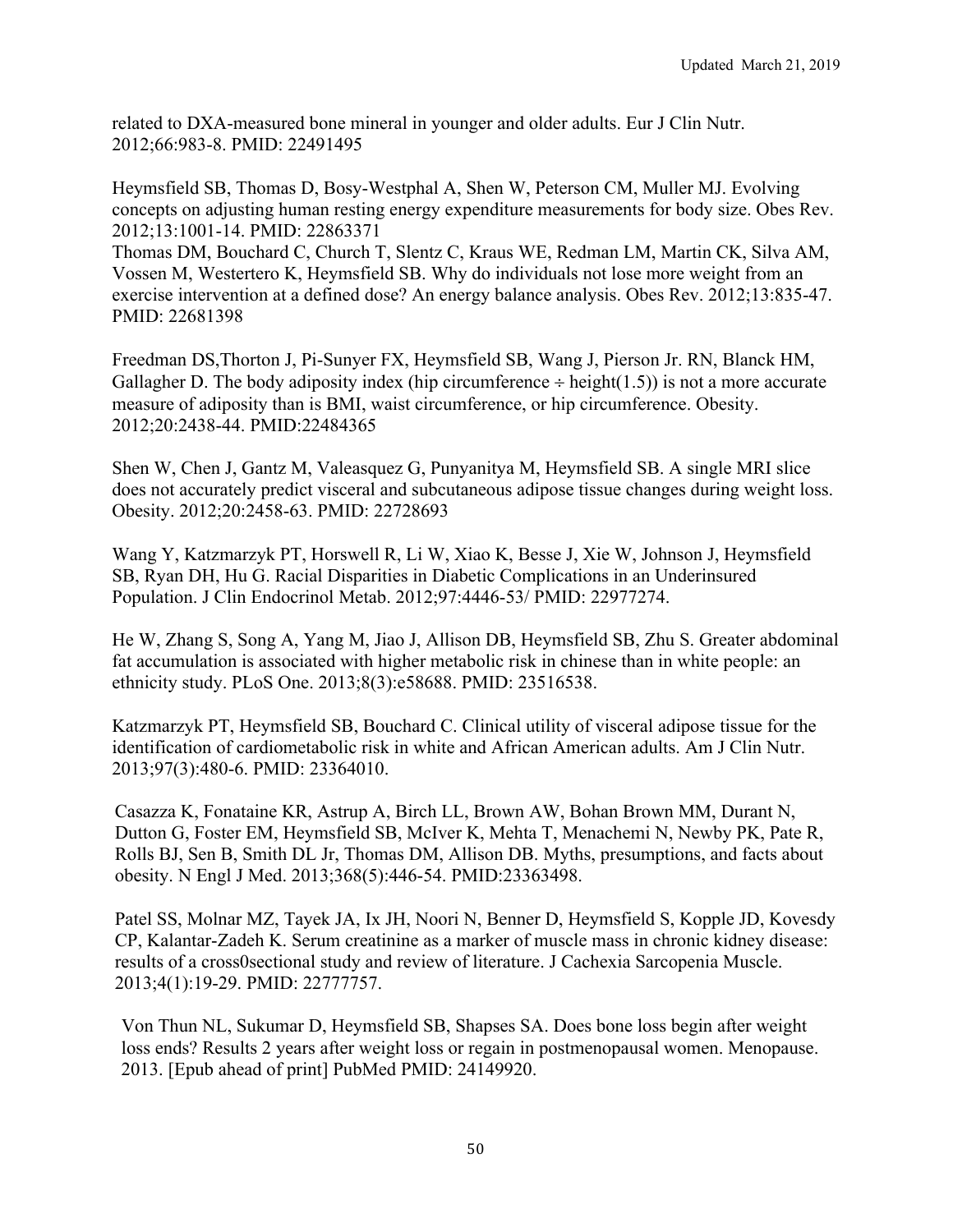related to DXA-measured bone mineral in younger and older adults. Eur J Clin Nutr. 2012;66:983-8. PMID: 22491495

Heymsfield SB, Thomas D, Bosy-Westphal A, Shen W, Peterson CM, Muller MJ. Evolving concepts on adjusting human resting energy expenditure measurements for body size. Obes Rev. 2012;13:1001-14. PMID: 22863371
Thomas DM, Bouchard C, Church T, Slentz C, Kraus WE, Redman LM, Martin CK, Silva AM, Vossen M, Westertero K, Heymsfield SB. Why do individuals not lose more weight from an exercise intervention at a defined dose? An energy balance analysis. Obes Rev. 2012;13:835-47. PMID: 22681398

Freedman DS,Thorton J, Pi-Sunyer FX, Heymsfield SB, Wang J, Pierson Jr. RN, Blanck HM, Gallagher D. The body adiposity index (hip circumference ÷ height(1.5)) is not a more accurate measure of adiposity than is BMI, waist circumference, or hip circumference. Obesity. 2012;20:2438-44. PMID:22484365

Shen W, Chen J, Gantz M, Valeasquez G, Punyanitya M, Heymsfield SB. A single MRI slice does not accurately predict visceral and subcutaneous adipose tissue changes during weight loss. Obesity. 2012;20:2458-63. PMID: 22728693

Wang Y, Katzmarzyk PT, Horswell R, Li W, Xiao K, Besse J, Xie W, Johnson J, Heymsfield SB, Ryan DH, Hu G. Racial Disparities in Diabetic Complications in an Underinsured Population. J Clin Endocrinol Metab. 2012;97:4446-53/ PMID: 22977274.

He W, Zhang S, Song A, Yang M, Jiao J, Allison DB, Heymsfield SB, Zhu S. Greater abdominal fat accumulation is associated with higher metabolic risk in chinese than in white people: an ethnicity study. PLoS One. 2013;8(3):e58688. PMID: 23516538.

Katzmarzyk PT, Heymsfield SB, Bouchard C. Clinical utility of visceral adipose tissue for the identification of cardiometabolic risk in white and African American adults. Am J Clin Nutr. 2013;97(3):480-6. PMID: 23364010.

Casazza K, Fonataine KR, Astrup A, Birch LL, Brown AW, Bohan Brown MM, Durant N, Dutton G, Foster EM, Heymsfield SB, McIver K, Mehta T, Menachemi N, Newby PK, Pate R, Rolls BJ, Sen B, Smith DL Jr, Thomas DM, Allison DB. Myths, presumptions, and facts about obesity. N Engl J Med. 2013;368(5):446-54. PMID:23363498.

Patel SS, Molnar MZ, Tayek JA, Ix JH, Noori N, Benner D, Heymsfield S, Kopple JD, Kovesdy CP, Kalantar-Zadeh K. Serum creatinine as a marker of muscle mass in chronic kidney disease: results of a cross0sectional study and review of literature. J Cachexia Sarcopenia Muscle. 2013;4(1):19-29. PMID: 22777757.

Von Thun NL, Sukumar D, Heymsfield SB, Shapses SA. Does bone loss begin after weight loss ends? Results 2 years after weight loss or regain in postmenopausal women. Menopause. 2013. [Epub ahead of print] PubMed PMID: 24149920.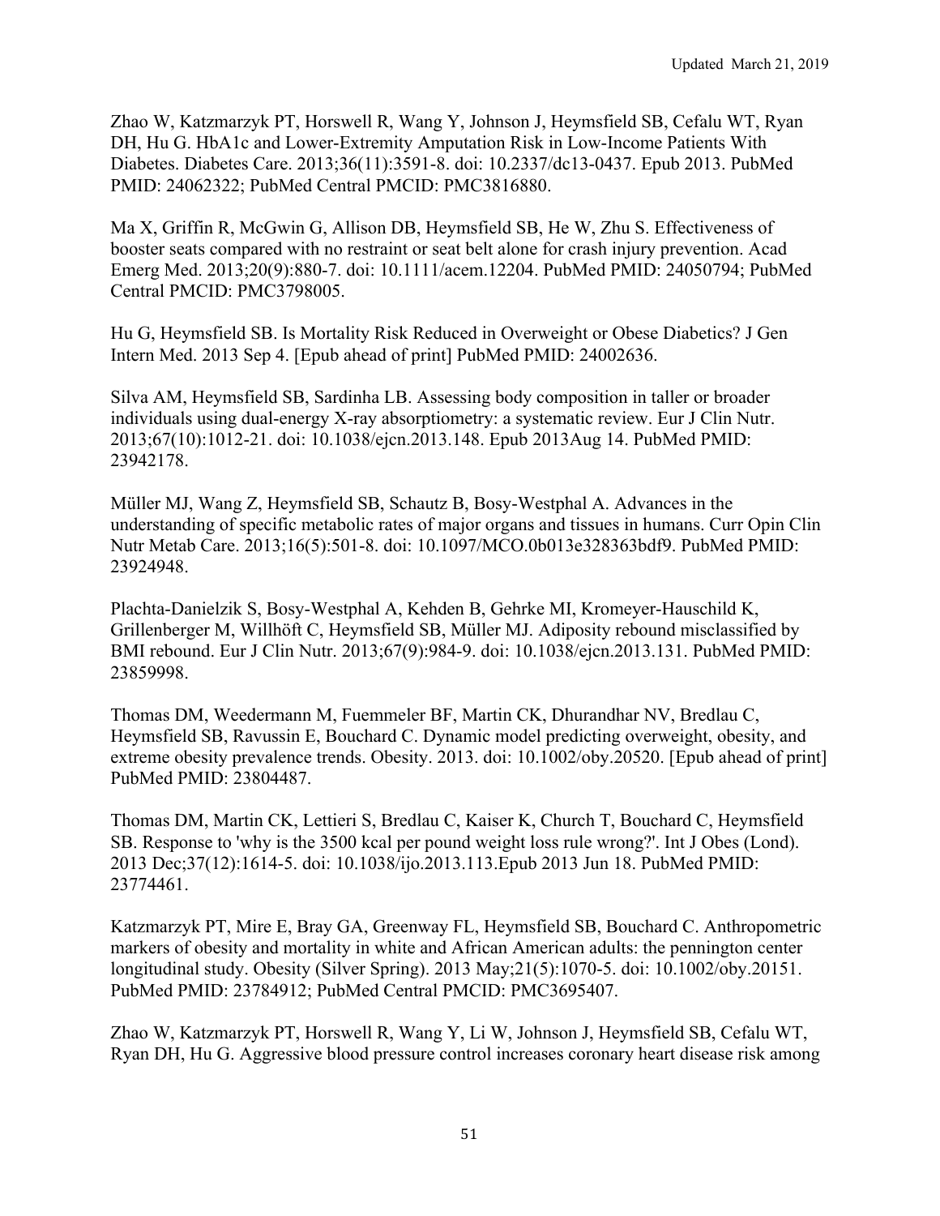Zhao W, Katzmarzyk PT, Horswell R, Wang Y, Johnson J, Heymsfield SB, Cefalu WT, Ryan DH, Hu G. HbA1c and Lower-Extremity Amputation Risk in Low-Income Patients With Diabetes. Diabetes Care. 2013;36(11):3591-8. doi: 10.2337/dc13-0437. Epub 2013. PubMed PMID: 24062322; PubMed Central PMCID: PMC3816880.

Ma X, Griffin R, McGwin G, Allison DB, Heymsfield SB, He W, Zhu S. Effectiveness of booster seats compared with no restraint or seat belt alone for crash injury prevention. Acad Emerg Med. 2013;20(9):880-7. doi: 10.1111/acem.12204. PubMed PMID: 24050794; PubMed Central PMCID: PMC3798005.

Hu G, Heymsfield SB. Is Mortality Risk Reduced in Overweight or Obese Diabetics? J Gen Intern Med. 2013 Sep 4. [Epub ahead of print] PubMed PMID: 24002636.

Silva AM, Heymsfield SB, Sardinha LB. Assessing body composition in taller or broader individuals using dual-energy X-ray absorptiometry: a systematic review. Eur J Clin Nutr. 2013;67(10):1012-21. doi: 10.1038/ejcn.2013.148. Epub 2013Aug 14. PubMed PMID: 23942178.

Müller MJ, Wang Z, Heymsfield SB, Schautz B, Bosy-Westphal A. Advances in the understanding of specific metabolic rates of major organs and tissues in humans. Curr Opin Clin Nutr Metab Care. 2013;16(5):501-8. doi: 10.1097/MCO.0b013e328363bdf9. PubMed PMID: 23924948.

Plachta-Danielzik S, Bosy-Westphal A, Kehden B, Gehrke MI, Kromeyer-Hauschild K, Grillenberger M, Willhöft C, Heymsfield SB, Müller MJ. Adiposity rebound misclassified by BMI rebound. Eur J Clin Nutr. 2013;67(9):984-9. doi: 10.1038/ejcn.2013.131. PubMed PMID: 23859998.

Thomas DM, Weedermann M, Fuemmeler BF, Martin CK, Dhurandhar NV, Bredlau C, Heymsfield SB, Ravussin E, Bouchard C. Dynamic model predicting overweight, obesity, and extreme obesity prevalence trends. Obesity. 2013. doi: 10.1002/oby.20520. [Epub ahead of print] PubMed PMID: 23804487.

Thomas DM, Martin CK, Lettieri S, Bredlau C, Kaiser K, Church T, Bouchard C, Heymsfield SB. Response to 'why is the 3500 kcal per pound weight loss rule wrong?'. Int J Obes (Lond). 2013 Dec;37(12):1614-5. doi: 10.1038/ijo.2013.113.Epub 2013 Jun 18. PubMed PMID: 23774461.

Katzmarzyk PT, Mire E, Bray GA, Greenway FL, Heymsfield SB, Bouchard C. Anthropometric markers of obesity and mortality in white and African American adults: the pennington center longitudinal study. Obesity (Silver Spring). 2013 May;21(5):1070-5. doi: 10.1002/oby.20151. PubMed PMID: 23784912; PubMed Central PMCID: PMC3695407.

Zhao W, Katzmarzyk PT, Horswell R, Wang Y, Li W, Johnson J, Heymsfield SB, Cefalu WT, Ryan DH, Hu G. Aggressive blood pressure control increases coronary heart disease risk among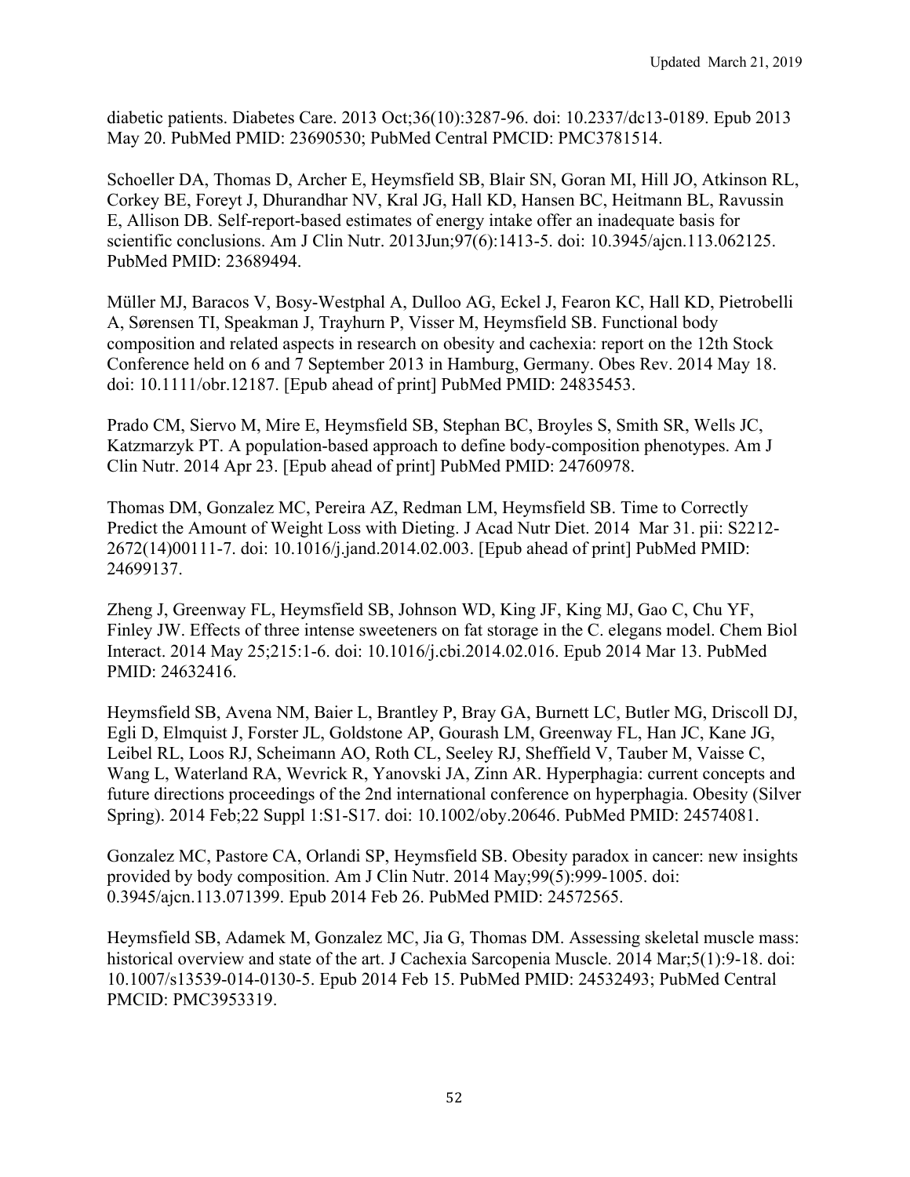diabetic patients. Diabetes Care. 2013 Oct;36(10):3287-96. doi: 10.2337/dc13-0189. Epub 2013 May 20. PubMed PMID: 23690530; PubMed Central PMCID: PMC3781514.

Schoeller DA, Thomas D, Archer E, Heymsfield SB, Blair SN, Goran MI, Hill JO, Atkinson RL, Corkey BE, Foreyt J, Dhurandhar NV, Kral JG, Hall KD, Hansen BC, Heitmann BL, Ravussin E, Allison DB. Self-report-based estimates of energy intake offer an inadequate basis for scientific conclusions. Am J Clin Nutr. 2013Jun;97(6):1413-5. doi: 10.3945/ajcn.113.062125. PubMed PMID: 23689494.

Müller MJ, Baracos V, Bosy-Westphal A, Dulloo AG, Eckel J, Fearon KC, Hall KD, Pietrobelli A, Sørensen TI, Speakman J, Trayhurn P, Visser M, Heymsfield SB. Functional body composition and related aspects in research on obesity and cachexia: report on the 12th Stock Conference held on 6 and 7 September 2013 in Hamburg, Germany. Obes Rev. 2014 May 18. doi: 10.1111/obr.12187. [Epub ahead of print] PubMed PMID: 24835453.

Prado CM, Siervo M, Mire E, Heymsfield SB, Stephan BC, Broyles S, Smith SR, Wells JC, Katzmarzyk PT. A population-based approach to define body-composition phenotypes. Am J Clin Nutr. 2014 Apr 23. [Epub ahead of print] PubMed PMID: 24760978.

Thomas DM, Gonzalez MC, Pereira AZ, Redman LM, Heymsfield SB. Time to Correctly Predict the Amount of Weight Loss with Dieting. J Acad Nutr Diet. 2014 Mar 31. pii: S2212-2672(14)00111-7. doi: 10.1016/j.jand.2014.02.003. [Epub ahead of print] PubMed PMID: 24699137.

Zheng J, Greenway FL, Heymsfield SB, Johnson WD, King JF, King MJ, Gao C, Chu YF, Finley JW. Effects of three intense sweeteners on fat storage in the C. elegans model. Chem Biol Interact. 2014 May 25;215:1-6. doi: 10.1016/j.cbi.2014.02.016. Epub 2014 Mar 13. PubMed PMID: 24632416.

Heymsfield SB, Avena NM, Baier L, Brantley P, Bray GA, Burnett LC, Butler MG, Driscoll DJ, Egli D, Elmquist J, Forster JL, Goldstone AP, Gourash LM, Greenway FL, Han JC, Kane JG, Leibel RL, Loos RJ, Scheimann AO, Roth CL, Seeley RJ, Sheffield V, Tauber M, Vaisse C, Wang L, Waterland RA, Wevrick R, Yanovski JA, Zinn AR. Hyperphagia: current concepts and future directions proceedings of the 2nd international conference on hyperphagia. Obesity (Silver Spring). 2014 Feb;22 Suppl 1:S1-S17. doi: 10.1002/oby.20646. PubMed PMID: 24574081.

Gonzalez MC, Pastore CA, Orlandi SP, Heymsfield SB. Obesity paradox in cancer: new insights provided by body composition. Am J Clin Nutr. 2014 May;99(5):999-1005. doi: 0.3945/ajcn.113.071399. Epub 2014 Feb 26. PubMed PMID: 24572565.

Heymsfield SB, Adamek M, Gonzalez MC, Jia G, Thomas DM. Assessing skeletal muscle mass: historical overview and state of the art. J Cachexia Sarcopenia Muscle. 2014 Mar;5(1):9-18. doi: 10.1007/s13539-014-0130-5. Epub 2014 Feb 15. PubMed PMID: 24532493; PubMed Central PMCID: PMC3953319.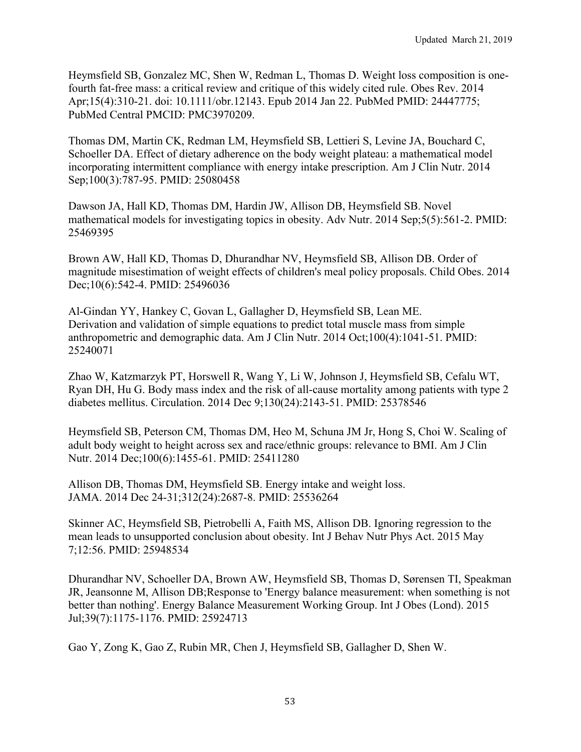Heymsfield SB, Gonzalez MC, Shen W, Redman L, Thomas D. Weight loss composition is one-fourth fat-free mass: a critical review and critique of this widely cited rule. Obes Rev. 2014 Apr;15(4):310-21. doi: 10.1111/obr.12143. Epub 2014 Jan 22. PubMed PMID: 24447775; PubMed Central PMCID: PMC3970209.

Thomas DM, Martin CK, Redman LM, Heymsfield SB, Lettieri S, Levine JA, Bouchard C, Schoeller DA. Effect of dietary adherence on the body weight plateau: a mathematical model incorporating intermittent compliance with energy intake prescription. Am J Clin Nutr. 2014 Sep;100(3):787-95. PMID: 25080458

Dawson JA, Hall KD, Thomas DM, Hardin JW, Allison DB, Heymsfield SB. Novel mathematical models for investigating topics in obesity. Adv Nutr. 2014 Sep;5(5):561-2. PMID: 25469395

Brown AW, Hall KD, Thomas D, Dhurandhar NV, Heymsfield SB, Allison DB. Order of magnitude misestimation of weight effects of children's meal policy proposals. Child Obes. 2014 Dec;10(6):542-4. PMID: 25496036

Al-Gindan YY, Hankey C, Govan L, Gallagher D, Heymsfield SB, Lean ME. Derivation and validation of simple equations to predict total muscle mass from simple anthropometric and demographic data. Am J Clin Nutr. 2014 Oct;100(4):1041-51. PMID: 25240071

Zhao W, Katzmarzyk PT, Horswell R, Wang Y, Li W, Johnson J, Heymsfield SB, Cefalu WT, Ryan DH, Hu G. Body mass index and the risk of all-cause mortality among patients with type 2 diabetes mellitus. Circulation. 2014 Dec 9;130(24):2143-51. PMID: 25378546

Heymsfield SB, Peterson CM, Thomas DM, Heo M, Schuna JM Jr, Hong S, Choi W. Scaling of adult body weight to height across sex and race/ethnic groups: relevance to BMI. Am J Clin Nutr. 2014 Dec;100(6):1455-61. PMID: 25411280

Allison DB, Thomas DM, Heymsfield SB. Energy intake and weight loss. JAMA. 2014 Dec 24-31;312(24):2687-8. PMID: 25536264

Skinner AC, Heymsfield SB, Pietrobelli A, Faith MS, Allison DB. Ignoring regression to the mean leads to unsupported conclusion about obesity. Int J Behav Nutr Phys Act. 2015 May 7;12:56. PMID: 25948534

Dhurandhar NV, Schoeller DA, Brown AW, Heymsfield SB, Thomas D, Sørensen TI, Speakman JR, Jeansonne M, Allison DB;Response to 'Energy balance measurement: when something is not better than nothing'. Energy Balance Measurement Working Group. Int J Obes (Lond). 2015 Jul;39(7):1175-1176. PMID: 25924713

Gao Y, Zong K, Gao Z, Rubin MR, Chen J, Heymsfield SB, Gallagher D, Shen W.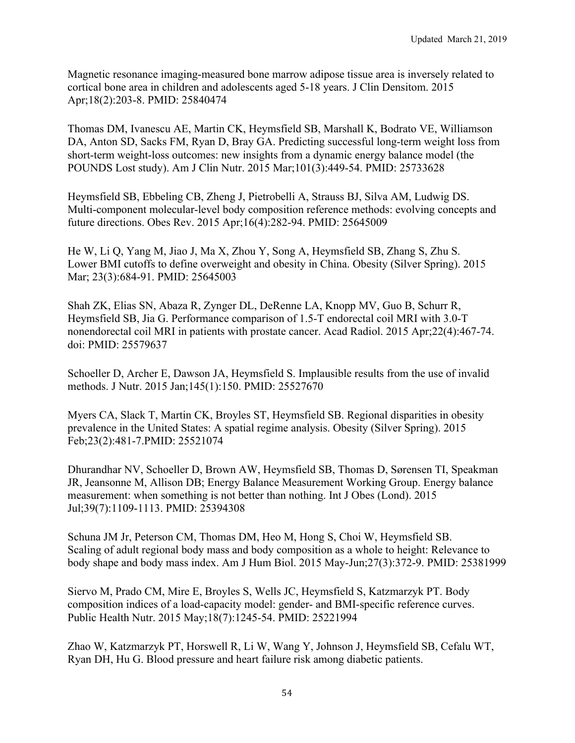Magnetic resonance imaging-measured bone marrow adipose tissue area is inversely related to cortical bone area in children and adolescents aged 5-18 years. J Clin Densitom. 2015 Apr;18(2):203-8. PMID: 25840474

Thomas DM, Ivanescu AE, Martin CK, Heymsfield SB, Marshall K, Bodrato VE, Williamson DA, Anton SD, Sacks FM, Ryan D, Bray GA. Predicting successful long-term weight loss from short-term weight-loss outcomes: new insights from a dynamic energy balance model (the POUNDS Lost study). Am J Clin Nutr. 2015 Mar;101(3):449-54. PMID: 25733628

Heymsfield SB, Ebbeling CB, Zheng J, Pietrobelli A, Strauss BJ, Silva AM, Ludwig DS. Multi-component molecular-level body composition reference methods: evolving concepts and future directions. Obes Rev. 2015 Apr;16(4):282-94. PMID: 25645009

He W, Li Q, Yang M, Jiao J, Ma X, Zhou Y, Song A, Heymsfield SB, Zhang S, Zhu S. Lower BMI cutoffs to define overweight and obesity in China. Obesity (Silver Spring). 2015 Mar; 23(3):684-91. PMID: 25645003

Shah ZK, Elias SN, Abaza R, Zynger DL, DeRenne LA, Knopp MV, Guo B, Schurr R, Heymsfield SB, Jia G. Performance comparison of 1.5-T endorectal coil MRI with 3.0-T nonendorectal coil MRI in patients with prostate cancer. Acad Radiol. 2015 Apr;22(4):467-74. doi: PMID: 25579637

Schoeller D, Archer E, Dawson JA, Heymsfield S. Implausible results from the use of invalid methods. J Nutr. 2015 Jan;145(1):150. PMID: 25527670

Myers CA, Slack T, Martin CK, Broyles ST, Heymsfield SB. Regional disparities in obesity prevalence in the United States: A spatial regime analysis. Obesity (Silver Spring). 2015 Feb;23(2):481-7.PMID: 25521074

Dhurandhar NV, Schoeller D, Brown AW, Heymsfield SB, Thomas D, Sørensen TI, Speakman JR, Jeansonne M, Allison DB; Energy Balance Measurement Working Group. Energy balance measurement: when something is not better than nothing. Int J Obes (Lond). 2015 Jul;39(7):1109-1113. PMID: 25394308

Schuna JM Jr, Peterson CM, Thomas DM, Heo M, Hong S, Choi W, Heymsfield SB. Scaling of adult regional body mass and body composition as a whole to height: Relevance to body shape and body mass index. Am J Hum Biol. 2015 May-Jun;27(3):372-9. PMID: 25381999

Siervo M, Prado CM, Mire E, Broyles S, Wells JC, Heymsfield S, Katzmarzyk PT. Body composition indices of a load-capacity model: gender- and BMI-specific reference curves. Public Health Nutr. 2015 May;18(7):1245-54. PMID: 25221994

Zhao W, Katzmarzyk PT, Horswell R, Li W, Wang Y, Johnson J, Heymsfield SB, Cefalu WT, Ryan DH, Hu G. Blood pressure and heart failure risk among diabetic patients.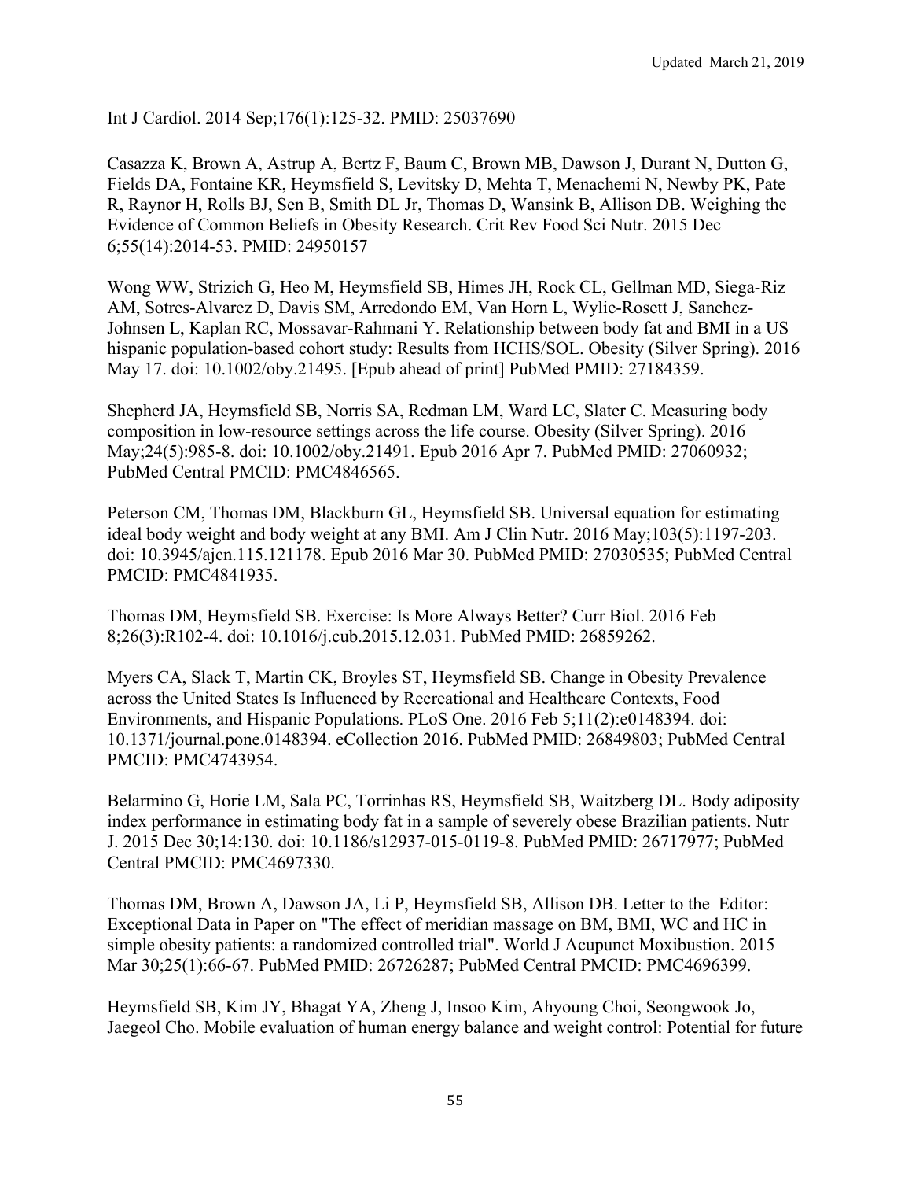Int J Cardiol. 2014 Sep;176(1):125-32. PMID: 25037690

Casazza K, Brown A, Astrup A, Bertz F, Baum C, Brown MB, Dawson J, Durant N, Dutton G, Fields DA, Fontaine KR, Heymsfield S, Levitsky D, Mehta T, Menachemi N, Newby PK, Pate R, Raynor H, Rolls BJ, Sen B, Smith DL Jr, Thomas D, Wansink B, Allison DB. Weighing the Evidence of Common Beliefs in Obesity Research. Crit Rev Food Sci Nutr. 2015 Dec 6;55(14):2014-53. PMID: 24950157

Wong WW, Strizich G, Heo M, Heymsfield SB, Himes JH, Rock CL, Gellman MD, Siega-Riz AM, Sotres-Alvarez D, Davis SM, Arredondo EM, Van Horn L, Wylie-Rosett J, Sanchez-Johnsen L, Kaplan RC, Mossavar-Rahmani Y. Relationship between body fat and BMI in a US hispanic population-based cohort study: Results from HCHS/SOL. Obesity (Silver Spring). 2016 May 17. doi: 10.1002/oby.21495. [Epub ahead of print] PubMed PMID: 27184359.

Shepherd JA, Heymsfield SB, Norris SA, Redman LM, Ward LC, Slater C. Measuring body composition in low-resource settings across the life course. Obesity (Silver Spring). 2016 May;24(5):985-8. doi: 10.1002/oby.21491. Epub 2016 Apr 7. PubMed PMID: 27060932; PubMed Central PMCID: PMC4846565.

Peterson CM, Thomas DM, Blackburn GL, Heymsfield SB. Universal equation for estimating ideal body weight and body weight at any BMI. Am J Clin Nutr. 2016 May;103(5):1197-203. doi: 10.3945/ajcn.115.121178. Epub 2016 Mar 30. PubMed PMID: 27030535; PubMed Central PMCID: PMC4841935.

Thomas DM, Heymsfield SB. Exercise: Is More Always Better? Curr Biol. 2016 Feb 8;26(3):R102-4. doi: 10.1016/j.cub.2015.12.031. PubMed PMID: 26859262.

Myers CA, Slack T, Martin CK, Broyles ST, Heymsfield SB. Change in Obesity Prevalence across the United States Is Influenced by Recreational and Healthcare Contexts, Food Environments, and Hispanic Populations. PLoS One. 2016 Feb 5;11(2):e0148394. doi: 10.1371/journal.pone.0148394. eCollection 2016. PubMed PMID: 26849803; PubMed Central PMCID: PMC4743954.

Belarmino G, Horie LM, Sala PC, Torrinhas RS, Heymsfield SB, Waitzberg DL. Body adiposity index performance in estimating body fat in a sample of severely obese Brazilian patients. Nutr J. 2015 Dec 30;14:130. doi: 10.1186/s12937-015-0119-8. PubMed PMID: 26717977; PubMed Central PMCID: PMC4697330.

Thomas DM, Brown A, Dawson JA, Li P, Heymsfield SB, Allison DB. Letter to the Editor: Exceptional Data in Paper on "The effect of meridian massage on BM, BMI, WC and HC in simple obesity patients: a randomized controlled trial". World J Acupunct Moxibustion. 2015 Mar 30;25(1):66-67. PubMed PMID: 26726287; PubMed Central PMCID: PMC4696399.

Heymsfield SB, Kim JY, Bhagat YA, Zheng J, Insoo Kim, Ahyoung Choi, Seongwook Jo, Jaegeol Cho. Mobile evaluation of human energy balance and weight control: Potential for future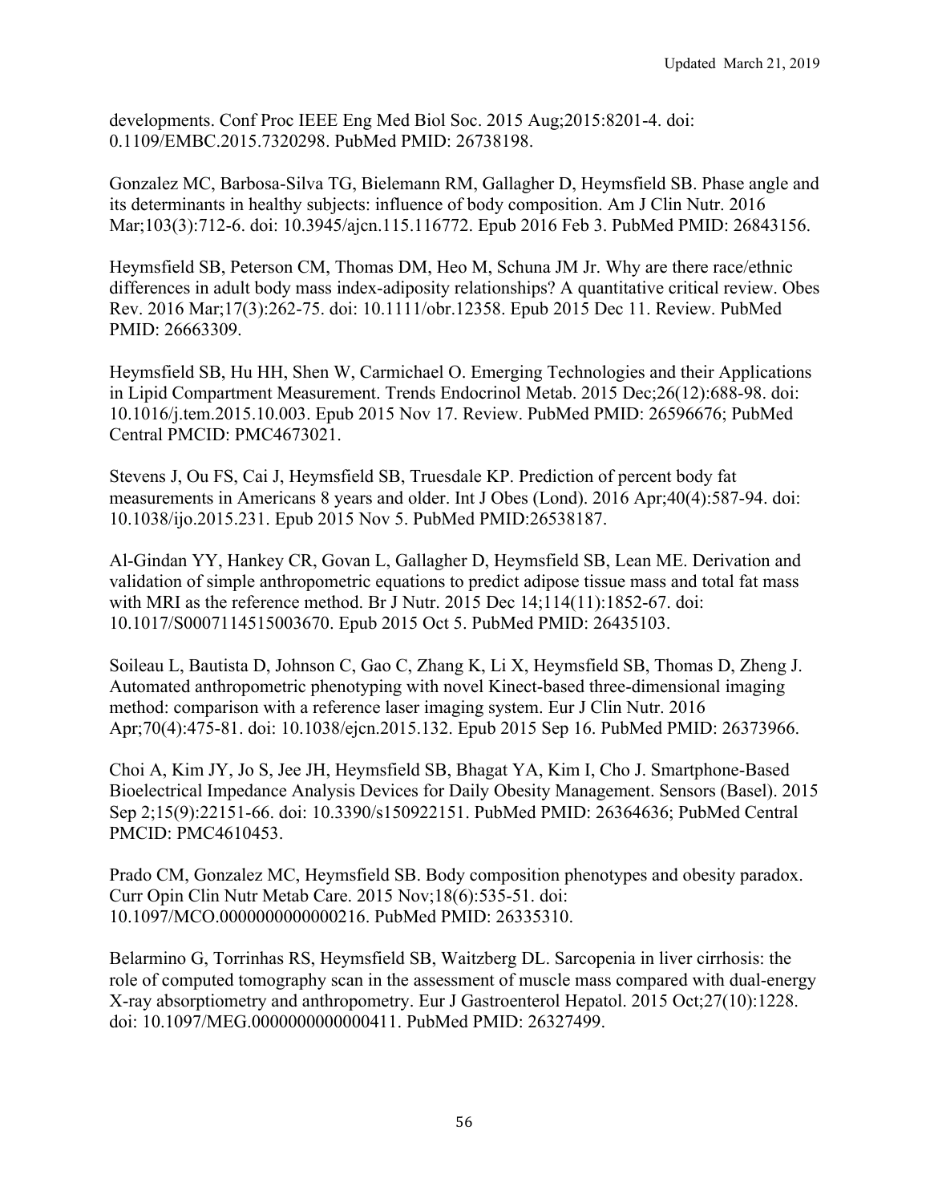developments. Conf Proc IEEE Eng Med Biol Soc. 2015 Aug;2015:8201-4. doi: 0.1109/EMBC.2015.7320298. PubMed PMID: 26738198.

Gonzalez MC, Barbosa-Silva TG, Bielemann RM, Gallagher D, Heymsfield SB. Phase angle and its determinants in healthy subjects: influence of body composition. Am J Clin Nutr. 2016 Mar;103(3):712-6. doi: 10.3945/ajcn.115.116772. Epub 2016 Feb 3. PubMed PMID: 26843156.

Heymsfield SB, Peterson CM, Thomas DM, Heo M, Schuna JM Jr. Why are there race/ethnic differences in adult body mass index-adiposity relationships? A quantitative critical review. Obes Rev. 2016 Mar;17(3):262-75. doi: 10.1111/obr.12358. Epub 2015 Dec 11. Review. PubMed PMID: 26663309.

Heymsfield SB, Hu HH, Shen W, Carmichael O. Emerging Technologies and their Applications in Lipid Compartment Measurement. Trends Endocrinol Metab. 2015 Dec;26(12):688-98. doi: 10.1016/j.tem.2015.10.003. Epub 2015 Nov 17. Review. PubMed PMID: 26596676; PubMed Central PMCID: PMC4673021.

Stevens J, Ou FS, Cai J, Heymsfield SB, Truesdale KP. Prediction of percent body fat measurements in Americans 8 years and older. Int J Obes (Lond). 2016 Apr;40(4):587-94. doi: 10.1038/ijo.2015.231. Epub 2015 Nov 5. PubMed PMID:26538187.

Al-Gindan YY, Hankey CR, Govan L, Gallagher D, Heymsfield SB, Lean ME. Derivation and validation of simple anthropometric equations to predict adipose tissue mass and total fat mass with MRI as the reference method. Br J Nutr. 2015 Dec 14;114(11):1852-67. doi: 10.1017/S0007114515003670. Epub 2015 Oct 5. PubMed PMID: 26435103.

Soileau L, Bautista D, Johnson C, Gao C, Zhang K, Li X, Heymsfield SB, Thomas D, Zheng J. Automated anthropometric phenotyping with novel Kinect-based three-dimensional imaging method: comparison with a reference laser imaging system. Eur J Clin Nutr. 2016 Apr;70(4):475-81. doi: 10.1038/ejcn.2015.132. Epub 2015 Sep 16. PubMed PMID: 26373966.

Choi A, Kim JY, Jo S, Jee JH, Heymsfield SB, Bhagat YA, Kim I, Cho J. Smartphone-Based Bioelectrical Impedance Analysis Devices for Daily Obesity Management. Sensors (Basel). 2015 Sep 2;15(9):22151-66. doi: 10.3390/s150922151. PubMed PMID: 26364636; PubMed Central PMCID: PMC4610453.

Prado CM, Gonzalez MC, Heymsfield SB. Body composition phenotypes and obesity paradox. Curr Opin Clin Nutr Metab Care. 2015 Nov;18(6):535-51. doi: 10.1097/MCO.0000000000000216. PubMed PMID: 26335310.

Belarmino G, Torrinhas RS, Heymsfield SB, Waitzberg DL. Sarcopenia in liver cirrhosis: the role of computed tomography scan in the assessment of muscle mass compared with dual-energy X-ray absorptiometry and anthropometry. Eur J Gastroenterol Hepatol. 2015 Oct;27(10):1228. doi: 10.1097/MEG.0000000000000411. PubMed PMID: 26327499.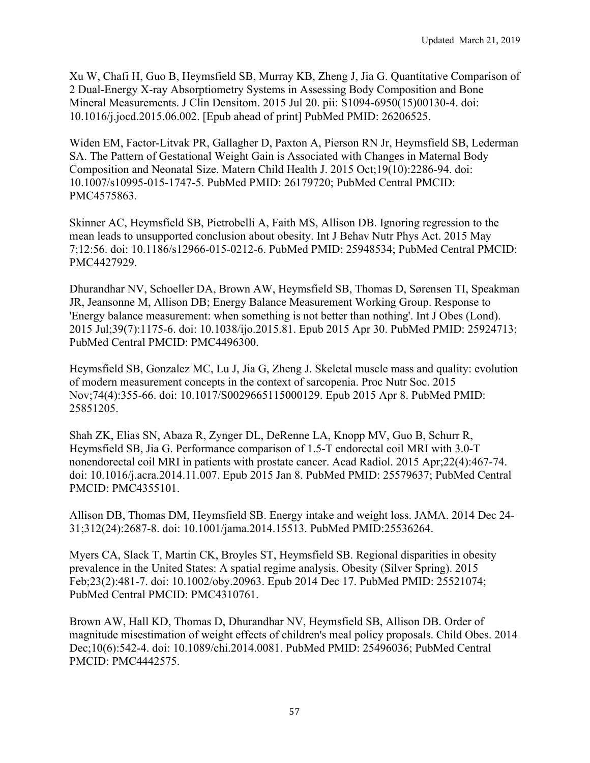Xu W, Chafi H, Guo B, Heymsfield SB, Murray KB, Zheng J, Jia G. Quantitative Comparison of 2 Dual-Energy X-ray Absorptiometry Systems in Assessing Body Composition and Bone Mineral Measurements. J Clin Densitom. 2015 Jul 20. pii: S1094-6950(15)00130-4. doi: 10.1016/j.jocd.2015.06.002. [Epub ahead of print] PubMed PMID: 26206525.

Widen EM, Factor-Litvak PR, Gallagher D, Paxton A, Pierson RN Jr, Heymsfield SB, Lederman SA. The Pattern of Gestational Weight Gain is Associated with Changes in Maternal Body Composition and Neonatal Size. Matern Child Health J. 2015 Oct;19(10):2286-94. doi: 10.1007/s10995-015-1747-5. PubMed PMID: 26179720; PubMed Central PMCID: PMC4575863.

Skinner AC, Heymsfield SB, Pietrobelli A, Faith MS, Allison DB. Ignoring regression to the mean leads to unsupported conclusion about obesity. Int J Behav Nutr Phys Act. 2015 May 7;12:56. doi: 10.1186/s12966-015-0212-6. PubMed PMID: 25948534; PubMed Central PMCID: PMC4427929.

Dhurandhar NV, Schoeller DA, Brown AW, Heymsfield SB, Thomas D, Sørensen TI, Speakman JR, Jeansonne M, Allison DB; Energy Balance Measurement Working Group. Response to 'Energy balance measurement: when something is not better than nothing'. Int J Obes (Lond). 2015 Jul;39(7):1175-6. doi: 10.1038/ijo.2015.81. Epub 2015 Apr 30. PubMed PMID: 25924713; PubMed Central PMCID: PMC4496300.

Heymsfield SB, Gonzalez MC, Lu J, Jia G, Zheng J. Skeletal muscle mass and quality: evolution of modern measurement concepts in the context of sarcopenia. Proc Nutr Soc. 2015 Nov;74(4):355-66. doi: 10.1017/S0029665115000129. Epub 2015 Apr 8. PubMed PMID: 25851205.

Shah ZK, Elias SN, Abaza R, Zynger DL, DeRenne LA, Knopp MV, Guo B, Schurr R, Heymsfield SB, Jia G. Performance comparison of 1.5-T endorectal coil MRI with 3.0-T nonendorectal coil MRI in patients with prostate cancer. Acad Radiol. 2015 Apr;22(4):467-74. doi: 10.1016/j.acra.2014.11.007. Epub 2015 Jan 8. PubMed PMID: 25579637; PubMed Central PMCID: PMC4355101.

Allison DB, Thomas DM, Heymsfield SB. Energy intake and weight loss. JAMA. 2014 Dec 24-31;312(24):2687-8. doi: 10.1001/jama.2014.15513. PubMed PMID:25536264.

Myers CA, Slack T, Martin CK, Broyles ST, Heymsfield SB. Regional disparities in obesity prevalence in the United States: A spatial regime analysis. Obesity (Silver Spring). 2015 Feb;23(2):481-7. doi: 10.1002/oby.20963. Epub 2014 Dec 17. PubMed PMID: 25521074; PubMed Central PMCID: PMC4310761.

Brown AW, Hall KD, Thomas D, Dhurandhar NV, Heymsfield SB, Allison DB. Order of magnitude misestimation of weight effects of children's meal policy proposals. Child Obes. 2014 Dec;10(6):542-4. doi: 10.1089/chi.2014.0081. PubMed PMID: 25496036; PubMed Central PMCID: PMC4442575.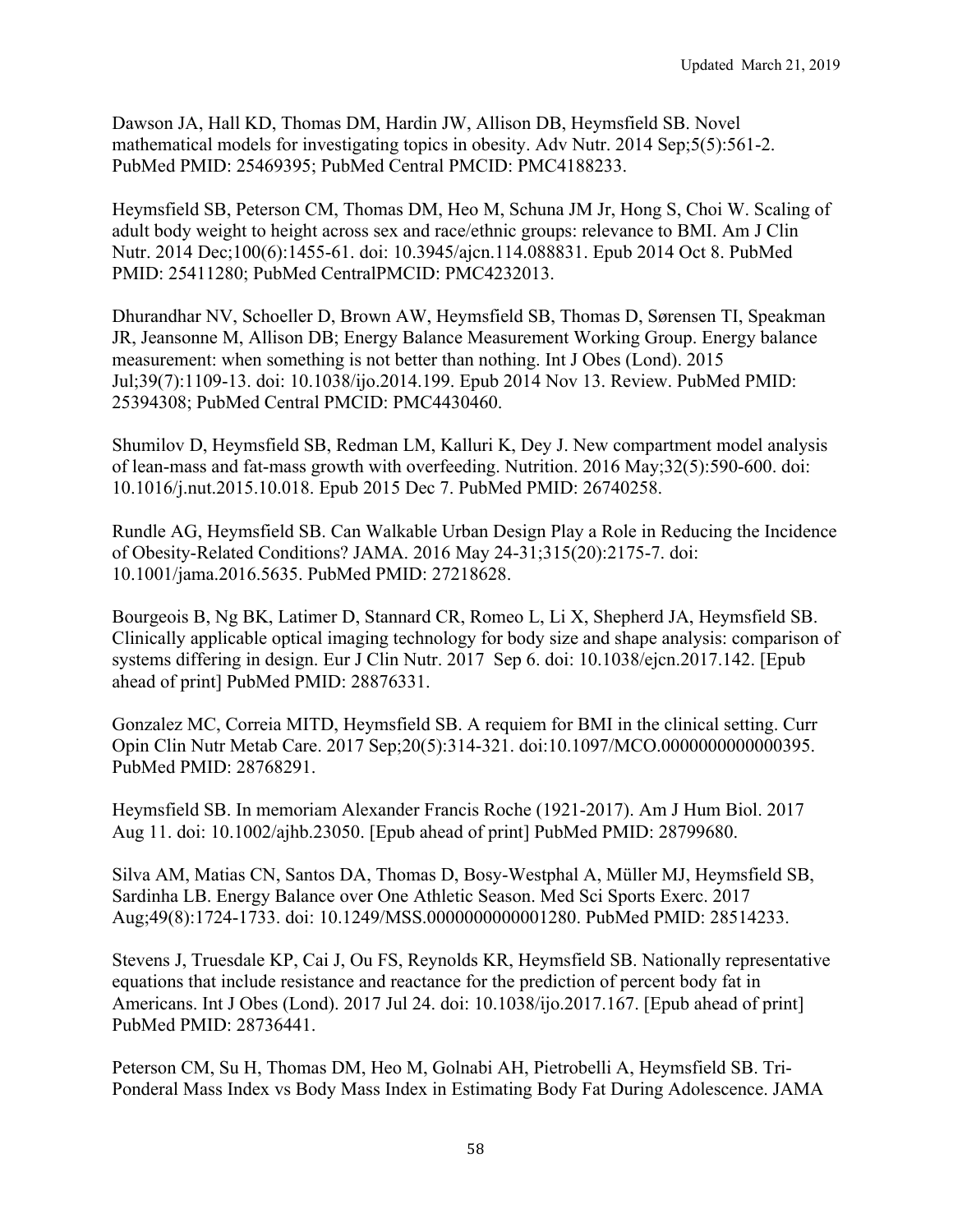Dawson JA, Hall KD, Thomas DM, Hardin JW, Allison DB, Heymsfield SB. Novel mathematical models for investigating topics in obesity. Adv Nutr. 2014 Sep;5(5):561-2. PubMed PMID: 25469395; PubMed Central PMCID: PMC4188233.

Heymsfield SB, Peterson CM, Thomas DM, Heo M, Schuna JM Jr, Hong S, Choi W. Scaling of adult body weight to height across sex and race/ethnic groups: relevance to BMI. Am J Clin Nutr. 2014 Dec;100(6):1455-61. doi: 10.3945/ajcn.114.088831. Epub 2014 Oct 8. PubMed PMID: 25411280; PubMed CentralPMCID: PMC4232013.

Dhurandhar NV, Schoeller D, Brown AW, Heymsfield SB, Thomas D, Sørensen TI, Speakman JR, Jeansonne M, Allison DB; Energy Balance Measurement Working Group. Energy balance measurement: when something is not better than nothing. Int J Obes (Lond). 2015 Jul;39(7):1109-13. doi: 10.1038/ijo.2014.199. Epub 2014 Nov 13. Review. PubMed PMID: 25394308; PubMed Central PMCID: PMC4430460.

Shumilov D, Heymsfield SB, Redman LM, Kalluri K, Dey J. New compartment model analysis of lean-mass and fat-mass growth with overfeeding. Nutrition. 2016 May;32(5):590-600. doi: 10.1016/j.nut.2015.10.018. Epub 2015 Dec 7. PubMed PMID: 26740258.

Rundle AG, Heymsfield SB. Can Walkable Urban Design Play a Role in Reducing the Incidence of Obesity-Related Conditions? JAMA. 2016 May 24-31;315(20):2175-7. doi: 10.1001/jama.2016.5635. PubMed PMID: 27218628.

Bourgeois B, Ng BK, Latimer D, Stannard CR, Romeo L, Li X, Shepherd JA, Heymsfield SB. Clinically applicable optical imaging technology for body size and shape analysis: comparison of systems differing in design. Eur J Clin Nutr. 2017 Sep 6. doi: 10.1038/ejcn.2017.142. [Epub ahead of print] PubMed PMID: 28876331.

Gonzalez MC, Correia MITD, Heymsfield SB. A requiem for BMI in the clinical setting. Curr Opin Clin Nutr Metab Care. 2017 Sep;20(5):314-321. doi:10.1097/MCO.0000000000000395. PubMed PMID: 28768291.

Heymsfield SB. In memoriam Alexander Francis Roche (1921-2017). Am J Hum Biol. 2017 Aug 11. doi: 10.1002/ajhb.23050. [Epub ahead of print] PubMed PMID: 28799680.

Silva AM, Matias CN, Santos DA, Thomas D, Bosy-Westphal A, Müller MJ, Heymsfield SB, Sardinha LB. Energy Balance over One Athletic Season. Med Sci Sports Exerc. 2017 Aug;49(8):1724-1733. doi: 10.1249/MSS.0000000000001280. PubMed PMID: 28514233.

Stevens J, Truesdale KP, Cai J, Ou FS, Reynolds KR, Heymsfield SB. Nationally representative equations that include resistance and reactance for the prediction of percent body fat in Americans. Int J Obes (Lond). 2017 Jul 24. doi: 10.1038/ijo.2017.167. [Epub ahead of print] PubMed PMID: 28736441.

Peterson CM, Su H, Thomas DM, Heo M, Golnabi AH, Pietrobelli A, Heymsfield SB. Tri-Ponderal Mass Index vs Body Mass Index in Estimating Body Fat During Adolescence. JAMA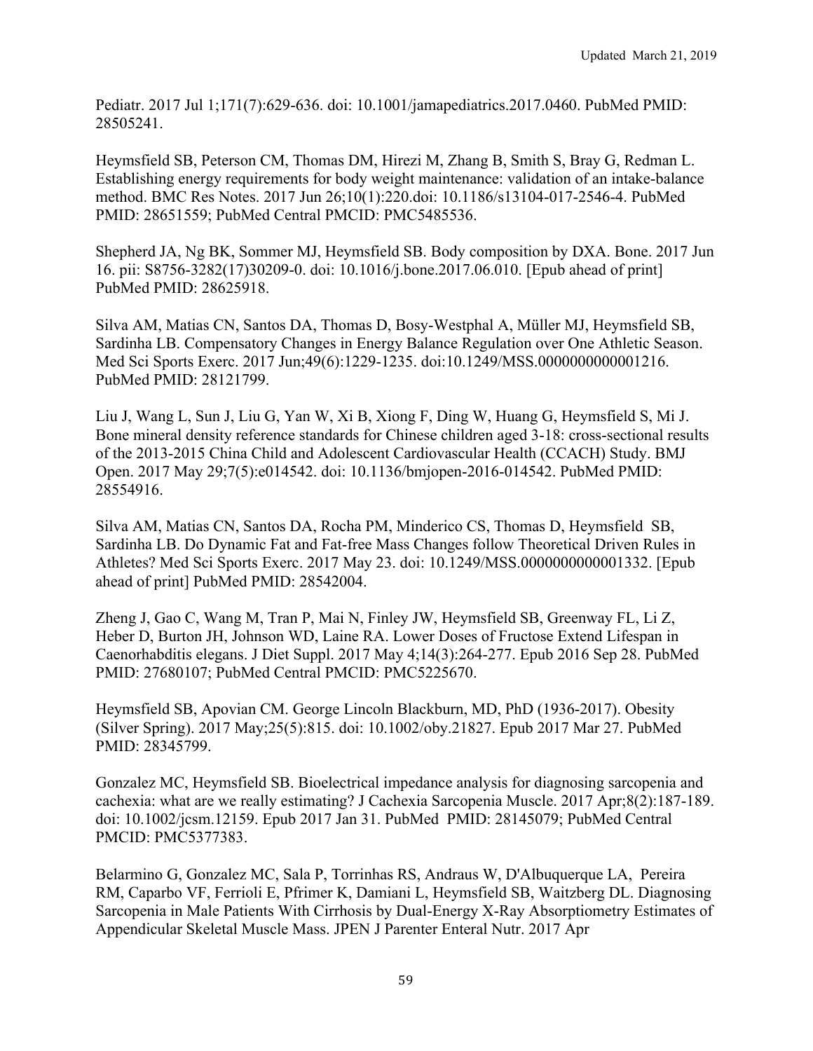Pediatr. 2017 Jul 1;171(7):629-636. doi: 10.1001/jamapediatrics.2017.0460. PubMed PMID: 28505241.

Heymsfield SB, Peterson CM, Thomas DM, Hirezi M, Zhang B, Smith S, Bray G, Redman L. Establishing energy requirements for body weight maintenance: validation of an intake-balance method. BMC Res Notes. 2017 Jun 26;10(1):220.doi: 10.1186/s13104-017-2546-4. PubMed PMID: 28651559; PubMed Central PMCID: PMC5485536.

Shepherd JA, Ng BK, Sommer MJ, Heymsfield SB. Body composition by DXA. Bone. 2017 Jun 16. pii: S8756-3282(17)30209-0. doi: 10.1016/j.bone.2017.06.010. [Epub ahead of print] PubMed PMID: 28625918.

Silva AM, Matias CN, Santos DA, Thomas D, Bosy-Westphal A, Müller MJ, Heymsfield SB, Sardinha LB. Compensatory Changes in Energy Balance Regulation over One Athletic Season. Med Sci Sports Exerc. 2017 Jun;49(6):1229-1235. doi:10.1249/MSS.0000000000001216. PubMed PMID: 28121799.

Liu J, Wang L, Sun J, Liu G, Yan W, Xi B, Xiong F, Ding W, Huang G, Heymsfield S, Mi J. Bone mineral density reference standards for Chinese children aged 3-18: cross-sectional results of the 2013-2015 China Child and Adolescent Cardiovascular Health (CCACH) Study. BMJ Open. 2017 May 29;7(5):e014542. doi: 10.1136/bmjopen-2016-014542. PubMed PMID: 28554916.

Silva AM, Matias CN, Santos DA, Rocha PM, Minderico CS, Thomas D, Heymsfield SB, Sardinha LB. Do Dynamic Fat and Fat-free Mass Changes follow Theoretical Driven Rules in Athletes? Med Sci Sports Exerc. 2017 May 23. doi: 10.1249/MSS.0000000000001332. [Epub ahead of print] PubMed PMID: 28542004.

Zheng J, Gao C, Wang M, Tran P, Mai N, Finley JW, Heymsfield SB, Greenway FL, Li Z, Heber D, Burton JH, Johnson WD, Laine RA. Lower Doses of Fructose Extend Lifespan in Caenorhabditis elegans. J Diet Suppl. 2017 May 4;14(3):264-277. Epub 2016 Sep 28. PubMed PMID: 27680107; PubMed Central PMCID: PMC5225670.

Heymsfield SB, Apovian CM. George Lincoln Blackburn, MD, PhD (1936-2017). Obesity (Silver Spring). 2017 May;25(5):815. doi: 10.1002/oby.21827. Epub 2017 Mar 27. PubMed PMID: 28345799.

Gonzalez MC, Heymsfield SB. Bioelectrical impedance analysis for diagnosing sarcopenia and cachexia: what are we really estimating? J Cachexia Sarcopenia Muscle. 2017 Apr;8(2):187-189. doi: 10.1002/jcsm.12159. Epub 2017 Jan 31. PubMed PMID: 28145079; PubMed Central PMCID: PMC5377383.

Belarmino G, Gonzalez MC, Sala P, Torrinhas RS, Andraus W, D'Albuquerque LA, Pereira RM, Caparbo VF, Ferrioli E, Pfrimer K, Damiani L, Heymsfield SB, Waitzberg DL. Diagnosing Sarcopenia in Male Patients With Cirrhosis by Dual-Energy X-Ray Absorptiometry Estimates of Appendicular Skeletal Muscle Mass. JPEN J Parenter Enteral Nutr. 2017 Apr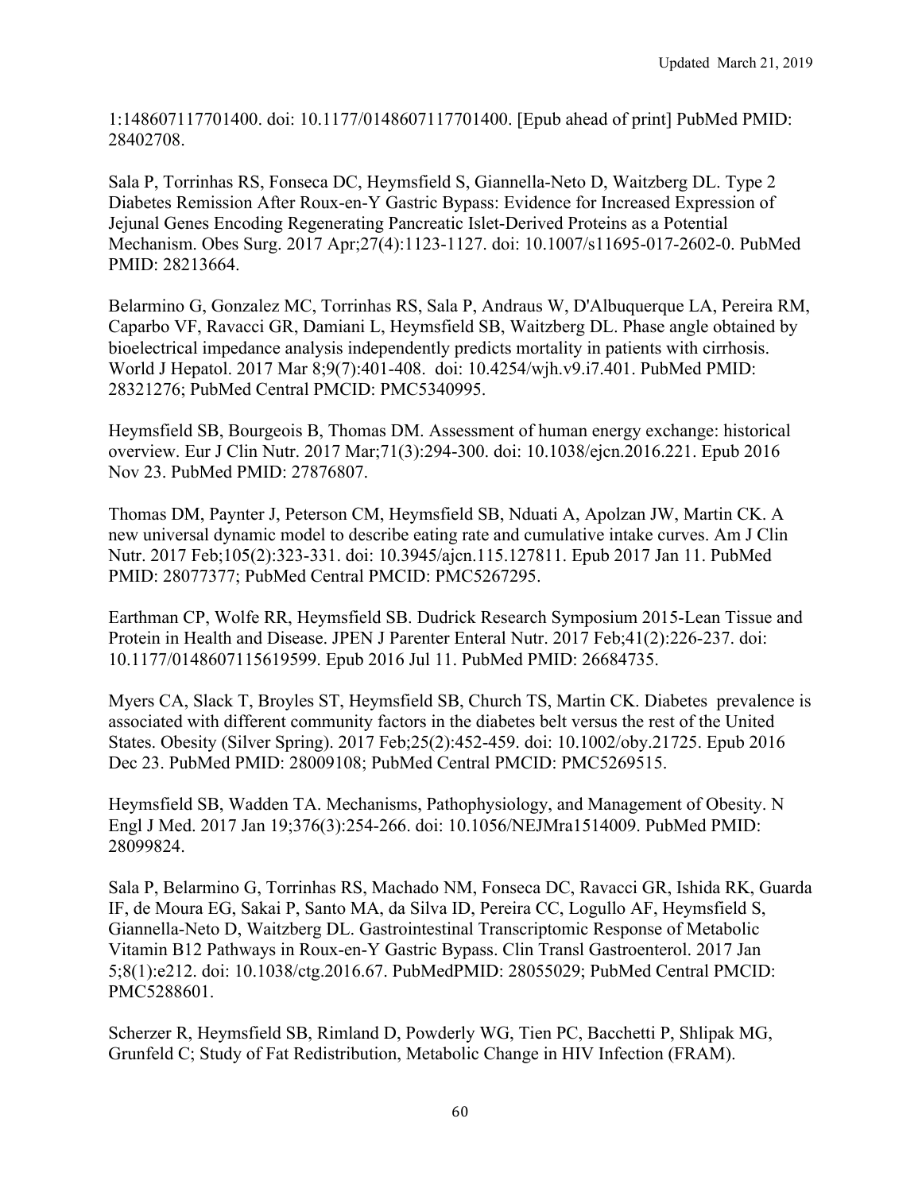1:148607117701400. doi: 10.1177/0148607117701400. [Epub ahead of print] PubMed PMID: 28402708.

Sala P, Torrinhas RS, Fonseca DC, Heymsfield S, Giannella-Neto D, Waitzberg DL. Type 2 Diabetes Remission After Roux-en-Y Gastric Bypass: Evidence for Increased Expression of Jejunal Genes Encoding Regenerating Pancreatic Islet-Derived Proteins as a Potential Mechanism. Obes Surg. 2017 Apr;27(4):1123-1127. doi: 10.1007/s11695-017-2602-0. PubMed PMID: 28213664.

Belarmino G, Gonzalez MC, Torrinhas RS, Sala P, Andraus W, D'Albuquerque LA, Pereira RM, Caparbo VF, Ravacci GR, Damiani L, Heymsfield SB, Waitzberg DL. Phase angle obtained by bioelectrical impedance analysis independently predicts mortality in patients with cirrhosis. World J Hepatol. 2017 Mar 8;9(7):401-408. doi: 10.4254/wjh.v9.i7.401. PubMed PMID: 28321276; PubMed Central PMCID: PMC5340995.

Heymsfield SB, Bourgeois B, Thomas DM. Assessment of human energy exchange: historical overview. Eur J Clin Nutr. 2017 Mar;71(3):294-300. doi: 10.1038/ejcn.2016.221. Epub 2016 Nov 23. PubMed PMID: 27876807.

Thomas DM, Paynter J, Peterson CM, Heymsfield SB, Nduati A, Apolzan JW, Martin CK. A new universal dynamic model to describe eating rate and cumulative intake curves. Am J Clin Nutr. 2017 Feb;105(2):323-331. doi: 10.3945/ajcn.115.127811. Epub 2017 Jan 11. PubMed PMID: 28077377; PubMed Central PMCID: PMC5267295.

Earthman CP, Wolfe RR, Heymsfield SB. Dudrick Research Symposium 2015-Lean Tissue and Protein in Health and Disease. JPEN J Parenter Enteral Nutr. 2017 Feb;41(2):226-237. doi: 10.1177/0148607115619599. Epub 2016 Jul 11. PubMed PMID: 26684735.

Myers CA, Slack T, Broyles ST, Heymsfield SB, Church TS, Martin CK. Diabetes prevalence is associated with different community factors in the diabetes belt versus the rest of the United States. Obesity (Silver Spring). 2017 Feb;25(2):452-459. doi: 10.1002/oby.21725. Epub 2016 Dec 23. PubMed PMID: 28009108; PubMed Central PMCID: PMC5269515.

Heymsfield SB, Wadden TA. Mechanisms, Pathophysiology, and Management of Obesity. N Engl J Med. 2017 Jan 19;376(3):254-266. doi: 10.1056/NEJMra1514009. PubMed PMID: 28099824.

Sala P, Belarmino G, Torrinhas RS, Machado NM, Fonseca DC, Ravacci GR, Ishida RK, Guarda IF, de Moura EG, Sakai P, Santo MA, da Silva ID, Pereira CC, Logullo AF, Heymsfield S, Giannella-Neto D, Waitzberg DL. Gastrointestinal Transcriptomic Response of Metabolic Vitamin B12 Pathways in Roux-en-Y Gastric Bypass. Clin Transl Gastroenterol. 2017 Jan 5;8(1):e212. doi: 10.1038/ctg.2016.67. PubMedPMID: 28055029; PubMed Central PMCID: PMC5288601.

Scherzer R, Heymsfield SB, Rimland D, Powderly WG, Tien PC, Bacchetti P, Shlipak MG, Grunfeld C; Study of Fat Redistribution, Metabolic Change in HIV Infection (FRAM).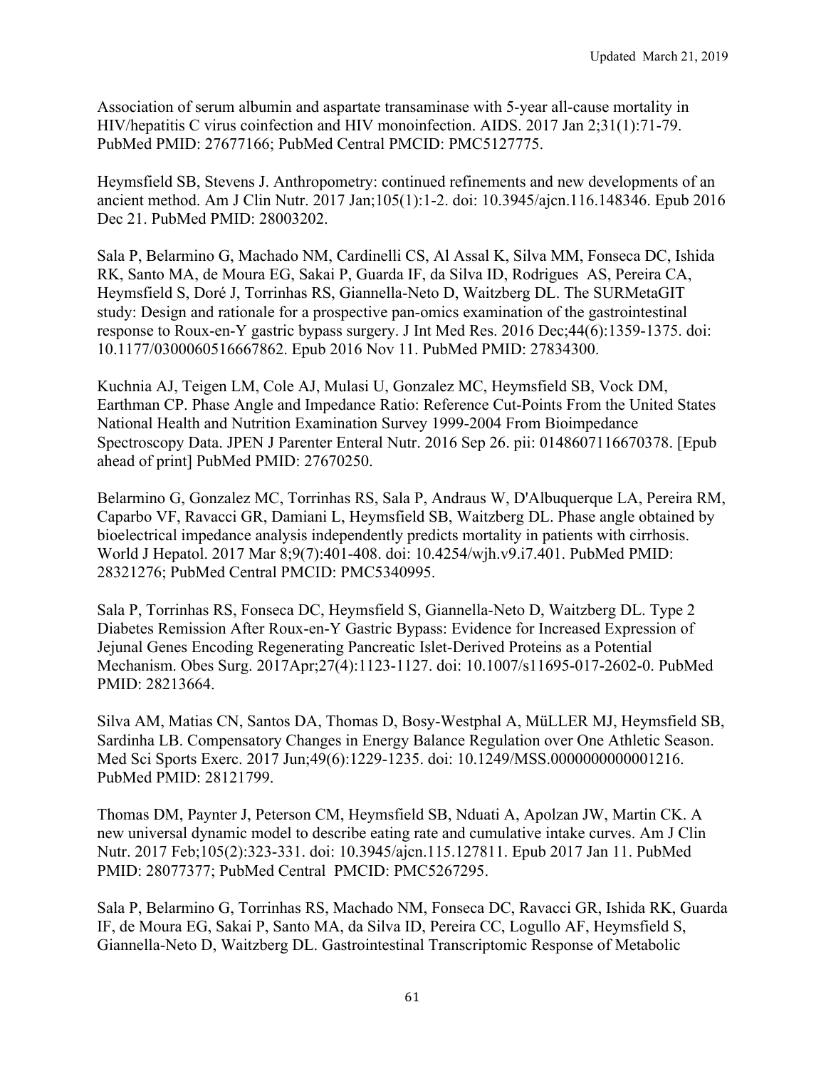Association of serum albumin and aspartate transaminase with 5-year all-cause mortality in HIV/hepatitis C virus coinfection and HIV monoinfection. AIDS. 2017 Jan 2;31(1):71-79. PubMed PMID: 27677166; PubMed Central PMCID: PMC5127775.

Heymsfield SB, Stevens J. Anthropometry: continued refinements and new developments of an ancient method. Am J Clin Nutr. 2017 Jan;105(1):1-2. doi: 10.3945/ajcn.116.148346. Epub 2016 Dec 21. PubMed PMID: 28003202.

Sala P, Belarmino G, Machado NM, Cardinelli CS, Al Assal K, Silva MM, Fonseca DC, Ishida RK, Santo MA, de Moura EG, Sakai P, Guarda IF, da Silva ID, Rodrigues AS, Pereira CA, Heymsfield S, Doré J, Torrinhas RS, Giannella-Neto D, Waitzberg DL. The SURMetaGIT study: Design and rationale for a prospective pan-omics examination of the gastrointestinal response to Roux-en-Y gastric bypass surgery. J Int Med Res. 2016 Dec;44(6):1359-1375. doi: 10.1177/0300060516667862. Epub 2016 Nov 11. PubMed PMID: 27834300.

Kuchnia AJ, Teigen LM, Cole AJ, Mulasi U, Gonzalez MC, Heymsfield SB, Vock DM, Earthman CP. Phase Angle and Impedance Ratio: Reference Cut-Points From the United States National Health and Nutrition Examination Survey 1999-2004 From Bioimpedance Spectroscopy Data. JPEN J Parenter Enteral Nutr. 2016 Sep 26. pii: 0148607116670378. [Epub ahead of print] PubMed PMID: 27670250.

Belarmino G, Gonzalez MC, Torrinhas RS, Sala P, Andraus W, D'Albuquerque LA, Pereira RM, Caparbo VF, Ravacci GR, Damiani L, Heymsfield SB, Waitzberg DL. Phase angle obtained by bioelectrical impedance analysis independently predicts mortality in patients with cirrhosis. World J Hepatol. 2017 Mar 8;9(7):401-408. doi: 10.4254/wjh.v9.i7.401. PubMed PMID: 28321276; PubMed Central PMCID: PMC5340995.

Sala P, Torrinhas RS, Fonseca DC, Heymsfield S, Giannella-Neto D, Waitzberg DL. Type 2 Diabetes Remission After Roux-en-Y Gastric Bypass: Evidence for Increased Expression of Jejunal Genes Encoding Regenerating Pancreatic Islet-Derived Proteins as a Potential Mechanism. Obes Surg. 2017Apr;27(4):1123-1127. doi: 10.1007/s11695-017-2602-0. PubMed PMID: 28213664.

Silva AM, Matias CN, Santos DA, Thomas D, Bosy-Westphal A, MüLLER MJ, Heymsfield SB, Sardinha LB. Compensatory Changes in Energy Balance Regulation over One Athletic Season. Med Sci Sports Exerc. 2017 Jun;49(6):1229-1235. doi: 10.1249/MSS.0000000000001216. PubMed PMID: 28121799.

Thomas DM, Paynter J, Peterson CM, Heymsfield SB, Nduati A, Apolzan JW, Martin CK. A new universal dynamic model to describe eating rate and cumulative intake curves. Am J Clin Nutr. 2017 Feb;105(2):323-331. doi: 10.3945/ajcn.115.127811. Epub 2017 Jan 11. PubMed PMID: 28077377; PubMed Central PMCID: PMC5267295.

Sala P, Belarmino G, Torrinhas RS, Machado NM, Fonseca DC, Ravacci GR, Ishida RK, Guarda IF, de Moura EG, Sakai P, Santo MA, da Silva ID, Pereira CC, Logullo AF, Heymsfield S, Giannella-Neto D, Waitzberg DL. Gastrointestinal Transcriptomic Response of Metabolic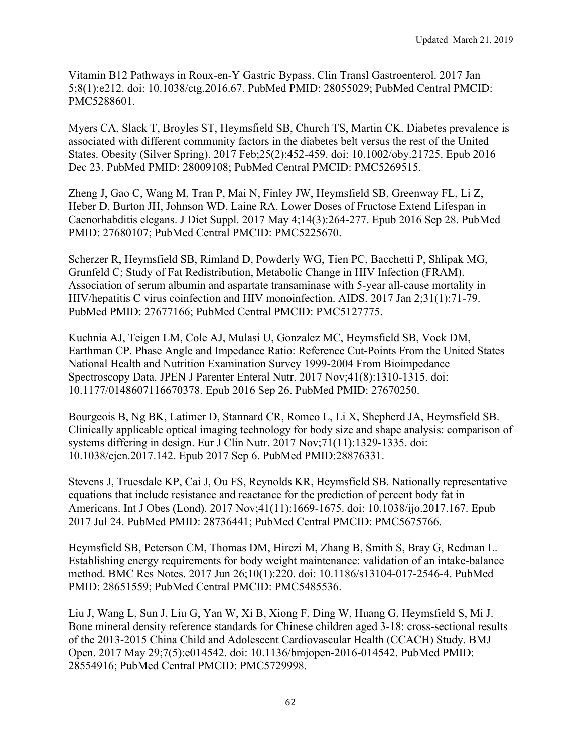Vitamin B12 Pathways in Roux-en-Y Gastric Bypass. Clin Transl Gastroenterol. 2017 Jan 5;8(1):e212. doi: 10.1038/ctg.2016.67. PubMed PMID: 28055029; PubMed Central PMCID: PMC5288601.

Myers CA, Slack T, Broyles ST, Heymsfield SB, Church TS, Martin CK. Diabetes prevalence is associated with different community factors in the diabetes belt versus the rest of the United States. Obesity (Silver Spring). 2017 Feb;25(2):452-459. doi: 10.1002/oby.21725. Epub 2016 Dec 23. PubMed PMID: 28009108; PubMed Central PMCID: PMC5269515.

Zheng J, Gao C, Wang M, Tran P, Mai N, Finley JW, Heymsfield SB, Greenway FL, Li Z, Heber D, Burton JH, Johnson WD, Laine RA. Lower Doses of Fructose Extend Lifespan in Caenorhabditis elegans. J Diet Suppl. 2017 May 4;14(3):264-277. Epub 2016 Sep 28. PubMed PMID: 27680107; PubMed Central PMCID: PMC5225670.

Scherzer R, Heymsfield SB, Rimland D, Powderly WG, Tien PC, Bacchetti P, Shlipak MG, Grunfeld C; Study of Fat Redistribution, Metabolic Change in HIV Infection (FRAM). Association of serum albumin and aspartate transaminase with 5-year all-cause mortality in HIV/hepatitis C virus coinfection and HIV monoinfection. AIDS. 2017 Jan 2;31(1):71-79. PubMed PMID: 27677166; PubMed Central PMCID: PMC5127775.

Kuchnia AJ, Teigen LM, Cole AJ, Mulasi U, Gonzalez MC, Heymsfield SB, Vock DM, Earthman CP. Phase Angle and Impedance Ratio: Reference Cut-Points From the United States National Health and Nutrition Examination Survey 1999-2004 From Bioimpedance Spectroscopy Data. JPEN J Parenter Enteral Nutr. 2017 Nov;41(8):1310-1315. doi: 10.1177/0148607116670378. Epub 2016 Sep 26. PubMed PMID: 27670250.

Bourgeois B, Ng BK, Latimer D, Stannard CR, Romeo L, Li X, Shepherd JA, Heymsfield SB. Clinically applicable optical imaging technology for body size and shape analysis: comparison of systems differing in design. Eur J Clin Nutr. 2017 Nov;71(11):1329-1335. doi: 10.1038/ejcn.2017.142. Epub 2017 Sep 6. PubMed PMID:28876331.

Stevens J, Truesdale KP, Cai J, Ou FS, Reynolds KR, Heymsfield SB. Nationally representative equations that include resistance and reactance for the prediction of percent body fat in Americans. Int J Obes (Lond). 2017 Nov;41(11):1669-1675. doi: 10.1038/ijo.2017.167. Epub 2017 Jul 24. PubMed PMID: 28736441; PubMed Central PMCID: PMC5675766.

Heymsfield SB, Peterson CM, Thomas DM, Hirezi M, Zhang B, Smith S, Bray G, Redman L. Establishing energy requirements for body weight maintenance: validation of an intake-balance method. BMC Res Notes. 2017 Jun 26;10(1):220. doi: 10.1186/s13104-017-2546-4. PubMed PMID: 28651559; PubMed Central PMCID: PMC5485536.

Liu J, Wang L, Sun J, Liu G, Yan W, Xi B, Xiong F, Ding W, Huang G, Heymsfield S, Mi J. Bone mineral density reference standards for Chinese children aged 3-18: cross-sectional results of the 2013-2015 China Child and Adolescent Cardiovascular Health (CCACH) Study. BMJ Open. 2017 May 29;7(5):e014542. doi: 10.1136/bmjopen-2016-014542. PubMed PMID: 28554916; PubMed Central PMCID: PMC5729998.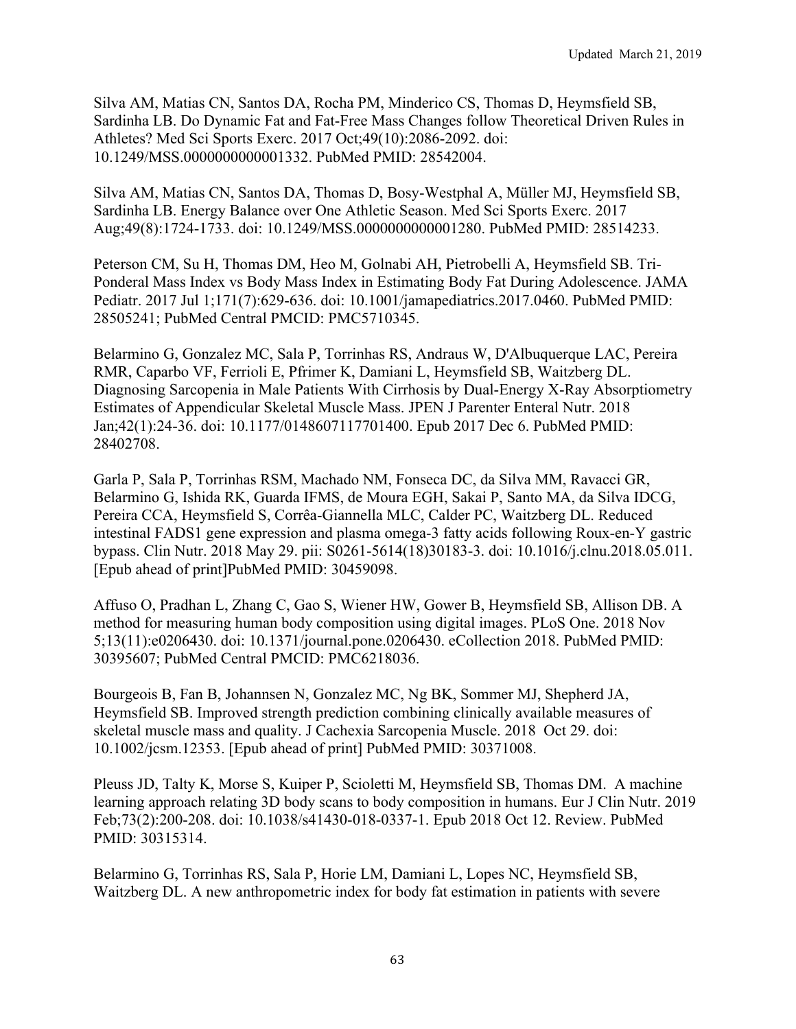Silva AM, Matias CN, Santos DA, Rocha PM, Minderico CS, Thomas D, Heymsfield SB, Sardinha LB. Do Dynamic Fat and Fat-Free Mass Changes follow Theoretical Driven Rules in Athletes? Med Sci Sports Exerc. 2017 Oct;49(10):2086-2092. doi: 10.1249/MSS.0000000000001332. PubMed PMID: 28542004.

Silva AM, Matias CN, Santos DA, Thomas D, Bosy-Westphal A, Müller MJ, Heymsfield SB, Sardinha LB. Energy Balance over One Athletic Season. Med Sci Sports Exerc. 2017 Aug;49(8):1724-1733. doi: 10.1249/MSS.0000000000001280. PubMed PMID: 28514233.

Peterson CM, Su H, Thomas DM, Heo M, Golnabi AH, Pietrobelli A, Heymsfield SB. Tri-Ponderal Mass Index vs Body Mass Index in Estimating Body Fat During Adolescence. JAMA Pediatr. 2017 Jul 1;171(7):629-636. doi: 10.1001/jamapediatrics.2017.0460. PubMed PMID: 28505241; PubMed Central PMCID: PMC5710345.

Belarmino G, Gonzalez MC, Sala P, Torrinhas RS, Andraus W, D'Albuquerque LAC, Pereira RMR, Caparbo VF, Ferrioli E, Pfrimer K, Damiani L, Heymsfield SB, Waitzberg DL. Diagnosing Sarcopenia in Male Patients With Cirrhosis by Dual-Energy X-Ray Absorptiometry Estimates of Appendicular Skeletal Muscle Mass. JPEN J Parenter Enteral Nutr. 2018 Jan;42(1):24-36. doi: 10.1177/0148607117701400. Epub 2017 Dec 6. PubMed PMID: 28402708.

Garla P, Sala P, Torrinhas RSM, Machado NM, Fonseca DC, da Silva MM, Ravacci GR, Belarmino G, Ishida RK, Guarda IFMS, de Moura EGH, Sakai P, Santo MA, da Silva IDCG, Pereira CCA, Heymsfield S, Corrêa-Giannella MLC, Calder PC, Waitzberg DL. Reduced intestinal FADS1 gene expression and plasma omega-3 fatty acids following Roux-en-Y gastric bypass. Clin Nutr. 2018 May 29. pii: S0261-5614(18)30183-3. doi: 10.1016/j.clnu.2018.05.011. [Epub ahead of print]PubMed PMID: 30459098.

Affuso O, Pradhan L, Zhang C, Gao S, Wiener HW, Gower B, Heymsfield SB, Allison DB. A method for measuring human body composition using digital images. PLoS One. 2018 Nov 5;13(11):e0206430. doi: 10.1371/journal.pone.0206430. eCollection 2018. PubMed PMID: 30395607; PubMed Central PMCID: PMC6218036.

Bourgeois B, Fan B, Johannsen N, Gonzalez MC, Ng BK, Sommer MJ, Shepherd JA, Heymsfield SB. Improved strength prediction combining clinically available measures of skeletal muscle mass and quality. J Cachexia Sarcopenia Muscle. 2018 Oct 29. doi: 10.1002/jcsm.12353. [Epub ahead of print] PubMed PMID: 30371008.

Pleuss JD, Talty K, Morse S, Kuiper P, Scioletti M, Heymsfield SB, Thomas DM. A machine learning approach relating 3D body scans to body composition in humans. Eur J Clin Nutr. 2019 Feb;73(2):200-208. doi: 10.1038/s41430-018-0337-1. Epub 2018 Oct 12. Review. PubMed PMID: 30315314.

Belarmino G, Torrinhas RS, Sala P, Horie LM, Damiani L, Lopes NC, Heymsfield SB, Waitzberg DL. A new anthropometric index for body fat estimation in patients with severe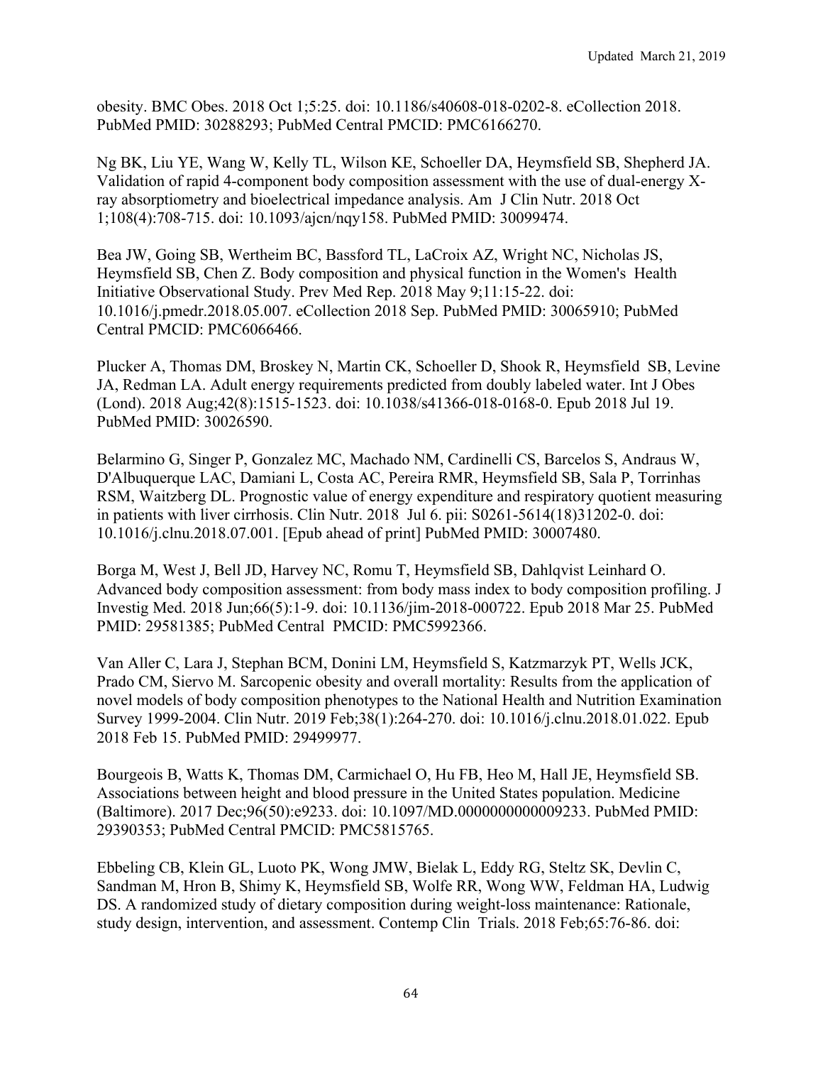obesity. BMC Obes. 2018 Oct 1;5:25. doi: 10.1186/s40608-018-0202-8. eCollection 2018. PubMed PMID: 30288293; PubMed Central PMCID: PMC6166270.

Ng BK, Liu YE, Wang W, Kelly TL, Wilson KE, Schoeller DA, Heymsfield SB, Shepherd JA. Validation of rapid 4-component body composition assessment with the use of dual-energy X-ray absorptiometry and bioelectrical impedance analysis. Am J Clin Nutr. 2018 Oct 1;108(4):708-715. doi: 10.1093/ajcn/nqy158. PubMed PMID: 30099474.

Bea JW, Going SB, Wertheim BC, Bassford TL, LaCroix AZ, Wright NC, Nicholas JS, Heymsfield SB, Chen Z. Body composition and physical function in the Women's Health Initiative Observational Study. Prev Med Rep. 2018 May 9;11:15-22. doi: 10.1016/j.pmedr.2018.05.007. eCollection 2018 Sep. PubMed PMID: 30065910; PubMed Central PMCID: PMC6066466.

Plucker A, Thomas DM, Broskey N, Martin CK, Schoeller D, Shook R, Heymsfield SB, Levine JA, Redman LA. Adult energy requirements predicted from doubly labeled water. Int J Obes (Lond). 2018 Aug;42(8):1515-1523. doi: 10.1038/s41366-018-0168-0. Epub 2018 Jul 19. PubMed PMID: 30026590.

Belarmino G, Singer P, Gonzalez MC, Machado NM, Cardinelli CS, Barcelos S, Andraus W, D'Albuquerque LAC, Damiani L, Costa AC, Pereira RMR, Heymsfield SB, Sala P, Torrinhas RSM, Waitzberg DL. Prognostic value of energy expenditure and respiratory quotient measuring in patients with liver cirrhosis. Clin Nutr. 2018 Jul 6. pii: S0261-5614(18)31202-0. doi: 10.1016/j.clnu.2018.07.001. [Epub ahead of print] PubMed PMID: 30007480.

Borga M, West J, Bell JD, Harvey NC, Romu T, Heymsfield SB, Dahlqvist Leinhard O. Advanced body composition assessment: from body mass index to body composition profiling. J Investig Med. 2018 Jun;66(5):1-9. doi: 10.1136/jim-2018-000722. Epub 2018 Mar 25. PubMed PMID: 29581385; PubMed Central PMCID: PMC5992366.

Van Aller C, Lara J, Stephan BCM, Donini LM, Heymsfield S, Katzmarzyk PT, Wells JCK, Prado CM, Siervo M. Sarcopenic obesity and overall mortality: Results from the application of novel models of body composition phenotypes to the National Health and Nutrition Examination Survey 1999-2004. Clin Nutr. 2019 Feb;38(1):264-270. doi: 10.1016/j.clnu.2018.01.022. Epub 2018 Feb 15. PubMed PMID: 29499977.

Bourgeois B, Watts K, Thomas DM, Carmichael O, Hu FB, Heo M, Hall JE, Heymsfield SB. Associations between height and blood pressure in the United States population. Medicine (Baltimore). 2017 Dec;96(50):e9233. doi: 10.1097/MD.0000000000009233. PubMed PMID: 29390353; PubMed Central PMCID: PMC5815765.

Ebbeling CB, Klein GL, Luoto PK, Wong JMW, Bielak L, Eddy RG, Steltz SK, Devlin C, Sandman M, Hron B, Shimy K, Heymsfield SB, Wolfe RR, Wong WW, Feldman HA, Ludwig DS. A randomized study of dietary composition during weight-loss maintenance: Rationale, study design, intervention, and assessment. Contemp Clin Trials. 2018 Feb;65:76-86. doi: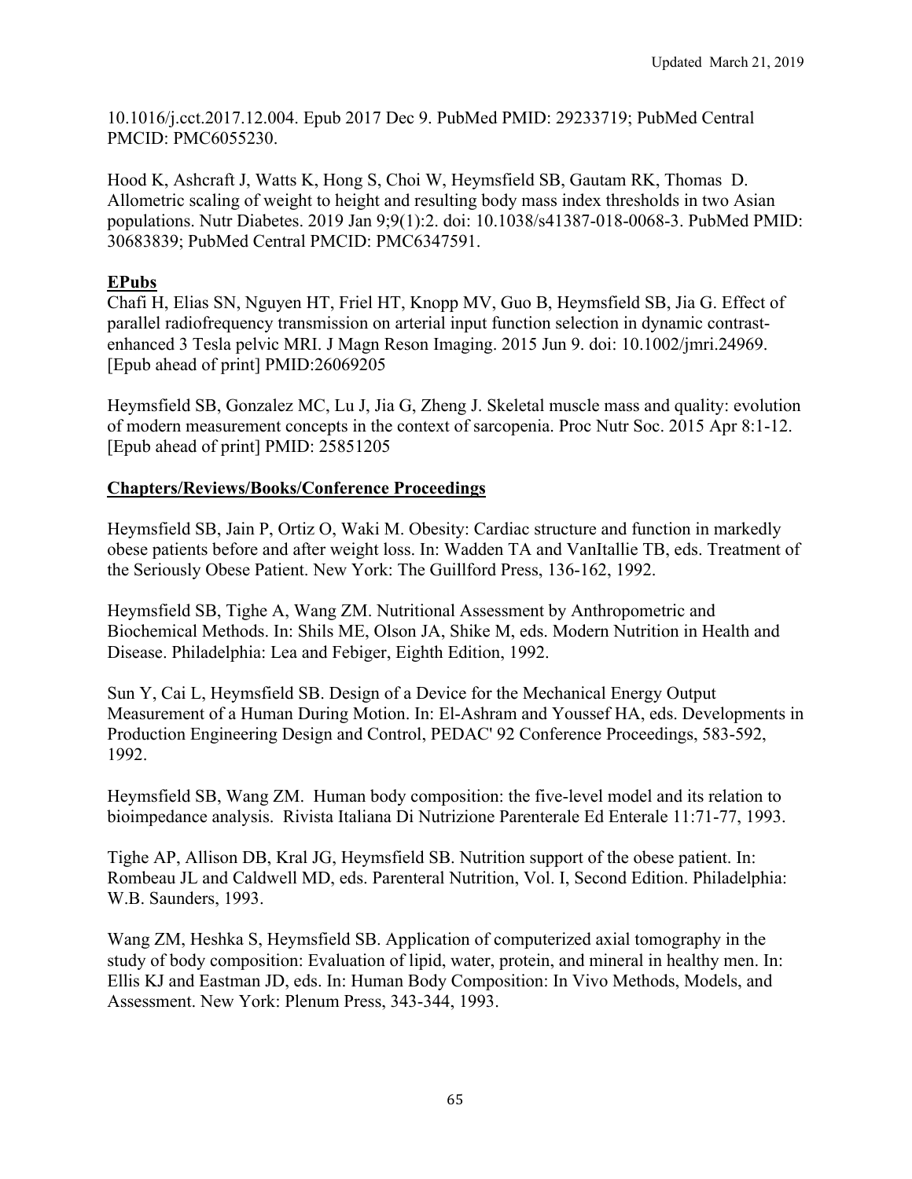10.1016/j.cct.2017.12.004. Epub 2017 Dec 9. PubMed PMID: 29233719; PubMed Central PMCID: PMC6055230.

Hood K, Ashcraft J, Watts K, Hong S, Choi W, Heymsfield SB, Gautam RK, Thomas D. Allometric scaling of weight to height and resulting body mass index thresholds in two Asian populations. Nutr Diabetes. 2019 Jan 9;9(1):2. doi: 10.1038/s41387-018-0068-3. PubMed PMID: 30683839; PubMed Central PMCID: PMC6347591.

**EPubs**

Chafi H, Elias SN, Nguyen HT, Friel HT, Knopp MV, Guo B, Heymsfield SB, Jia G. Effect of parallel radiofrequency transmission on arterial input function selection in dynamic contrast-enhanced 3 Tesla pelvic MRI. J Magn Reson Imaging. 2015 Jun 9. doi: 10.1002/jmri.24969. [Epub ahead of print] PMID:26069205

Heymsfield SB, Gonzalez MC, Lu J, Jia G, Zheng J. Skeletal muscle mass and quality: evolution of modern measurement concepts in the context of sarcopenia. Proc Nutr Soc. 2015 Apr 8:1-12. [Epub ahead of print] PMID: 25851205

**Chapters/Reviews/Books/Conference Proceedings**

Heymsfield SB, Jain P, Ortiz O, Waki M. Obesity: Cardiac structure and function in markedly obese patients before and after weight loss. In: Wadden TA and VanItallie TB, eds. Treatment of the Seriously Obese Patient. New York: The Guillford Press, 136-162, 1992.

Heymsfield SB, Tighe A, Wang ZM. Nutritional Assessment by Anthropometric and Biochemical Methods. In: Shils ME, Olson JA, Shike M, eds. Modern Nutrition in Health and Disease. Philadelphia: Lea and Febiger, Eighth Edition, 1992.

Sun Y, Cai L, Heymsfield SB. Design of a Device for the Mechanical Energy Output Measurement of a Human During Motion. In: El-Ashram and Youssef HA, eds. Developments in Production Engineering Design and Control, PEDAC' 92 Conference Proceedings, 583-592, 1992.

Heymsfield SB, Wang ZM. Human body composition: the five-level model and its relation to bioimpedance analysis. Rivista Italiana Di Nutrizione Parenterale Ed Enterale 11:71-77, 1993.

Tighe AP, Allison DB, Kral JG, Heymsfield SB. Nutrition support of the obese patient. In: Rombeau JL and Caldwell MD, eds. Parenteral Nutrition, Vol. I, Second Edition. Philadelphia: W.B. Saunders, 1993.

Wang ZM, Heshka S, Heymsfield SB. Application of computerized axial tomography in the study of body composition: Evaluation of lipid, water, protein, and mineral in healthy men. In: Ellis KJ and Eastman JD, eds. In: Human Body Composition: In Vivo Methods, Models, and Assessment. New York: Plenum Press, 343-344, 1993.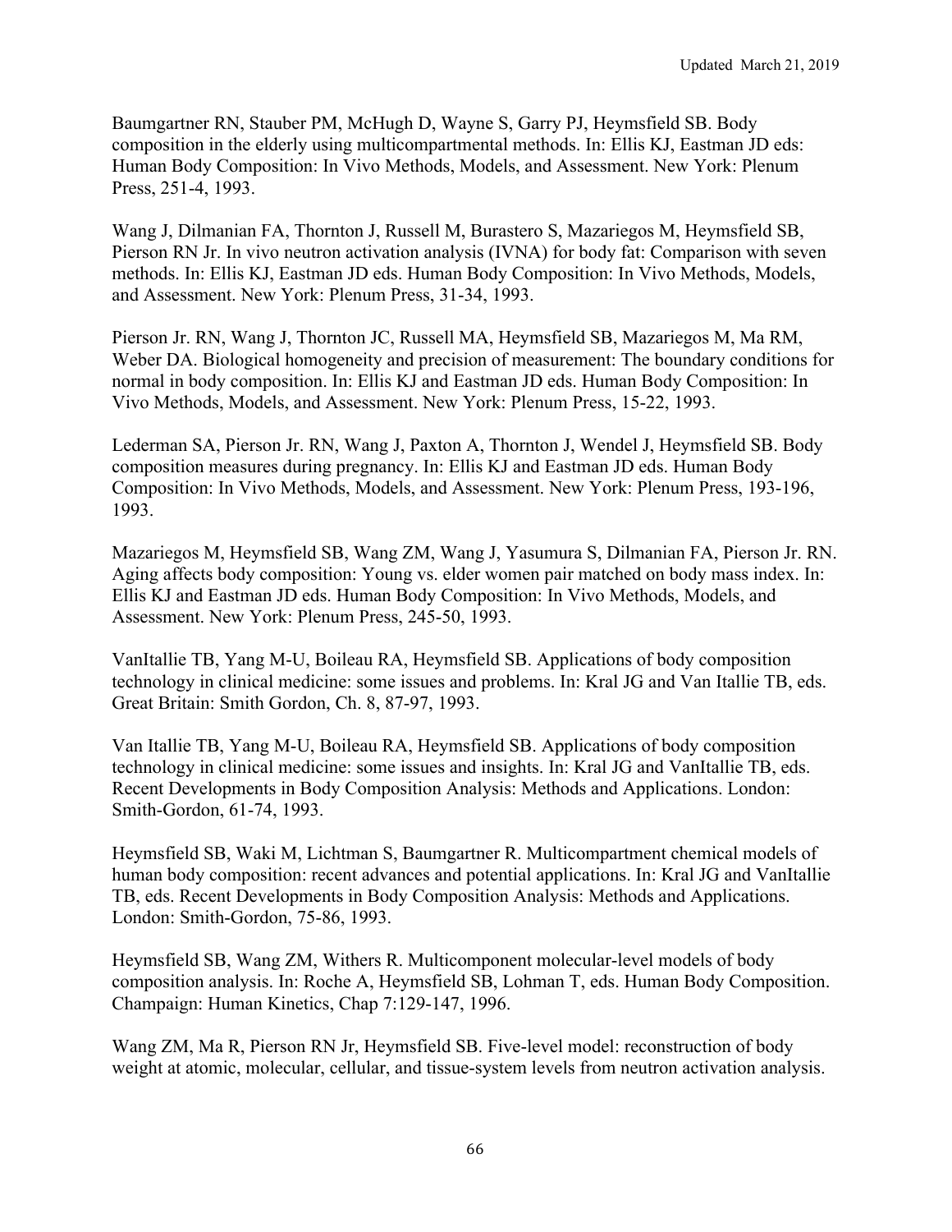Baumgartner RN, Stauber PM, McHugh D, Wayne S, Garry PJ, Heymsfield SB. Body composition in the elderly using multicompartmental methods. In: Ellis KJ, Eastman JD eds: Human Body Composition: In Vivo Methods, Models, and Assessment. New York: Plenum Press, 251-4, 1993.

Wang J, Dilmanian FA, Thornton J, Russell M, Burastero S, Mazariegos M, Heymsfield SB, Pierson RN Jr. In vivo neutron activation analysis (IVNA) for body fat: Comparison with seven methods. In: Ellis KJ, Eastman JD eds. Human Body Composition: In Vivo Methods, Models, and Assessment. New York: Plenum Press, 31-34, 1993.

Pierson Jr. RN, Wang J, Thornton JC, Russell MA, Heymsfield SB, Mazariegos M, Ma RM, Weber DA. Biological homogeneity and precision of measurement: The boundary conditions for normal in body composition. In: Ellis KJ and Eastman JD eds. Human Body Composition: In Vivo Methods, Models, and Assessment. New York: Plenum Press, 15-22, 1993.

Lederman SA, Pierson Jr. RN, Wang J, Paxton A, Thornton J, Wendel J, Heymsfield SB. Body composition measures during pregnancy. In: Ellis KJ and Eastman JD eds. Human Body Composition: In Vivo Methods, Models, and Assessment. New York: Plenum Press, 193-196, 1993.

Mazariegos M, Heymsfield SB, Wang ZM, Wang J, Yasumura S, Dilmanian FA, Pierson Jr. RN. Aging affects body composition: Young vs. elder women pair matched on body mass index. In: Ellis KJ and Eastman JD eds. Human Body Composition: In Vivo Methods, Models, and Assessment. New York: Plenum Press, 245-50, 1993.

VanItallie TB, Yang M-U, Boileau RA, Heymsfield SB. Applications of body composition technology in clinical medicine: some issues and problems. In: Kral JG and Van Itallie TB, eds. Great Britain: Smith Gordon, Ch. 8, 87-97, 1993.

Van Itallie TB, Yang M-U, Boileau RA, Heymsfield SB. Applications of body composition technology in clinical medicine: some issues and insights. In: Kral JG and VanItallie TB, eds. Recent Developments in Body Composition Analysis: Methods and Applications. London: Smith-Gordon, 61-74, 1993.

Heymsfield SB, Waki M, Lichtman S, Baumgartner R. Multicompartment chemical models of human body composition: recent advances and potential applications. In: Kral JG and VanItallie TB, eds. Recent Developments in Body Composition Analysis: Methods and Applications. London: Smith-Gordon, 75-86, 1993.

Heymsfield SB, Wang ZM, Withers R. Multicomponent molecular-level models of body composition analysis. In: Roche A, Heymsfield SB, Lohman T, eds. Human Body Composition. Champaign: Human Kinetics, Chap 7:129-147, 1996.

Wang ZM, Ma R, Pierson RN Jr, Heymsfield SB. Five-level model: reconstruction of body weight at atomic, molecular, cellular, and tissue-system levels from neutron activation analysis.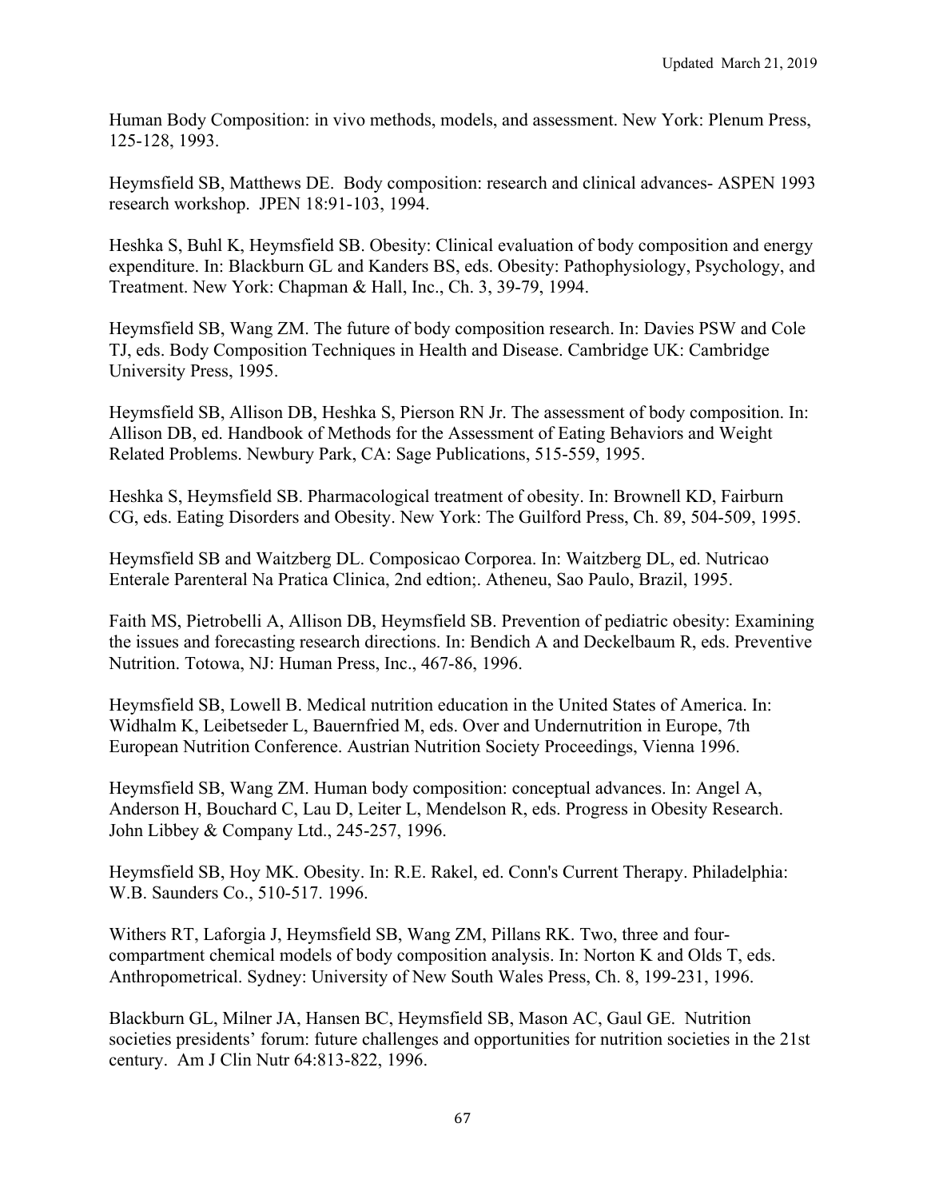Human Body Composition: in vivo methods, models, and assessment. New York: Plenum Press, 125-128, 1993.

Heymsfield SB, Matthews DE. Body composition: research and clinical advances- ASPEN 1993 research workshop. JPEN 18:91-103, 1994.

Heshka S, Buhl K, Heymsfield SB. Obesity: Clinical evaluation of body composition and energy expenditure. In: Blackburn GL and Kanders BS, eds. Obesity: Pathophysiology, Psychology, and Treatment. New York: Chapman & Hall, Inc., Ch. 3, 39-79, 1994.

Heymsfield SB, Wang ZM. The future of body composition research. In: Davies PSW and Cole TJ, eds. Body Composition Techniques in Health and Disease. Cambridge UK: Cambridge University Press, 1995.

Heymsfield SB, Allison DB, Heshka S, Pierson RN Jr. The assessment of body composition. In: Allison DB, ed. Handbook of Methods for the Assessment of Eating Behaviors and Weight Related Problems. Newbury Park, CA: Sage Publications, 515-559, 1995.

Heshka S, Heymsfield SB. Pharmacological treatment of obesity. In: Brownell KD, Fairburn CG, eds. Eating Disorders and Obesity. New York: The Guilford Press, Ch. 89, 504-509, 1995.

Heymsfield SB and Waitzberg DL. Composicao Corporea. In: Waitzberg DL, ed. Nutricao Enterale Parenteral Na Pratica Clinica, 2nd edtion;. Atheneu, Sao Paulo, Brazil, 1995.

Faith MS, Pietrobelli A, Allison DB, Heymsfield SB. Prevention of pediatric obesity: Examining the issues and forecasting research directions. In: Bendich A and Deckelbaum R, eds. Preventive Nutrition. Totowa, NJ: Human Press, Inc., 467-86, 1996.

Heymsfield SB, Lowell B. Medical nutrition education in the United States of America. In: Widhalm K, Leibetseder L, Bauernfried M, eds. Over and Undernutrition in Europe, 7th European Nutrition Conference. Austrian Nutrition Society Proceedings, Vienna 1996.

Heymsfield SB, Wang ZM. Human body composition: conceptual advances. In: Angel A, Anderson H, Bouchard C, Lau D, Leiter L, Mendelson R, eds. Progress in Obesity Research. John Libbey & Company Ltd., 245-257, 1996.

Heymsfield SB, Hoy MK. Obesity. In: R.E. Rakel, ed. Conn's Current Therapy. Philadelphia: W.B. Saunders Co., 510-517. 1996.

Withers RT, Laforgia J, Heymsfield SB, Wang ZM, Pillans RK. Two, three and four-compartment chemical models of body composition analysis. In: Norton K and Olds T, eds. Anthropometrical. Sydney: University of New South Wales Press, Ch. 8, 199-231, 1996.

Blackburn GL, Milner JA, Hansen BC, Heymsfield SB, Mason AC, Gaul GE. Nutrition societies presidents' forum: future challenges and opportunities for nutrition societies in the 21st century. Am J Clin Nutr 64:813-822, 1996.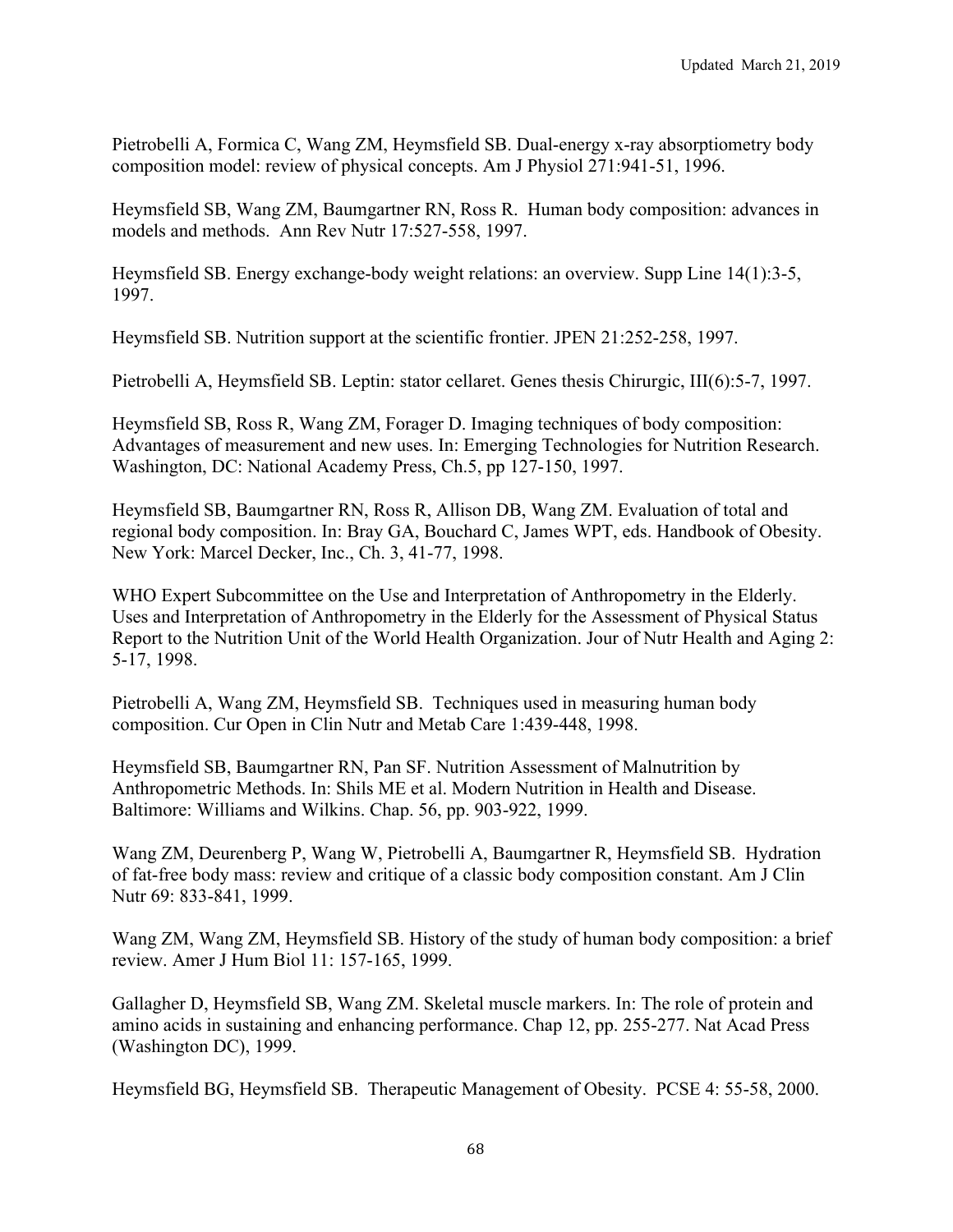Pietrobelli A, Formica C, Wang ZM, Heymsfield SB. Dual-energy x-ray absorptiometry body composition model: review of physical concepts. Am J Physiol 271:941-51, 1996.

Heymsfield SB, Wang ZM, Baumgartner RN, Ross R. Human body composition: advances in models and methods. Ann Rev Nutr 17:527-558, 1997.

Heymsfield SB. Energy exchange-body weight relations: an overview. Supp Line 14(1):3-5, 1997.

Heymsfield SB. Nutrition support at the scientific frontier. JPEN 21:252-258, 1997.

Pietrobelli A, Heymsfield SB. Leptin: stator cellaret. Genes thesis Chirurgic, III(6):5-7, 1997.

Heymsfield SB, Ross R, Wang ZM, Forager D. Imaging techniques of body composition: Advantages of measurement and new uses. In: Emerging Technologies for Nutrition Research. Washington, DC: National Academy Press, Ch.5, pp 127-150, 1997.

Heymsfield SB, Baumgartner RN, Ross R, Allison DB, Wang ZM. Evaluation of total and regional body composition. In: Bray GA, Bouchard C, James WPT, eds. Handbook of Obesity. New York: Marcel Decker, Inc., Ch. 3, 41-77, 1998.

WHO Expert Subcommittee on the Use and Interpretation of Anthropometry in the Elderly. Uses and Interpretation of Anthropometry in the Elderly for the Assessment of Physical Status Report to the Nutrition Unit of the World Health Organization. Jour of Nutr Health and Aging 2: 5-17, 1998.

Pietrobelli A, Wang ZM, Heymsfield SB. Techniques used in measuring human body composition. Cur Open in Clin Nutr and Metab Care 1:439-448, 1998.

Heymsfield SB, Baumgartner RN, Pan SF. Nutrition Assessment of Malnutrition by Anthropometric Methods. In: Shils ME et al. Modern Nutrition in Health and Disease. Baltimore: Williams and Wilkins. Chap. 56, pp. 903-922, 1999.

Wang ZM, Deurenberg P, Wang W, Pietrobelli A, Baumgartner R, Heymsfield SB. Hydration of fat-free body mass: review and critique of a classic body composition constant. Am J Clin Nutr 69: 833-841, 1999.

Wang ZM, Wang ZM, Heymsfield SB. History of the study of human body composition: a brief review. Amer J Hum Biol 11: 157-165, 1999.

Gallagher D, Heymsfield SB, Wang ZM. Skeletal muscle markers. In: The role of protein and amino acids in sustaining and enhancing performance. Chap 12, pp. 255-277. Nat Acad Press (Washington DC), 1999.

Heymsfield BG, Heymsfield SB. Therapeutic Management of Obesity. PCSE 4: 55-58, 2000.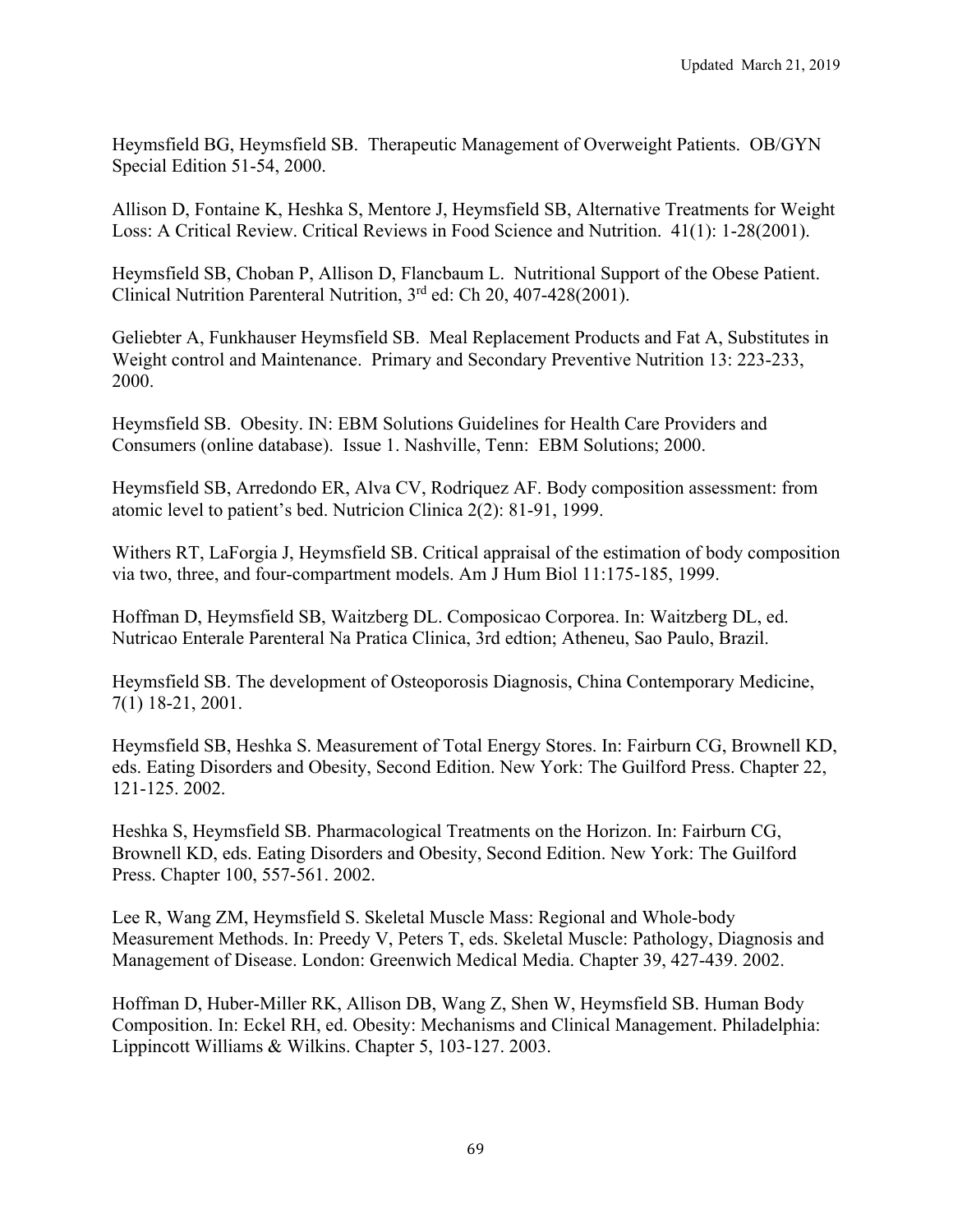Heymsfield BG, Heymsfield SB. Therapeutic Management of Overweight Patients. OB/GYN Special Edition 51-54, 2000.

Allison D, Fontaine K, Heshka S, Mentore J, Heymsfield SB, Alternative Treatments for Weight Loss: A Critical Review. Critical Reviews in Food Science and Nutrition. 41(1): 1-28(2001).

Heymsfield SB, Choban P, Allison D, Flancbaum L. Nutritional Support of the Obese Patient. Clinical Nutrition Parenteral Nutrition, 3rd ed: Ch 20, 407-428(2001).

Geliebter A, Funkhauser Heymsfield SB. Meal Replacement Products and Fat A, Substitutes in Weight control and Maintenance. Primary and Secondary Preventive Nutrition 13: 223-233, 2000.

Heymsfield SB. Obesity. IN: EBM Solutions Guidelines for Health Care Providers and Consumers (online database). Issue 1. Nashville, Tenn: EBM Solutions; 2000.

Heymsfield SB, Arredondo ER, Alva CV, Rodriquez AF. Body composition assessment: from atomic level to patient's bed. Nutricion Clinica 2(2): 81-91, 1999.

Withers RT, LaForgia J, Heymsfield SB. Critical appraisal of the estimation of body composition via two, three, and four-compartment models. Am J Hum Biol 11:175-185, 1999.

Hoffman D, Heymsfield SB, Waitzberg DL. Composicao Corporea. In: Waitzberg DL, ed. Nutricao Enterale Parenteral Na Pratica Clinica, 3rd edtion; Atheneu, Sao Paulo, Brazil.

Heymsfield SB. The development of Osteoporosis Diagnosis, China Contemporary Medicine, 7(1) 18-21, 2001.

Heymsfield SB, Heshka S. Measurement of Total Energy Stores. In: Fairburn CG, Brownell KD, eds. Eating Disorders and Obesity, Second Edition. New York: The Guilford Press. Chapter 22, 121-125. 2002.

Heshka S, Heymsfield SB. Pharmacological Treatments on the Horizon. In: Fairburn CG, Brownell KD, eds. Eating Disorders and Obesity, Second Edition. New York: The Guilford Press. Chapter 100, 557-561. 2002.

Lee R, Wang ZM, Heymsfield S. Skeletal Muscle Mass: Regional and Whole-body Measurement Methods. In: Preedy V, Peters T, eds. Skeletal Muscle: Pathology, Diagnosis and Management of Disease. London: Greenwich Medical Media. Chapter 39, 427-439. 2002.

Hoffman D, Huber-Miller RK, Allison DB, Wang Z, Shen W, Heymsfield SB. Human Body Composition. In: Eckel RH, ed. Obesity: Mechanisms and Clinical Management. Philadelphia: Lippincott Williams & Wilkins. Chapter 5, 103-127. 2003.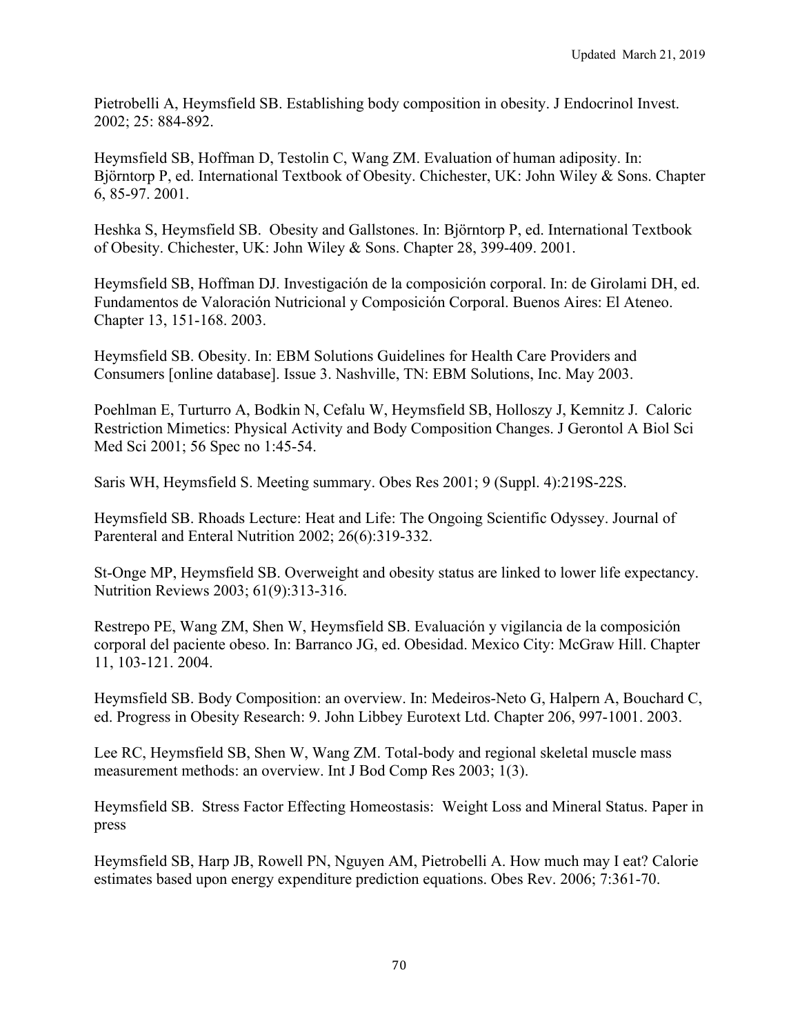Pietrobelli A, Heymsfield SB. Establishing body composition in obesity. J Endocrinol Invest. 2002; 25: 884-892.

Heymsfield SB, Hoffman D, Testolin C, Wang ZM. Evaluation of human adiposity. In: Björntorp P, ed. International Textbook of Obesity. Chichester, UK: John Wiley & Sons. Chapter 6, 85-97. 2001.

Heshka S, Heymsfield SB. Obesity and Gallstones. In: Björntorp P, ed. International Textbook of Obesity. Chichester, UK: John Wiley & Sons. Chapter 28, 399-409. 2001.

Heymsfield SB, Hoffman DJ. Investigación de la composición corporal. In: de Girolami DH, ed. Fundamentos de Valoración Nutricional y Composición Corporal. Buenos Aires: El Ateneo. Chapter 13, 151-168. 2003.

Heymsfield SB. Obesity. In: EBM Solutions Guidelines for Health Care Providers and Consumers [online database]. Issue 3. Nashville, TN: EBM Solutions, Inc. May 2003.

Poehlman E, Turturro A, Bodkin N, Cefalu W, Heymsfield SB, Holloszy J, Kemnitz J. Caloric Restriction Mimetics: Physical Activity and Body Composition Changes. J Gerontol A Biol Sci Med Sci 2001; 56 Spec no 1:45-54.

Saris WH, Heymsfield S. Meeting summary. Obes Res 2001; 9 (Suppl. 4):219S-22S.

Heymsfield SB. Rhoads Lecture: Heat and Life: The Ongoing Scientific Odyssey. Journal of Parenteral and Enteral Nutrition 2002; 26(6):319-332.

St-Onge MP, Heymsfield SB. Overweight and obesity status are linked to lower life expectancy. Nutrition Reviews 2003; 61(9):313-316.

Restrepo PE, Wang ZM, Shen W, Heymsfield SB. Evaluación y vigilancia de la composición corporal del paciente obeso. In: Barranco JG, ed. Obesidad. Mexico City: McGraw Hill. Chapter 11, 103-121. 2004.

Heymsfield SB. Body Composition: an overview. In: Medeiros-Neto G, Halpern A, Bouchard C, ed. Progress in Obesity Research: 9. John Libbey Eurotext Ltd. Chapter 206, 997-1001. 2003.

Lee RC, Heymsfield SB, Shen W, Wang ZM. Total-body and regional skeletal muscle mass measurement methods: an overview. Int J Bod Comp Res 2003; 1(3).

Heymsfield SB. Stress Factor Effecting Homeostasis: Weight Loss and Mineral Status. Paper in press

Heymsfield SB, Harp JB, Rowell PN, Nguyen AM, Pietrobelli A. How much may I eat? Calorie estimates based upon energy expenditure prediction equations. Obes Rev. 2006; 7:361-70.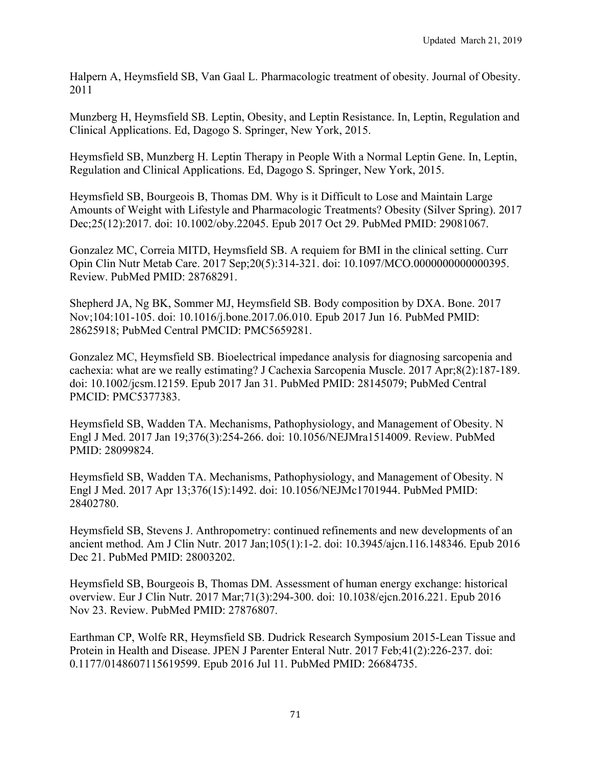Halpern A, Heymsfield SB, Van Gaal L. Pharmacologic treatment of obesity. Journal of Obesity. 2011

Munzberg H, Heymsfield SB. Leptin, Obesity, and Leptin Resistance. In, Leptin, Regulation and Clinical Applications. Ed, Dagogo S. Springer, New York, 2015.

Heymsfield SB, Munzberg H. Leptin Therapy in People With a Normal Leptin Gene. In, Leptin, Regulation and Clinical Applications. Ed, Dagogo S. Springer, New York, 2015.

Heymsfield SB, Bourgeois B, Thomas DM. Why is it Difficult to Lose and Maintain Large Amounts of Weight with Lifestyle and Pharmacologic Treatments? Obesity (Silver Spring). 2017 Dec;25(12):2017. doi: 10.1002/oby.22045. Epub 2017 Oct 29. PubMed PMID: 29081067.

Gonzalez MC, Correia MITD, Heymsfield SB. A requiem for BMI in the clinical setting. Curr Opin Clin Nutr Metab Care. 2017 Sep;20(5):314-321. doi: 10.1097/MCO.0000000000000395. Review. PubMed PMID: 28768291.

Shepherd JA, Ng BK, Sommer MJ, Heymsfield SB. Body composition by DXA. Bone. 2017 Nov;104:101-105. doi: 10.1016/j.bone.2017.06.010. Epub 2017 Jun 16. PubMed PMID: 28625918; PubMed Central PMCID: PMC5659281.

Gonzalez MC, Heymsfield SB. Bioelectrical impedance analysis for diagnosing sarcopenia and cachexia: what are we really estimating? J Cachexia Sarcopenia Muscle. 2017 Apr;8(2):187-189. doi: 10.1002/jcsm.12159. Epub 2017 Jan 31. PubMed PMID: 28145079; PubMed Central PMCID: PMC5377383.

Heymsfield SB, Wadden TA. Mechanisms, Pathophysiology, and Management of Obesity. N Engl J Med. 2017 Jan 19;376(3):254-266. doi: 10.1056/NEJMra1514009. Review. PubMed PMID: 28099824.

Heymsfield SB, Wadden TA. Mechanisms, Pathophysiology, and Management of Obesity. N Engl J Med. 2017 Apr 13;376(15):1492. doi: 10.1056/NEJMc1701944. PubMed PMID: 28402780.

Heymsfield SB, Stevens J. Anthropometry: continued refinements and new developments of an ancient method. Am J Clin Nutr. 2017 Jan;105(1):1-2. doi: 10.3945/ajcn.116.148346. Epub 2016 Dec 21. PubMed PMID: 28003202.

Heymsfield SB, Bourgeois B, Thomas DM. Assessment of human energy exchange: historical overview. Eur J Clin Nutr. 2017 Mar;71(3):294-300. doi: 10.1038/ejcn.2016.221. Epub 2016 Nov 23. Review. PubMed PMID: 27876807.

Earthman CP, Wolfe RR, Heymsfield SB. Dudrick Research Symposium 2015-Lean Tissue and Protein in Health and Disease. JPEN J Parenter Enteral Nutr. 2017 Feb;41(2):226-237. doi: 0.1177/0148607115619599. Epub 2016 Jul 11. PubMed PMID: 26684735.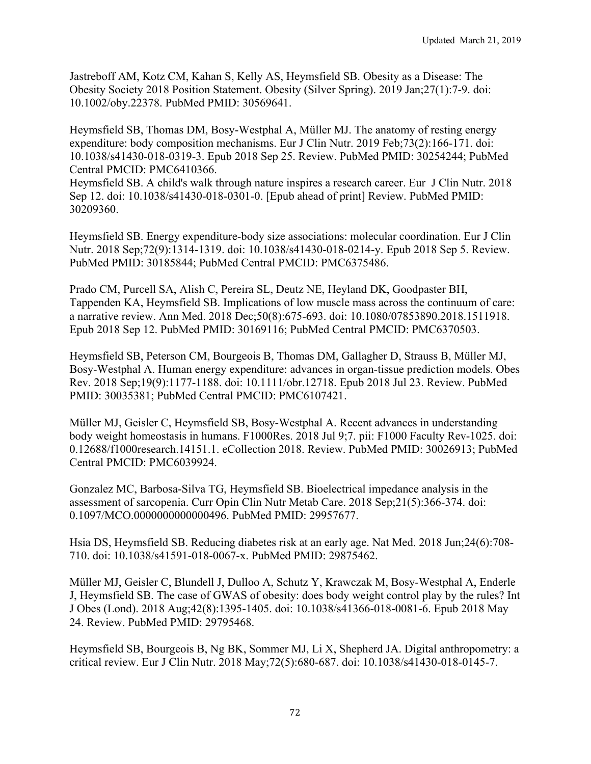Jastreboff AM, Kotz CM, Kahan S, Kelly AS, Heymsfield SB. Obesity as a Disease: The Obesity Society 2018 Position Statement. Obesity (Silver Spring). 2019 Jan;27(1):7-9. doi: 10.1002/oby.22378. PubMed PMID: 30569641.

Heymsfield SB, Thomas DM, Bosy-Westphal A, Müller MJ. The anatomy of resting energy expenditure: body composition mechanisms. Eur J Clin Nutr. 2019 Feb;73(2):166-171. doi: 10.1038/s41430-018-0319-3. Epub 2018 Sep 25. Review. PubMed PMID: 30254244; PubMed Central PMCID: PMC6410366.
Heymsfield SB. A child's walk through nature inspires a research career. Eur J Clin Nutr. 2018 Sep 12. doi: 10.1038/s41430-018-0301-0. [Epub ahead of print] Review. PubMed PMID: 30209360.

Heymsfield SB. Energy expenditure-body size associations: molecular coordination. Eur J Clin Nutr. 2018 Sep;72(9):1314-1319. doi: 10.1038/s41430-018-0214-y. Epub 2018 Sep 5. Review. PubMed PMID: 30185844; PubMed Central PMCID: PMC6375486.

Prado CM, Purcell SA, Alish C, Pereira SL, Deutz NE, Heyland DK, Goodpaster BH, Tappenden KA, Heymsfield SB. Implications of low muscle mass across the continuum of care: a narrative review. Ann Med. 2018 Dec;50(8):675-693. doi: 10.1080/07853890.2018.1511918. Epub 2018 Sep 12. PubMed PMID: 30169116; PubMed Central PMCID: PMC6370503.

Heymsfield SB, Peterson CM, Bourgeois B, Thomas DM, Gallagher D, Strauss B, Müller MJ, Bosy-Westphal A. Human energy expenditure: advances in organ-tissue prediction models. Obes Rev. 2018 Sep;19(9):1177-1188. doi: 10.1111/obr.12718. Epub 2018 Jul 23. Review. PubMed PMID: 30035381; PubMed Central PMCID: PMC6107421.

Müller MJ, Geisler C, Heymsfield SB, Bosy-Westphal A. Recent advances in understanding body weight homeostasis in humans. F1000Res. 2018 Jul 9;7. pii: F1000 Faculty Rev-1025. doi: 0.12688/f1000research.14151.1. eCollection 2018. Review. PubMed PMID: 30026913; PubMed Central PMCID: PMC6039924.

Gonzalez MC, Barbosa-Silva TG, Heymsfield SB. Bioelectrical impedance analysis in the assessment of sarcopenia. Curr Opin Clin Nutr Metab Care. 2018 Sep;21(5):366-374. doi: 0.1097/MCO.0000000000000496. PubMed PMID: 29957677.

Hsia DS, Heymsfield SB. Reducing diabetes risk at an early age. Nat Med. 2018 Jun;24(6):708-710. doi: 10.1038/s41591-018-0067-x. PubMed PMID: 29875462.

Müller MJ, Geisler C, Blundell J, Dulloo A, Schutz Y, Krawczak M, Bosy-Westphal A, Enderle J, Heymsfield SB. The case of GWAS of obesity: does body weight control play by the rules? Int J Obes (Lond). 2018 Aug;42(8):1395-1405. doi: 10.1038/s41366-018-0081-6. Epub 2018 May 24. Review. PubMed PMID: 29795468.

Heymsfield SB, Bourgeois B, Ng BK, Sommer MJ, Li X, Shepherd JA. Digital anthropometry: a critical review. Eur J Clin Nutr. 2018 May;72(5):680-687. doi: 10.1038/s41430-018-0145-7.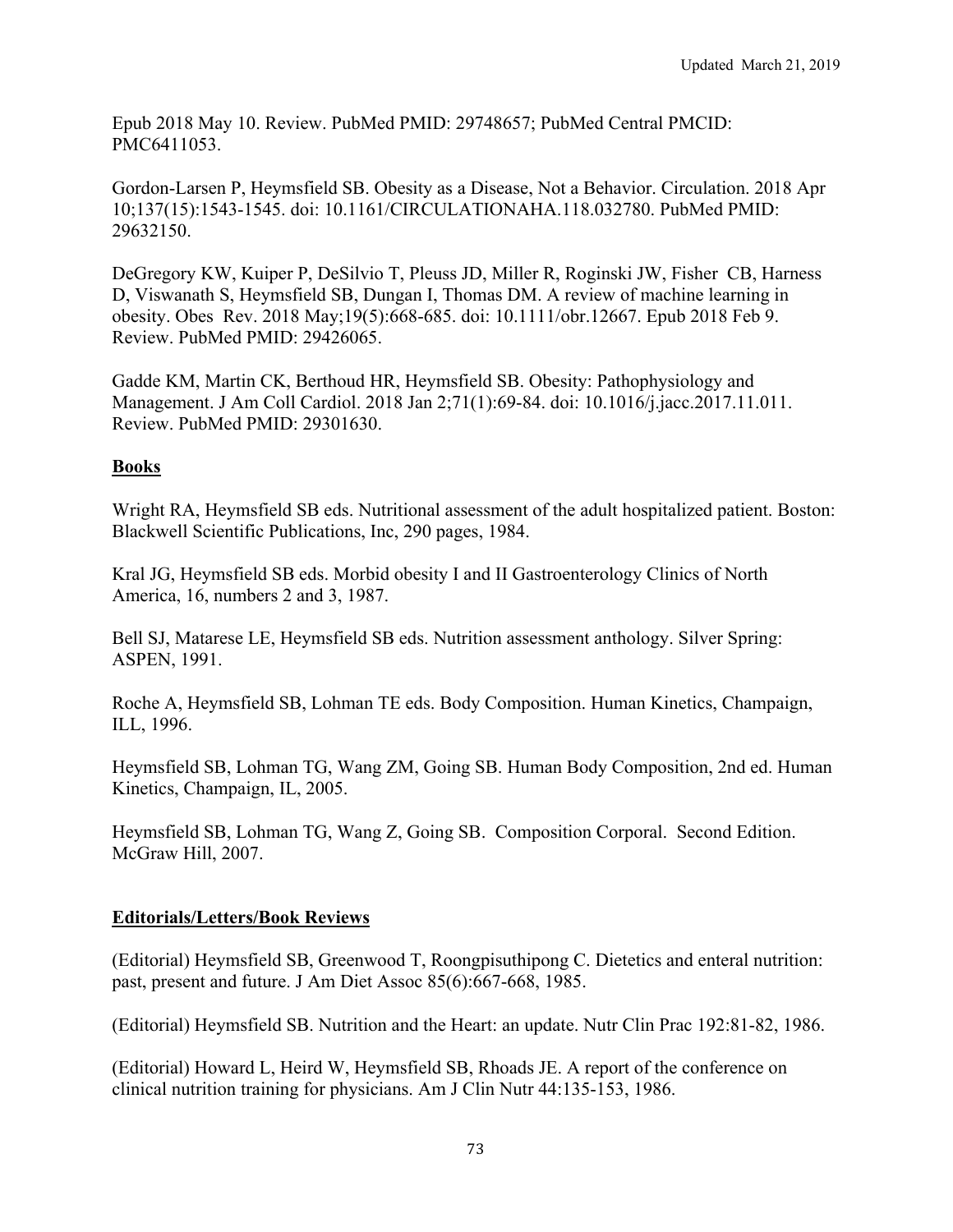Epub 2018 May 10. Review. PubMed PMID: 29748657; PubMed Central PMCID: PMC6411053.

Gordon-Larsen P, Heymsfield SB. Obesity as a Disease, Not a Behavior. Circulation. 2018 Apr 10;137(15):1543-1545. doi: 10.1161/CIRCULATIONAHA.118.032780. PubMed PMID: 29632150.

DeGregory KW, Kuiper P, DeSilvio T, Pleuss JD, Miller R, Roginski JW, Fisher CB, Harness D, Viswanath S, Heymsfield SB, Dungan I, Thomas DM. A review of machine learning in obesity. Obes Rev. 2018 May;19(5):668-685. doi: 10.1111/obr.12667. Epub 2018 Feb 9. Review. PubMed PMID: 29426065.

Gadde KM, Martin CK, Berthoud HR, Heymsfield SB. Obesity: Pathophysiology and Management. J Am Coll Cardiol. 2018 Jan 2;71(1):69-84. doi: 10.1016/j.jacc.2017.11.011. Review. PubMed PMID: 29301630.

## Books

Wright RA, Heymsfield SB eds. Nutritional assessment of the adult hospitalized patient. Boston: Blackwell Scientific Publications, Inc, 290 pages, 1984.

Kral JG, Heymsfield SB eds. Morbid obesity I and II Gastroenterology Clinics of North America, 16, numbers 2 and 3, 1987.

Bell SJ, Matarese LE, Heymsfield SB eds. Nutrition assessment anthology. Silver Spring: ASPEN, 1991.

Roche A, Heymsfield SB, Lohman TE eds. Body Composition. Human Kinetics, Champaign, ILL, 1996.

Heymsfield SB, Lohman TG, Wang ZM, Going SB. Human Body Composition, 2nd ed. Human Kinetics, Champaign, IL, 2005.

Heymsfield SB, Lohman TG, Wang Z, Going SB. Composition Corporal. Second Edition. McGraw Hill, 2007.

## Editorials/Letters/Book Reviews

(Editorial) Heymsfield SB, Greenwood T, Roongpisuthipong C. Dietetics and enteral nutrition: past, present and future. J Am Diet Assoc 85(6):667-668, 1985.

(Editorial) Heymsfield SB. Nutrition and the Heart: an update. Nutr Clin Prac 192:81-82, 1986.

(Editorial) Howard L, Heird W, Heymsfield SB, Rhoads JE. A report of the conference on clinical nutrition training for physicians. Am J Clin Nutr 44:135-153, 1986.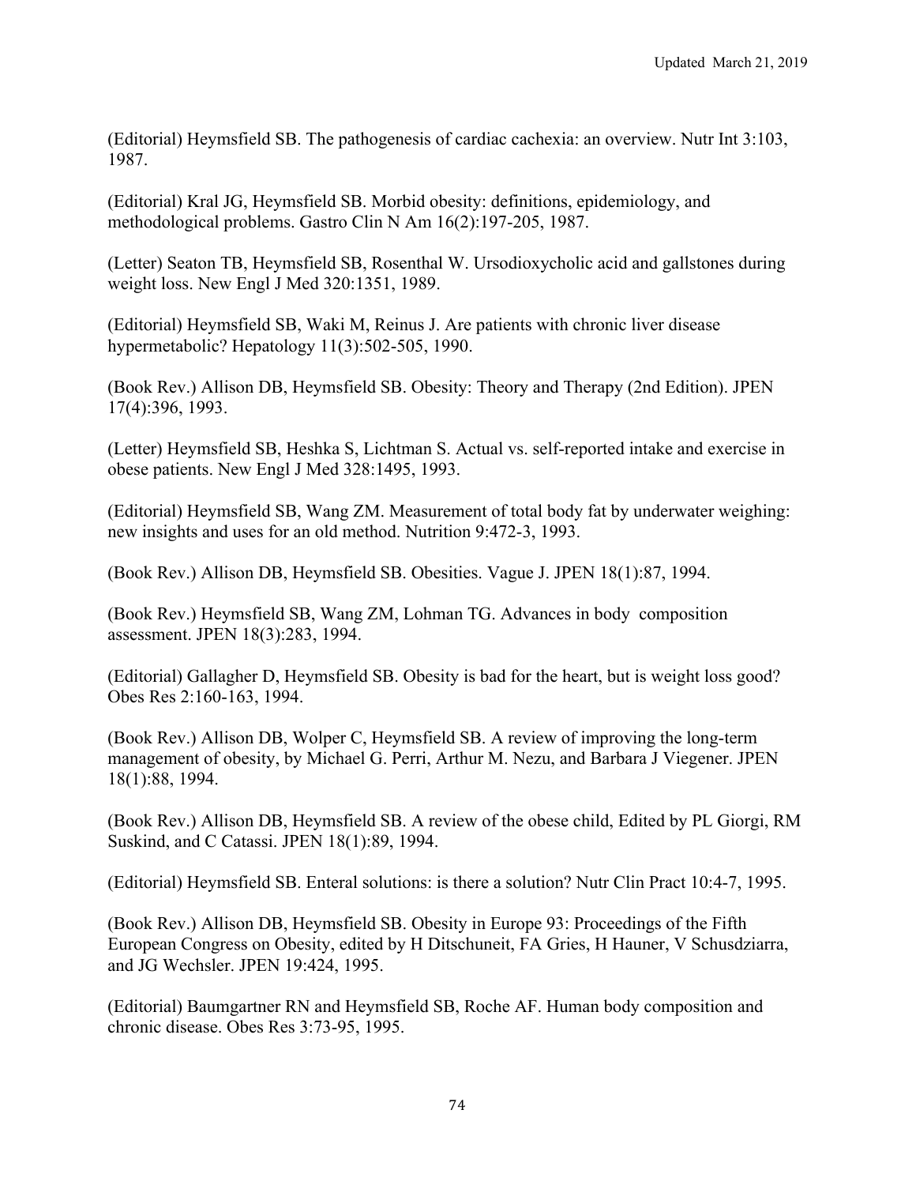(Editorial) Heymsfield SB. The pathogenesis of cardiac cachexia: an overview. Nutr Int 3:103, 1987.

(Editorial) Kral JG, Heymsfield SB. Morbid obesity: definitions, epidemiology, and methodological problems. Gastro Clin N Am 16(2):197-205, 1987.

(Letter) Seaton TB, Heymsfield SB, Rosenthal W. Ursodioxycholic acid and gallstones during weight loss. New Engl J Med 320:1351, 1989.

(Editorial) Heymsfield SB, Waki M, Reinus J. Are patients with chronic liver disease hypermetabolic? Hepatology 11(3):502-505, 1990.

(Book Rev.) Allison DB, Heymsfield SB. Obesity: Theory and Therapy (2nd Edition). JPEN 17(4):396, 1993.

(Letter) Heymsfield SB, Heshka S, Lichtman S. Actual vs. self-reported intake and exercise in obese patients. New Engl J Med 328:1495, 1993.

(Editorial) Heymsfield SB, Wang ZM. Measurement of total body fat by underwater weighing: new insights and uses for an old method. Nutrition 9:472-3, 1993.

(Book Rev.) Allison DB, Heymsfield SB. Obesities. Vague J. JPEN 18(1):87, 1994.

(Book Rev.) Heymsfield SB, Wang ZM, Lohman TG. Advances in body composition assessment. JPEN 18(3):283, 1994.

(Editorial) Gallagher D, Heymsfield SB. Obesity is bad for the heart, but is weight loss good? Obes Res 2:160-163, 1994.

(Book Rev.) Allison DB, Wolper C, Heymsfield SB. A review of improving the long-term management of obesity, by Michael G. Perri, Arthur M. Nezu, and Barbara J Viegener. JPEN 18(1):88, 1994.

(Book Rev.) Allison DB, Heymsfield SB. A review of the obese child, Edited by PL Giorgi, RM Suskind, and C Catassi. JPEN 18(1):89, 1994.

(Editorial) Heymsfield SB. Enteral solutions: is there a solution? Nutr Clin Pract 10:4-7, 1995.

(Book Rev.) Allison DB, Heymsfield SB. Obesity in Europe 93: Proceedings of the Fifth European Congress on Obesity, edited by H Ditschuneit, FA Gries, H Hauner, V Schusdziarra, and JG Wechsler. JPEN 19:424, 1995.

(Editorial) Baumgartner RN and Heymsfield SB, Roche AF. Human body composition and chronic disease. Obes Res 3:73-95, 1995.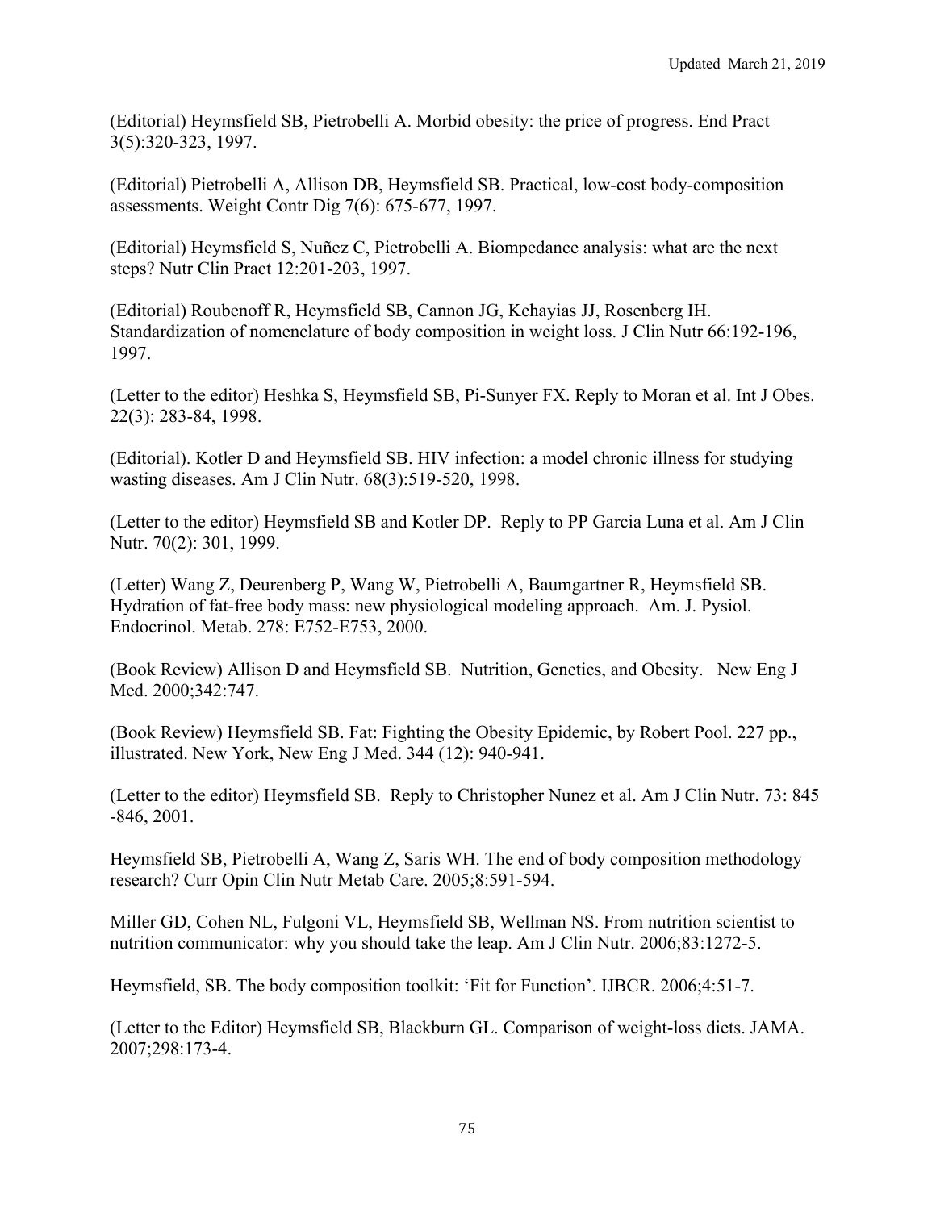(Editorial) Heymsfield SB, Pietrobelli A. Morbid obesity: the price of progress. End Pract 3(5):320-323, 1997.

(Editorial) Pietrobelli A, Allison DB, Heymsfield SB. Practical, low-cost body-composition assessments. Weight Contr Dig 7(6): 675-677, 1997.

(Editorial) Heymsfield S, Nuñez C, Pietrobelli A. Biompedance analysis: what are the next steps? Nutr Clin Pract 12:201-203, 1997.

(Editorial) Roubenoff R, Heymsfield SB, Cannon JG, Kehayias JJ, Rosenberg IH. Standardization of nomenclature of body composition in weight loss. J Clin Nutr 66:192-196, 1997.

(Letter to the editor) Heshka S, Heymsfield SB, Pi-Sunyer FX. Reply to Moran et al. Int J Obes. 22(3): 283-84, 1998.

(Editorial). Kotler D and Heymsfield SB. HIV infection: a model chronic illness for studying wasting diseases. Am J Clin Nutr. 68(3):519-520, 1998.

(Letter to the editor) Heymsfield SB and Kotler DP. Reply to PP Garcia Luna et al. Am J Clin Nutr. 70(2): 301, 1999.

(Letter) Wang Z, Deurenberg P, Wang W, Pietrobelli A, Baumgartner R, Heymsfield SB. Hydration of fat-free body mass: new physiological modeling approach. Am. J. Pysiol. Endocrinol. Metab. 278: E752-E753, 2000.

(Book Review) Allison D and Heymsfield SB. Nutrition, Genetics, and Obesity. New Eng J Med. 2000;342:747.

(Book Review) Heymsfield SB. Fat: Fighting the Obesity Epidemic, by Robert Pool. 227 pp., illustrated. New York, New Eng J Med. 344 (12): 940-941.

(Letter to the editor) Heymsfield SB. Reply to Christopher Nunez et al. Am J Clin Nutr. 73: 845 -846, 2001.

Heymsfield SB, Pietrobelli A, Wang Z, Saris WH. The end of body composition methodology research? Curr Opin Clin Nutr Metab Care. 2005;8:591-594.

Miller GD, Cohen NL, Fulgoni VL, Heymsfield SB, Wellman NS. From nutrition scientist to nutrition communicator: why you should take the leap. Am J Clin Nutr. 2006;83:1272-5.

Heymsfield, SB. The body composition toolkit: 'Fit for Function'. IJBCR. 2006;4:51-7.

(Letter to the Editor) Heymsfield SB, Blackburn GL. Comparison of weight-loss diets. JAMA. 2007;298:173-4.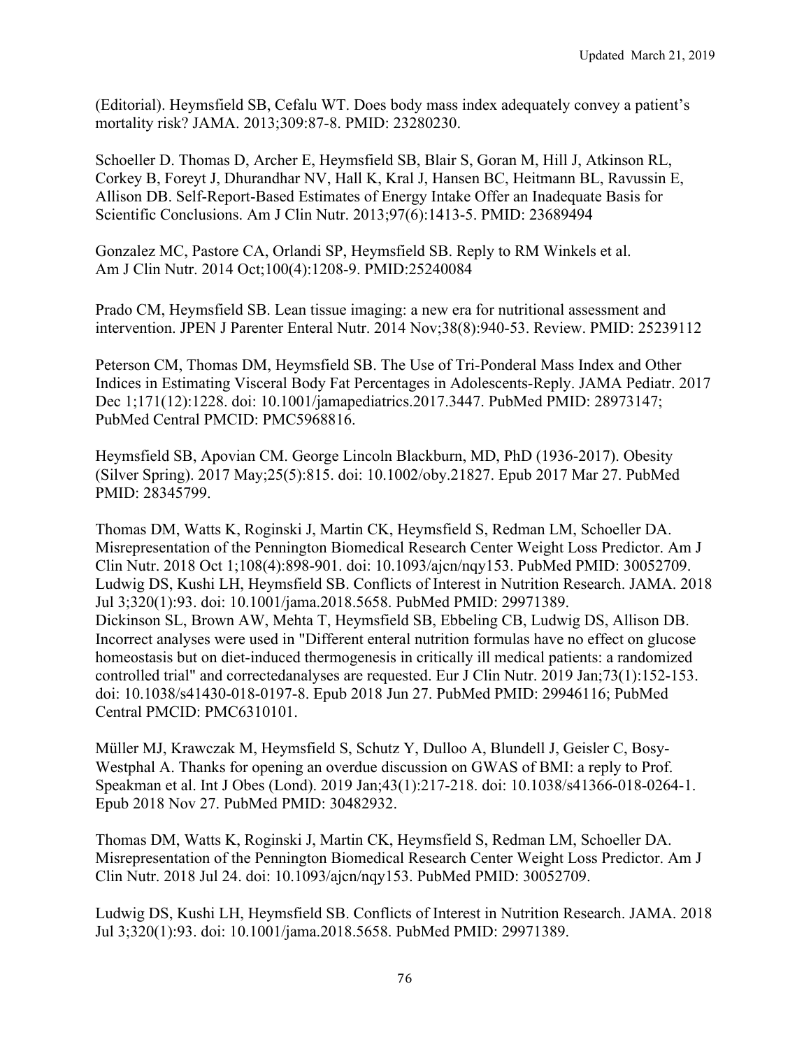(Editorial). Heymsfield SB, Cefalu WT. Does body mass index adequately convey a patient's mortality risk? JAMA. 2013;309:87-8. PMID: 23280230.

Schoeller D. Thomas D, Archer E, Heymsfield SB, Blair S, Goran M, Hill J, Atkinson RL, Corkey B, Foreyt J, Dhurandhar NV, Hall K, Kral J, Hansen BC, Heitmann BL, Ravussin E, Allison DB. Self-Report-Based Estimates of Energy Intake Offer an Inadequate Basis for Scientific Conclusions. Am J Clin Nutr. 2013;97(6):1413-5. PMID: 23689494

Gonzalez MC, Pastore CA, Orlandi SP, Heymsfield SB. Reply to RM Winkels et al. Am J Clin Nutr. 2014 Oct;100(4):1208-9. PMID:25240084

Prado CM, Heymsfield SB. Lean tissue imaging: a new era for nutritional assessment and intervention. JPEN J Parenter Enteral Nutr. 2014 Nov;38(8):940-53. Review. PMID: 25239112

Peterson CM, Thomas DM, Heymsfield SB. The Use of Tri-Ponderal Mass Index and Other Indices in Estimating Visceral Body Fat Percentages in Adolescents-Reply. JAMA Pediatr. 2017 Dec 1;171(12):1228. doi: 10.1001/jamapediatrics.2017.3447. PubMed PMID: 28973147; PubMed Central PMCID: PMC5968816.

Heymsfield SB, Apovian CM. George Lincoln Blackburn, MD, PhD (1936-2017). Obesity (Silver Spring). 2017 May;25(5):815. doi: 10.1002/oby.21827. Epub 2017 Mar 27. PubMed PMID: 28345799.

Thomas DM, Watts K, Roginski J, Martin CK, Heymsfield S, Redman LM, Schoeller DA. Misrepresentation of the Pennington Biomedical Research Center Weight Loss Predictor. Am J Clin Nutr. 2018 Oct 1;108(4):898-901. doi: 10.1093/ajcn/nqy153. PubMed PMID: 30052709.
Ludwig DS, Kushi LH, Heymsfield SB. Conflicts of Interest in Nutrition Research. JAMA. 2018 Jul 3;320(1):93. doi: 10.1001/jama.2018.5658. PubMed PMID: 29971389.
Dickinson SL, Brown AW, Mehta T, Heymsfield SB, Ebbeling CB, Ludwig DS, Allison DB. Incorrect analyses were used in "Different enteral nutrition formulas have no effect on glucose homeostasis but on diet-induced thermogenesis in critically ill medical patients: a randomized controlled trial" and correctedanalyses are requested. Eur J Clin Nutr. 2019 Jan;73(1):152-153. doi: 10.1038/s41430-018-0197-8. Epub 2018 Jun 27. PubMed PMID: 29946116; PubMed Central PMCID: PMC6310101.

Müller MJ, Krawczak M, Heymsfield S, Schutz Y, Dulloo A, Blundell J, Geisler C, Bosy-Westphal A. Thanks for opening an overdue discussion on GWAS of BMI: a reply to Prof. Speakman et al. Int J Obes (Lond). 2019 Jan;43(1):217-218. doi: 10.1038/s41366-018-0264-1. Epub 2018 Nov 27. PubMed PMID: 30482932.

Thomas DM, Watts K, Roginski J, Martin CK, Heymsfield S, Redman LM, Schoeller DA. Misrepresentation of the Pennington Biomedical Research Center Weight Loss Predictor. Am J Clin Nutr. 2018 Jul 24. doi: 10.1093/ajcn/nqy153. PubMed PMID: 30052709.

Ludwig DS, Kushi LH, Heymsfield SB. Conflicts of Interest in Nutrition Research. JAMA. 2018 Jul 3;320(1):93. doi: 10.1001/jama.2018.5658. PubMed PMID: 29971389.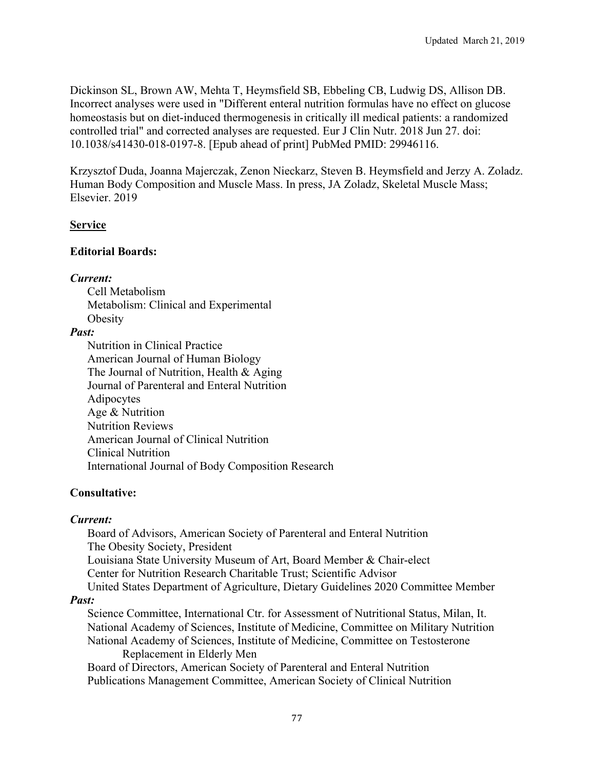Dickinson SL, Brown AW, Mehta T, Heymsfield SB, Ebbeling CB, Ludwig DS, Allison DB. Incorrect analyses were used in "Different enteral nutrition formulas have no effect on glucose homeostasis but on diet-induced thermogenesis in critically ill medical patients: a randomized controlled trial" and corrected analyses are requested. Eur J Clin Nutr. 2018 Jun 27. doi: 10.1038/s41430-018-0197-8. [Epub ahead of print] PubMed PMID: 29946116.

Krzysztof Duda, Joanna Majerczak, Zenon Nieckarz, Steven B. Heymsfield and Jerzy A. Zoladz. Human Body Composition and Muscle Mass. In press, JA Zoladz, Skeletal Muscle Mass; Elsevier. 2019

## Service

### Editorial Boards:

***Current:***

Cell Metabolism
Metabolism: Clinical and Experimental
Obesity

***Past:***

Nutrition in Clinical Practice
American Journal of Human Biology
The Journal of Nutrition, Health & Aging
Journal of Parenteral and Enteral Nutrition
Adipocytes
Age & Nutrition
Nutrition Reviews
American Journal of Clinical Nutrition
Clinical Nutrition
International Journal of Body Composition Research

### Consultative:

***Current:***

Board of Advisors, American Society of Parenteral and Enteral Nutrition
The Obesity Society, President
Louisiana State University Museum of Art, Board Member & Chair-elect
Center for Nutrition Research Charitable Trust; Scientific Advisor
United States Department of Agriculture, Dietary Guidelines 2020 Committee Member

***Past:***

Science Committee, International Ctr. for Assessment of Nutritional Status, Milan, It.
National Academy of Sciences, Institute of Medicine, Committee on Military Nutrition
National Academy of Sciences, Institute of Medicine, Committee on Testosterone Replacement in Elderly Men
Board of Directors, American Society of Parenteral and Enteral Nutrition
Publications Management Committee, American Society of Clinical Nutrition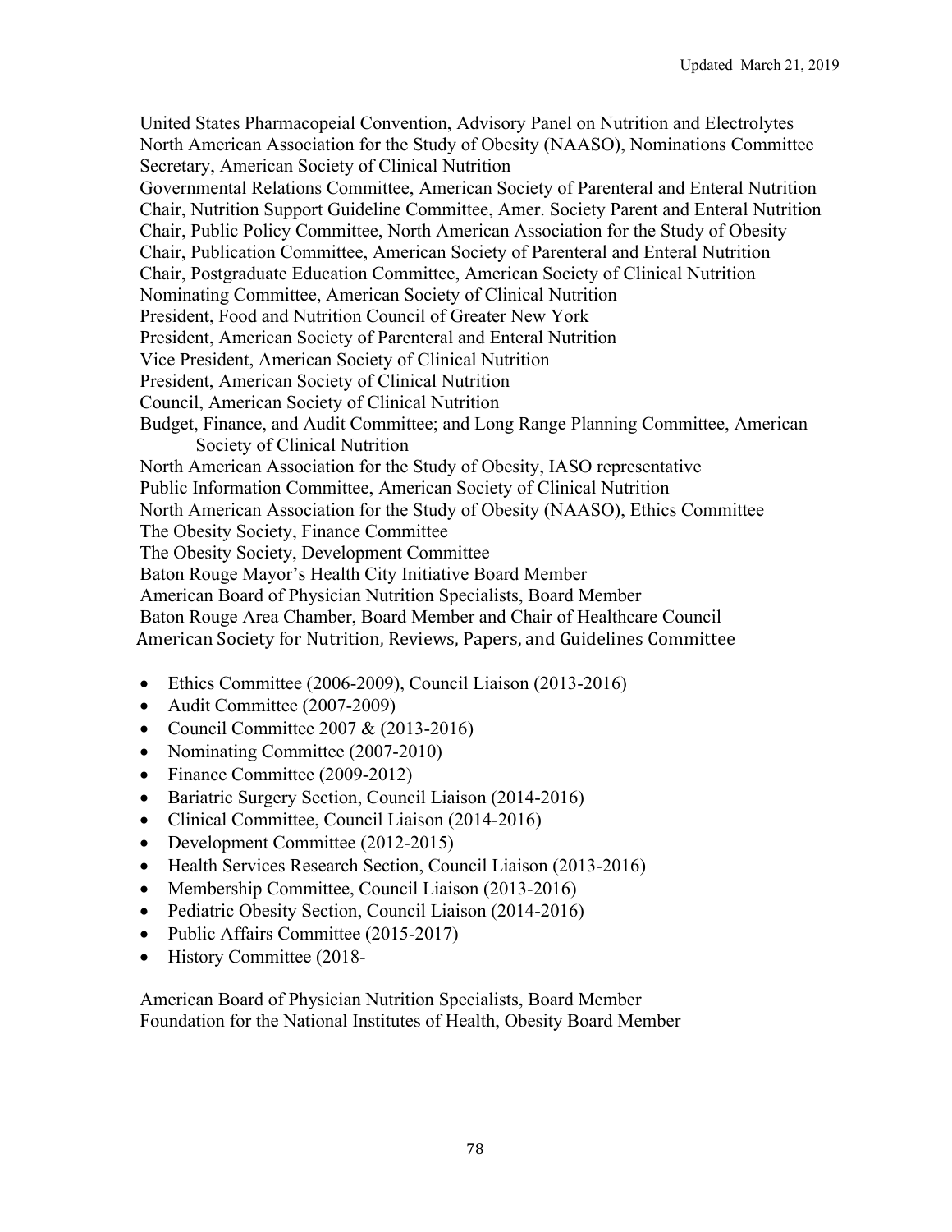United States Pharmacopeial Convention, Advisory Panel on Nutrition and Electrolytes
North American Association for the Study of Obesity (NAASO), Nominations Committee
Secretary, American Society of Clinical Nutrition
Governmental Relations Committee, American Society of Parenteral and Enteral Nutrition
Chair, Nutrition Support Guideline Committee, Amer. Society Parent and Enteral Nutrition
Chair, Public Policy Committee, North American Association for the Study of Obesity
Chair, Publication Committee, American Society of Parenteral and Enteral Nutrition
Chair, Postgraduate Education Committee, American Society of Clinical Nutrition
Nominating Committee, American Society of Clinical Nutrition
President, Food and Nutrition Council of Greater New York
President, American Society of Parenteral and Enteral Nutrition
Vice President, American Society of Clinical Nutrition
President, American Society of Clinical Nutrition
Council, American Society of Clinical Nutrition
Budget, Finance, and Audit Committee; and Long Range Planning Committee, American Society of Clinical Nutrition
North American Association for the Study of Obesity, IASO representative
Public Information Committee, American Society of Clinical Nutrition
North American Association for the Study of Obesity (NAASO), Ethics Committee
The Obesity Society, Finance Committee
The Obesity Society, Development Committee
Baton Rouge Mayor's Health City Initiative Board Member
American Board of Physician Nutrition Specialists, Board Member
Baton Rouge Area Chamber, Board Member and Chair of Healthcare Council
American Society for Nutrition, Reviews, Papers, and Guidelines Committee

- Ethics Committee (2006-2009), Council Liaison (2013-2016)
- Audit Committee (2007-2009)
- Council Committee 2007 & (2013-2016)
- Nominating Committee (2007-2010)
- Finance Committee (2009-2012)
- Bariatric Surgery Section, Council Liaison (2014-2016)
- Clinical Committee, Council Liaison (2014-2016)
- Development Committee (2012-2015)
- Health Services Research Section, Council Liaison (2013-2016)
- Membership Committee, Council Liaison (2013-2016)
- Pediatric Obesity Section, Council Liaison (2014-2016)
- Public Affairs Committee (2015-2017)
- History Committee (2018-

American Board of Physician Nutrition Specialists, Board Member
Foundation for the National Institutes of Health, Obesity Board Member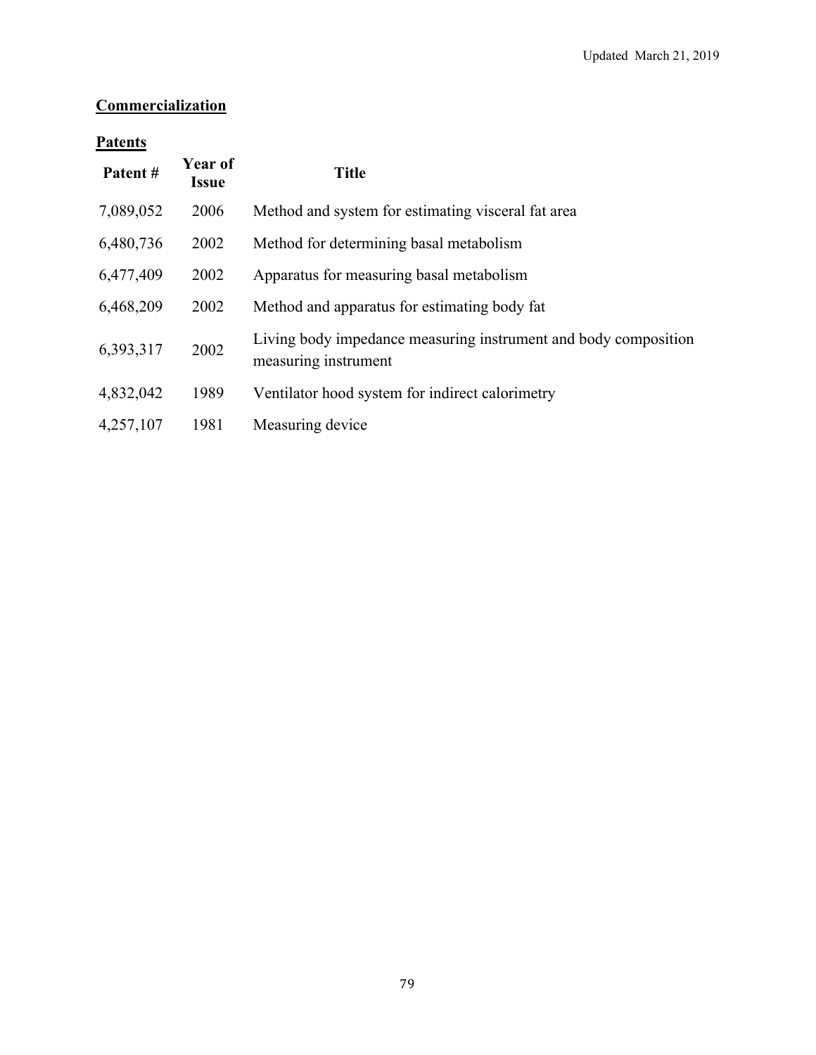## Commercialization

### Patents

| Patent # | Year of Issue | Title |
|---|---|---|
| 7,089,052 | 2006 | Method and system for estimating visceral fat area |
| 6,480,736 | 2002 | Method for determining basal metabolism |
| 6,477,409 | 2002 | Apparatus for measuring basal metabolism |
| 6,468,209 | 2002 | Method and apparatus for estimating body fat |
| 6,393,317 | 2002 | Living body impedance measuring instrument and body composition measuring instrument |
| 4,832,042 | 1989 | Ventilator hood system for indirect calorimetry |
| 4,257,107 | 1981 | Measuring device |